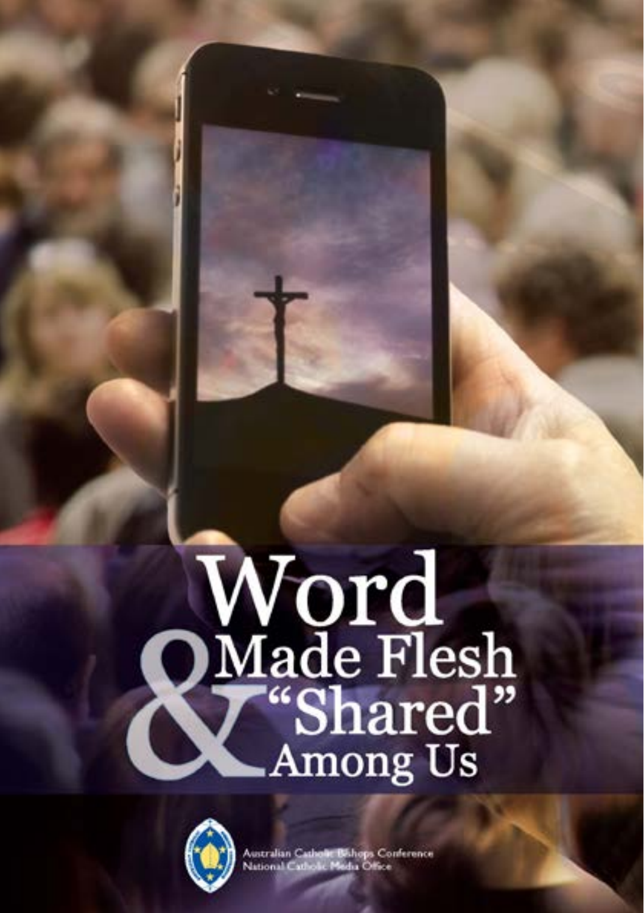# Word Made Flesh & "Shared" Among Us

Australian Catholic Bishops Conference
National Catholic Media Office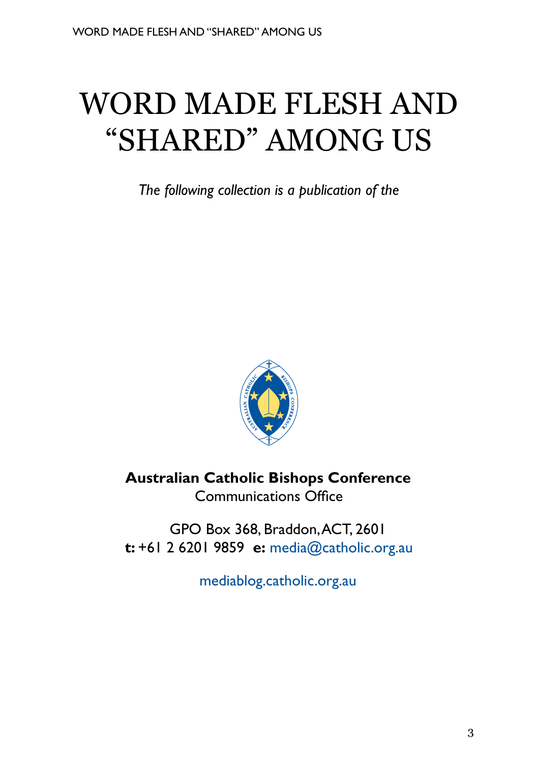# WORD MADE FLESH AND "SHARED" AMONG US

*The following collection is a publication of the*

**Australian Catholic Bishops Conference**
Communications Office

GPO Box 368, Braddon, ACT, 2601
**t:** +61 2 6201 9859 **e:** media@catholic.org.au

mediablog.catholic.org.au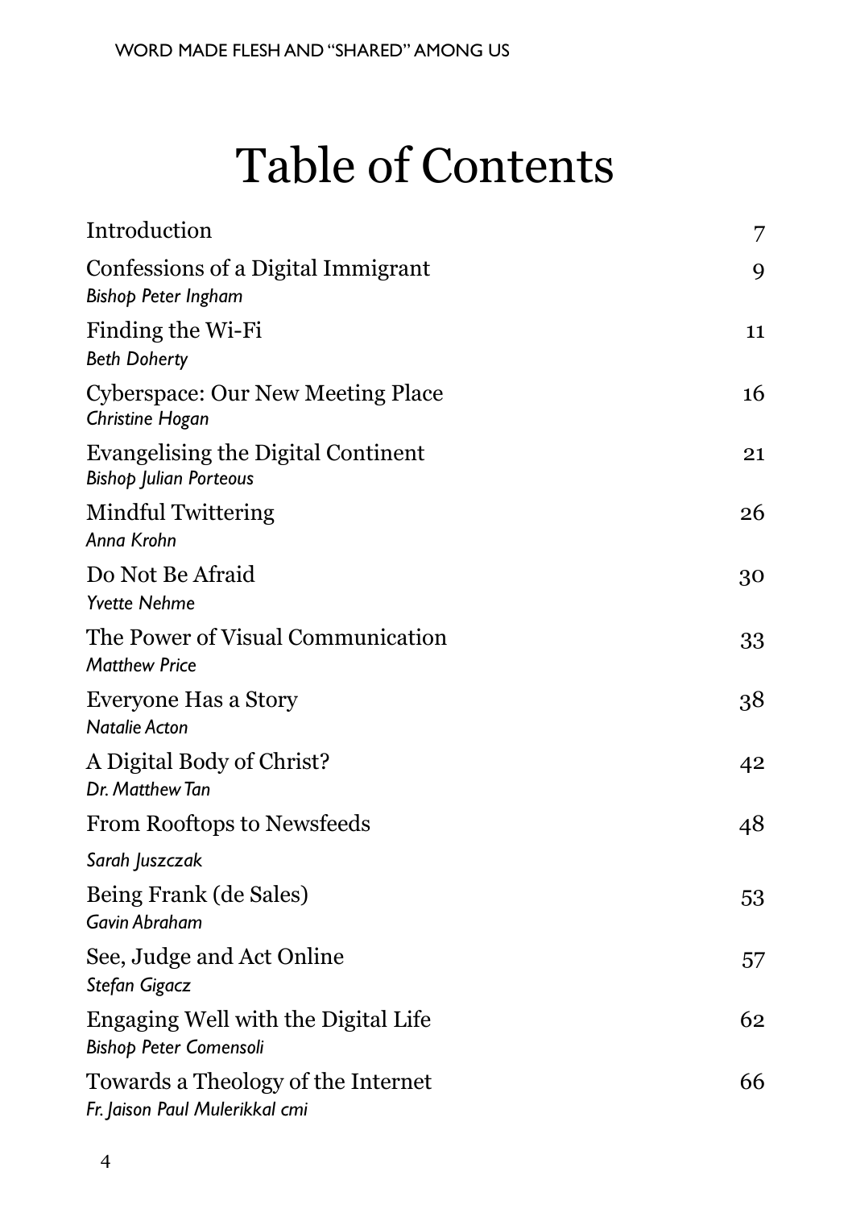# Table of Contents

| | |
|---|---|
| Introduction | 7 |
| Confessions of a Digital Immigrant<br>*Bishop Peter Ingham* | 9 |
| Finding the Wi-Fi<br>*Beth Doherty* | 11 |
| Cyberspace: Our New Meeting Place<br>*Christine Hogan* | 16 |
| Evangelising the Digital Continent<br>*Bishop Julian Porteous* | 21 |
| Mindful Twittering<br>*Anna Krohn* | 26 |
| Do Not Be Afraid<br>*Yvette Nehme* | 30 |
| The Power of Visual Communication<br>*Matthew Price* | 33 |
| Everyone Has a Story<br>*Natalie Acton* | 38 |
| A Digital Body of Christ?<br>*Dr. Matthew Tan* | 42 |
| From Rooftops to Newsfeeds<br>*Sarah Juszczak* | 48 |
| Being Frank (de Sales)<br>*Gavin Abraham* | 53 |
| See, Judge and Act Online<br>*Stefan Gigacz* | 57 |
| Engaging Well with the Digital Life<br>*Bishop Peter Comensoli* | 62 |
| Towards a Theology of the Internet<br>*Fr. Jaison Paul Mulerikkal cmi* | 66 |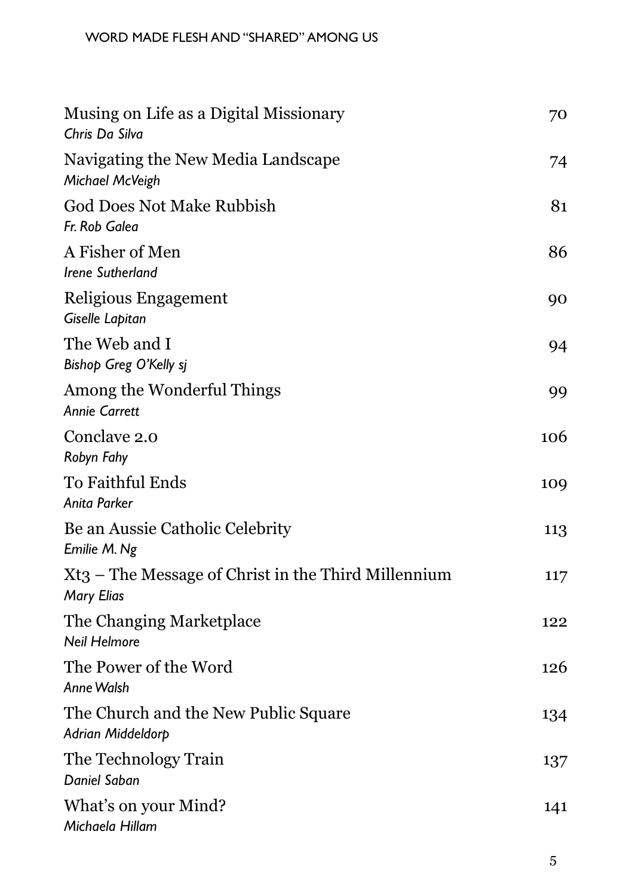Musing on Life as a Digital Missionary 70
*Chris Da Silva*

Navigating the New Media Landscape 74
*Michael McVeigh*

God Does Not Make Rubbish 81
*Fr. Rob Galea*

A Fisher of Men 86
*Irene Sutherland*

Religious Engagement 90
*Giselle Lapitan*

The Web and I 94
*Bishop Greg O'Kelly sj*

Among the Wonderful Things 99
*Annie Carrett*

Conclave 2.0 106
*Robyn Fahy*

To Faithful Ends 109
*Anita Parker*

Be an Aussie Catholic Celebrity 113
*Emilie M. Ng*

Xt3 – The Message of Christ in the Third Millennium 117
*Mary Elias*

The Changing Marketplace 122
*Neil Helmore*

The Power of the Word 126
*Anne Walsh*

The Church and the New Public Square 134
*Adrian Middeldorp*

The Technology Train 137
*Daniel Saban*

What's on your Mind? 141
*Michaela Hillam*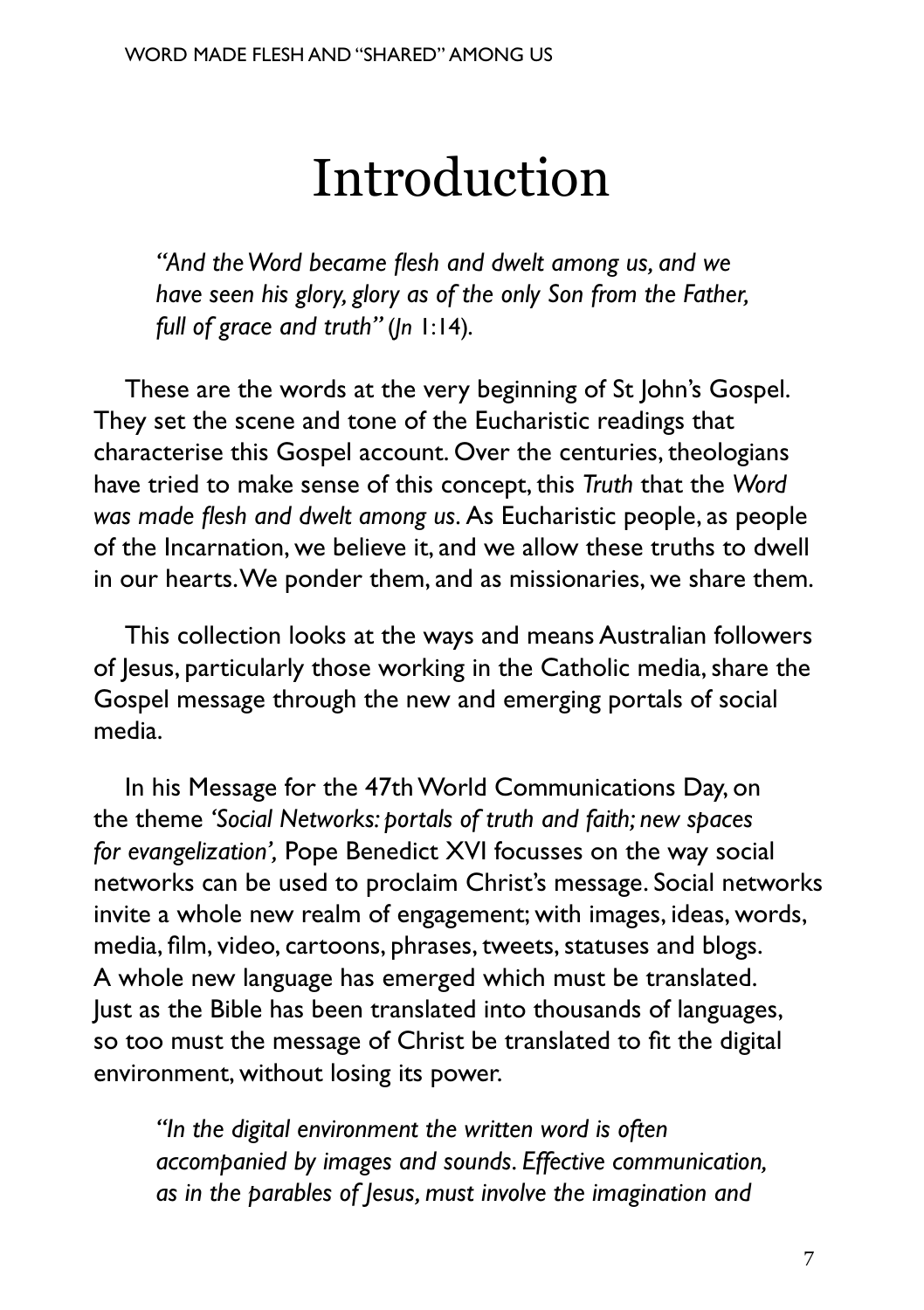# Introduction

> *"And the Word became flesh and dwelt among us, and we have seen his glory, glory as of the only Son from the Father, full of grace and truth"* (*Jn* 1:14).

These are the words at the very beginning of St John's Gospel. They set the scene and tone of the Eucharistic readings that characterise this Gospel account. Over the centuries, theologians have tried to make sense of this concept, this *Truth* that the *Word was made flesh and dwelt among us*. As Eucharistic people, as people of the Incarnation, we believe it, and we allow these truths to dwell in our hearts. We ponder them, and as missionaries, we share them.

This collection looks at the ways and means Australian followers of Jesus, particularly those working in the Catholic media, share the Gospel message through the new and emerging portals of social media.

In his Message for the 47th World Communications Day, on the theme *'Social Networks: portals of truth and faith; new spaces for evangelization',* Pope Benedict XVI focusses on the way social networks can be used to proclaim Christ's message. Social networks invite a whole new realm of engagement; with images, ideas, words, media, film, video, cartoons, phrases, tweets, statuses and blogs. A whole new language has emerged which must be translated. Just as the Bible has been translated into thousands of languages, so too must the message of Christ be translated to fit the digital environment, without losing its power.

> *"In the digital environment the written word is often accompanied by images and sounds. Effective communication, as in the parables of Jesus, must involve the imagination and*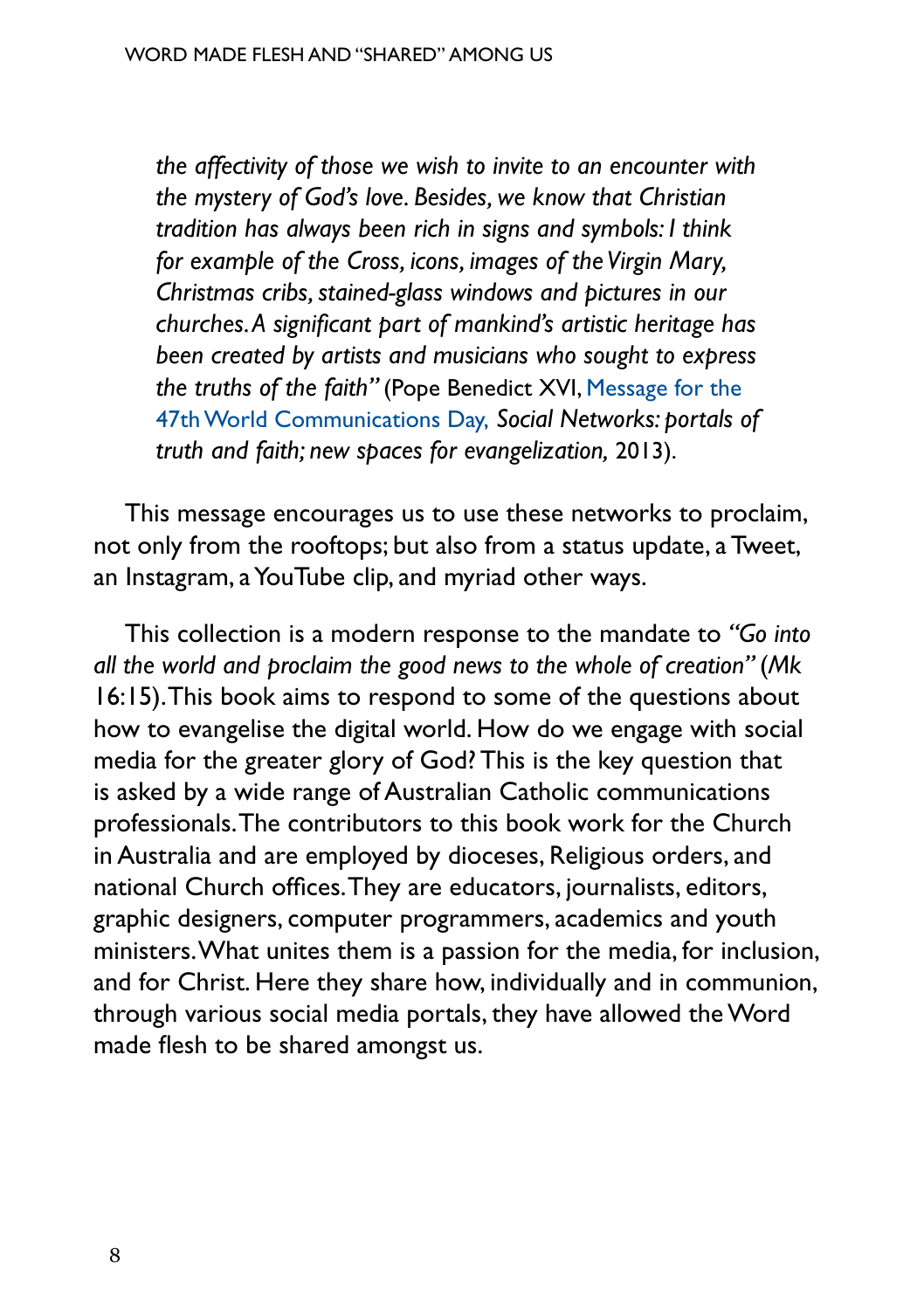*the affectivity of those we wish to invite to an encounter with the mystery of God's love. Besides, we know that Christian tradition has always been rich in signs and symbols: I think for example of the Cross, icons, images of the Virgin Mary, Christmas cribs, stained-glass windows and pictures in our churches. A significant part of mankind's artistic heritage has been created by artists and musicians who sought to express the truths of the faith"* (Pope Benedict XVI, Message for the 47th World Communications Day, *Social Networks: portals of truth and faith; new spaces for evangelization,* 2013).

This message encourages us to use these networks to proclaim, not only from the rooftops; but also from a status update, a Tweet, an Instagram, a YouTube clip, and myriad other ways.

This collection is a modern response to the mandate to *"Go into all the world and proclaim the good news to the whole of creation"* (*Mk* 16:15). This book aims to respond to some of the questions about how to evangelise the digital world. How do we engage with social media for the greater glory of God? This is the key question that is asked by a wide range of Australian Catholic communications professionals. The contributors to this book work for the Church in Australia and are employed by dioceses, Religious orders, and national Church offices. They are educators, journalists, editors, graphic designers, computer programmers, academics and youth ministers. What unites them is a passion for the media, for inclusion, and for Christ. Here they share how, individually and in communion, through various social media portals, they have allowed the Word made flesh to be shared amongst us.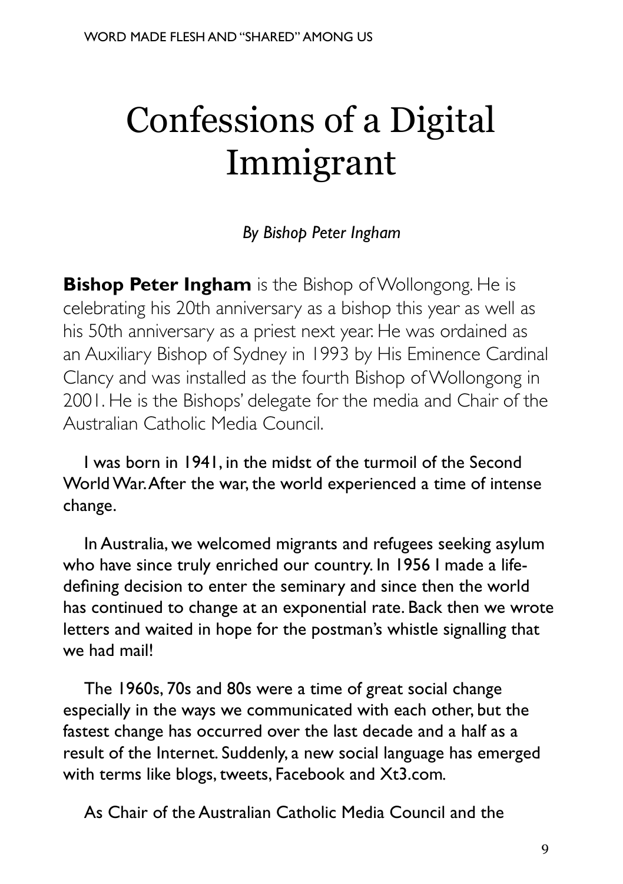# Confessions of a Digital Immigrant

*By Bishop Peter Ingham*

**Bishop Peter Ingham** is the Bishop of Wollongong. He is celebrating his 20th anniversary as a bishop this year as well as his 50th anniversary as a priest next year. He was ordained as an Auxiliary Bishop of Sydney in 1993 by His Eminence Cardinal Clancy and was installed as the fourth Bishop of Wollongong in 2001. He is the Bishops' delegate for the media and Chair of the Australian Catholic Media Council.

I was born in 1941, in the midst of the turmoil of the Second World War. After the war, the world experienced a time of intense change.

In Australia, we welcomed migrants and refugees seeking asylum who have since truly enriched our country. In 1956 I made a life-defining decision to enter the seminary and since then the world has continued to change at an exponential rate. Back then we wrote letters and waited in hope for the postman's whistle signalling that we had mail!

The 1960s, 70s and 80s were a time of great social change especially in the ways we communicated with each other, but the fastest change has occurred over the last decade and a half as a result of the Internet. Suddenly, a new social language has emerged with terms like blogs, tweets, Facebook and Xt3.com.

As Chair of the Australian Catholic Media Council and the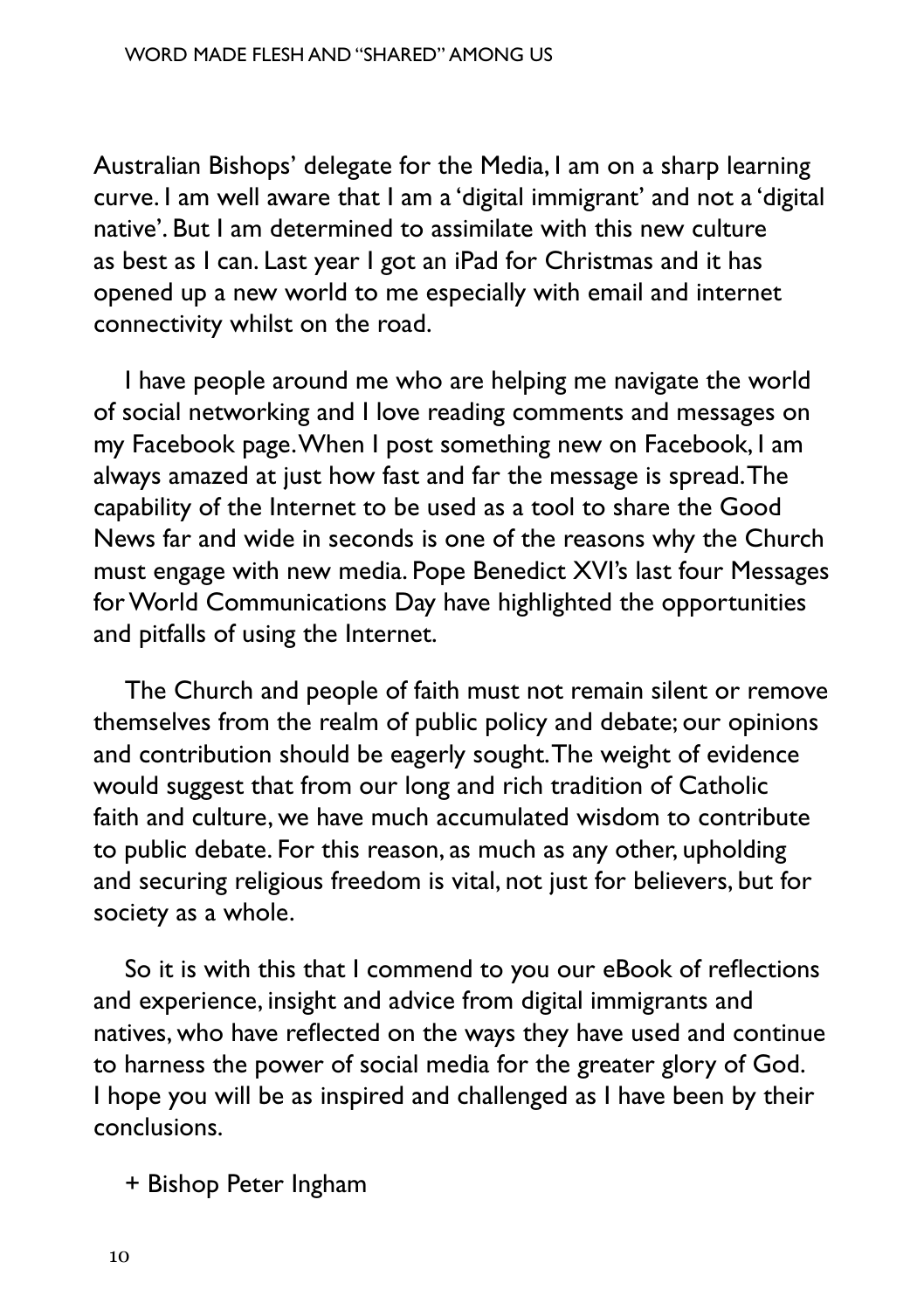Australian Bishops' delegate for the Media, I am on a sharp learning curve. I am well aware that I am a 'digital immigrant' and not a 'digital native'. But I am determined to assimilate with this new culture as best as I can. Last year I got an iPad for Christmas and it has opened up a new world to me especially with email and internet connectivity whilst on the road.

I have people around me who are helping me navigate the world of social networking and I love reading comments and messages on my Facebook page. When I post something new on Facebook, I am always amazed at just how fast and far the message is spread. The capability of the Internet to be used as a tool to share the Good News far and wide in seconds is one of the reasons why the Church must engage with new media. Pope Benedict XVI's last four Messages for World Communications Day have highlighted the opportunities and pitfalls of using the Internet.

The Church and people of faith must not remain silent or remove themselves from the realm of public policy and debate; our opinions and contribution should be eagerly sought. The weight of evidence would suggest that from our long and rich tradition of Catholic faith and culture, we have much accumulated wisdom to contribute to public debate. For this reason, as much as any other, upholding and securing religious freedom is vital, not just for believers, but for society as a whole.

So it is with this that I commend to you our eBook of reflections and experience, insight and advice from digital immigrants and natives, who have reflected on the ways they have used and continue to harness the power of social media for the greater glory of God. I hope you will be as inspired and challenged as I have been by their conclusions.

+ Bishop Peter Ingham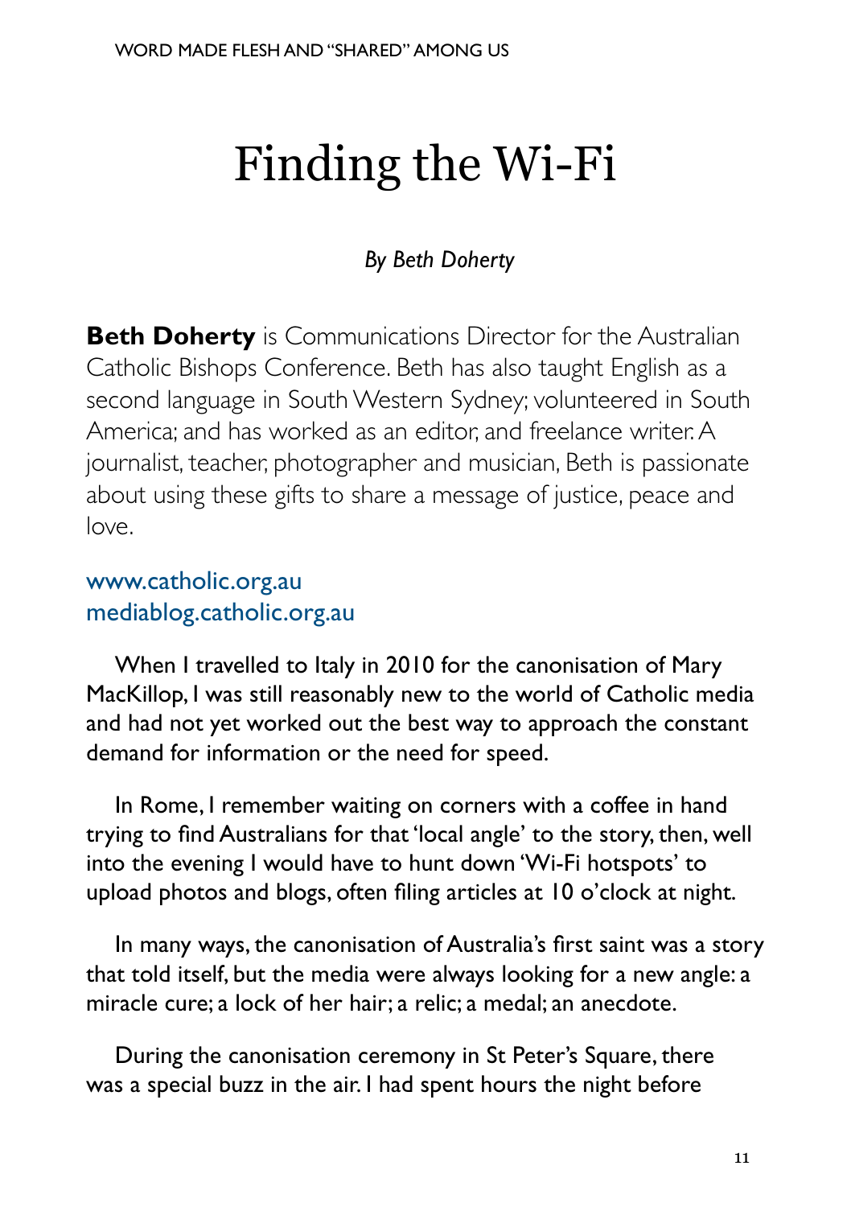# Finding the Wi-Fi

*By Beth Doherty*

**Beth Doherty** is Communications Director for the Australian Catholic Bishops Conference. Beth has also taught English as a second language in South Western Sydney; volunteered in South America; and has worked as an editor, and freelance writer. A journalist, teacher, photographer and musician, Beth is passionate about using these gifts to share a message of justice, peace and love.

www.catholic.org.au
mediablog.catholic.org.au

When I travelled to Italy in 2010 for the canonisation of Mary MacKillop, I was still reasonably new to the world of Catholic media and had not yet worked out the best way to approach the constant demand for information or the need for speed.

In Rome, I remember waiting on corners with a coffee in hand trying to find Australians for that 'local angle' to the story, then, well into the evening I would have to hunt down 'Wi-Fi hotspots' to upload photos and blogs, often filing articles at 10 o'clock at night.

In many ways, the canonisation of Australia's first saint was a story that told itself, but the media were always looking for a new angle: a miracle cure; a lock of her hair; a relic; a medal; an anecdote.

During the canonisation ceremony in St Peter's Square, there was a special buzz in the air. I had spent hours the night before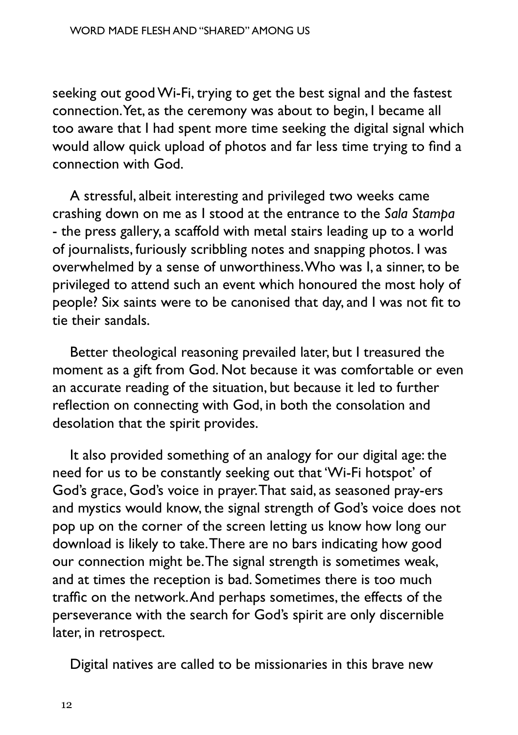seeking out good Wi-Fi, trying to get the best signal and the fastest connection. Yet, as the ceremony was about to begin, I became all too aware that I had spent more time seeking the digital signal which would allow quick upload of photos and far less time trying to find a connection with God.

A stressful, albeit interesting and privileged two weeks came crashing down on me as I stood at the entrance to the *Sala Stampa* - the press gallery, a scaffold with metal stairs leading up to a world of journalists, furiously scribbling notes and snapping photos. I was overwhelmed by a sense of unworthiness. Who was I, a sinner, to be privileged to attend such an event which honoured the most holy of people? Six saints were to be canonised that day, and I was not fit to tie their sandals.

Better theological reasoning prevailed later, but I treasured the moment as a gift from God. Not because it was comfortable or even an accurate reading of the situation, but because it led to further reflection on connecting with God, in both the consolation and desolation that the spirit provides.

It also provided something of an analogy for our digital age: the need for us to be constantly seeking out that 'Wi-Fi hotspot' of God's grace, God's voice in prayer. That said, as seasoned pray-ers and mystics would know, the signal strength of God's voice does not pop up on the corner of the screen letting us know how long our download is likely to take. There are no bars indicating how good our connection might be. The signal strength is sometimes weak, and at times the reception is bad. Sometimes there is too much traffic on the network. And perhaps sometimes, the effects of the perseverance with the search for God's spirit are only discernible later, in retrospect.

Digital natives are called to be missionaries in this brave new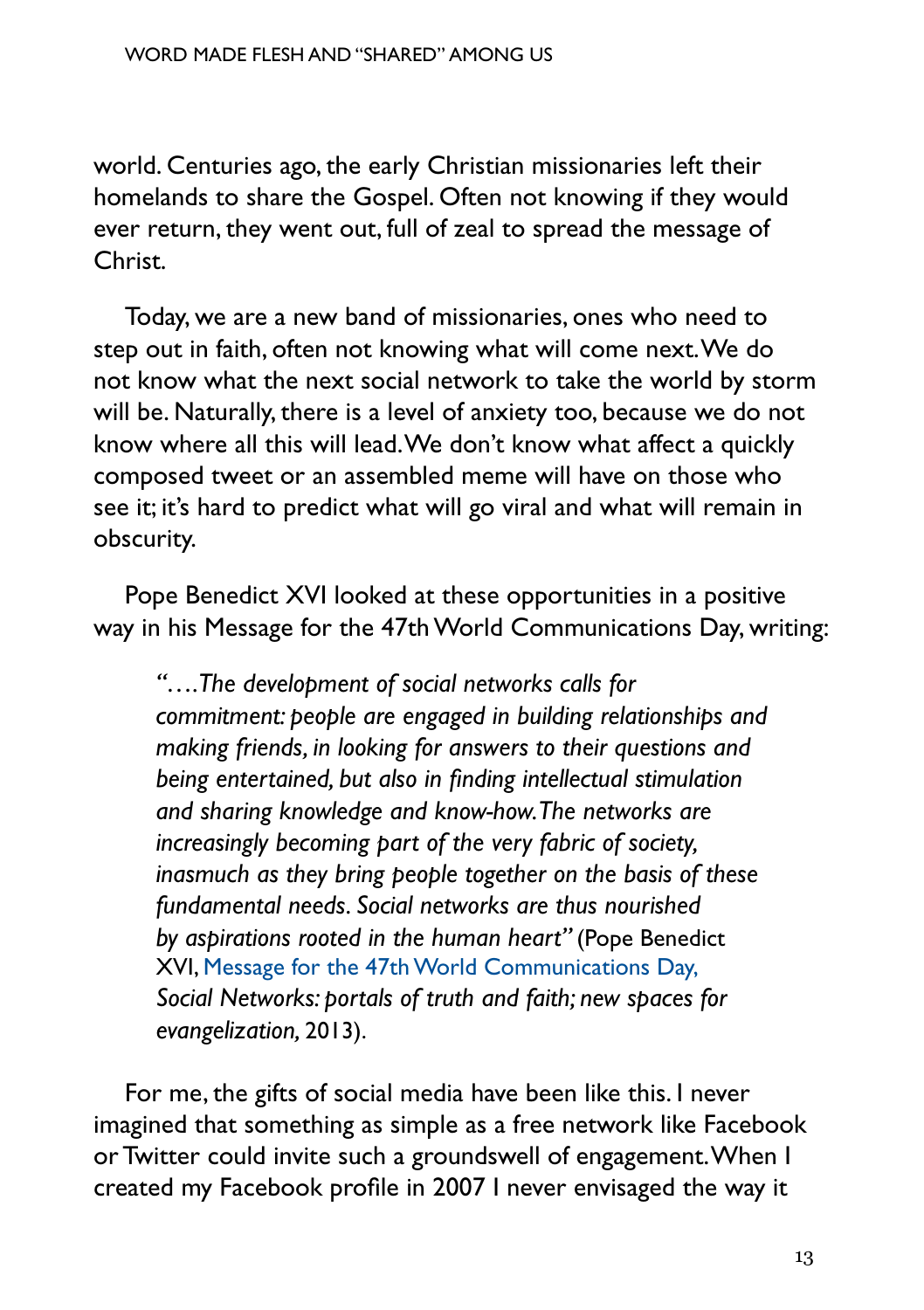world. Centuries ago, the early Christian missionaries left their homelands to share the Gospel. Often not knowing if they would ever return, they went out, full of zeal to spread the message of Christ.

Today, we are a new band of missionaries, ones who need to step out in faith, often not knowing what will come next. We do not know what the next social network to take the world by storm will be. Naturally, there is a level of anxiety too, because we do not know where all this will lead. We don't know what affect a quickly composed tweet or an assembled meme will have on those who see it; it's hard to predict what will go viral and what will remain in obscurity.

Pope Benedict XVI looked at these opportunities in a positive way in his Message for the 47th World Communications Day, writing:

> *"….The development of social networks calls for commitment: people are engaged in building relationships and making friends, in looking for answers to their questions and being entertained, but also in finding intellectual stimulation and sharing knowledge and know-how. The networks are increasingly becoming part of the very fabric of society, inasmuch as they bring people together on the basis of these fundamental needs. Social networks are thus nourished by aspirations rooted in the human heart"* (Pope Benedict XVI, Message for the 47th World Communications Day, *Social Networks: portals of truth and faith; new spaces for evangelization,* 2013).

For me, the gifts of social media have been like this. I never imagined that something as simple as a free network like Facebook or Twitter could invite such a groundswell of engagement. When I created my Facebook profile in 2007 I never envisaged the way it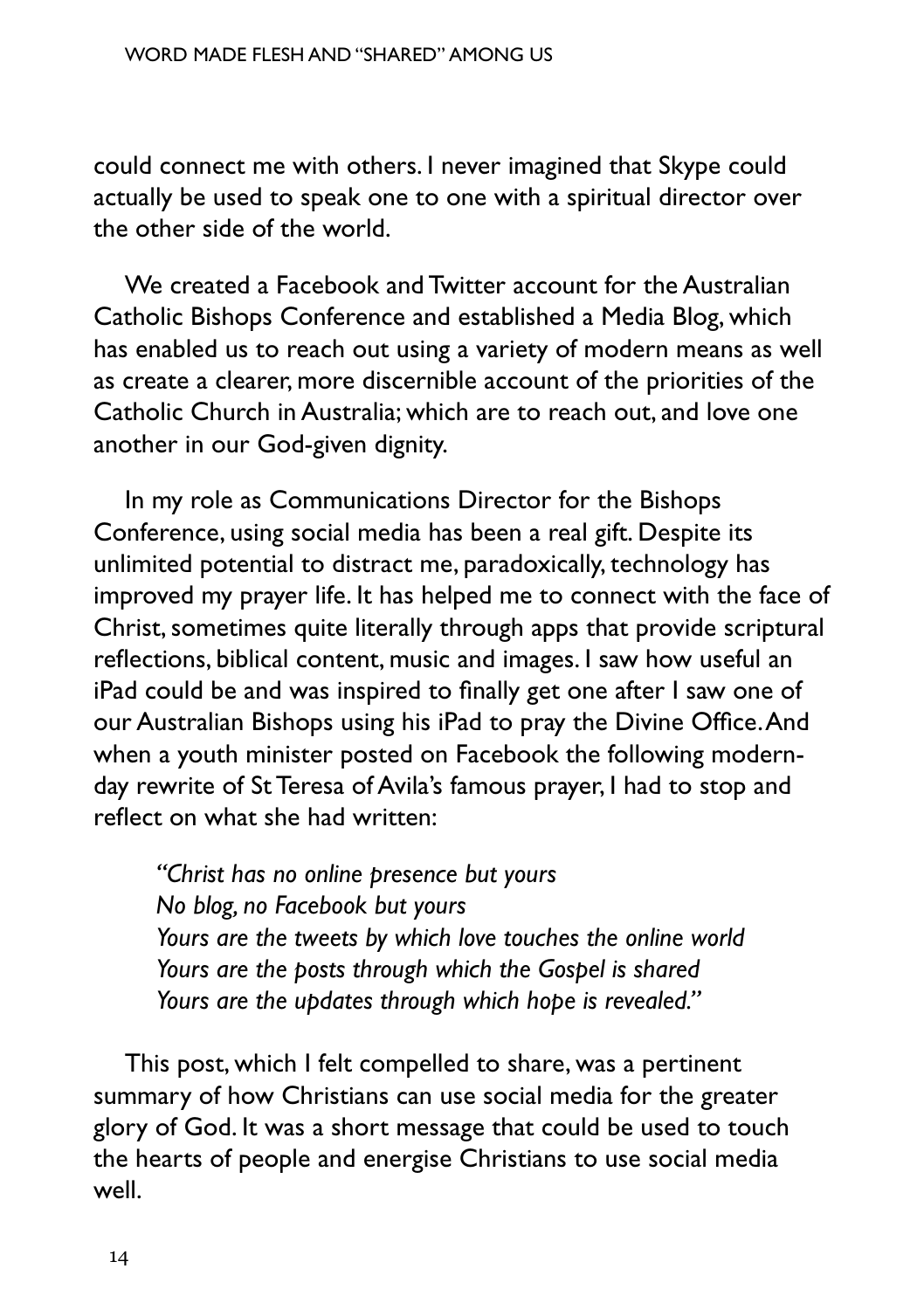could connect me with others. I never imagined that Skype could actually be used to speak one to one with a spiritual director over the other side of the world.

We created a Facebook and Twitter account for the Australian Catholic Bishops Conference and established a Media Blog, which has enabled us to reach out using a variety of modern means as well as create a clearer, more discernible account of the priorities of the Catholic Church in Australia; which are to reach out, and love one another in our God-given dignity.

In my role as Communications Director for the Bishops Conference, using social media has been a real gift. Despite its unlimited potential to distract me, paradoxically, technology has improved my prayer life. It has helped me to connect with the face of Christ, sometimes quite literally through apps that provide scriptural reflections, biblical content, music and images. I saw how useful an iPad could be and was inspired to finally get one after I saw one of our Australian Bishops using his iPad to pray the Divine Office. And when a youth minister posted on Facebook the following modern-day rewrite of St Teresa of Avila's famous prayer, I had to stop and reflect on what she had written:

> *"Christ has no online presence but yours*
> *No blog, no Facebook but yours*
> *Yours are the tweets by which love touches the online world*
> *Yours are the posts through which the Gospel is shared*
> *Yours are the updates through which hope is revealed."*

This post, which I felt compelled to share, was a pertinent summary of how Christians can use social media for the greater glory of God. It was a short message that could be used to touch the hearts of people and energise Christians to use social media well.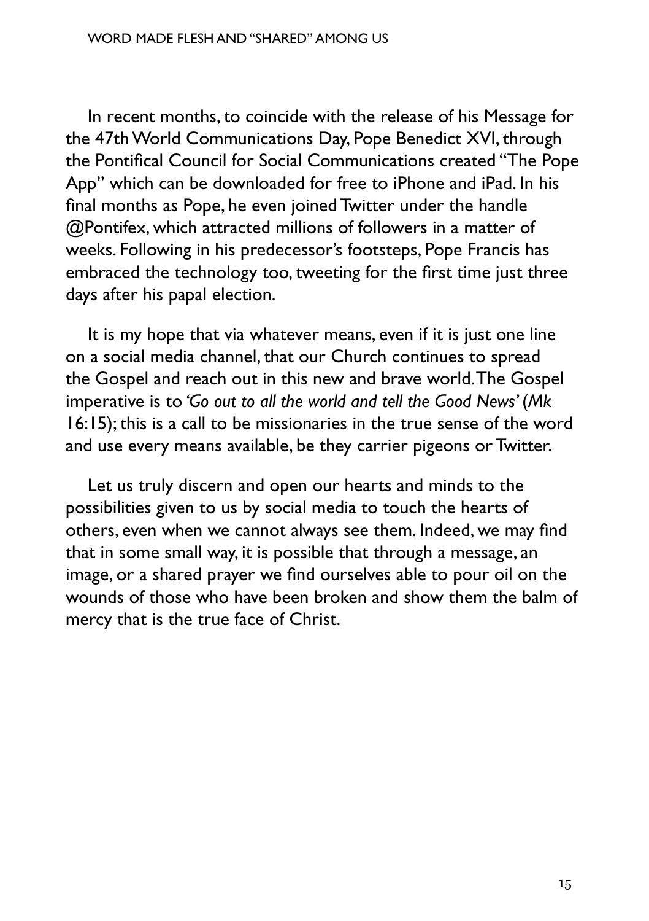In recent months, to coincide with the release of his Message for the 47th World Communications Day, Pope Benedict XVI, through the Pontifical Council for Social Communications created "The Pope App" which can be downloaded for free to iPhone and iPad. In his final months as Pope, he even joined Twitter under the handle @Pontifex, which attracted millions of followers in a matter of weeks. Following in his predecessor's footsteps, Pope Francis has embraced the technology too, tweeting for the first time just three days after his papal election.

It is my hope that via whatever means, even if it is just one line on a social media channel, that our Church continues to spread the Gospel and reach out in this new and brave world. The Gospel imperative is to *'Go out to all the world and tell the Good News'* (*Mk* 16:15); this is a call to be missionaries in the true sense of the word and use every means available, be they carrier pigeons or Twitter.

Let us truly discern and open our hearts and minds to the possibilities given to us by social media to touch the hearts of others, even when we cannot always see them. Indeed, we may find that in some small way, it is possible that through a message, an image, or a shared prayer we find ourselves able to pour oil on the wounds of those who have been broken and show them the balm of mercy that is the true face of Christ.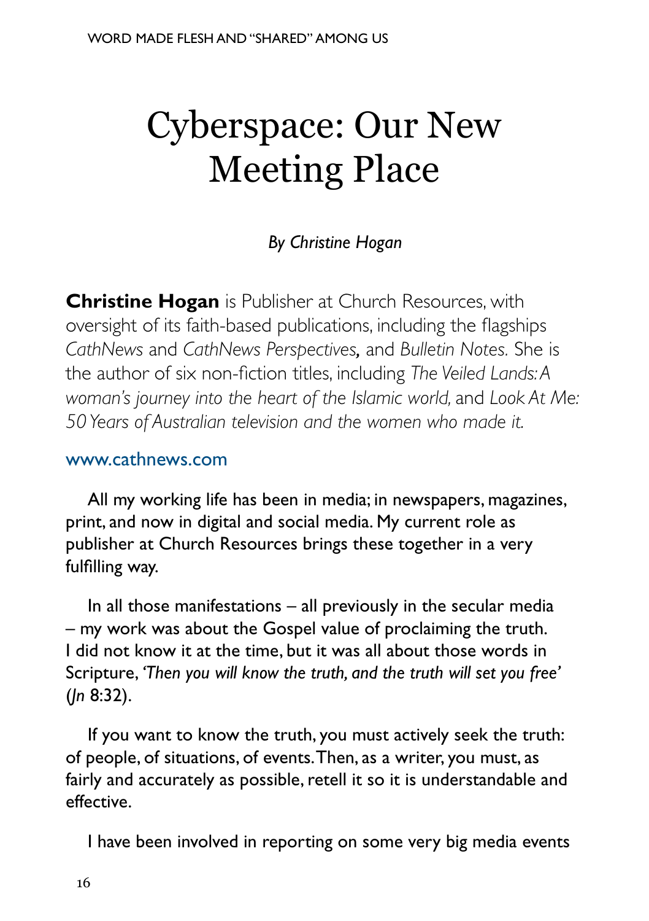# Cyberspace: Our New Meeting Place

*By Christine Hogan*

**Christine Hogan** is Publisher at Church Resources, with oversight of its faith-based publications, including the flagships *CathNews* and *CathNews Perspectives,* and *Bulletin Notes.* She is the author of six non-fiction titles, including *The Veiled Lands: A woman's journey into the heart of the Islamic world,* and *Look At Me: 50 Years of Australian television and the women who made it.*

www.cathnews.com

All my working life has been in media; in newspapers, magazines, print, and now in digital and social media. My current role as publisher at Church Resources brings these together in a very fulfilling way.

In all those manifestations – all previously in the secular media – my work was about the Gospel value of proclaiming the truth. I did not know it at the time, but it was all about those words in Scripture, *'Then you will know the truth, and the truth will set you free'* (*Jn* 8:32).

If you want to know the truth, you must actively seek the truth: of people, of situations, of events. Then, as a writer, you must, as fairly and accurately as possible, retell it so it is understandable and effective.

I have been involved in reporting on some very big media events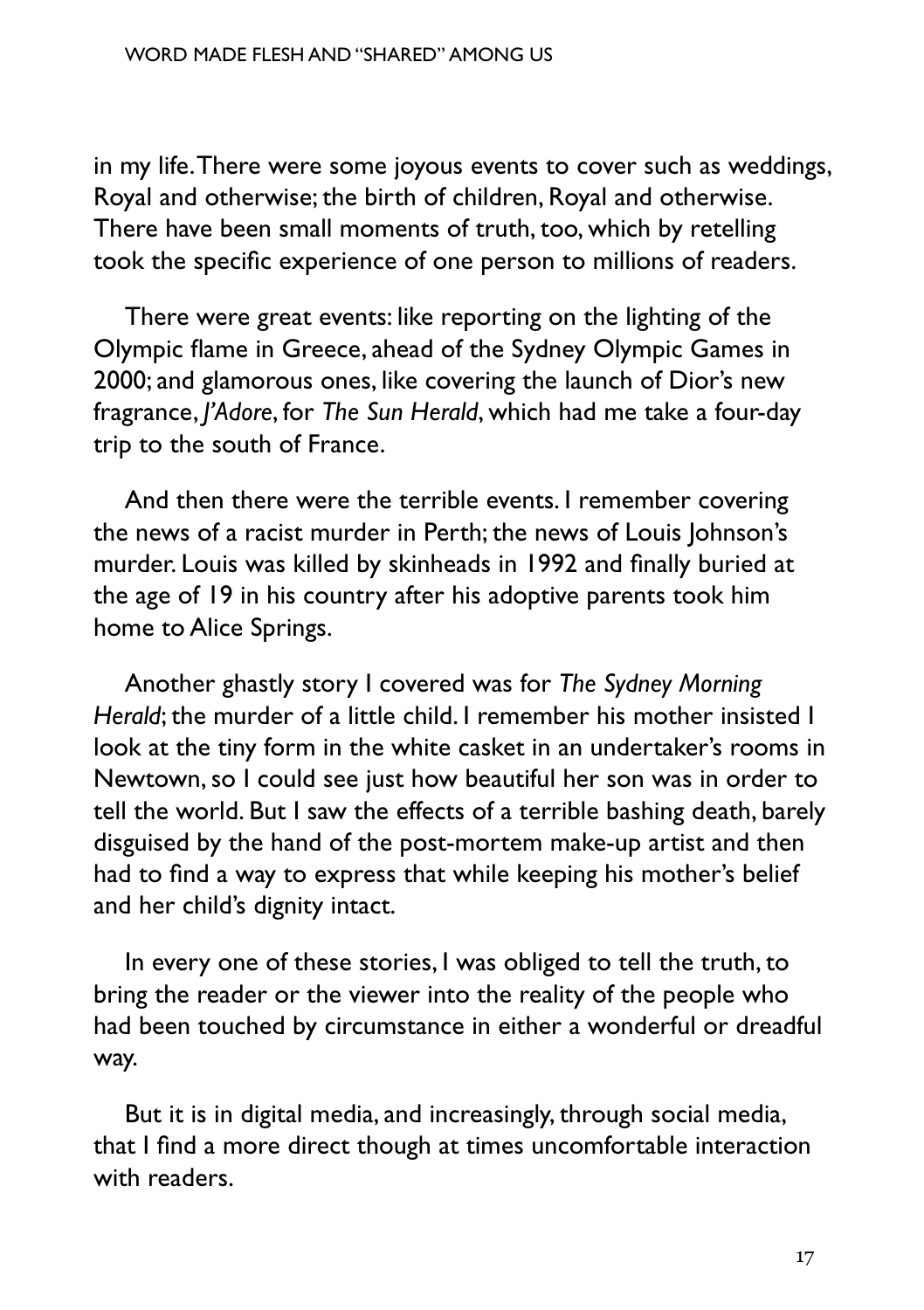in my life. There were some joyous events to cover such as weddings, Royal and otherwise; the birth of children, Royal and otherwise. There have been small moments of truth, too, which by retelling took the specific experience of one person to millions of readers.

There were great events: like reporting on the lighting of the Olympic flame in Greece, ahead of the Sydney Olympic Games in 2000; and glamorous ones, like covering the launch of Dior's new fragrance, *J'Adore*, for *The Sun Herald*, which had me take a four-day trip to the south of France.

And then there were the terrible events. I remember covering the news of a racist murder in Perth; the news of Louis Johnson's murder. Louis was killed by skinheads in 1992 and finally buried at the age of 19 in his country after his adoptive parents took him home to Alice Springs.

Another ghastly story I covered was for *The Sydney Morning Herald*; the murder of a little child. I remember his mother insisted I look at the tiny form in the white casket in an undertaker's rooms in Newtown, so I could see just how beautiful her son was in order to tell the world. But I saw the effects of a terrible bashing death, barely disguised by the hand of the post-mortem make-up artist and then had to find a way to express that while keeping his mother's belief and her child's dignity intact.

In every one of these stories, I was obliged to tell the truth, to bring the reader or the viewer into the reality of the people who had been touched by circumstance in either a wonderful or dreadful way.

But it is in digital media, and increasingly, through social media, that I find a more direct though at times uncomfortable interaction with readers.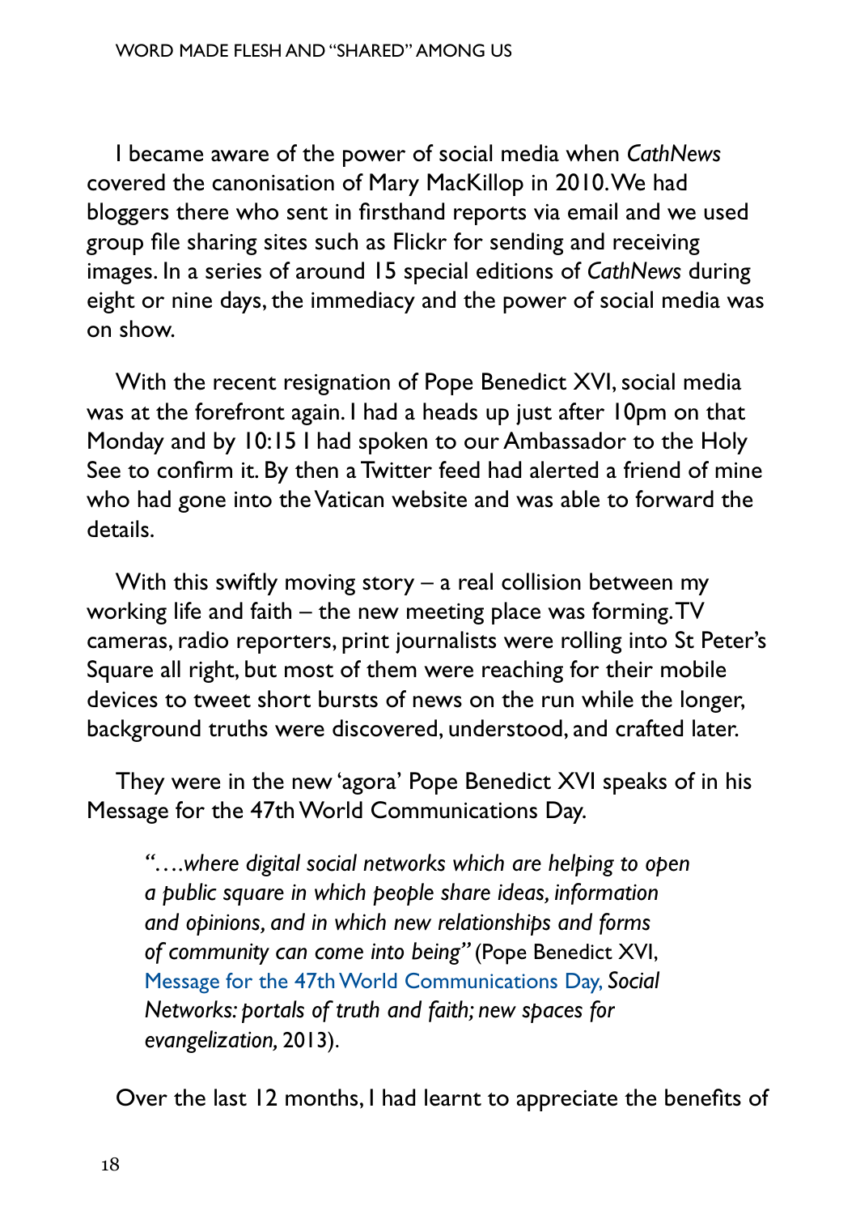I became aware of the power of social media when *CathNews* covered the canonisation of Mary MacKillop in 2010. We had bloggers there who sent in firsthand reports via email and we used group file sharing sites such as Flickr for sending and receiving images. In a series of around 15 special editions of *CathNews* during eight or nine days, the immediacy and the power of social media was on show.

With the recent resignation of Pope Benedict XVI, social media was at the forefront again. I had a heads up just after 10pm on that Monday and by 10:15 I had spoken to our Ambassador to the Holy See to confirm it. By then a Twitter feed had alerted a friend of mine who had gone into the Vatican website and was able to forward the details.

With this swiftly moving story – a real collision between my working life and faith – the new meeting place was forming. TV cameras, radio reporters, print journalists were rolling into St Peter's Square all right, but most of them were reaching for their mobile devices to tweet short bursts of news on the run while the longer, background truths were discovered, understood, and crafted later.

They were in the new 'agora' Pope Benedict XVI speaks of in his Message for the 47th World Communications Day.

> *"….where digital social networks which are helping to open a public square in which people share ideas, information and opinions, and in which new relationships and forms of community can come into being"* (Pope Benedict XVI, Message for the 47th World Communications Day, *Social Networks: portals of truth and faith; new spaces for evangelization,* 2013).

Over the last 12 months, I had learnt to appreciate the benefits of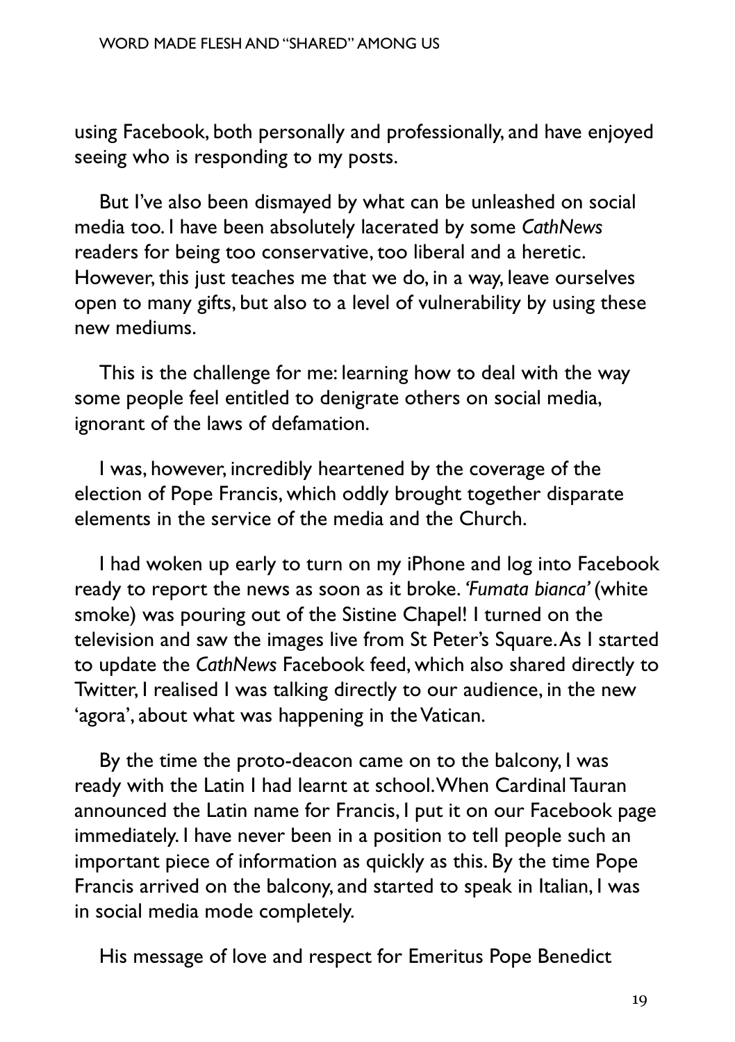using Facebook, both personally and professionally, and have enjoyed seeing who is responding to my posts.

But I've also been dismayed by what can be unleashed on social media too. I have been absolutely lacerated by some *CathNews* readers for being too conservative, too liberal and a heretic. However, this just teaches me that we do, in a way, leave ourselves open to many gifts, but also to a level of vulnerability by using these new mediums.

This is the challenge for me: learning how to deal with the way some people feel entitled to denigrate others on social media, ignorant of the laws of defamation.

I was, however, incredibly heartened by the coverage of the election of Pope Francis, which oddly brought together disparate elements in the service of the media and the Church.

I had woken up early to turn on my iPhone and log into Facebook ready to report the news as soon as it broke. *'Fumata bianca'* (white smoke) was pouring out of the Sistine Chapel! I turned on the television and saw the images live from St Peter's Square. As I started to update the *CathNews* Facebook feed, which also shared directly to Twitter, I realised I was talking directly to our audience, in the new 'agora', about what was happening in the Vatican.

By the time the proto-deacon came on to the balcony, I was ready with the Latin I had learnt at school. When Cardinal Tauran announced the Latin name for Francis, I put it on our Facebook page immediately. I have never been in a position to tell people such an important piece of information as quickly as this. By the time Pope Francis arrived on the balcony, and started to speak in Italian, I was in social media mode completely.

His message of love and respect for Emeritus Pope Benedict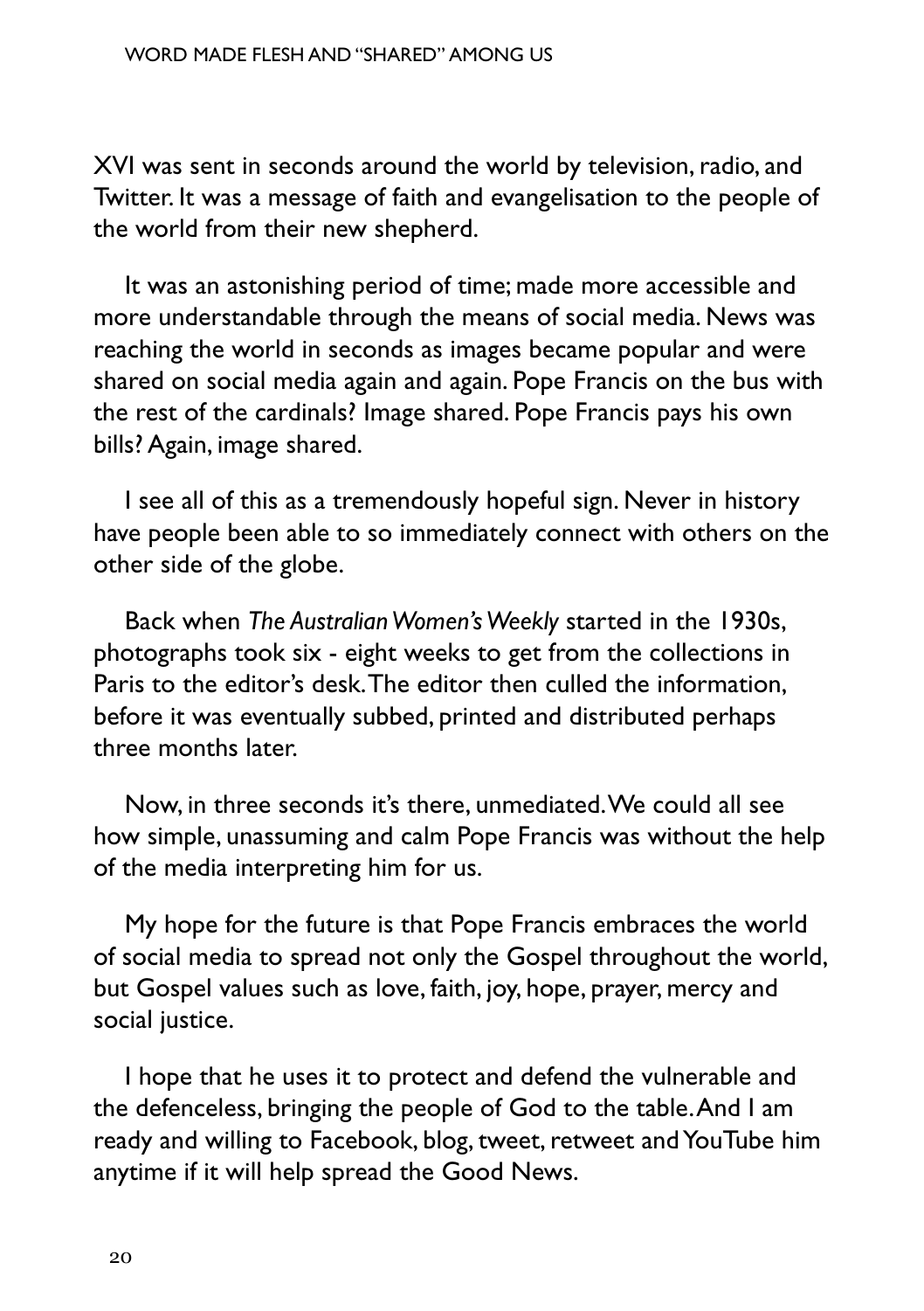XVI was sent in seconds around the world by television, radio, and Twitter. It was a message of faith and evangelisation to the people of the world from their new shepherd.

It was an astonishing period of time; made more accessible and more understandable through the means of social media. News was reaching the world in seconds as images became popular and were shared on social media again and again. Pope Francis on the bus with the rest of the cardinals? Image shared. Pope Francis pays his own bills? Again, image shared.

I see all of this as a tremendously hopeful sign. Never in history have people been able to so immediately connect with others on the other side of the globe.

Back when *The Australian Women's Weekly* started in the 1930s, photographs took six - eight weeks to get from the collections in Paris to the editor's desk. The editor then culled the information, before it was eventually subbed, printed and distributed perhaps three months later.

Now, in three seconds it's there, unmediated. We could all see how simple, unassuming and calm Pope Francis was without the help of the media interpreting him for us.

My hope for the future is that Pope Francis embraces the world of social media to spread not only the Gospel throughout the world, but Gospel values such as love, faith, joy, hope, prayer, mercy and social justice.

I hope that he uses it to protect and defend the vulnerable and the defenceless, bringing the people of God to the table. And I am ready and willing to Facebook, blog, tweet, retweet and YouTube him anytime if it will help spread the Good News.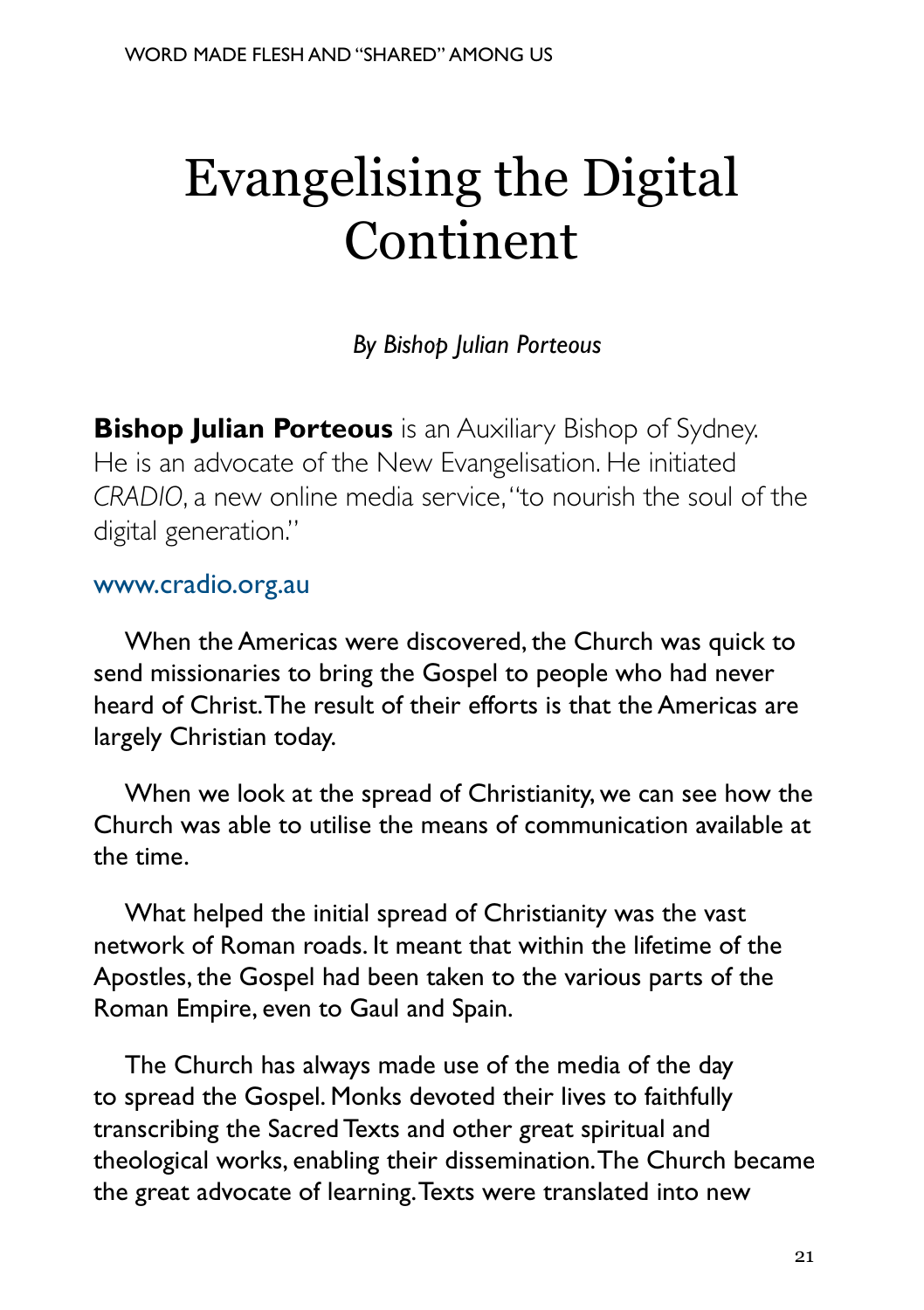# Evangelising the Digital Continent

*By Bishop Julian Porteous*

**Bishop Julian Porteous** is an Auxiliary Bishop of Sydney. He is an advocate of the New Evangelisation. He initiated *CRADIO*, a new online media service, "to nourish the soul of the digital generation."

www.cradio.org.au

When the Americas were discovered, the Church was quick to send missionaries to bring the Gospel to people who had never heard of Christ. The result of their efforts is that the Americas are largely Christian today.

When we look at the spread of Christianity, we can see how the Church was able to utilise the means of communication available at the time.

What helped the initial spread of Christianity was the vast network of Roman roads. It meant that within the lifetime of the Apostles, the Gospel had been taken to the various parts of the Roman Empire, even to Gaul and Spain.

The Church has always made use of the media of the day to spread the Gospel. Monks devoted their lives to faithfully transcribing the Sacred Texts and other great spiritual and theological works, enabling their dissemination. The Church became the great advocate of learning. Texts were translated into new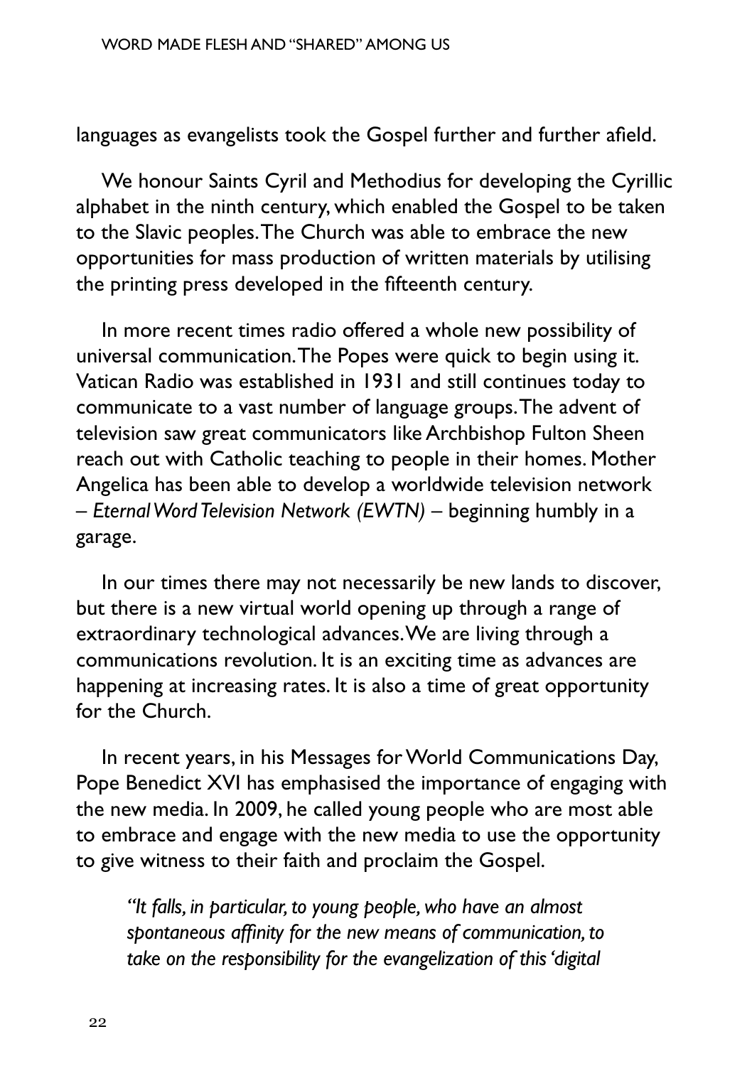languages as evangelists took the Gospel further and further afield.

We honour Saints Cyril and Methodius for developing the Cyrillic alphabet in the ninth century, which enabled the Gospel to be taken to the Slavic peoples. The Church was able to embrace the new opportunities for mass production of written materials by utilising the printing press developed in the fifteenth century.

In more recent times radio offered a whole new possibility of universal communication. The Popes were quick to begin using it. Vatican Radio was established in 1931 and still continues today to communicate to a vast number of language groups. The advent of television saw great communicators like Archbishop Fulton Sheen reach out with Catholic teaching to people in their homes. Mother Angelica has been able to develop a worldwide television network – *Eternal Word Television Network (EWTN)* – beginning humbly in a garage.

In our times there may not necessarily be new lands to discover, but there is a new virtual world opening up through a range of extraordinary technological advances. We are living through a communications revolution. It is an exciting time as advances are happening at increasing rates. It is also a time of great opportunity for the Church.

In recent years, in his Messages for World Communications Day, Pope Benedict XVI has emphasised the importance of engaging with the new media. In 2009, he called young people who are most able to embrace and engage with the new media to use the opportunity to give witness to their faith and proclaim the Gospel.

> *"It falls, in particular, to young people, who have an almost spontaneous affinity for the new means of communication, to take on the responsibility for the evangelization of this 'digital*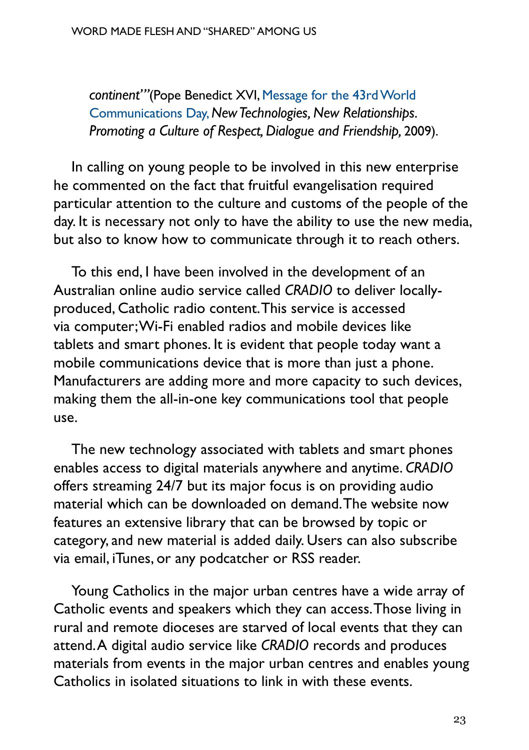> *continent'"*(Pope Benedict XVI, Message for the 43rd World Communications Day, *New Technologies, New Relationships. Promoting a Culture of Respect, Dialogue and Friendship,* 2009).

In calling on young people to be involved in this new enterprise he commented on the fact that fruitful evangelisation required particular attention to the culture and customs of the people of the day. It is necessary not only to have the ability to use the new media, but also to know how to communicate through it to reach others.

To this end, I have been involved in the development of an Australian online audio service called *CRADIO* to deliver locally-produced, Catholic radio content. This service is accessed via computer; Wi-Fi enabled radios and mobile devices like tablets and smart phones. It is evident that people today want a mobile communications device that is more than just a phone. Manufacturers are adding more and more capacity to such devices, making them the all-in-one key communications tool that people use.

The new technology associated with tablets and smart phones enables access to digital materials anywhere and anytime. *CRADIO* offers streaming 24/7 but its major focus is on providing audio material which can be downloaded on demand. The website now features an extensive library that can be browsed by topic or category, and new material is added daily. Users can also subscribe via email, iTunes, or any podcatcher or RSS reader.

Young Catholics in the major urban centres have a wide array of Catholic events and speakers which they can access. Those living in rural and remote dioceses are starved of local events that they can attend. A digital audio service like *CRADIO* records and produces materials from events in the major urban centres and enables young Catholics in isolated situations to link in with these events.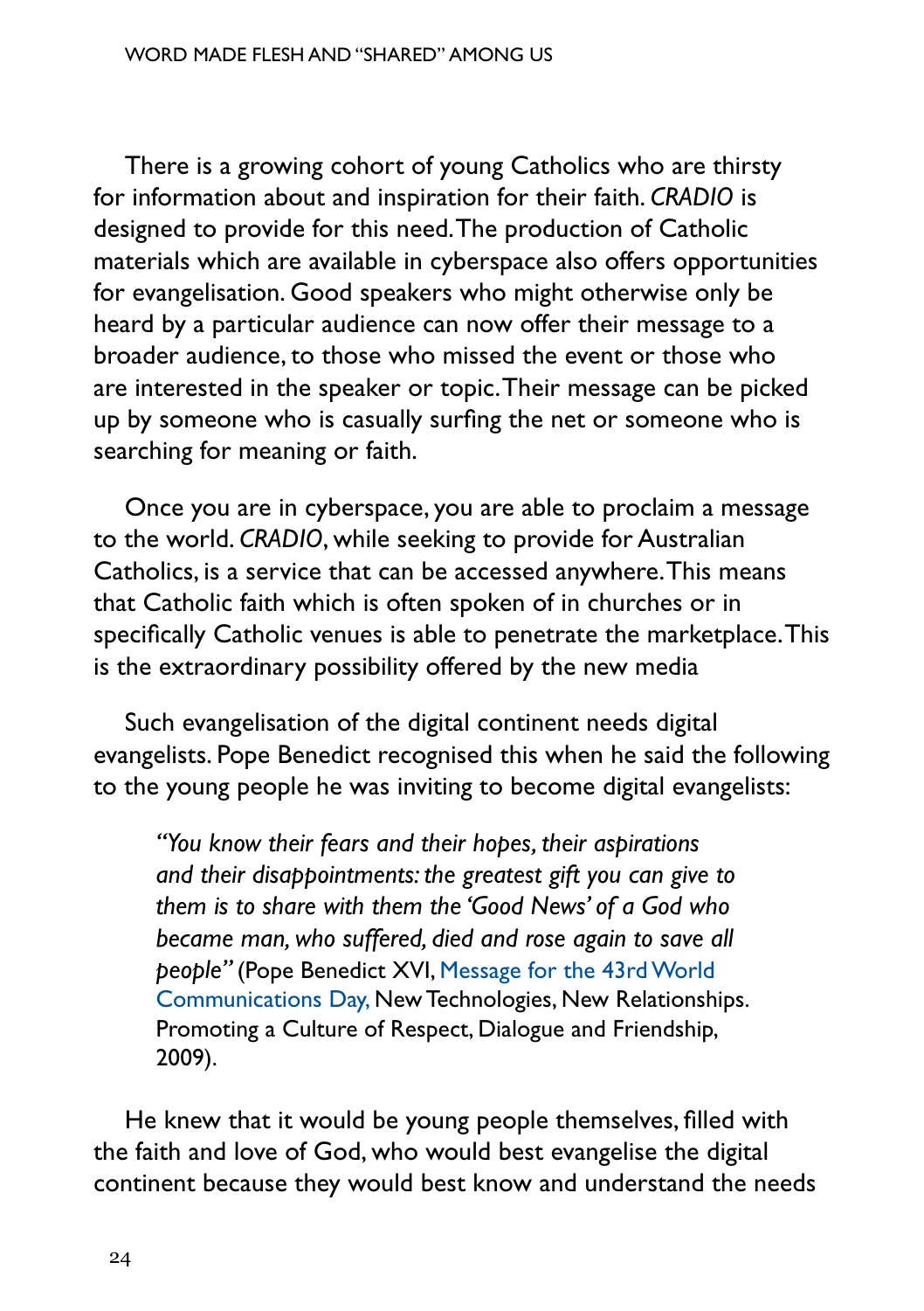There is a growing cohort of young Catholics who are thirsty for information about and inspiration for their faith. *CRADIO* is designed to provide for this need. The production of Catholic materials which are available in cyberspace also offers opportunities for evangelisation. Good speakers who might otherwise only be heard by a particular audience can now offer their message to a broader audience, to those who missed the event or those who are interested in the speaker or topic. Their message can be picked up by someone who is casually surfing the net or someone who is searching for meaning or faith.

Once you are in cyberspace, you are able to proclaim a message to the world. *CRADIO*, while seeking to provide for Australian Catholics, is a service that can be accessed anywhere. This means that Catholic faith which is often spoken of in churches or in specifically Catholic venues is able to penetrate the marketplace. This is the extraordinary possibility offered by the new media

Such evangelisation of the digital continent needs digital evangelists. Pope Benedict recognised this when he said the following to the young people he was inviting to become digital evangelists:

> *"You know their fears and their hopes, their aspirations and their disappointments: the greatest gift you can give to them is to share with them the 'Good News' of a God who became man, who suffered, died and rose again to save all people"* (Pope Benedict XVI, Message for the 43rd World Communications Day, New Technologies, New Relationships. Promoting a Culture of Respect, Dialogue and Friendship, 2009).

He knew that it would be young people themselves, filled with the faith and love of God, who would best evangelise the digital continent because they would best know and understand the needs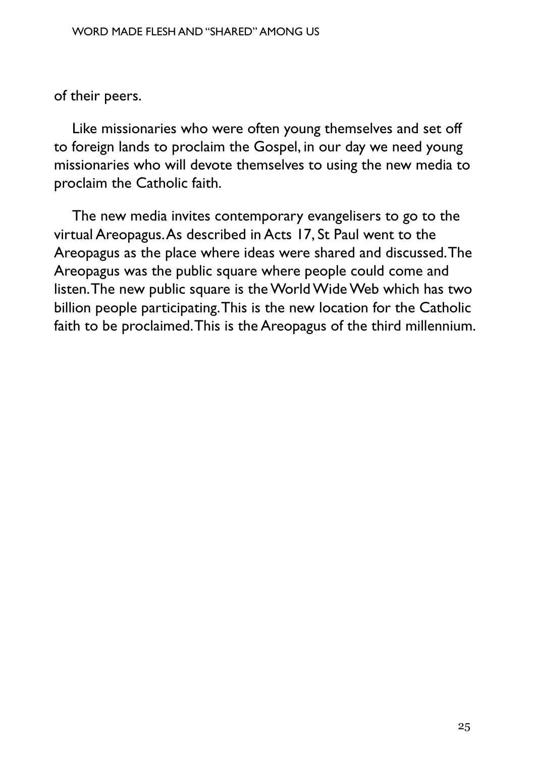of their peers.

Like missionaries who were often young themselves and set off to foreign lands to proclaim the Gospel, in our day we need young missionaries who will devote themselves to using the new media to proclaim the Catholic faith.

The new media invites contemporary evangelisers to go to the virtual Areopagus. As described in Acts 17, St Paul went to the Areopagus as the place where ideas were shared and discussed. The Areopagus was the public square where people could come and listen. The new public square is the World Wide Web which has two billion people participating. This is the new location for the Catholic faith to be proclaimed. This is the Areopagus of the third millennium.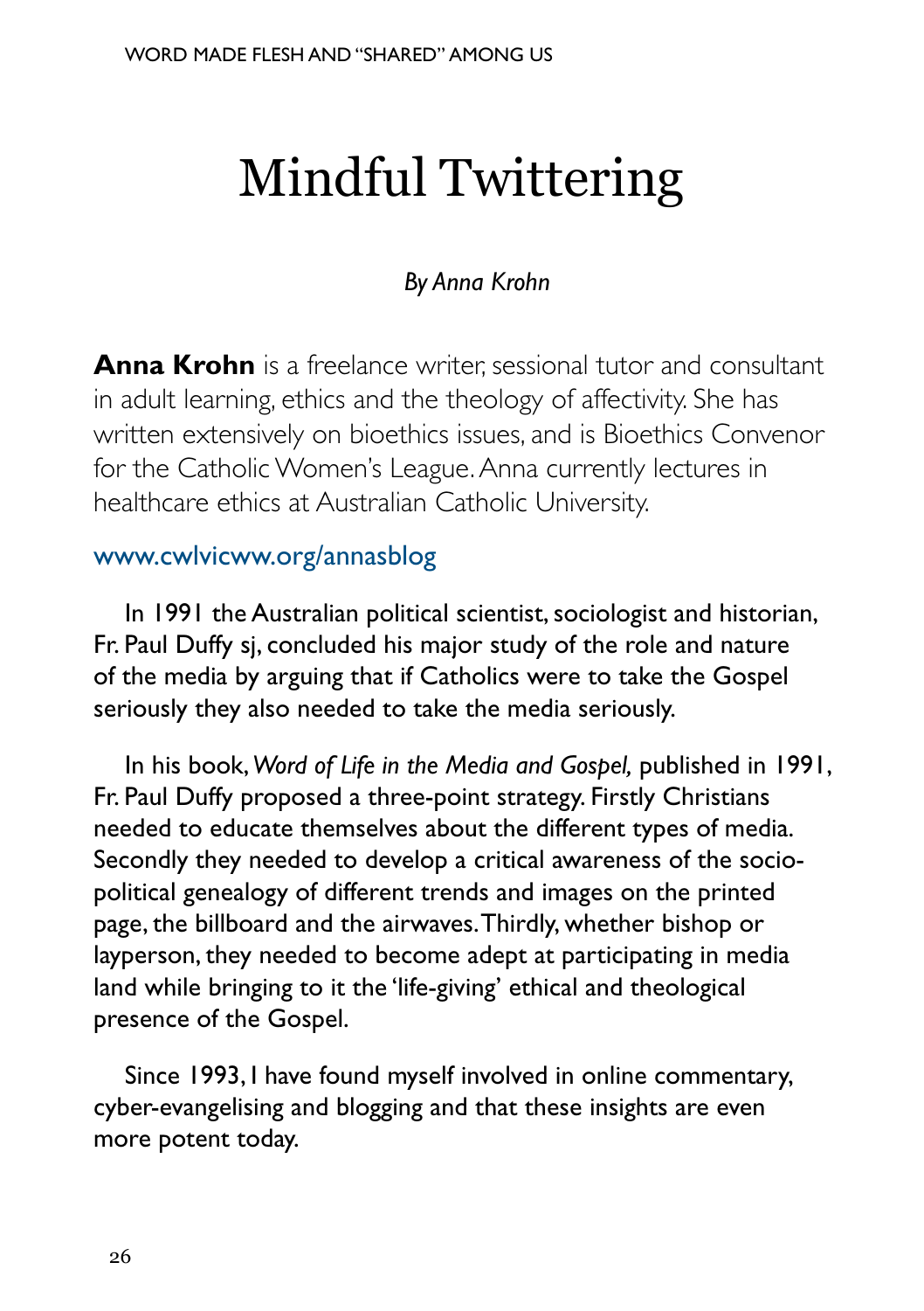# Mindful Twittering

*By Anna Krohn*

**Anna Krohn** is a freelance writer, sessional tutor and consultant in adult learning, ethics and the theology of affectivity. She has written extensively on bioethics issues, and is Bioethics Convenor for the Catholic Women's League. Anna currently lectures in healthcare ethics at Australian Catholic University.

www.cwlvicww.org/annasblog

In 1991 the Australian political scientist, sociologist and historian, Fr. Paul Duffy sj, concluded his major study of the role and nature of the media by arguing that if Catholics were to take the Gospel seriously they also needed to take the media seriously.

In his book, *Word of Life in the Media and Gospel,* published in 1991, Fr. Paul Duffy proposed a three-point strategy. Firstly Christians needed to educate themselves about the different types of media. Secondly they needed to develop a critical awareness of the socio-political genealogy of different trends and images on the printed page, the billboard and the airwaves. Thirdly, whether bishop or layperson, they needed to become adept at participating in media land while bringing to it the 'life-giving' ethical and theological presence of the Gospel.

Since 1993, I have found myself involved in online commentary, cyber-evangelising and blogging and that these insights are even more potent today.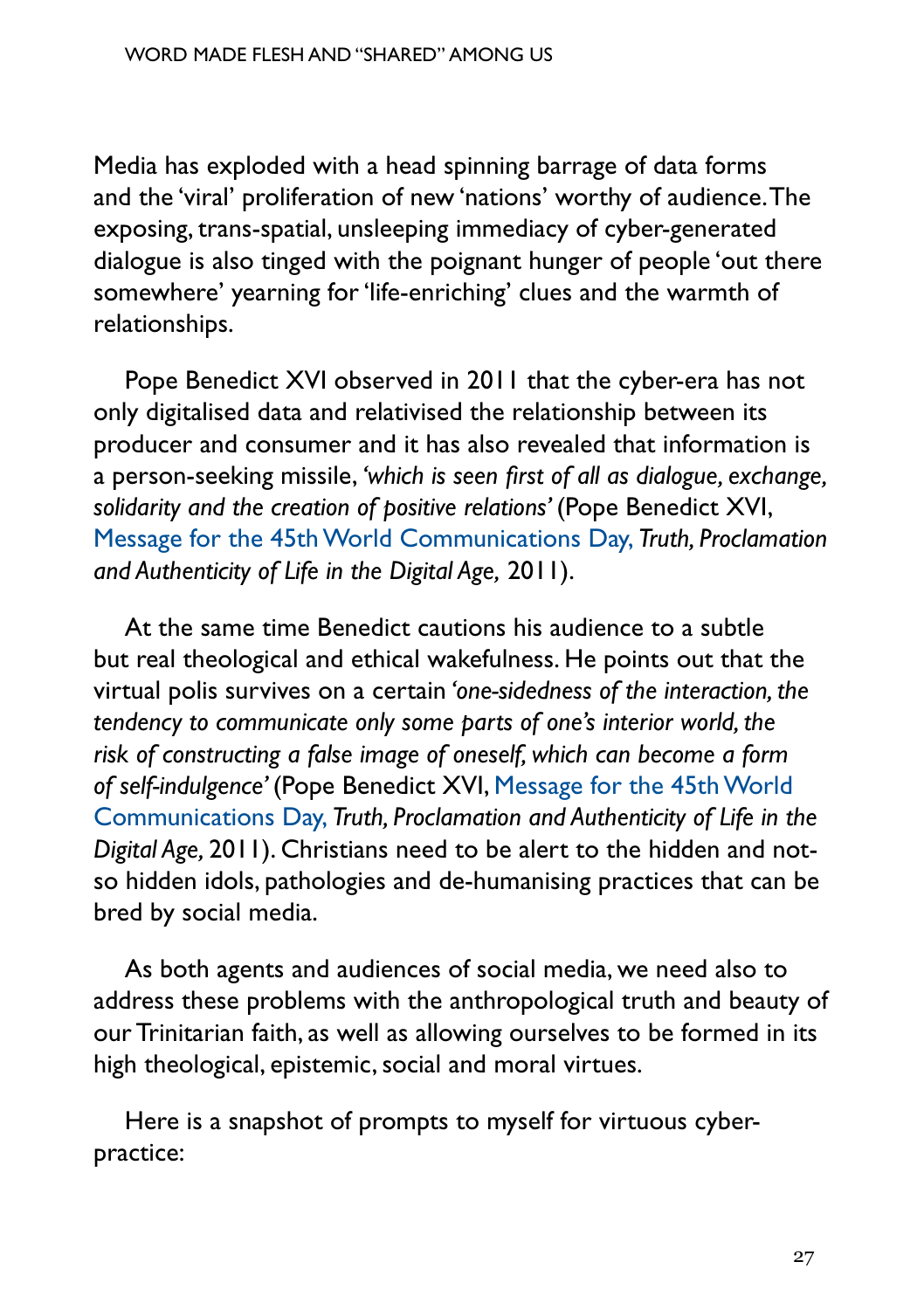Media has exploded with a head spinning barrage of data forms and the 'viral' proliferation of new 'nations' worthy of audience. The exposing, trans-spatial, unsleeping immediacy of cyber-generated dialogue is also tinged with the poignant hunger of people 'out there somewhere' yearning for 'life-enriching' clues and the warmth of relationships.

Pope Benedict XVI observed in 2011 that the cyber-era has not only digitalised data and relativised the relationship between its producer and consumer and it has also revealed that information is a person-seeking missile, *'which is seen first of all as dialogue, exchange, solidarity and the creation of positive relations'* (Pope Benedict XVI, Message for the 45th World Communications Day, *Truth, Proclamation and Authenticity of Life in the Digital Age,* 2011).

At the same time Benedict cautions his audience to a subtle but real theological and ethical wakefulness. He points out that the virtual polis survives on a certain *'one-sidedness of the interaction, the tendency to communicate only some parts of one's interior world, the risk of constructing a false image of oneself, which can become a form of self-indulgence'* (Pope Benedict XVI, Message for the 45th World Communications Day, *Truth, Proclamation and Authenticity of Life in the Digital Age,* 2011). Christians need to be alert to the hidden and not-so hidden idols, pathologies and de-humanising practices that can be bred by social media.

As both agents and audiences of social media, we need also to address these problems with the anthropological truth and beauty of our Trinitarian faith, as well as allowing ourselves to be formed in its high theological, epistemic, social and moral virtues.

Here is a snapshot of prompts to myself for virtuous cyber-practice: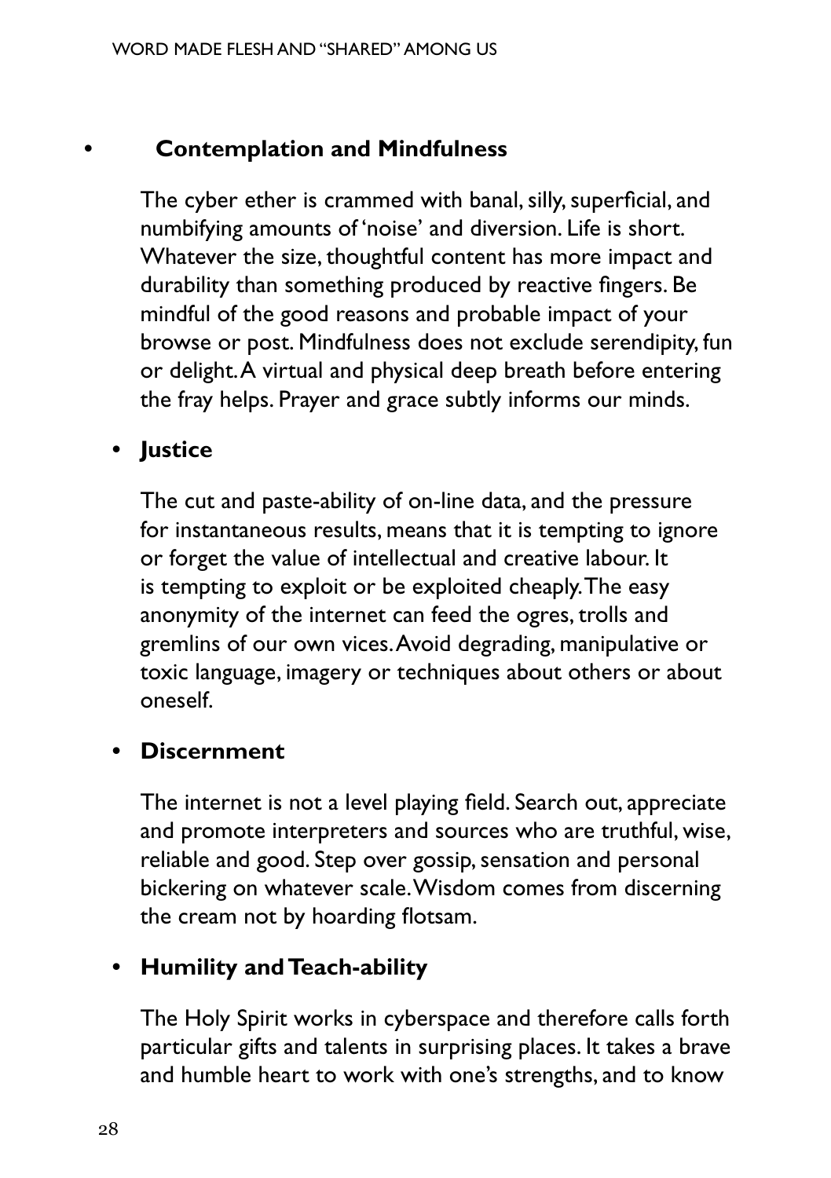- **Contemplation and Mindfulness**

  The cyber ether is crammed with banal, silly, superficial, and numbifying amounts of 'noise' and diversion. Life is short. Whatever the size, thoughtful content has more impact and durability than something produced by reactive fingers. Be mindful of the good reasons and probable impact of your browse or post. Mindfulness does not exclude serendipity, fun or delight. A virtual and physical deep breath before entering the fray helps. Prayer and grace subtly informs our minds.

- **Justice**

  The cut and paste-ability of on-line data, and the pressure for instantaneous results, means that it is tempting to ignore or forget the value of intellectual and creative labour. It is tempting to exploit or be exploited cheaply. The easy anonymity of the internet can feed the ogres, trolls and gremlins of our own vices. Avoid degrading, manipulative or toxic language, imagery or techniques about others or about oneself.

- **Discernment**

  The internet is not a level playing field. Search out, appreciate and promote interpreters and sources who are truthful, wise, reliable and good. Step over gossip, sensation and personal bickering on whatever scale. Wisdom comes from discerning the cream not by hoarding flotsam.

- **Humility and Teach-ability**

  The Holy Spirit works in cyberspace and therefore calls forth particular gifts and talents in surprising places. It takes a brave and humble heart to work with one's strengths, and to know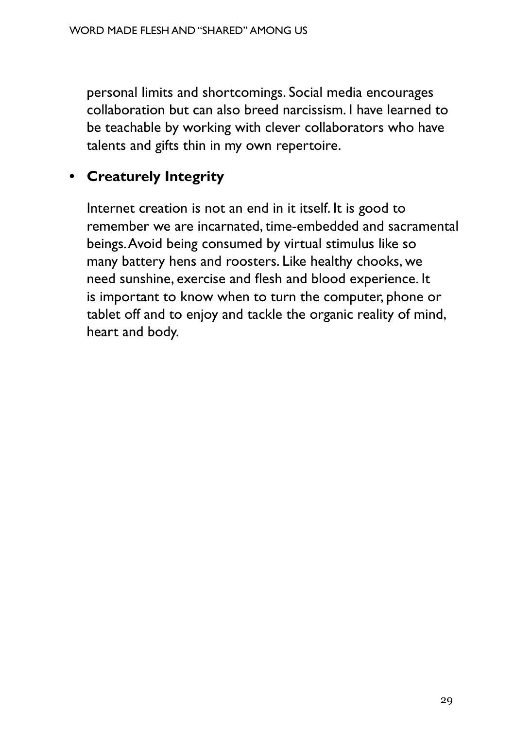personal limits and shortcomings. Social media encourages collaboration but can also breed narcissism. I have learned to be teachable by working with clever collaborators who have talents and gifts thin in my own repertoire.

- **Creaturely Integrity**

  Internet creation is not an end in it itself. It is good to remember we are incarnated, time-embedded and sacramental beings. Avoid being consumed by virtual stimulus like so many battery hens and roosters. Like healthy chooks, we need sunshine, exercise and flesh and blood experience. It is important to know when to turn the computer, phone or tablet off and to enjoy and tackle the organic reality of mind, heart and body.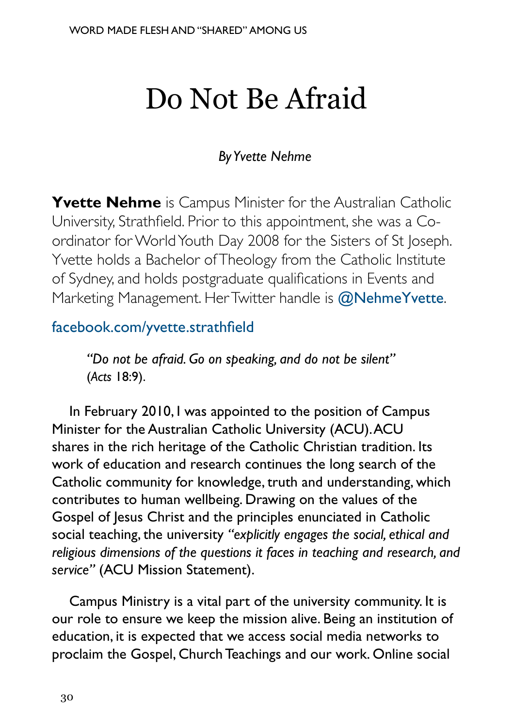# Do Not Be Afraid

*By Yvette Nehme*

**Yvette Nehme** is Campus Minister for the Australian Catholic University, Strathfield. Prior to this appointment, she was a Co-ordinator for World Youth Day 2008 for the Sisters of St Joseph. Yvette holds a Bachelor of Theology from the Catholic Institute of Sydney, and holds postgraduate qualifications in Events and Marketing Management. Her Twitter handle is @NehmeYvette.

facebook.com/yvette.strathfield

> *"Do not be afraid. Go on speaking, and do not be silent"* (*Acts* 18:9).

In February 2010, I was appointed to the position of Campus Minister for the Australian Catholic University (ACU). ACU shares in the rich heritage of the Catholic Christian tradition. Its work of education and research continues the long search of the Catholic community for knowledge, truth and understanding, which contributes to human wellbeing. Drawing on the values of the Gospel of Jesus Christ and the principles enunciated in Catholic social teaching, the university *"explicitly engages the social, ethical and religious dimensions of the questions it faces in teaching and research, and service"* (ACU Mission Statement).

Campus Ministry is a vital part of the university community. It is our role to ensure we keep the mission alive. Being an institution of education, it is expected that we access social media networks to proclaim the Gospel, Church Teachings and our work. Online social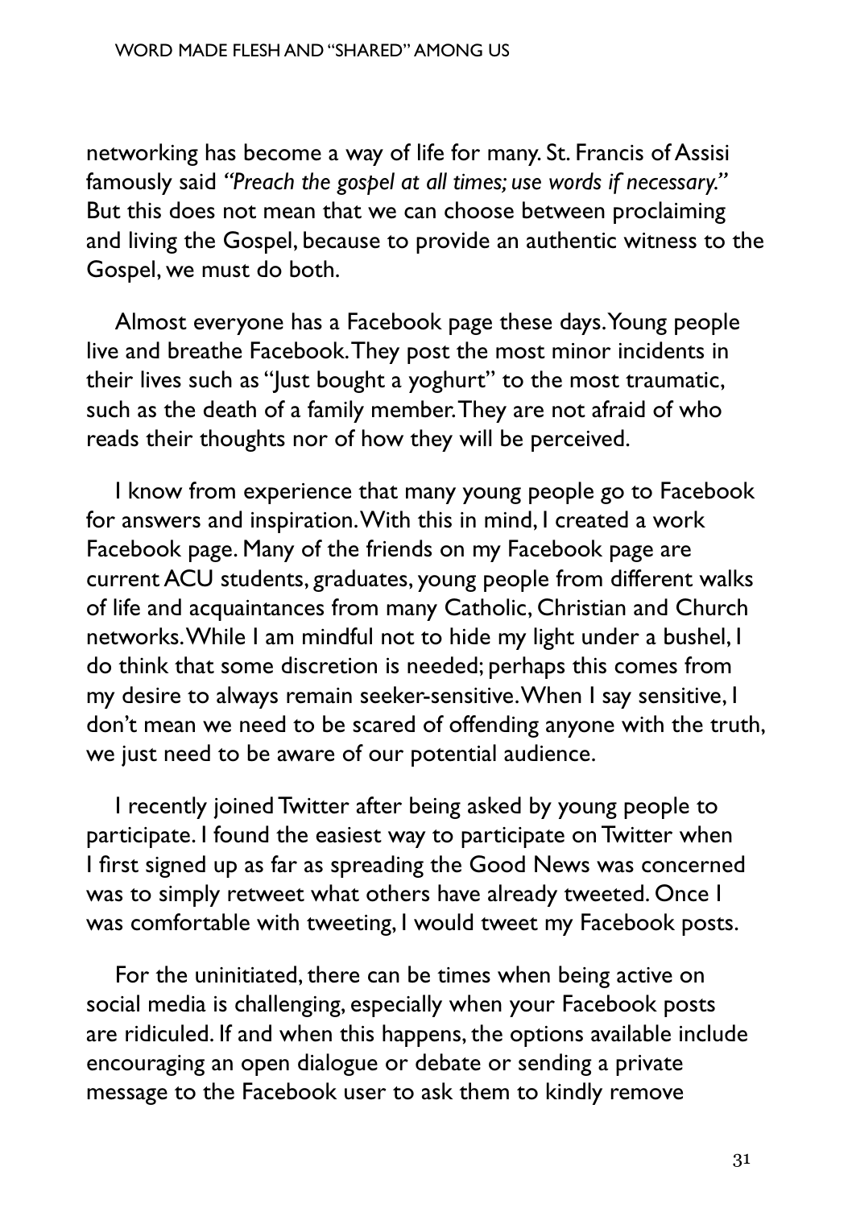networking has become a way of life for many. St. Francis of Assisi famously said *"Preach the gospel at all times; use words if necessary."* But this does not mean that we can choose between proclaiming and living the Gospel, because to provide an authentic witness to the Gospel, we must do both.

Almost everyone has a Facebook page these days. Young people live and breathe Facebook. They post the most minor incidents in their lives such as "Just bought a yoghurt" to the most traumatic, such as the death of a family member. They are not afraid of who reads their thoughts nor of how they will be perceived.

I know from experience that many young people go to Facebook for answers and inspiration. With this in mind, I created a work Facebook page. Many of the friends on my Facebook page are current ACU students, graduates, young people from different walks of life and acquaintances from many Catholic, Christian and Church networks. While I am mindful not to hide my light under a bushel, I do think that some discretion is needed; perhaps this comes from my desire to always remain seeker-sensitive. When I say sensitive, I don't mean we need to be scared of offending anyone with the truth, we just need to be aware of our potential audience.

I recently joined Twitter after being asked by young people to participate. I found the easiest way to participate on Twitter when I first signed up as far as spreading the Good News was concerned was to simply retweet what others have already tweeted. Once I was comfortable with tweeting, I would tweet my Facebook posts.

For the uninitiated, there can be times when being active on social media is challenging, especially when your Facebook posts are ridiculed. If and when this happens, the options available include encouraging an open dialogue or debate or sending a private message to the Facebook user to ask them to kindly remove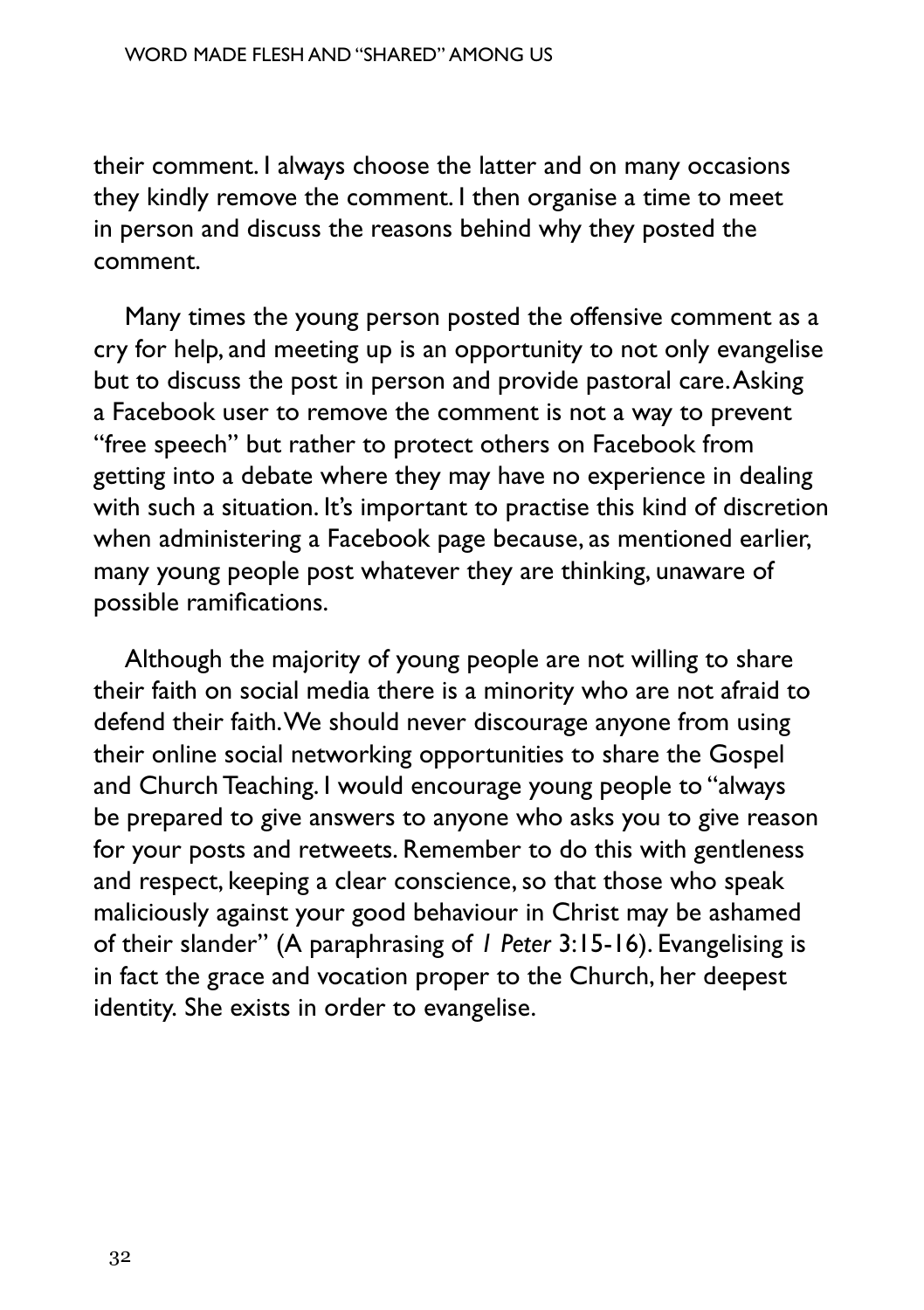their comment. I always choose the latter and on many occasions they kindly remove the comment. I then organise a time to meet in person and discuss the reasons behind why they posted the comment.

Many times the young person posted the offensive comment as a cry for help, and meeting up is an opportunity to not only evangelise but to discuss the post in person and provide pastoral care. Asking a Facebook user to remove the comment is not a way to prevent "free speech" but rather to protect others on Facebook from getting into a debate where they may have no experience in dealing with such a situation. It's important to practise this kind of discretion when administering a Facebook page because, as mentioned earlier, many young people post whatever they are thinking, unaware of possible ramifications.

Although the majority of young people are not willing to share their faith on social media there is a minority who are not afraid to defend their faith. We should never discourage anyone from using their online social networking opportunities to share the Gospel and Church Teaching. I would encourage young people to "always be prepared to give answers to anyone who asks you to give reason for your posts and retweets. Remember to do this with gentleness and respect, keeping a clear conscience, so that those who speak maliciously against your good behaviour in Christ may be ashamed of their slander" (A paraphrasing of *1 Peter* 3:15-16). Evangelising is in fact the grace and vocation proper to the Church, her deepest identity. She exists in order to evangelise.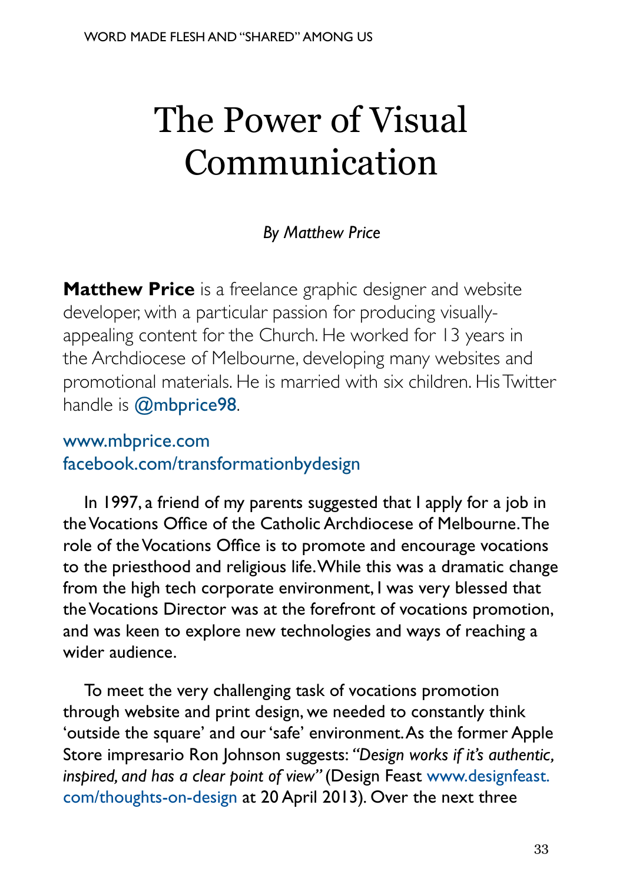# The Power of Visual Communication

*By Matthew Price*

**Matthew Price** is a freelance graphic designer and website developer, with a particular passion for producing visually-appealing content for the Church. He worked for 13 years in the Archdiocese of Melbourne, developing many websites and promotional materials. He is married with six children. His Twitter handle is @mbprice98.

www.mbprice.com
facebook.com/transformationbydesign

In 1997, a friend of my parents suggested that I apply for a job in the Vocations Office of the Catholic Archdiocese of Melbourne. The role of the Vocations Office is to promote and encourage vocations to the priesthood and religious life. While this was a dramatic change from the high tech corporate environment, I was very blessed that the Vocations Director was at the forefront of vocations promotion, and was keen to explore new technologies and ways of reaching a wider audience.

To meet the very challenging task of vocations promotion through website and print design, we needed to constantly think 'outside the square' and our 'safe' environment. As the former Apple Store impresario Ron Johnson suggests: *"Design works if it's authentic, inspired, and has a clear point of view"* (Design Feast www.designfeast.com/thoughts-on-design at 20 April 2013). Over the next three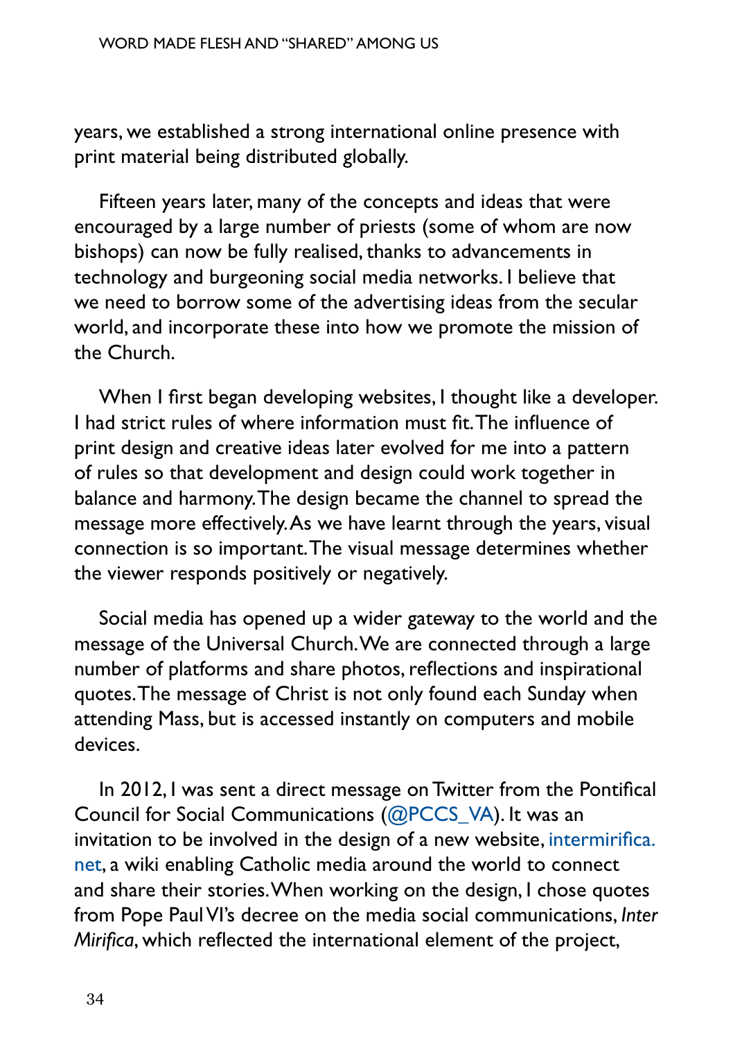years, we established a strong international online presence with print material being distributed globally.

Fifteen years later, many of the concepts and ideas that were encouraged by a large number of priests (some of whom are now bishops) can now be fully realised, thanks to advancements in technology and burgeoning social media networks. I believe that we need to borrow some of the advertising ideas from the secular world, and incorporate these into how we promote the mission of the Church.

When I first began developing websites, I thought like a developer. I had strict rules of where information must fit. The influence of print design and creative ideas later evolved for me into a pattern of rules so that development and design could work together in balance and harmony. The design became the channel to spread the message more effectively. As we have learnt through the years, visual connection is so important. The visual message determines whether the viewer responds positively or negatively.

Social media has opened up a wider gateway to the world and the message of the Universal Church. We are connected through a large number of platforms and share photos, reflections and inspirational quotes. The message of Christ is not only found each Sunday when attending Mass, but is accessed instantly on computers and mobile devices.

In 2012, I was sent a direct message on Twitter from the Pontifical Council for Social Communications (@PCCS_VA). It was an invitation to be involved in the design of a new website, intermirifica.net, a wiki enabling Catholic media around the world to connect and share their stories. When working on the design, I chose quotes from Pope Paul VI's decree on the media social communications, *Inter Mirifica*, which reflected the international element of the project,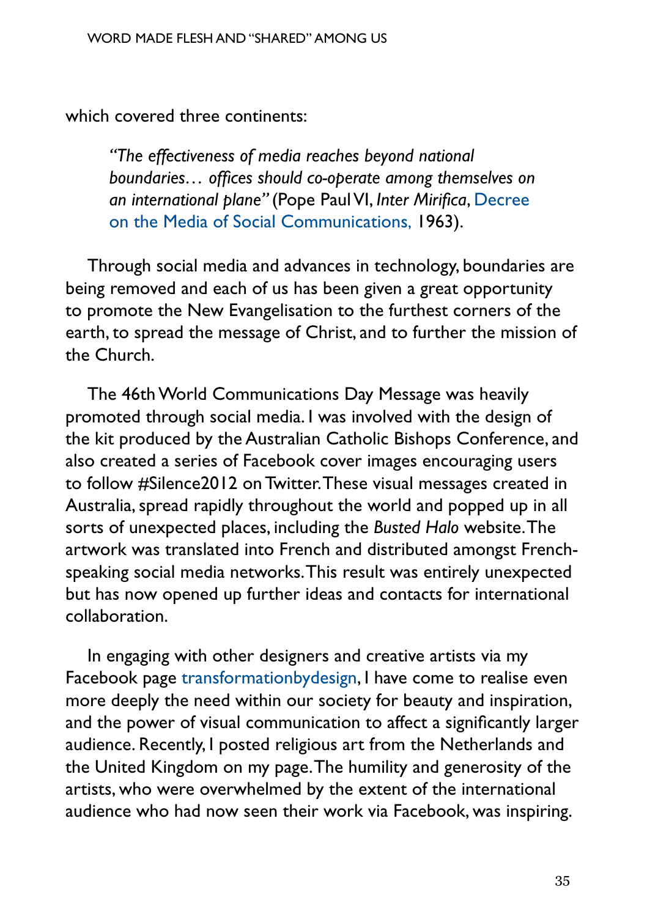which covered three continents:

> *"The effectiveness of media reaches beyond national boundaries… offices should co-operate among themselves on an international plane"* (Pope Paul VI, *Inter Mirifica*, Decree on the Media of Social Communications, 1963).

Through social media and advances in technology, boundaries are being removed and each of us has been given a great opportunity to promote the New Evangelisation to the furthest corners of the earth, to spread the message of Christ, and to further the mission of the Church.

The 46th World Communications Day Message was heavily promoted through social media. I was involved with the design of the kit produced by the Australian Catholic Bishops Conference, and also created a series of Facebook cover images encouraging users to follow #Silence2012 on Twitter. These visual messages created in Australia, spread rapidly throughout the world and popped up in all sorts of unexpected places, including the *Busted Halo* website. The artwork was translated into French and distributed amongst French-speaking social media networks. This result was entirely unexpected but has now opened up further ideas and contacts for international collaboration.

In engaging with other designers and creative artists via my Facebook page transformationbydesign, I have come to realise even more deeply the need within our society for beauty and inspiration, and the power of visual communication to affect a significantly larger audience. Recently, I posted religious art from the Netherlands and the United Kingdom on my page. The humility and generosity of the artists, who were overwhelmed by the extent of the international audience who had now seen their work via Facebook, was inspiring.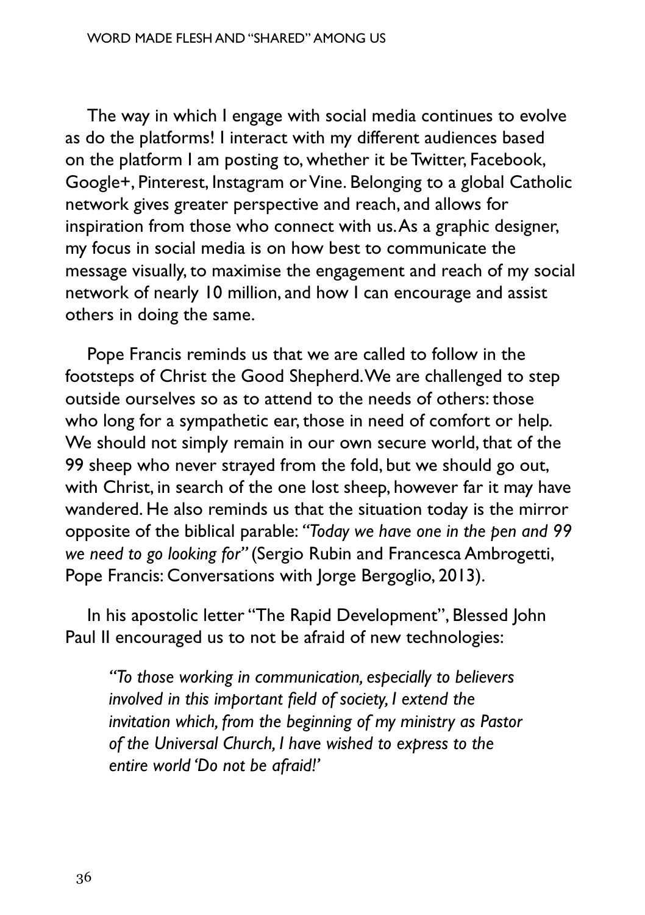The way in which I engage with social media continues to evolve as do the platforms! I interact with my different audiences based on the platform I am posting to, whether it be Twitter, Facebook, Google+, Pinterest, Instagram or Vine. Belonging to a global Catholic network gives greater perspective and reach, and allows for inspiration from those who connect with us. As a graphic designer, my focus in social media is on how best to communicate the message visually, to maximise the engagement and reach of my social network of nearly 10 million, and how I can encourage and assist others in doing the same.

Pope Francis reminds us that we are called to follow in the footsteps of Christ the Good Shepherd. We are challenged to step outside ourselves so as to attend to the needs of others: those who long for a sympathetic ear, those in need of comfort or help. We should not simply remain in our own secure world, that of the 99 sheep who never strayed from the fold, but we should go out, with Christ, in search of the one lost sheep, however far it may have wandered. He also reminds us that the situation today is the mirror opposite of the biblical parable: *"Today we have one in the pen and 99 we need to go looking for"* (Sergio Rubin and Francesca Ambrogetti, Pope Francis: Conversations with Jorge Bergoglio, 2013).

In his apostolic letter "The Rapid Development", Blessed John Paul II encouraged us to not be afraid of new technologies:

> *"To those working in communication, especially to believers involved in this important field of society, I extend the invitation which, from the beginning of my ministry as Pastor of the Universal Church, I have wished to express to the entire world 'Do not be afraid!'*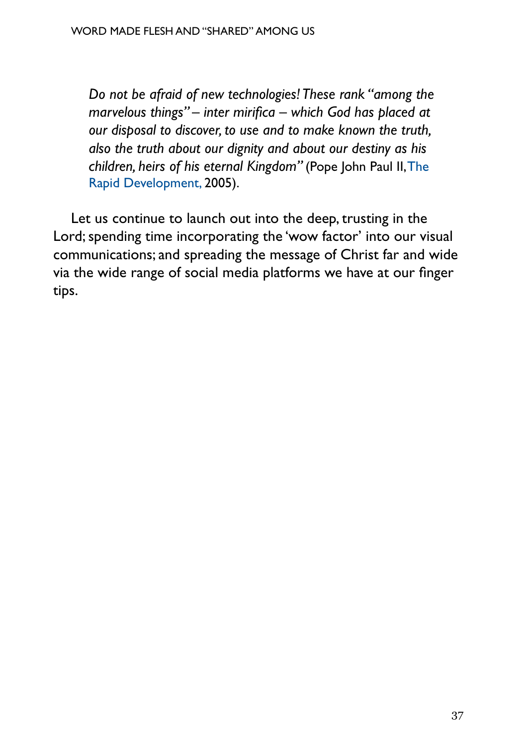*Do not be afraid of new technologies! These rank "among the marvelous things" – inter mirifica – which God has placed at our disposal to discover, to use and to make known the truth, also the truth about our dignity and about our destiny as his children, heirs of his eternal Kingdom"* (Pope John Paul II, The Rapid Development, 2005).

Let us continue to launch out into the deep, trusting in the Lord; spending time incorporating the 'wow factor' into our visual communications; and spreading the message of Christ far and wide via the wide range of social media platforms we have at our finger tips.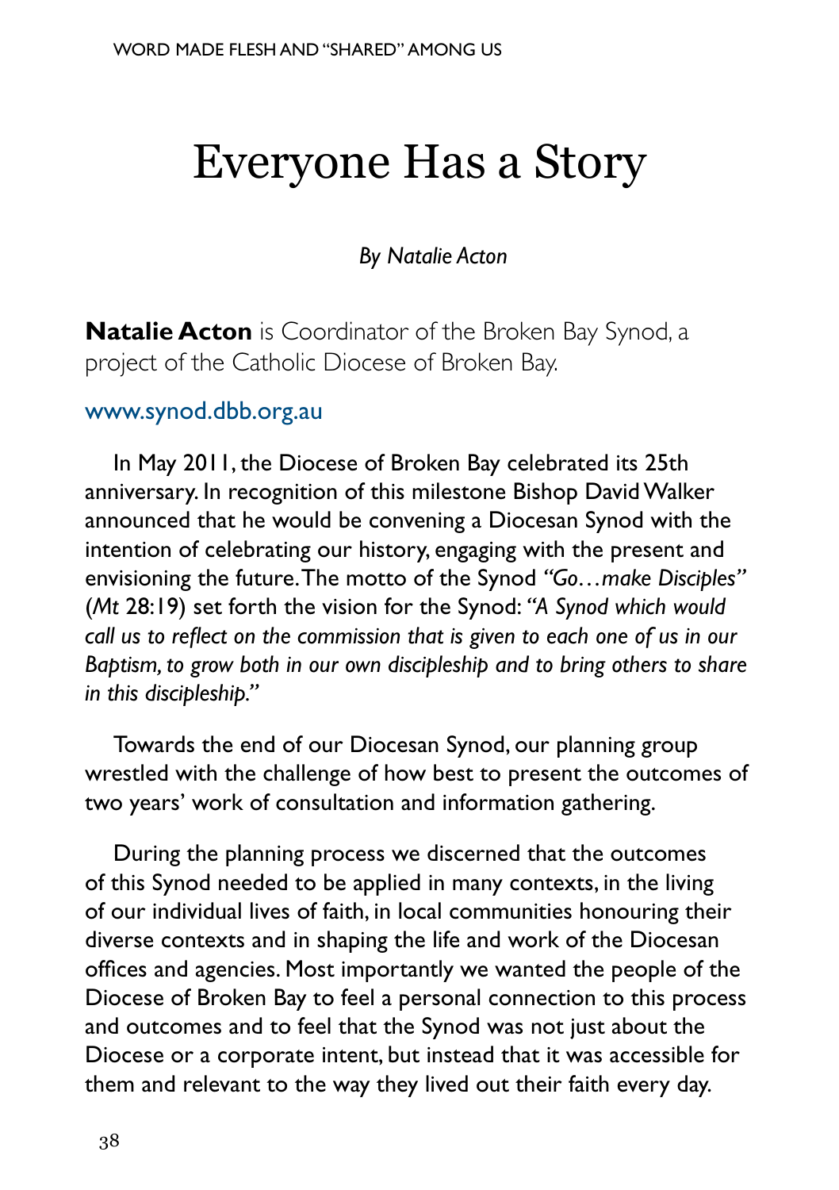# Everyone Has a Story

*By Natalie Acton*

**Natalie Acton** is Coordinator of the Broken Bay Synod, a project of the Catholic Diocese of Broken Bay.

www.synod.dbb.org.au

In May 2011, the Diocese of Broken Bay celebrated its 25th anniversary. In recognition of this milestone Bishop David Walker announced that he would be convening a Diocesan Synod with the intention of celebrating our history, engaging with the present and envisioning the future. The motto of the Synod *"Go…make Disciples"* (*Mt* 28:19) set forth the vision for the Synod: *"A Synod which would call us to reflect on the commission that is given to each one of us in our Baptism, to grow both in our own discipleship and to bring others to share in this discipleship."*

Towards the end of our Diocesan Synod, our planning group wrestled with the challenge of how best to present the outcomes of two years' work of consultation and information gathering.

During the planning process we discerned that the outcomes of this Synod needed to be applied in many contexts, in the living of our individual lives of faith, in local communities honouring their diverse contexts and in shaping the life and work of the Diocesan offices and agencies. Most importantly we wanted the people of the Diocese of Broken Bay to feel a personal connection to this process and outcomes and to feel that the Synod was not just about the Diocese or a corporate intent, but instead that it was accessible for them and relevant to the way they lived out their faith every day.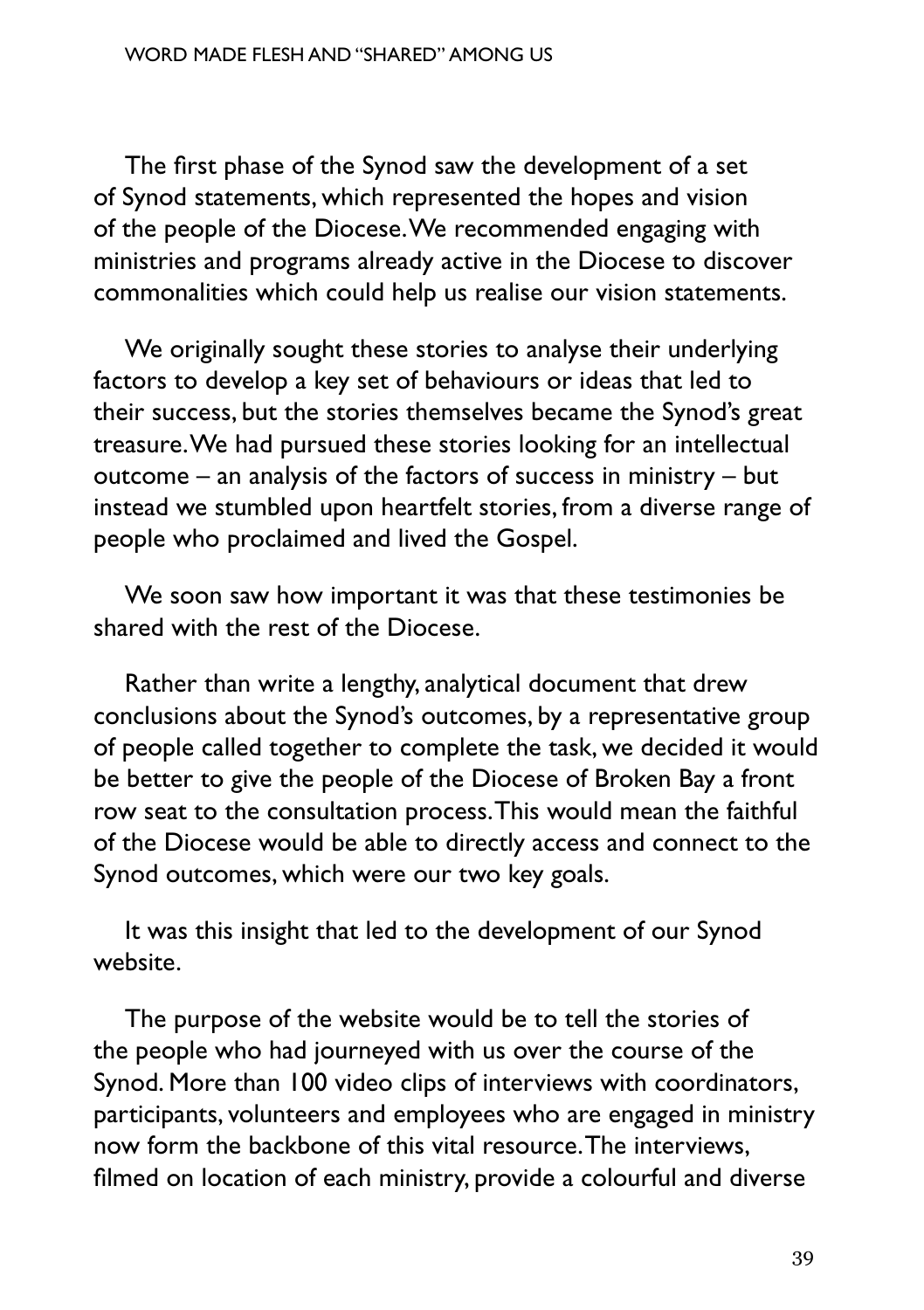The first phase of the Synod saw the development of a set of Synod statements, which represented the hopes and vision of the people of the Diocese. We recommended engaging with ministries and programs already active in the Diocese to discover commonalities which could help us realise our vision statements.

We originally sought these stories to analyse their underlying factors to develop a key set of behaviours or ideas that led to their success, but the stories themselves became the Synod's great treasure. We had pursued these stories looking for an intellectual outcome – an analysis of the factors of success in ministry – but instead we stumbled upon heartfelt stories, from a diverse range of people who proclaimed and lived the Gospel.

We soon saw how important it was that these testimonies be shared with the rest of the Diocese.

Rather than write a lengthy, analytical document that drew conclusions about the Synod's outcomes, by a representative group of people called together to complete the task, we decided it would be better to give the people of the Diocese of Broken Bay a front row seat to the consultation process. This would mean the faithful of the Diocese would be able to directly access and connect to the Synod outcomes, which were our two key goals.

It was this insight that led to the development of our Synod website.

The purpose of the website would be to tell the stories of the people who had journeyed with us over the course of the Synod. More than 100 video clips of interviews with coordinators, participants, volunteers and employees who are engaged in ministry now form the backbone of this vital resource. The interviews, filmed on location of each ministry, provide a colourful and diverse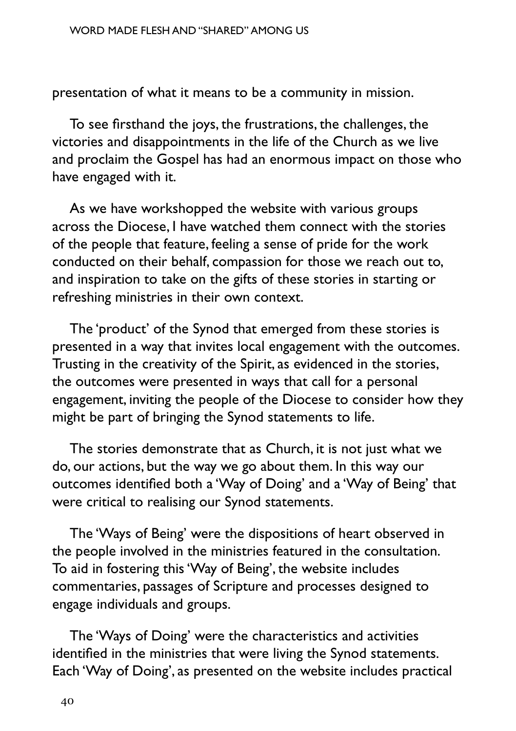presentation of what it means to be a community in mission.

To see firsthand the joys, the frustrations, the challenges, the victories and disappointments in the life of the Church as we live and proclaim the Gospel has had an enormous impact on those who have engaged with it.

As we have workshopped the website with various groups across the Diocese, I have watched them connect with the stories of the people that feature, feeling a sense of pride for the work conducted on their behalf, compassion for those we reach out to, and inspiration to take on the gifts of these stories in starting or refreshing ministries in their own context.

The 'product' of the Synod that emerged from these stories is presented in a way that invites local engagement with the outcomes. Trusting in the creativity of the Spirit, as evidenced in the stories, the outcomes were presented in ways that call for a personal engagement, inviting the people of the Diocese to consider how they might be part of bringing the Synod statements to life.

The stories demonstrate that as Church, it is not just what we do, our actions, but the way we go about them. In this way our outcomes identified both a 'Way of Doing' and a 'Way of Being' that were critical to realising our Synod statements.

The 'Ways of Being' were the dispositions of heart observed in the people involved in the ministries featured in the consultation. To aid in fostering this 'Way of Being', the website includes commentaries, passages of Scripture and processes designed to engage individuals and groups.

The 'Ways of Doing' were the characteristics and activities identified in the ministries that were living the Synod statements. Each 'Way of Doing', as presented on the website includes practical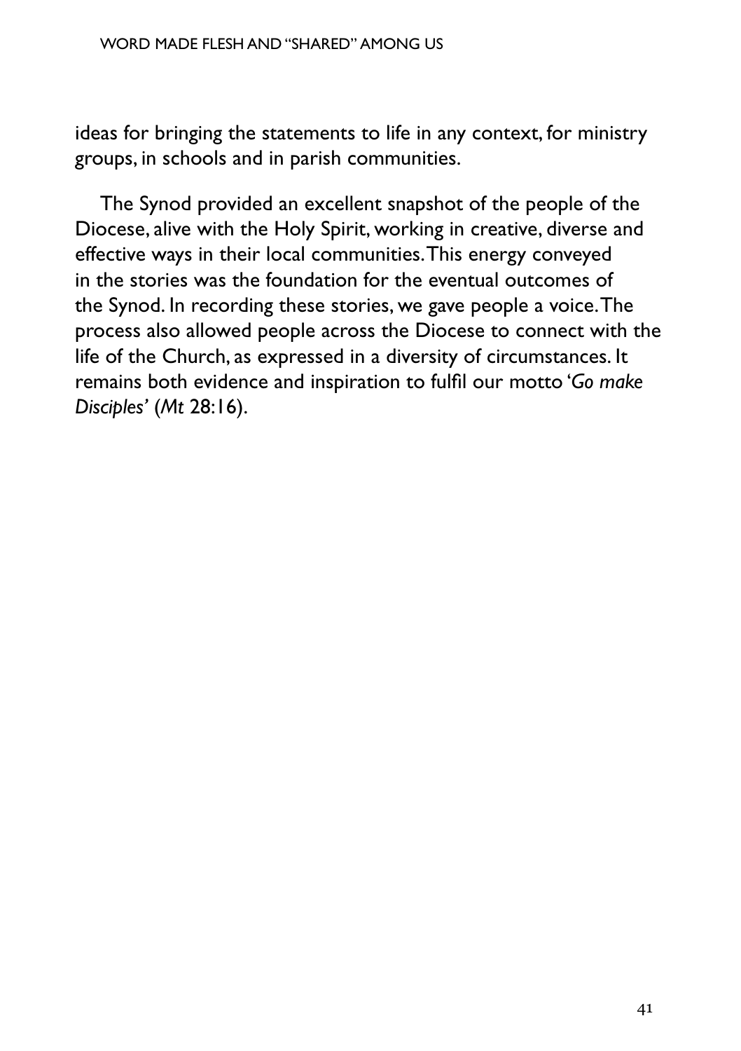ideas for bringing the statements to life in any context, for ministry groups, in schools and in parish communities.

The Synod provided an excellent snapshot of the people of the Diocese, alive with the Holy Spirit, working in creative, diverse and effective ways in their local communities. This energy conveyed in the stories was the foundation for the eventual outcomes of the Synod. In recording these stories, we gave people a voice. The process also allowed people across the Diocese to connect with the life of the Church, as expressed in a diversity of circumstances. It remains both evidence and inspiration to fulfil our motto '*Go make Disciples*' (*Mt* 28:16).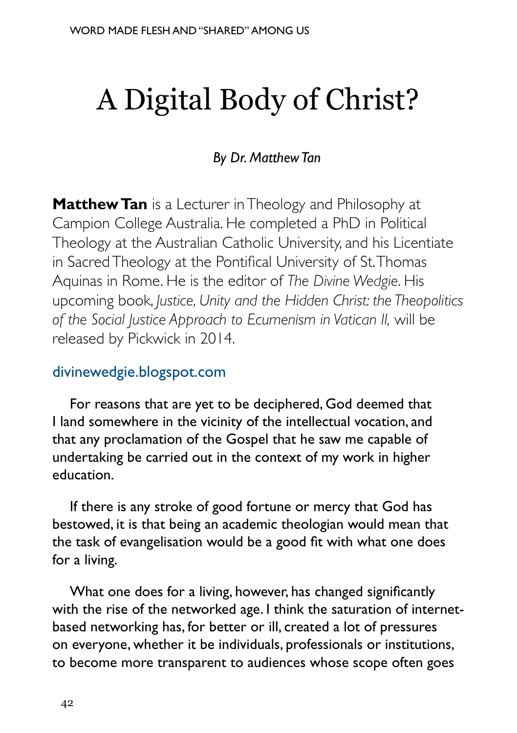# A Digital Body of Christ?

*By Dr. Matthew Tan*

**Matthew Tan** is a Lecturer in Theology and Philosophy at Campion College Australia. He completed a PhD in Political Theology at the Australian Catholic University, and his Licentiate in Sacred Theology at the Pontifical University of St. Thomas Aquinas in Rome. He is the editor of *The Divine Wedgie*. His upcoming book, *Justice, Unity and the Hidden Christ: the Theopolitics of the Social Justice Approach to Ecumenism in Vatican II,* will be released by Pickwick in 2014.

divinewedgie.blogspot.com

For reasons that are yet to be deciphered, God deemed that I land somewhere in the vicinity of the intellectual vocation, and that any proclamation of the Gospel that he saw me capable of undertaking be carried out in the context of my work in higher education.

If there is any stroke of good fortune or mercy that God has bestowed, it is that being an academic theologian would mean that the task of evangelisation would be a good fit with what one does for a living.

What one does for a living, however, has changed significantly with the rise of the networked age. I think the saturation of internet-based networking has, for better or ill, created a lot of pressures on everyone, whether it be individuals, professionals or institutions, to become more transparent to audiences whose scope often goes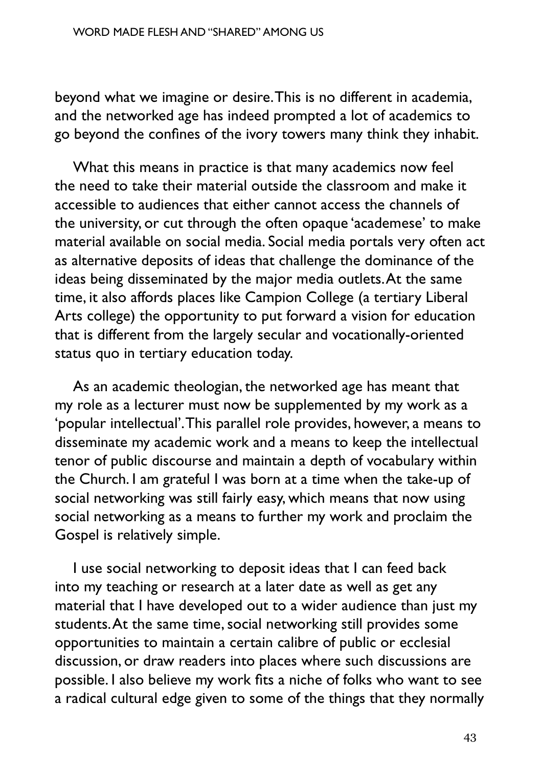beyond what we imagine or desire. This is no different in academia, and the networked age has indeed prompted a lot of academics to go beyond the confines of the ivory towers many think they inhabit.

What this means in practice is that many academics now feel the need to take their material outside the classroom and make it accessible to audiences that either cannot access the channels of the university, or cut through the often opaque 'academese' to make material available on social media. Social media portals very often act as alternative deposits of ideas that challenge the dominance of the ideas being disseminated by the major media outlets. At the same time, it also affords places like Campion College (a tertiary Liberal Arts college) the opportunity to put forward a vision for education that is different from the largely secular and vocationally-oriented status quo in tertiary education today.

As an academic theologian, the networked age has meant that my role as a lecturer must now be supplemented by my work as a 'popular intellectual'. This parallel role provides, however, a means to disseminate my academic work and a means to keep the intellectual tenor of public discourse and maintain a depth of vocabulary within the Church. I am grateful I was born at a time when the take-up of social networking was still fairly easy, which means that now using social networking as a means to further my work and proclaim the Gospel is relatively simple.

I use social networking to deposit ideas that I can feed back into my teaching or research at a later date as well as get any material that I have developed out to a wider audience than just my students. At the same time, social networking still provides some opportunities to maintain a certain calibre of public or ecclesial discussion, or draw readers into places where such discussions are possible. I also believe my work fits a niche of folks who want to see a radical cultural edge given to some of the things that they normally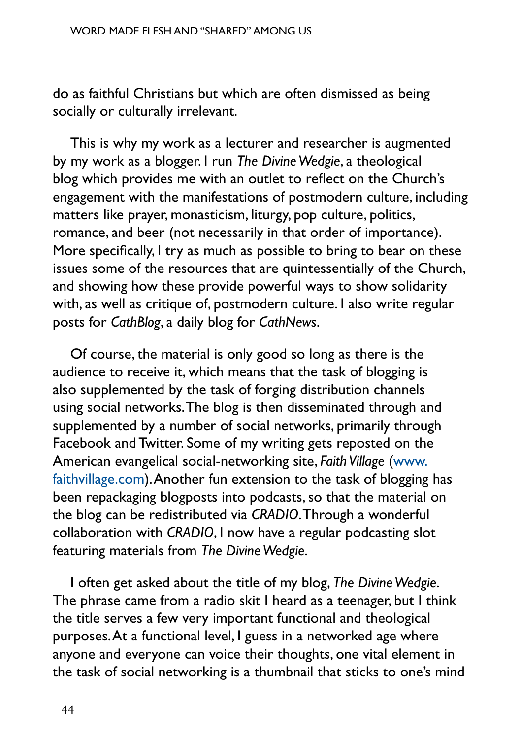do as faithful Christians but which are often dismissed as being socially or culturally irrelevant.

This is why my work as a lecturer and researcher is augmented by my work as a blogger. I run *The Divine Wedgie*, a theological blog which provides me with an outlet to reflect on the Church's engagement with the manifestations of postmodern culture, including matters like prayer, monasticism, liturgy, pop culture, politics, romance, and beer (not necessarily in that order of importance). More specifically, I try as much as possible to bring to bear on these issues some of the resources that are quintessentially of the Church, and showing how these provide powerful ways to show solidarity with, as well as critique of, postmodern culture. I also write regular posts for *CathBlog*, a daily blog for *CathNews*.

Of course, the material is only good so long as there is the audience to receive it, which means that the task of blogging is also supplemented by the task of forging distribution channels using social networks. The blog is then disseminated through and supplemented by a number of social networks, primarily through Facebook and Twitter. Some of my writing gets reposted on the American evangelical social-networking site, *Faith Village* (www.faithvillage.com). Another fun extension to the task of blogging has been repackaging blogposts into podcasts, so that the material on the blog can be redistributed via *CRADIO*. Through a wonderful collaboration with *CRADIO*, I now have a regular podcasting slot featuring materials from *The Divine Wedgie*.

I often get asked about the title of my blog, *The Divine Wedgie*. The phrase came from a radio skit I heard as a teenager, but I think the title serves a few very important functional and theological purposes. At a functional level, I guess in a networked age where anyone and everyone can voice their thoughts, one vital element in the task of social networking is a thumbnail that sticks to one's mind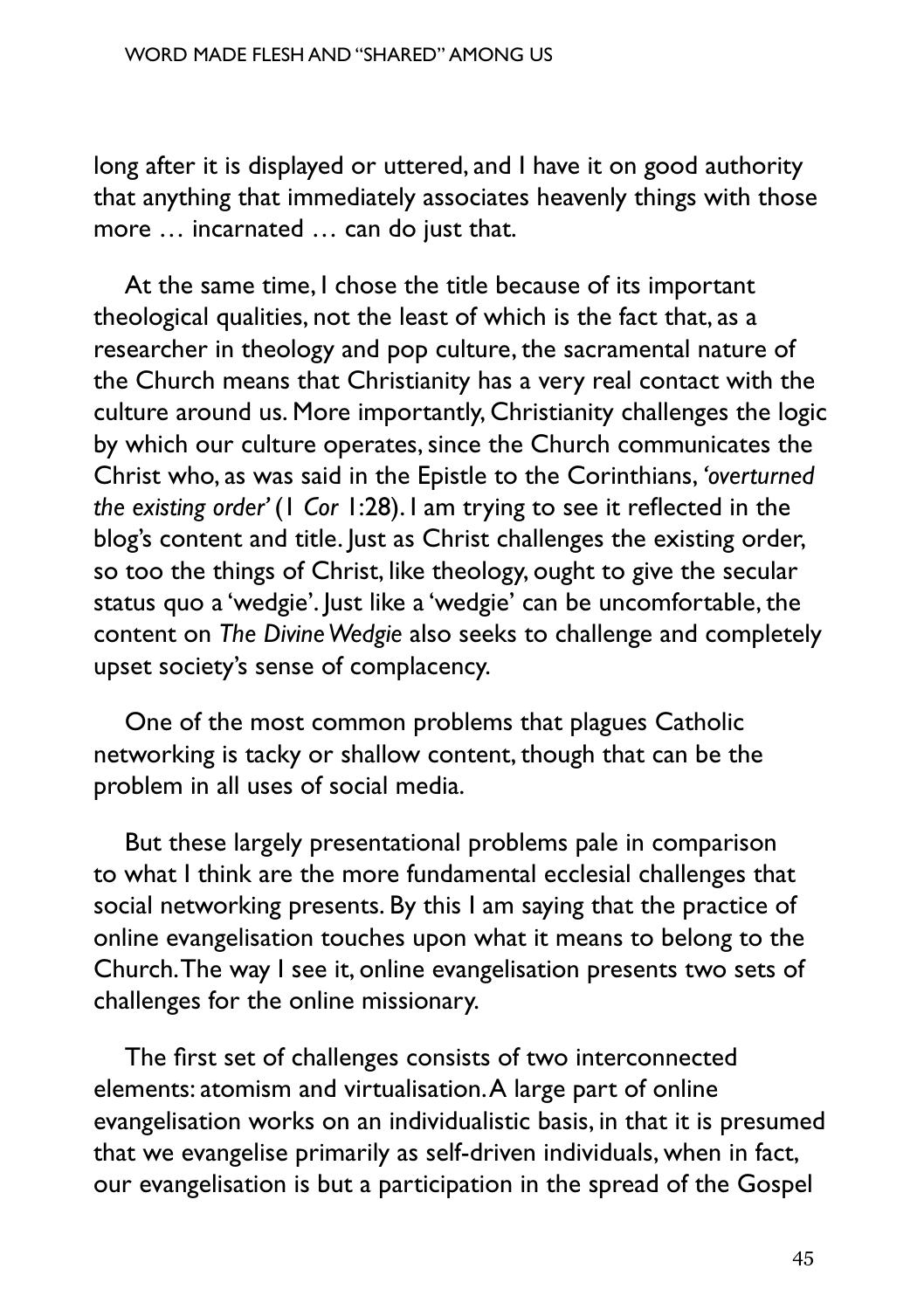long after it is displayed or uttered, and I have it on good authority that anything that immediately associates heavenly things with those more … incarnated … can do just that.

At the same time, I chose the title because of its important theological qualities, not the least of which is the fact that, as a researcher in theology and pop culture, the sacramental nature of the Church means that Christianity has a very real contact with the culture around us. More importantly, Christianity challenges the logic by which our culture operates, since the Church communicates the Christ who, as was said in the Epistle to the Corinthians, *'overturned the existing order'* (1 *Cor* 1:28). I am trying to see it reflected in the blog's content and title. Just as Christ challenges the existing order, so too the things of Christ, like theology, ought to give the secular status quo a 'wedgie'. Just like a 'wedgie' can be uncomfortable, the content on *The Divine Wedgie* also seeks to challenge and completely upset society's sense of complacency.

One of the most common problems that plagues Catholic networking is tacky or shallow content, though that can be the problem in all uses of social media.

But these largely presentational problems pale in comparison to what I think are the more fundamental ecclesial challenges that social networking presents. By this I am saying that the practice of online evangelisation touches upon what it means to belong to the Church. The way I see it, online evangelisation presents two sets of challenges for the online missionary.

The first set of challenges consists of two interconnected elements: atomism and virtualisation. A large part of online evangelisation works on an individualistic basis, in that it is presumed that we evangelise primarily as self-driven individuals, when in fact, our evangelisation is but a participation in the spread of the Gospel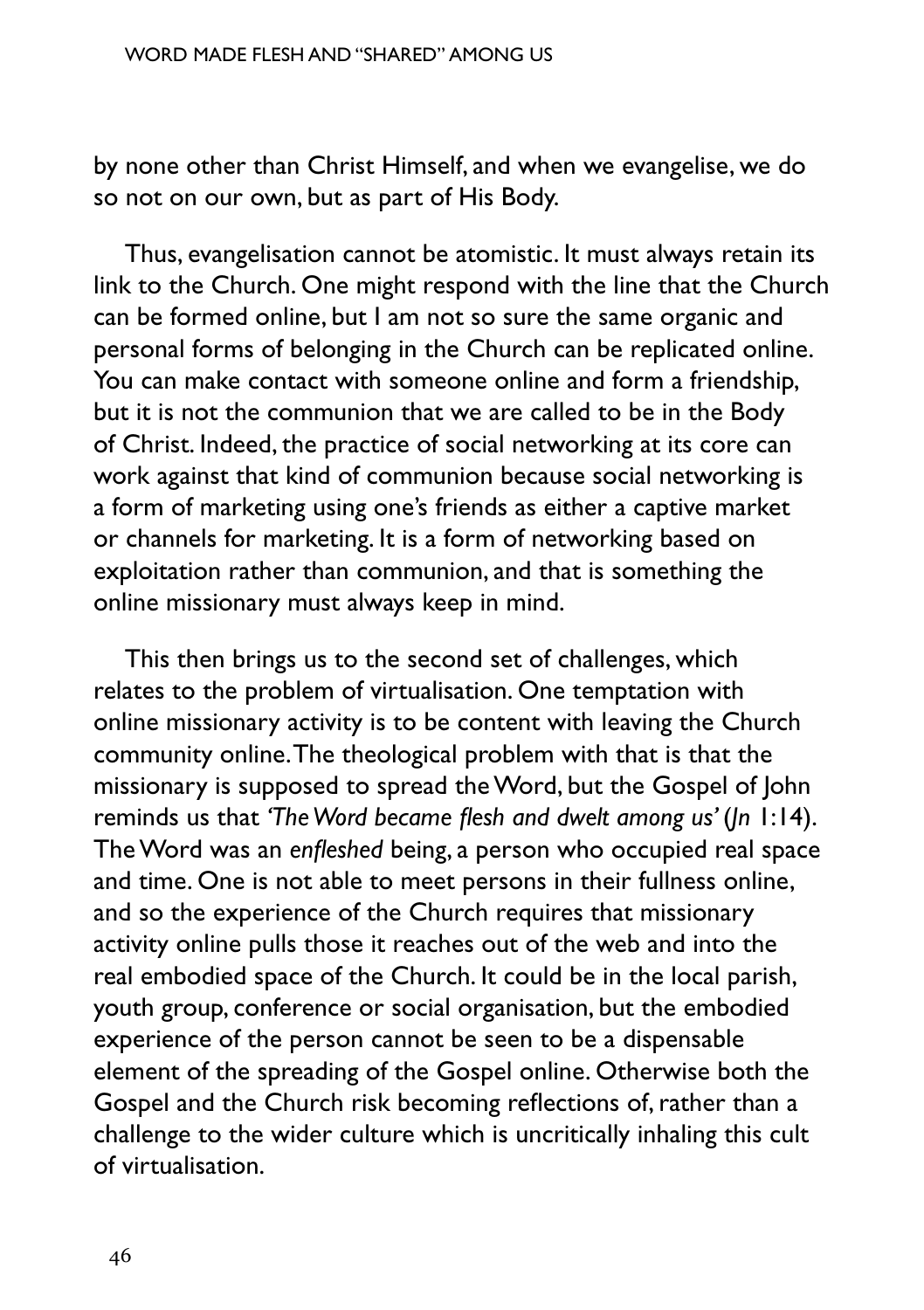by none other than Christ Himself, and when we evangelise, we do so not on our own, but as part of His Body.

Thus, evangelisation cannot be atomistic. It must always retain its link to the Church. One might respond with the line that the Church can be formed online, but I am not so sure the same organic and personal forms of belonging in the Church can be replicated online. You can make contact with someone online and form a friendship, but it is not the communion that we are called to be in the Body of Christ. Indeed, the practice of social networking at its core can work against that kind of communion because social networking is a form of marketing using one's friends as either a captive market or channels for marketing. It is a form of networking based on exploitation rather than communion, and that is something the online missionary must always keep in mind.

This then brings us to the second set of challenges, which relates to the problem of virtualisation. One temptation with online missionary activity is to be content with leaving the Church community online. The theological problem with that is that the missionary is supposed to spread the Word, but the Gospel of John reminds us that *'The Word became flesh and dwelt among us'* (*Jn* 1:14). The Word was an *enfleshed* being, a person who occupied real space and time. One is not able to meet persons in their fullness online, and so the experience of the Church requires that missionary activity online pulls those it reaches out of the web and into the real embodied space of the Church. It could be in the local parish, youth group, conference or social organisation, but the embodied experience of the person cannot be seen to be a dispensable element of the spreading of the Gospel online. Otherwise both the Gospel and the Church risk becoming reflections of, rather than a challenge to the wider culture which is uncritically inhaling this cult of virtualisation.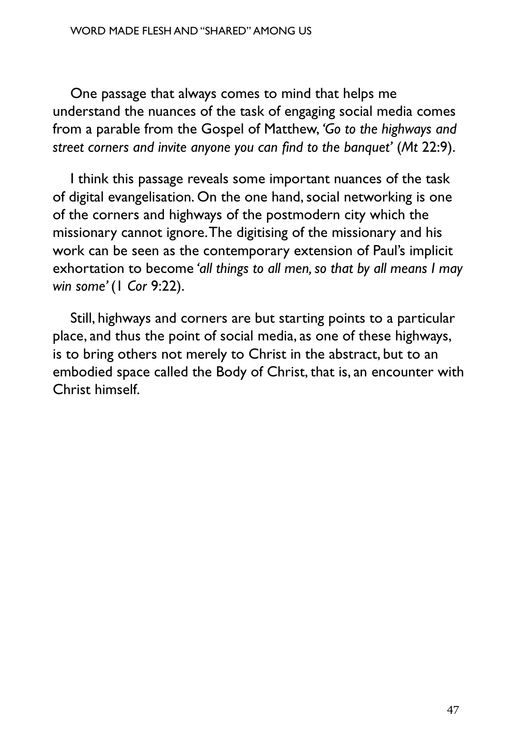One passage that always comes to mind that helps me understand the nuances of the task of engaging social media comes from a parable from the Gospel of Matthew, *'Go to the highways and street corners and invite anyone you can find to the banquet'* (*Mt* 22:9).

I think this passage reveals some important nuances of the task of digital evangelisation. On the one hand, social networking is one of the corners and highways of the postmodern city which the missionary cannot ignore. The digitising of the missionary and his work can be seen as the contemporary extension of Paul's implicit exhortation to become *'all things to all men, so that by all means I may win some'* (*1 Cor* 9:22).

Still, highways and corners are but starting points to a particular place, and thus the point of social media, as one of these highways, is to bring others not merely to Christ in the abstract, but to an embodied space called the Body of Christ, that is, an encounter with Christ himself.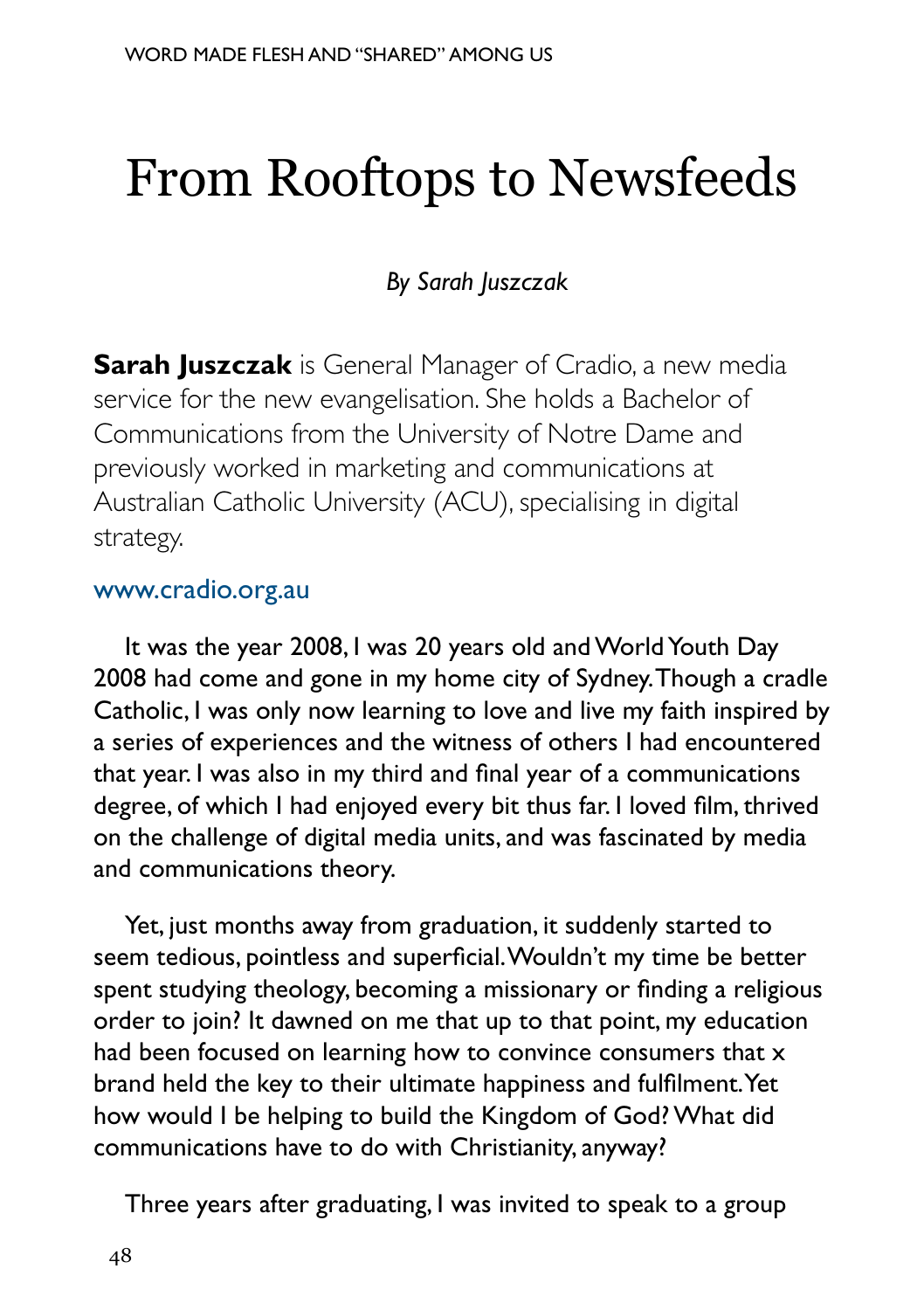# From Rooftops to Newsfeeds

*By Sarah Juszczak*

**Sarah Juszczak** is General Manager of Cradio, a new media service for the new evangelisation. She holds a Bachelor of Communications from the University of Notre Dame and previously worked in marketing and communications at Australian Catholic University (ACU), specialising in digital strategy.

www.cradio.org.au

It was the year 2008, I was 20 years old and World Youth Day 2008 had come and gone in my home city of Sydney. Though a cradle Catholic, I was only now learning to love and live my faith inspired by a series of experiences and the witness of others I had encountered that year. I was also in my third and final year of a communications degree, of which I had enjoyed every bit thus far. I loved film, thrived on the challenge of digital media units, and was fascinated by media and communications theory.

Yet, just months away from graduation, it suddenly started to seem tedious, pointless and superficial. Wouldn't my time be better spent studying theology, becoming a missionary or finding a religious order to join? It dawned on me that up to that point, my education had been focused on learning how to convince consumers that x brand held the key to their ultimate happiness and fulfilment. Yet how would I be helping to build the Kingdom of God? What did communications have to do with Christianity, anyway?

Three years after graduating, I was invited to speak to a group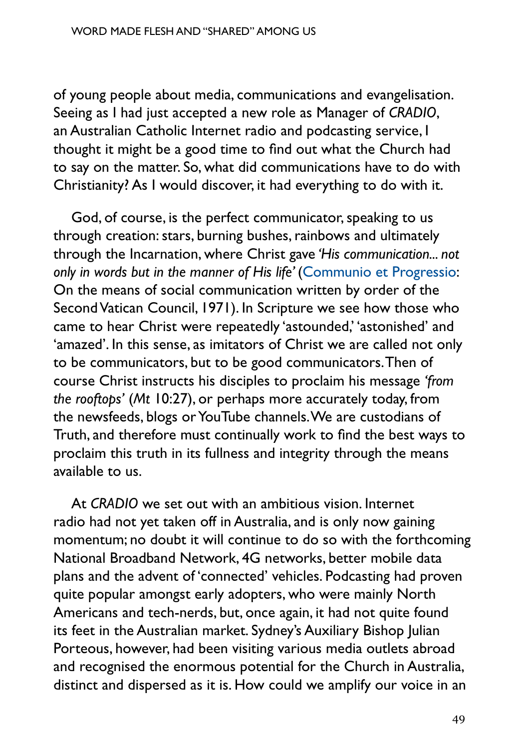of young people about media, communications and evangelisation. Seeing as I had just accepted a new role as Manager of *CRADIO*, an Australian Catholic Internet radio and podcasting service, I thought it might be a good time to find out what the Church had to say on the matter. So, what did communications have to do with Christianity? As I would discover, it had everything to do with it.

God, of course, is the perfect communicator, speaking to us through creation: stars, burning bushes, rainbows and ultimately through the Incarnation, where Christ gave *'His communication... not only in words but in the manner of His life'* (Communio et Progressio: On the means of social communication written by order of the Second Vatican Council, 1971). In Scripture we see how those who came to hear Christ were repeatedly 'astounded,' 'astonished' and 'amazed'. In this sense, as imitators of Christ we are called not only to be communicators, but to be good communicators. Then of course Christ instructs his disciples to proclaim his message *'from the rooftops'* (*Mt* 10:27), or perhaps more accurately today, from the newsfeeds, blogs or YouTube channels. We are custodians of Truth, and therefore must continually work to find the best ways to proclaim this truth in its fullness and integrity through the means available to us.

At *CRADIO* we set out with an ambitious vision. Internet radio had not yet taken off in Australia, and is only now gaining momentum; no doubt it will continue to do so with the forthcoming National Broadband Network, 4G networks, better mobile data plans and the advent of 'connected' vehicles. Podcasting had proven quite popular amongst early adopters, who were mainly North Americans and tech-nerds, but, once again, it had not quite found its feet in the Australian market. Sydney's Auxiliary Bishop Julian Porteous, however, had been visiting various media outlets abroad and recognised the enormous potential for the Church in Australia, distinct and dispersed as it is. How could we amplify our voice in an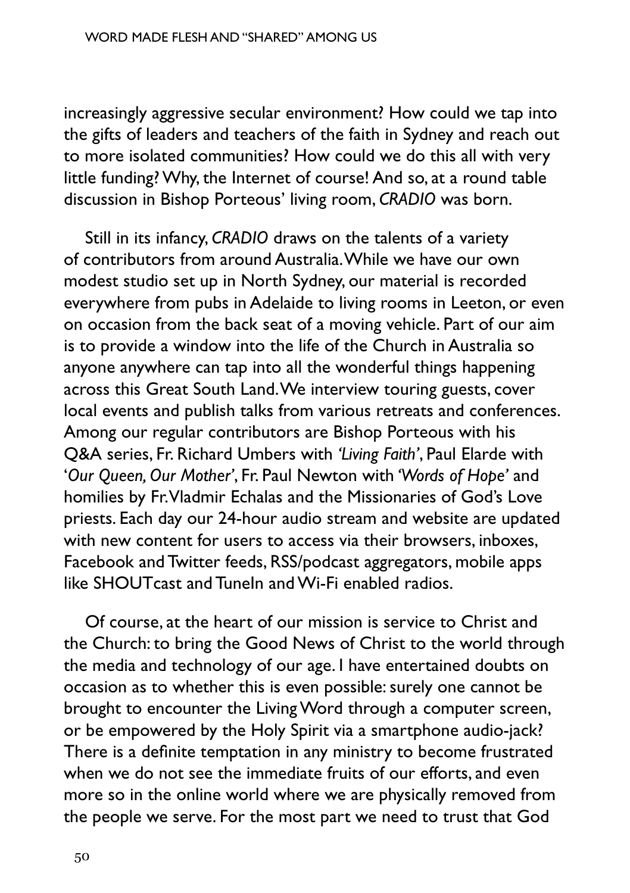increasingly aggressive secular environment? How could we tap into the gifts of leaders and teachers of the faith in Sydney and reach out to more isolated communities? How could we do this all with very little funding? Why, the Internet of course! And so, at a round table discussion in Bishop Porteous' living room, *CRADIO* was born.

Still in its infancy, *CRADIO* draws on the talents of a variety of contributors from around Australia. While we have our own modest studio set up in North Sydney, our material is recorded everywhere from pubs in Adelaide to living rooms in Leeton, or even on occasion from the back seat of a moving vehicle. Part of our aim is to provide a window into the life of the Church in Australia so anyone anywhere can tap into all the wonderful things happening across this Great South Land. We interview touring guests, cover local events and publish talks from various retreats and conferences. Among our regular contributors are Bishop Porteous with his Q&A series, Fr. Richard Umbers with *'Living Faith'*, Paul Elarde with '*Our Queen, Our Mother'*, Fr. Paul Newton with *'Words of Hope'* and homilies by Fr. Vladmir Echalas and the Missionaries of God's Love priests. Each day our 24-hour audio stream and website are updated with new content for users to access via their browsers, inboxes, Facebook and Twitter feeds, RSS/podcast aggregators, mobile apps like SHOUTcast and TuneIn and Wi-Fi enabled radios.

Of course, at the heart of our mission is service to Christ and the Church: to bring the Good News of Christ to the world through the media and technology of our age. I have entertained doubts on occasion as to whether this is even possible: surely one cannot be brought to encounter the Living Word through a computer screen, or be empowered by the Holy Spirit via a smartphone audio-jack? There is a definite temptation in any ministry to become frustrated when we do not see the immediate fruits of our efforts, and even more so in the online world where we are physically removed from the people we serve. For the most part we need to trust that God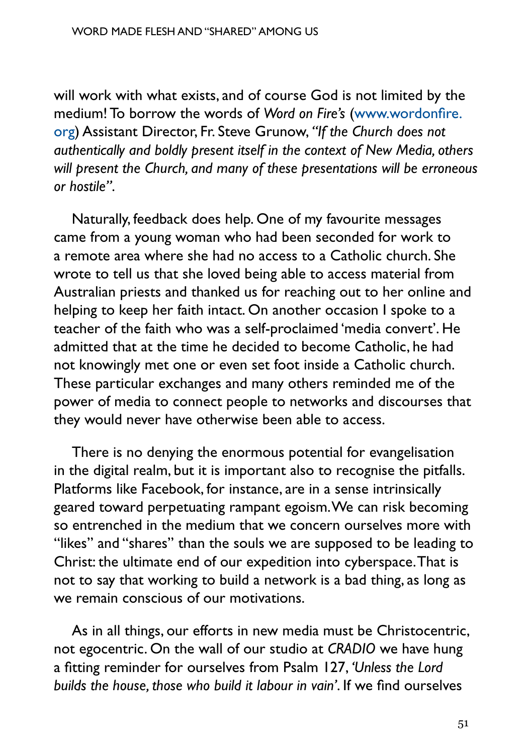will work with what exists, and of course God is not limited by the medium! To borrow the words of *Word on Fire's* (www.wordonfire.org) Assistant Director, Fr. Steve Grunow, *"If the Church does not authentically and boldly present itself in the context of New Media, others will present the Church, and many of these presentations will be erroneous or hostile"*.

Naturally, feedback does help. One of my favourite messages came from a young woman who had been seconded for work to a remote area where she had no access to a Catholic church. She wrote to tell us that she loved being able to access material from Australian priests and thanked us for reaching out to her online and helping to keep her faith intact. On another occasion I spoke to a teacher of the faith who was a self-proclaimed 'media convert'. He admitted that at the time he decided to become Catholic, he had not knowingly met one or even set foot inside a Catholic church. These particular exchanges and many others reminded me of the power of media to connect people to networks and discourses that they would never have otherwise been able to access.

There is no denying the enormous potential for evangelisation in the digital realm, but it is important also to recognise the pitfalls. Platforms like Facebook, for instance, are in a sense intrinsically geared toward perpetuating rampant egoism. We can risk becoming so entrenched in the medium that we concern ourselves more with "likes" and "shares" than the souls we are supposed to be leading to Christ: the ultimate end of our expedition into cyberspace. That is not to say that working to build a network is a bad thing, as long as we remain conscious of our motivations.

As in all things, our efforts in new media must be Christocentric, not egocentric. On the wall of our studio at *CRADIO* we have hung a fitting reminder for ourselves from Psalm 127, *'Unless the Lord builds the house, those who build it labour in vain'*. If we find ourselves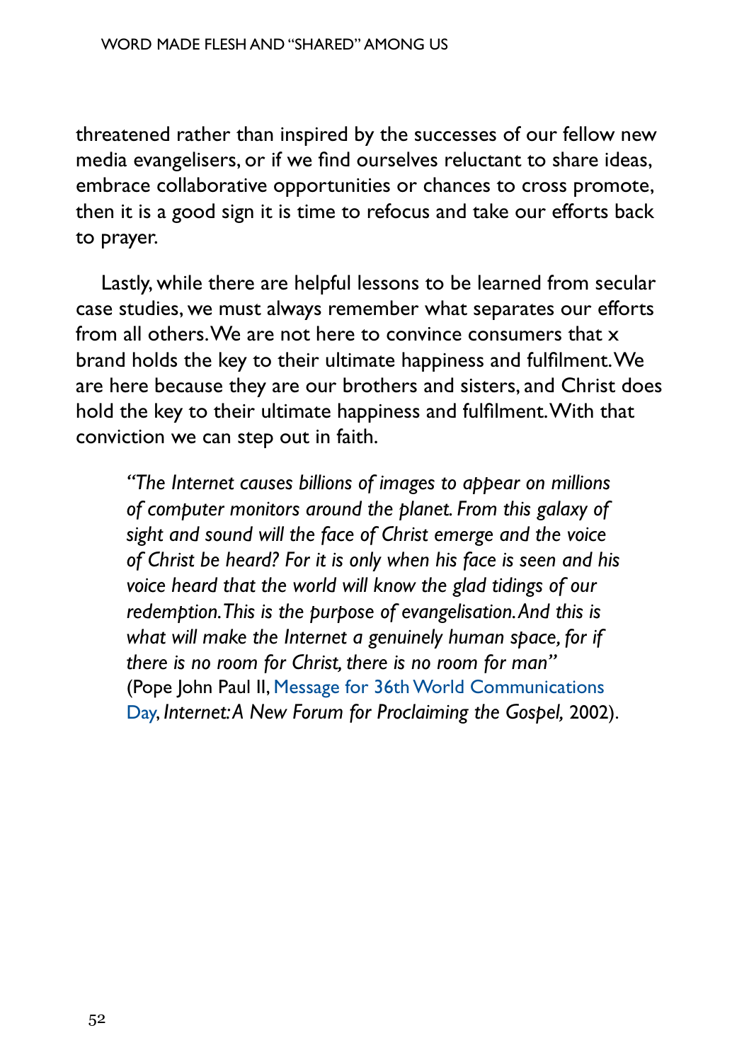threatened rather than inspired by the successes of our fellow new media evangelisers, or if we find ourselves reluctant to share ideas, embrace collaborative opportunities or chances to cross promote, then it is a good sign it is time to refocus and take our efforts back to prayer.

Lastly, while there are helpful lessons to be learned from secular case studies, we must always remember what separates our efforts from all others. We are not here to convince consumers that x brand holds the key to their ultimate happiness and fulfilment. We are here because they are our brothers and sisters, and Christ does hold the key to their ultimate happiness and fulfilment. With that conviction we can step out in faith.

> *"The Internet causes billions of images to appear on millions of computer monitors around the planet. From this galaxy of sight and sound will the face of Christ emerge and the voice of Christ be heard? For it is only when his face is seen and his voice heard that the world will know the glad tidings of our redemption. This is the purpose of evangelisation. And this is what will make the Internet a genuinely human space, for if there is no room for Christ, there is no room for man"* (Pope John Paul II, Message for 36th World Communications Day, *Internet: A New Forum for Proclaiming the Gospel,* 2002).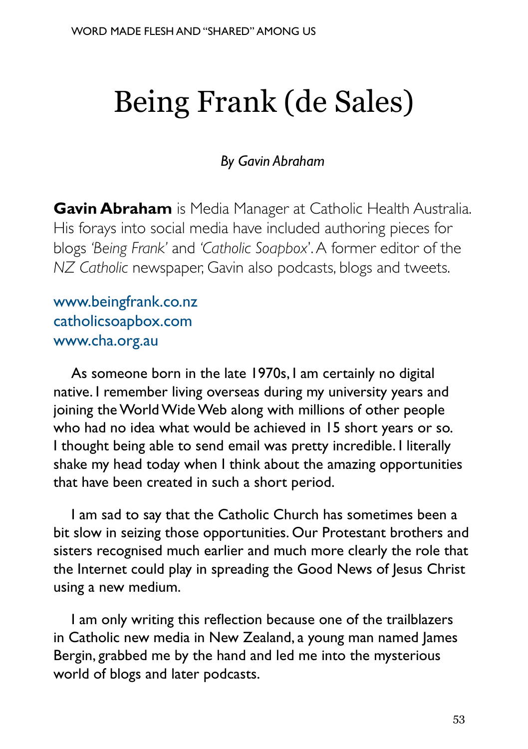# Being Frank (de Sales)

*By Gavin Abraham*

**Gavin Abraham** is Media Manager at Catholic Health Australia. His forays into social media have included authoring pieces for blogs *'Being Frank'* and *'Catholic Soapbox'*. A former editor of the *NZ Catholic* newspaper, Gavin also podcasts, blogs and tweets.

www.beingfrank.co.nz
catholicsoapbox.com
www.cha.org.au

As someone born in the late 1970s, I am certainly no digital native. I remember living overseas during my university years and joining the World Wide Web along with millions of other people who had no idea what would be achieved in 15 short years or so. I thought being able to send email was pretty incredible. I literally shake my head today when I think about the amazing opportunities that have been created in such a short period.

I am sad to say that the Catholic Church has sometimes been a bit slow in seizing those opportunities. Our Protestant brothers and sisters recognised much earlier and much more clearly the role that the Internet could play in spreading the Good News of Jesus Christ using a new medium.

I am only writing this reflection because one of the trailblazers in Catholic new media in New Zealand, a young man named James Bergin, grabbed me by the hand and led me into the mysterious world of blogs and later podcasts.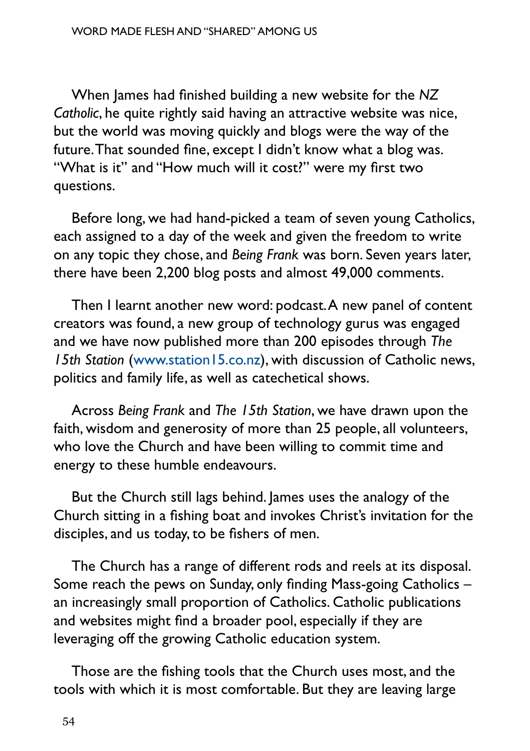When James had finished building a new website for the *NZ Catholic*, he quite rightly said having an attractive website was nice, but the world was moving quickly and blogs were the way of the future. That sounded fine, except I didn't know what a blog was. "What is it" and "How much will it cost?" were my first two questions.

Before long, we had hand-picked a team of seven young Catholics, each assigned to a day of the week and given the freedom to write on any topic they chose, and *Being Frank* was born. Seven years later, there have been 2,200 blog posts and almost 49,000 comments.

Then I learnt another new word: podcast. A new panel of content creators was found, a new group of technology gurus was engaged and we have now published more than 200 episodes through *The 15th Station* (www.station15.co.nz), with discussion of Catholic news, politics and family life, as well as catechetical shows.

Across *Being Frank* and *The 15th Station*, we have drawn upon the faith, wisdom and generosity of more than 25 people, all volunteers, who love the Church and have been willing to commit time and energy to these humble endeavours.

But the Church still lags behind. James uses the analogy of the Church sitting in a fishing boat and invokes Christ's invitation for the disciples, and us today, to be fishers of men.

The Church has a range of different rods and reels at its disposal. Some reach the pews on Sunday, only finding Mass-going Catholics – an increasingly small proportion of Catholics. Catholic publications and websites might find a broader pool, especially if they are leveraging off the growing Catholic education system.

Those are the fishing tools that the Church uses most, and the tools with which it is most comfortable. But they are leaving large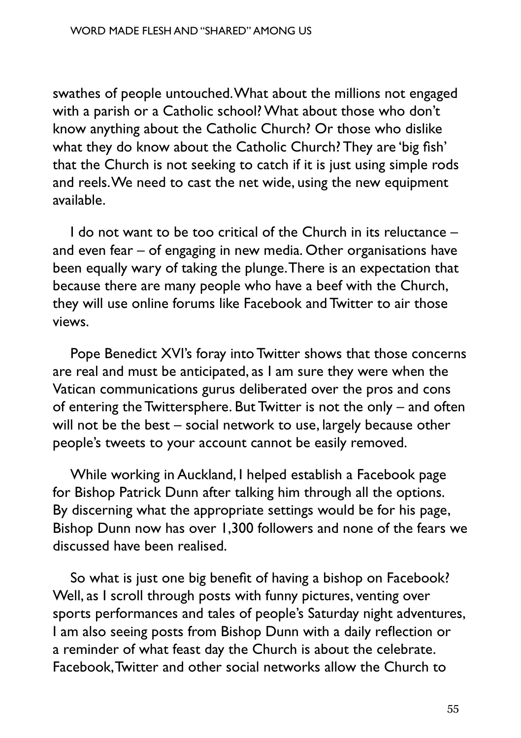swathes of people untouched. What about the millions not engaged with a parish or a Catholic school? What about those who don't know anything about the Catholic Church? Or those who dislike what they do know about the Catholic Church? They are 'big fish' that the Church is not seeking to catch if it is just using simple rods and reels. We need to cast the net wide, using the new equipment available.

I do not want to be too critical of the Church in its reluctance – and even fear – of engaging in new media. Other organisations have been equally wary of taking the plunge. There is an expectation that because there are many people who have a beef with the Church, they will use online forums like Facebook and Twitter to air those views.

Pope Benedict XVI's foray into Twitter shows that those concerns are real and must be anticipated, as I am sure they were when the Vatican communications gurus deliberated over the pros and cons of entering the Twittersphere. But Twitter is not the only – and often will not be the best – social network to use, largely because other people's tweets to your account cannot be easily removed.

While working in Auckland, I helped establish a Facebook page for Bishop Patrick Dunn after talking him through all the options. By discerning what the appropriate settings would be for his page, Bishop Dunn now has over 1,300 followers and none of the fears we discussed have been realised.

So what is just one big benefit of having a bishop on Facebook? Well, as I scroll through posts with funny pictures, venting over sports performances and tales of people's Saturday night adventures, I am also seeing posts from Bishop Dunn with a daily reflection or a reminder of what feast day the Church is about the celebrate. Facebook, Twitter and other social networks allow the Church to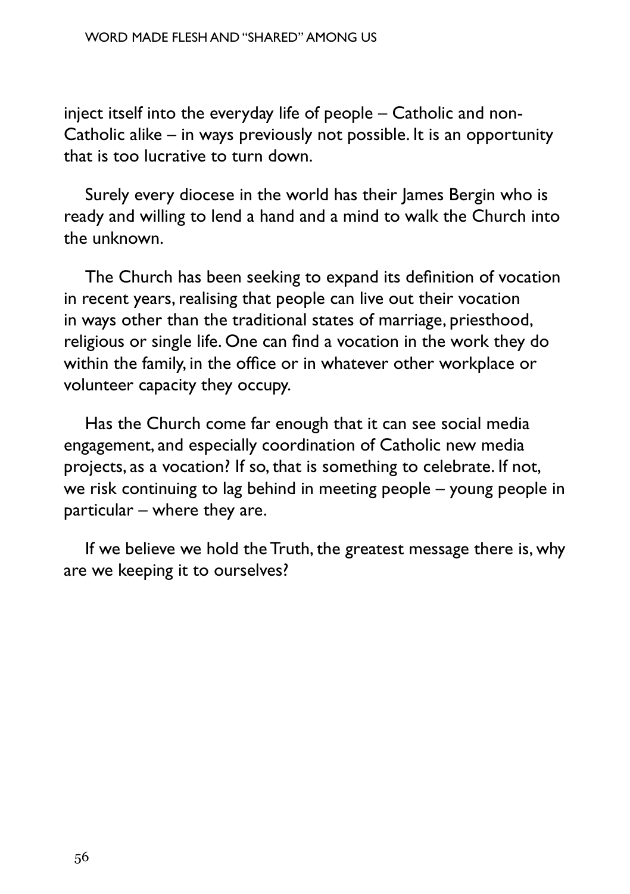inject itself into the everyday life of people – Catholic and non-Catholic alike – in ways previously not possible. It is an opportunity that is too lucrative to turn down.

Surely every diocese in the world has their James Bergin who is ready and willing to lend a hand and a mind to walk the Church into the unknown.

The Church has been seeking to expand its definition of vocation in recent years, realising that people can live out their vocation in ways other than the traditional states of marriage, priesthood, religious or single life. One can find a vocation in the work they do within the family, in the office or in whatever other workplace or volunteer capacity they occupy.

Has the Church come far enough that it can see social media engagement, and especially coordination of Catholic new media projects, as a vocation? If so, that is something to celebrate. If not, we risk continuing to lag behind in meeting people – young people in particular – where they are.

If we believe we hold the Truth, the greatest message there is, why are we keeping it to ourselves?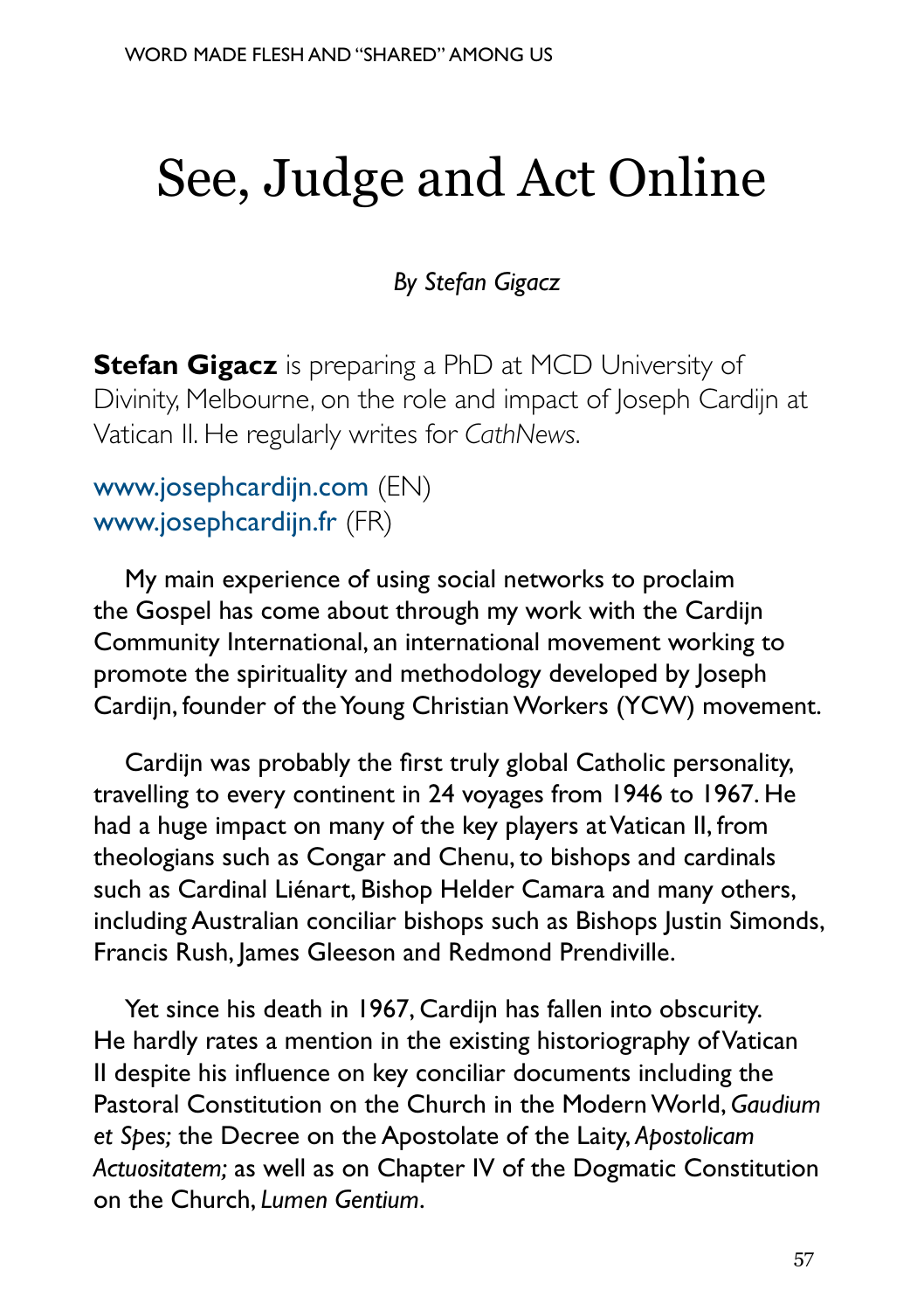# See, Judge and Act Online

*By Stefan Gigacz*

**Stefan Gigacz** is preparing a PhD at MCD University of Divinity, Melbourne, on the role and impact of Joseph Cardijn at Vatican II. He regularly writes for *CathNews*.

www.josephcardijn.com (EN)
www.josephcardijn.fr (FR)

My main experience of using social networks to proclaim the Gospel has come about through my work with the Cardijn Community International, an international movement working to promote the spirituality and methodology developed by Joseph Cardijn, founder of the Young Christian Workers (YCW) movement.

Cardijn was probably the first truly global Catholic personality, travelling to every continent in 24 voyages from 1946 to 1967. He had a huge impact on many of the key players at Vatican II, from theologians such as Congar and Chenu, to bishops and cardinals such as Cardinal Liénart, Bishop Helder Camara and many others, including Australian conciliar bishops such as Bishops Justin Simonds, Francis Rush, James Gleeson and Redmond Prendiville.

Yet since his death in 1967, Cardijn has fallen into obscurity. He hardly rates a mention in the existing historiography of Vatican II despite his influence on key conciliar documents including the Pastoral Constitution on the Church in the Modern World, *Gaudium et Spes;* the Decree on the Apostolate of the Laity, *Apostolicam Actuositatem;* as well as on Chapter IV of the Dogmatic Constitution on the Church, *Lumen Gentium*.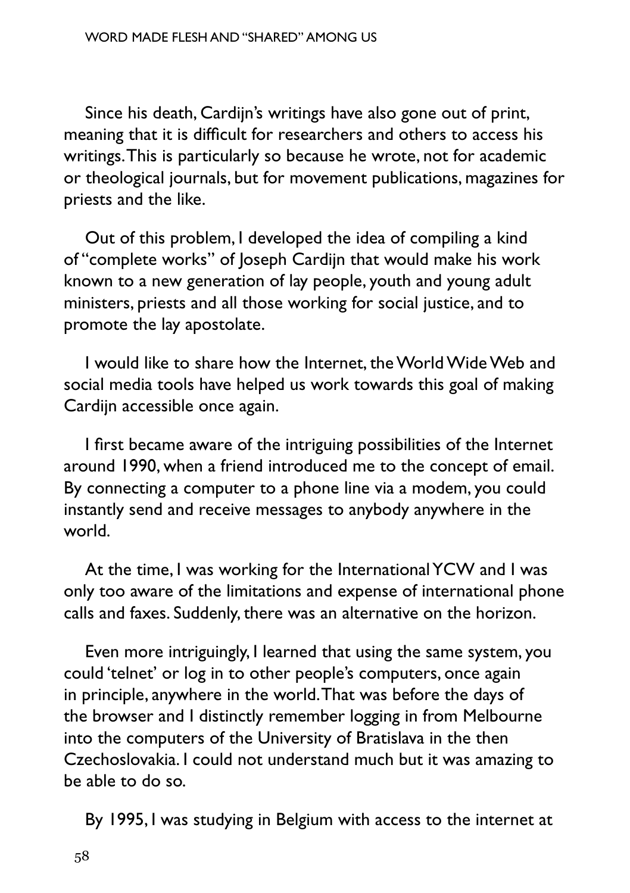Since his death, Cardijn's writings have also gone out of print, meaning that it is difficult for researchers and others to access his writings. This is particularly so because he wrote, not for academic or theological journals, but for movement publications, magazines for priests and the like.

Out of this problem, I developed the idea of compiling a kind of "complete works" of Joseph Cardijn that would make his work known to a new generation of lay people, youth and young adult ministers, priests and all those working for social justice, and to promote the lay apostolate.

I would like to share how the Internet, the World Wide Web and social media tools have helped us work towards this goal of making Cardijn accessible once again.

I first became aware of the intriguing possibilities of the Internet around 1990, when a friend introduced me to the concept of email. By connecting a computer to a phone line via a modem, you could instantly send and receive messages to anybody anywhere in the world.

At the time, I was working for the International YCW and I was only too aware of the limitations and expense of international phone calls and faxes. Suddenly, there was an alternative on the horizon.

Even more intriguingly, I learned that using the same system, you could 'telnet' or log in to other people's computers, once again in principle, anywhere in the world. That was before the days of the browser and I distinctly remember logging in from Melbourne into the computers of the University of Bratislava in the then Czechoslovakia. I could not understand much but it was amazing to be able to do so.

By 1995, I was studying in Belgium with access to the internet at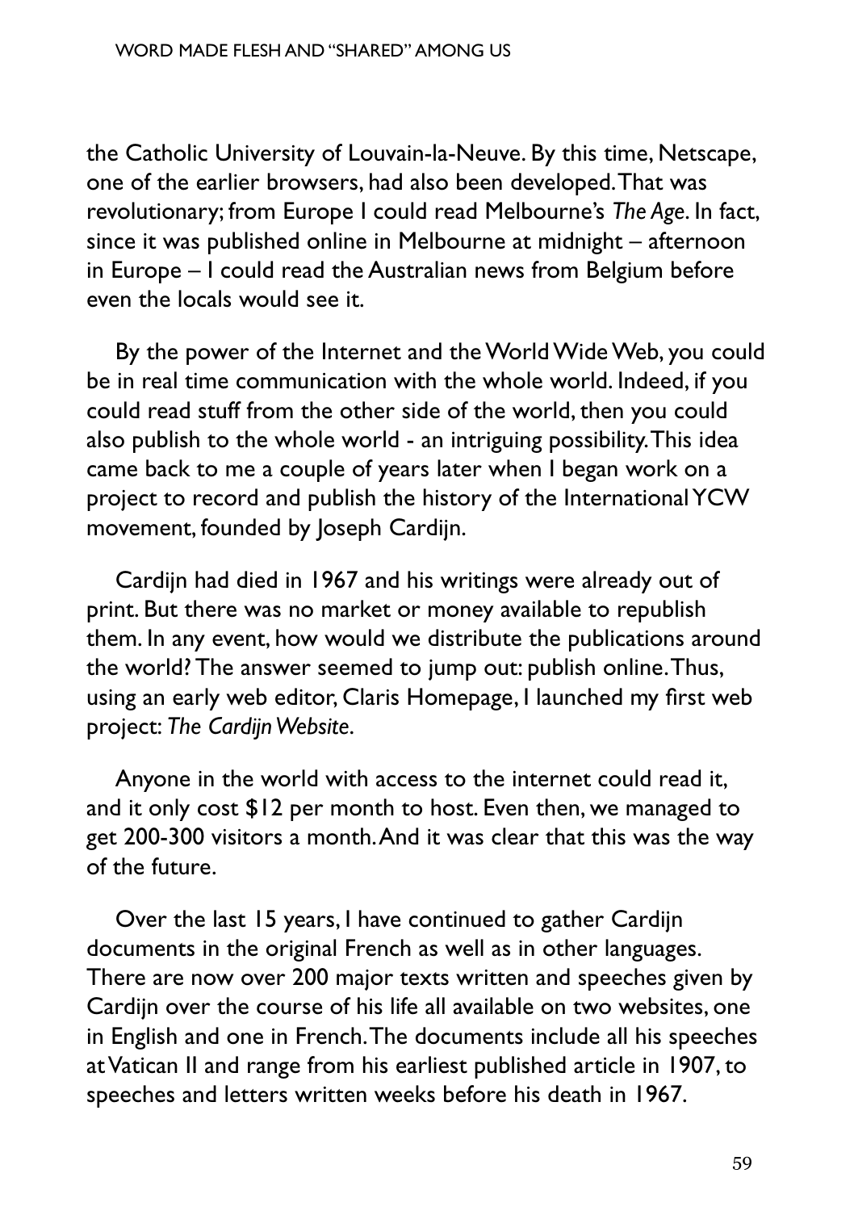the Catholic University of Louvain-la-Neuve. By this time, Netscape, one of the earlier browsers, had also been developed. That was revolutionary; from Europe I could read Melbourne's *The Age*. In fact, since it was published online in Melbourne at midnight – afternoon in Europe – I could read the Australian news from Belgium before even the locals would see it.

By the power of the Internet and the World Wide Web, you could be in real time communication with the whole world. Indeed, if you could read stuff from the other side of the world, then you could also publish to the whole world - an intriguing possibility. This idea came back to me a couple of years later when I began work on a project to record and publish the history of the International YCW movement, founded by Joseph Cardijn.

Cardijn had died in 1967 and his writings were already out of print. But there was no market or money available to republish them. In any event, how would we distribute the publications around the world? The answer seemed to jump out: publish online. Thus, using an early web editor, Claris Homepage, I launched my first web project: *The Cardijn Website*.

Anyone in the world with access to the internet could read it, and it only cost $12 per month to host. Even then, we managed to get 200-300 visitors a month. And it was clear that this was the way of the future.

Over the last 15 years, I have continued to gather Cardijn documents in the original French as well as in other languages. There are now over 200 major texts written and speeches given by Cardijn over the course of his life all available on two websites, one in English and one in French. The documents include all his speeches at Vatican II and range from his earliest published article in 1907, to speeches and letters written weeks before his death in 1967.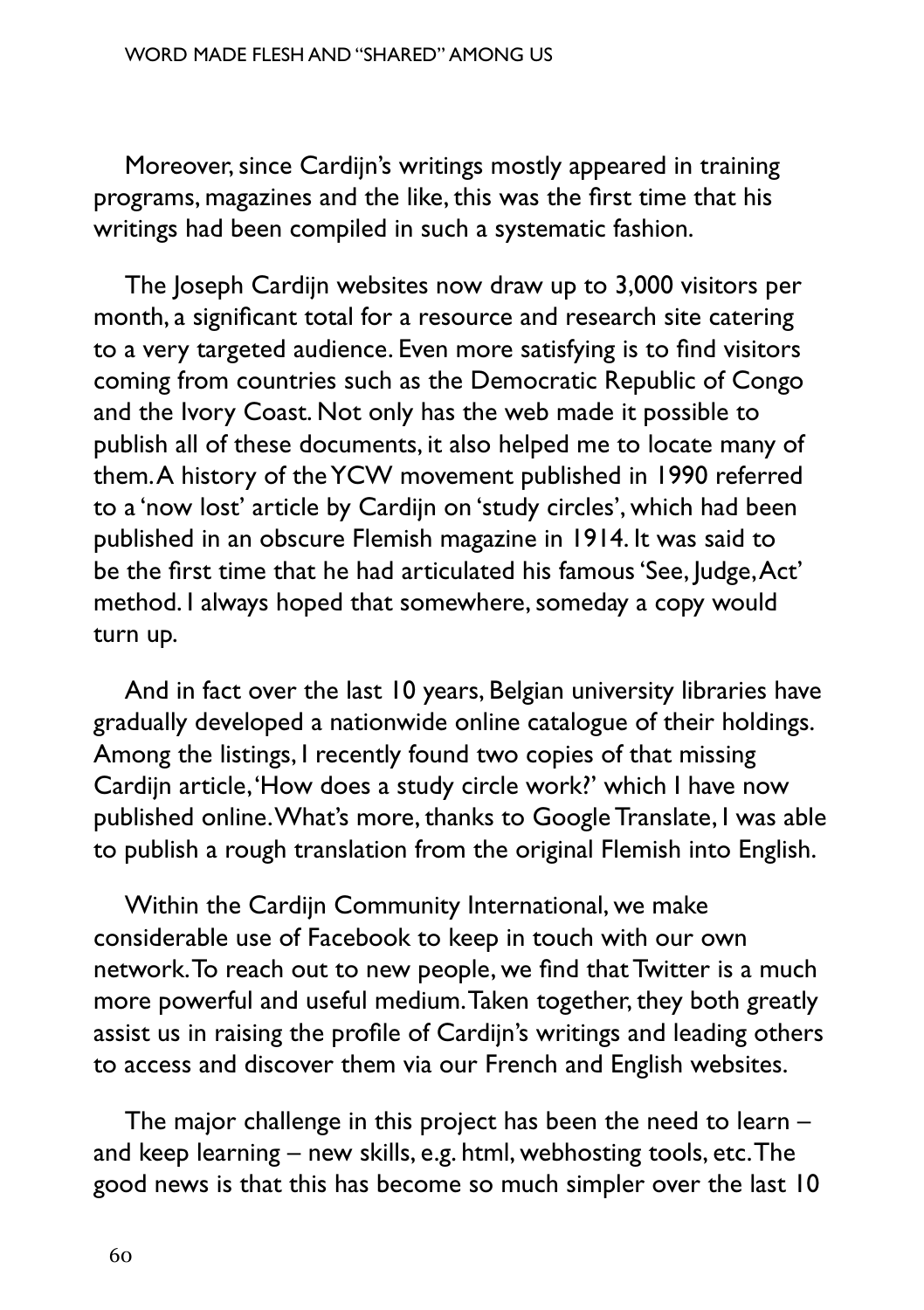Moreover, since Cardijn's writings mostly appeared in training programs, magazines and the like, this was the first time that his writings had been compiled in such a systematic fashion.

The Joseph Cardijn websites now draw up to 3,000 visitors per month, a significant total for a resource and research site catering to a very targeted audience. Even more satisfying is to find visitors coming from countries such as the Democratic Republic of Congo and the Ivory Coast. Not only has the web made it possible to publish all of these documents, it also helped me to locate many of them. A history of the YCW movement published in 1990 referred to a 'now lost' article by Cardijn on 'study circles', which had been published in an obscure Flemish magazine in 1914. It was said to be the first time that he had articulated his famous 'See, Judge, Act' method. I always hoped that somewhere, someday a copy would turn up.

And in fact over the last 10 years, Belgian university libraries have gradually developed a nationwide online catalogue of their holdings. Among the listings, I recently found two copies of that missing Cardijn article, 'How does a study circle work?' which I have now published online. What's more, thanks to Google Translate, I was able to publish a rough translation from the original Flemish into English.

Within the Cardijn Community International, we make considerable use of Facebook to keep in touch with our own network. To reach out to new people, we find that Twitter is a much more powerful and useful medium. Taken together, they both greatly assist us in raising the profile of Cardijn's writings and leading others to access and discover them via our French and English websites.

The major challenge in this project has been the need to learn – and keep learning – new skills, e.g. html, webhosting tools, etc. The good news is that this has become so much simpler over the last 10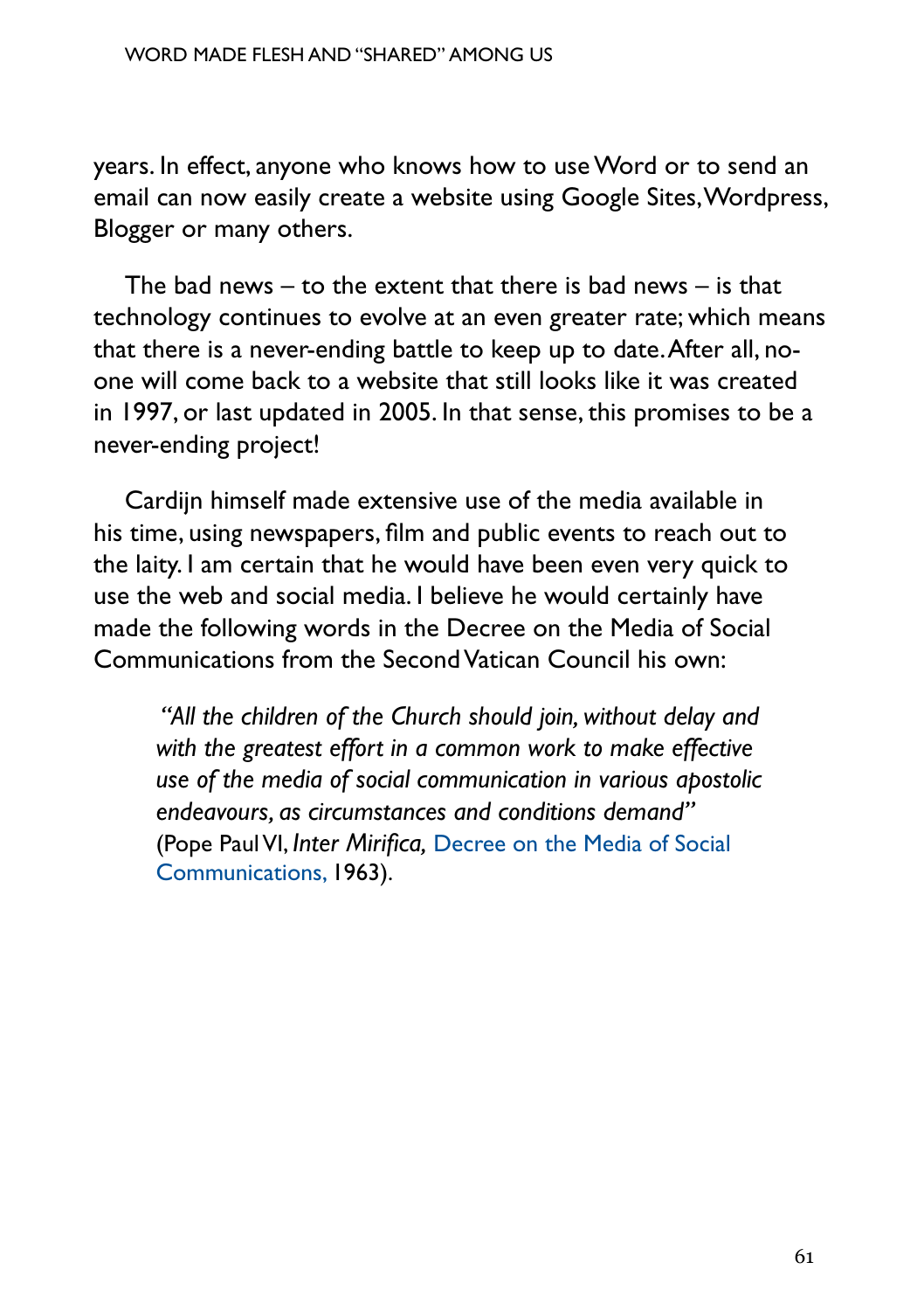years. In effect, anyone who knows how to use Word or to send an email can now easily create a website using Google Sites, Wordpress, Blogger or many others.

The bad news – to the extent that there is bad news – is that technology continues to evolve at an even greater rate; which means that there is a never-ending battle to keep up to date. After all, no-one will come back to a website that still looks like it was created in 1997, or last updated in 2005. In that sense, this promises to be a never-ending project!

Cardijn himself made extensive use of the media available in his time, using newspapers, film and public events to reach out to the laity. I am certain that he would have been even very quick to use the web and social media. I believe he would certainly have made the following words in the Decree on the Media of Social Communications from the Second Vatican Council his own:

> *"All the children of the Church should join, without delay and with the greatest effort in a common work to make effective use of the media of social communication in various apostolic endeavours, as circumstances and conditions demand"* (Pope Paul VI, *Inter Mirifica,* Decree on the Media of Social Communications, 1963).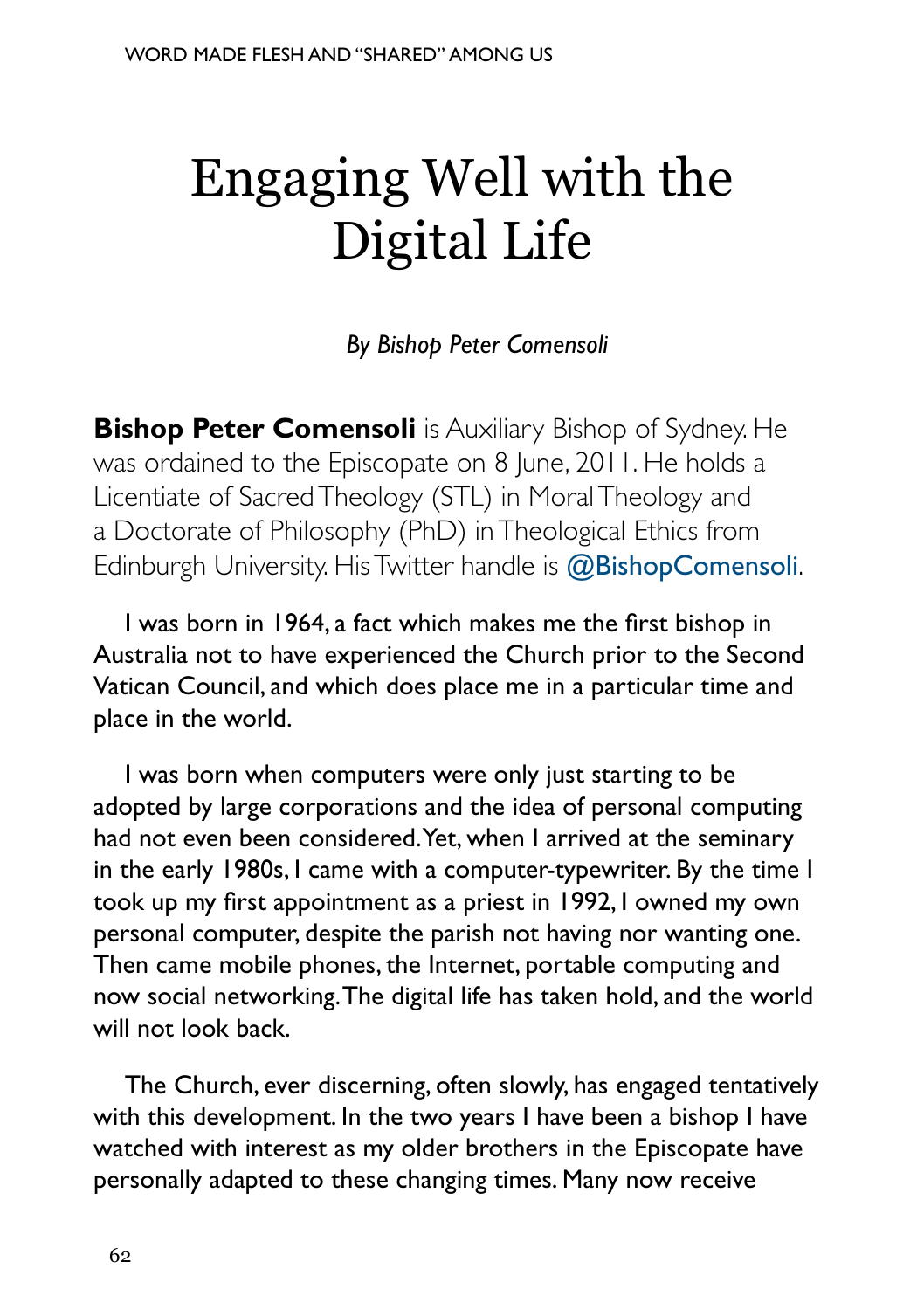# Engaging Well with the Digital Life

*By Bishop Peter Comensoli*

**Bishop Peter Comensoli** is Auxiliary Bishop of Sydney. He was ordained to the Episcopate on 8 June, 2011. He holds a Licentiate of Sacred Theology (STL) in Moral Theology and a Doctorate of Philosophy (PhD) in Theological Ethics from Edinburgh University. His Twitter handle is @BishopComensoli.

I was born in 1964, a fact which makes me the first bishop in Australia not to have experienced the Church prior to the Second Vatican Council, and which does place me in a particular time and place in the world.

I was born when computers were only just starting to be adopted by large corporations and the idea of personal computing had not even been considered. Yet, when I arrived at the seminary in the early 1980s, I came with a computer-typewriter. By the time I took up my first appointment as a priest in 1992, I owned my own personal computer, despite the parish not having nor wanting one. Then came mobile phones, the Internet, portable computing and now social networking. The digital life has taken hold, and the world will not look back.

The Church, ever discerning, often slowly, has engaged tentatively with this development. In the two years I have been a bishop I have watched with interest as my older brothers in the Episcopate have personally adapted to these changing times. Many now receive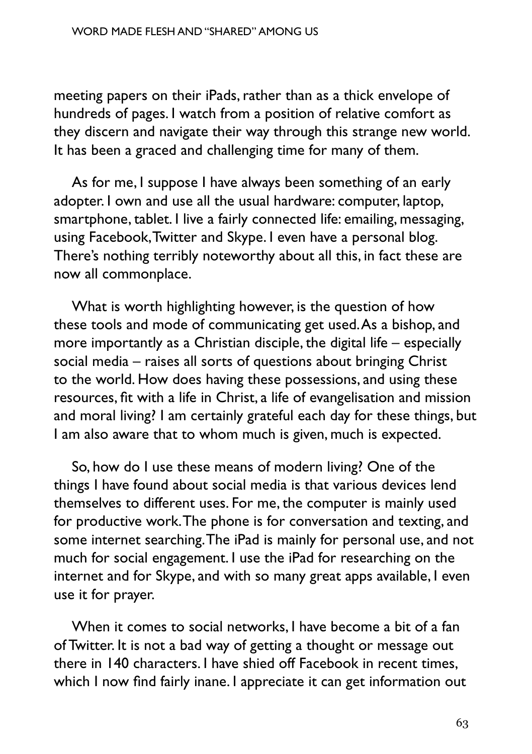meeting papers on their iPads, rather than as a thick envelope of hundreds of pages. I watch from a position of relative comfort as they discern and navigate their way through this strange new world. It has been a graced and challenging time for many of them.

As for me, I suppose I have always been something of an early adopter. I own and use all the usual hardware: computer, laptop, smartphone, tablet. I live a fairly connected life: emailing, messaging, using Facebook, Twitter and Skype. I even have a personal blog. There's nothing terribly noteworthy about all this, in fact these are now all commonplace.

What is worth highlighting however, is the question of how these tools and mode of communicating get used. As a bishop, and more importantly as a Christian disciple, the digital life – especially social media – raises all sorts of questions about bringing Christ to the world. How does having these possessions, and using these resources, fit with a life in Christ, a life of evangelisation and mission and moral living? I am certainly grateful each day for these things, but I am also aware that to whom much is given, much is expected.

So, how do I use these means of modern living? One of the things I have found about social media is that various devices lend themselves to different uses. For me, the computer is mainly used for productive work. The phone is for conversation and texting, and some internet searching. The iPad is mainly for personal use, and not much for social engagement. I use the iPad for researching on the internet and for Skype, and with so many great apps available, I even use it for prayer.

When it comes to social networks, I have become a bit of a fan of Twitter. It is not a bad way of getting a thought or message out there in 140 characters. I have shied off Facebook in recent times, which I now find fairly inane. I appreciate it can get information out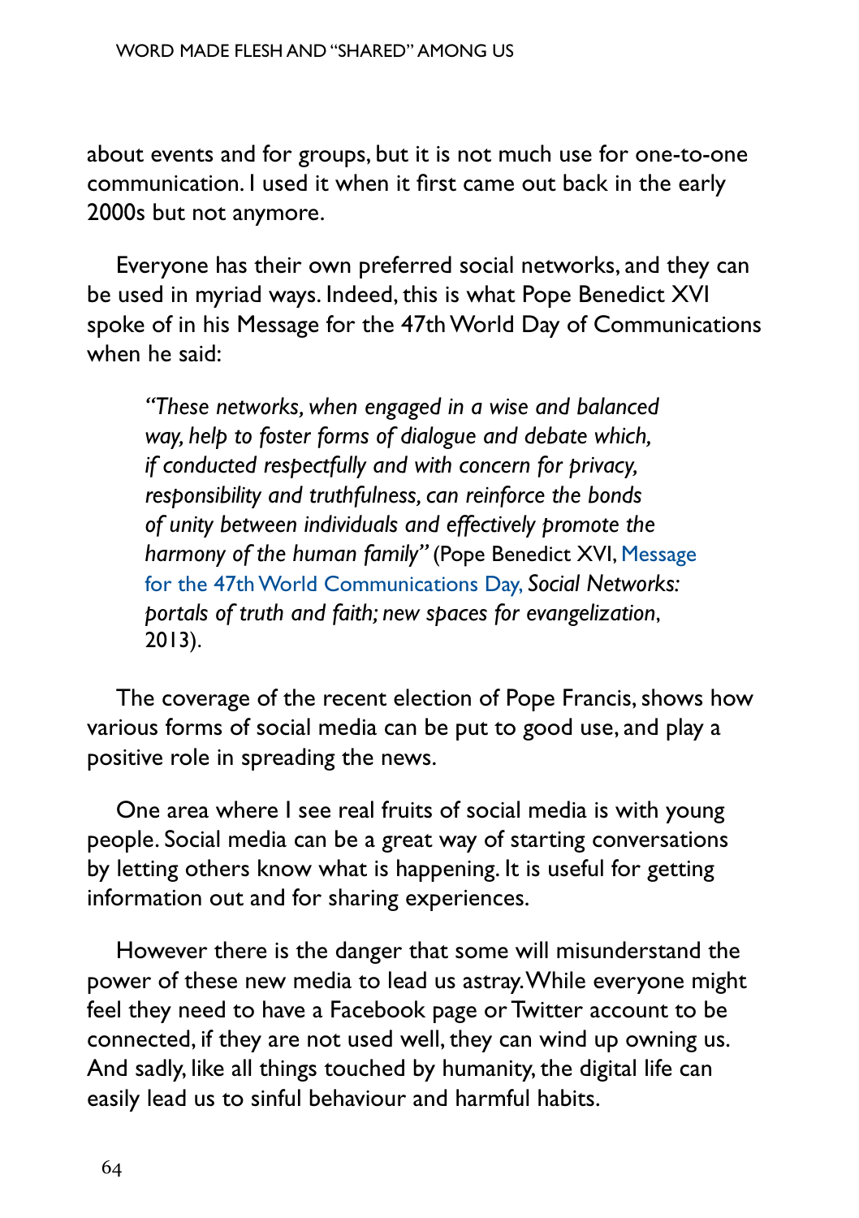about events and for groups, but it is not much use for one-to-one communication. I used it when it first came out back in the early 2000s but not anymore.

Everyone has their own preferred social networks, and they can be used in myriad ways. Indeed, this is what Pope Benedict XVI spoke of in his Message for the 47th World Day of Communications when he said:

> *"These networks, when engaged in a wise and balanced way, help to foster forms of dialogue and debate which, if conducted respectfully and with concern for privacy, responsibility and truthfulness, can reinforce the bonds of unity between individuals and effectively promote the harmony of the human family"* (Pope Benedict XVI, Message for the 47th World Communications Day, *Social Networks: portals of truth and faith; new spaces for evangelization*, 2013).

The coverage of the recent election of Pope Francis, shows how various forms of social media can be put to good use, and play a positive role in spreading the news.

One area where I see real fruits of social media is with young people. Social media can be a great way of starting conversations by letting others know what is happening. It is useful for getting information out and for sharing experiences.

However there is the danger that some will misunderstand the power of these new media to lead us astray. While everyone might feel they need to have a Facebook page or Twitter account to be connected, if they are not used well, they can wind up owning us. And sadly, like all things touched by humanity, the digital life can easily lead us to sinful behaviour and harmful habits.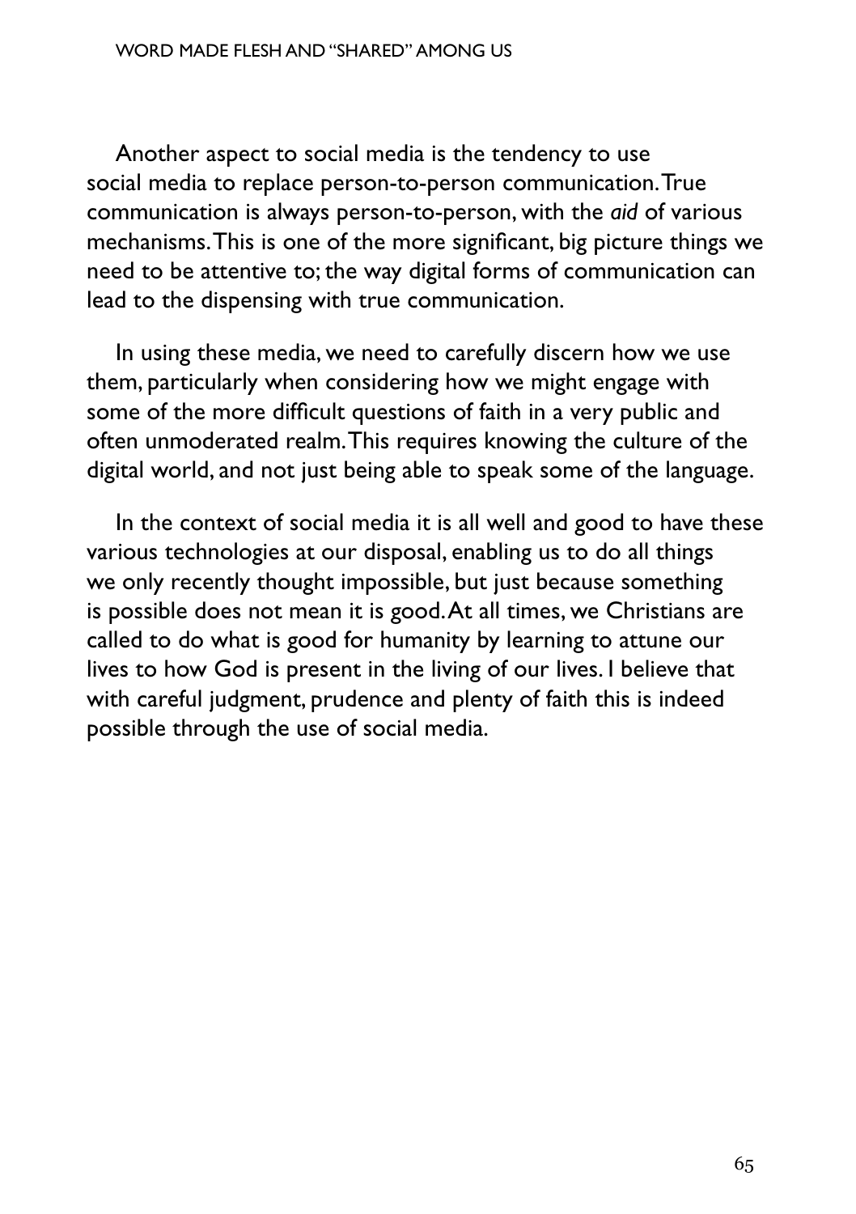Another aspect to social media is the tendency to use social media to replace person-to-person communication. True communication is always person-to-person, with the *aid* of various mechanisms. This is one of the more significant, big picture things we need to be attentive to; the way digital forms of communication can lead to the dispensing with true communication.

In using these media, we need to carefully discern how we use them, particularly when considering how we might engage with some of the more difficult questions of faith in a very public and often unmoderated realm. This requires knowing the culture of the digital world, and not just being able to speak some of the language.

In the context of social media it is all well and good to have these various technologies at our disposal, enabling us to do all things we only recently thought impossible, but just because something is possible does not mean it is good. At all times, we Christians are called to do what is good for humanity by learning to attune our lives to how God is present in the living of our lives. I believe that with careful judgment, prudence and plenty of faith this is indeed possible through the use of social media.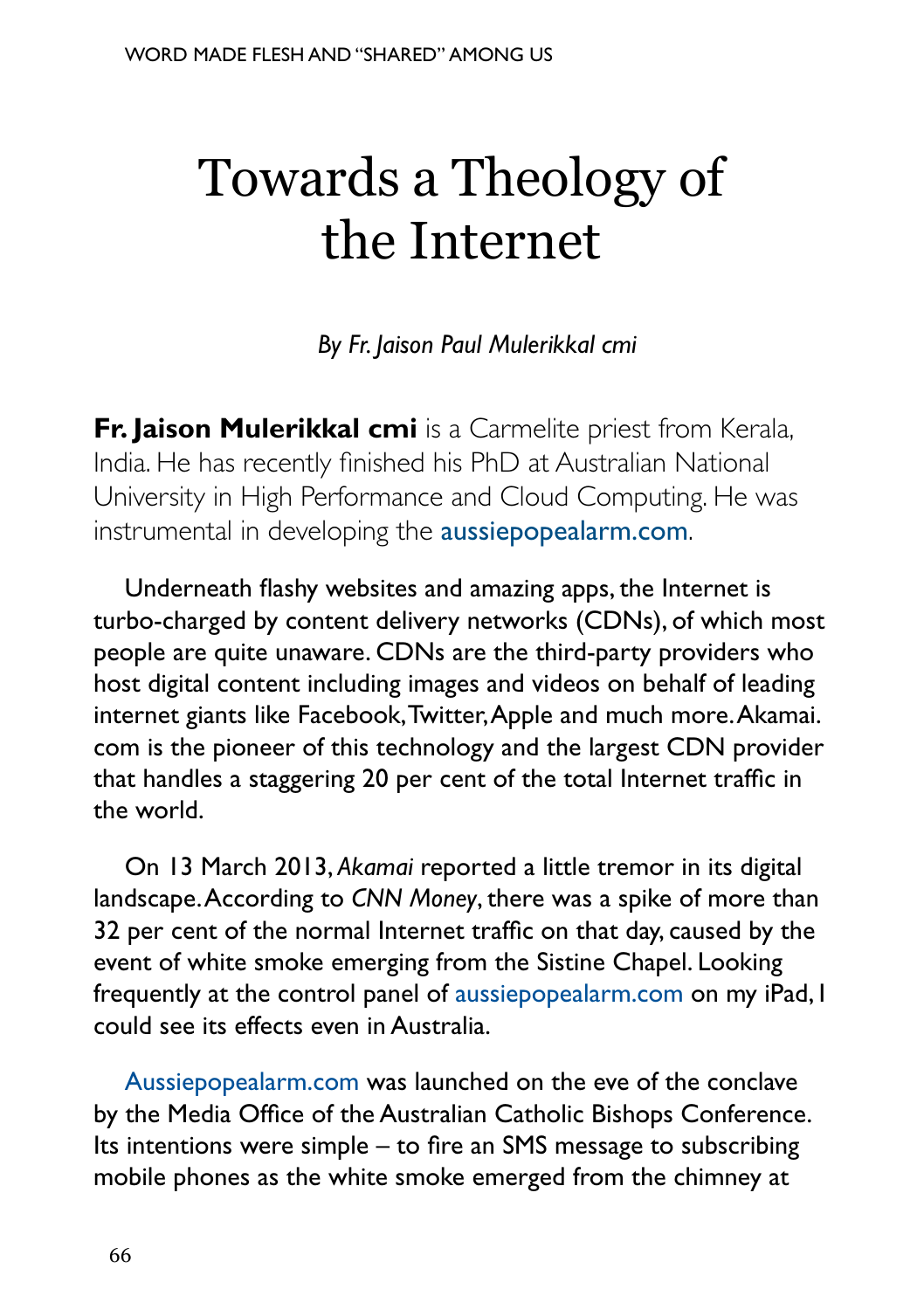# Towards a Theology of the Internet

*By Fr. Jaison Paul Mulerikkal cmi*

**Fr. Jaison Mulerikkal cmi** is a Carmelite priest from Kerala, India. He has recently finished his PhD at Australian National University in High Performance and Cloud Computing. He was instrumental in developing the aussiepopealarm.com.

Underneath flashy websites and amazing apps, the Internet is turbo-charged by content delivery networks (CDNs), of which most people are quite unaware. CDNs are the third-party providers who host digital content including images and videos on behalf of leading internet giants like Facebook, Twitter, Apple and much more. Akamai.com is the pioneer of this technology and the largest CDN provider that handles a staggering 20 per cent of the total Internet traffic in the world.

On 13 March 2013, *Akamai* reported a little tremor in its digital landscape. According to *CNN Money*, there was a spike of more than 32 per cent of the normal Internet traffic on that day, caused by the event of white smoke emerging from the Sistine Chapel. Looking frequently at the control panel of aussiepopealarm.com on my iPad, I could see its effects even in Australia.

Aussiepopealarm.com was launched on the eve of the conclave by the Media Office of the Australian Catholic Bishops Conference. Its intentions were simple – to fire an SMS message to subscribing mobile phones as the white smoke emerged from the chimney at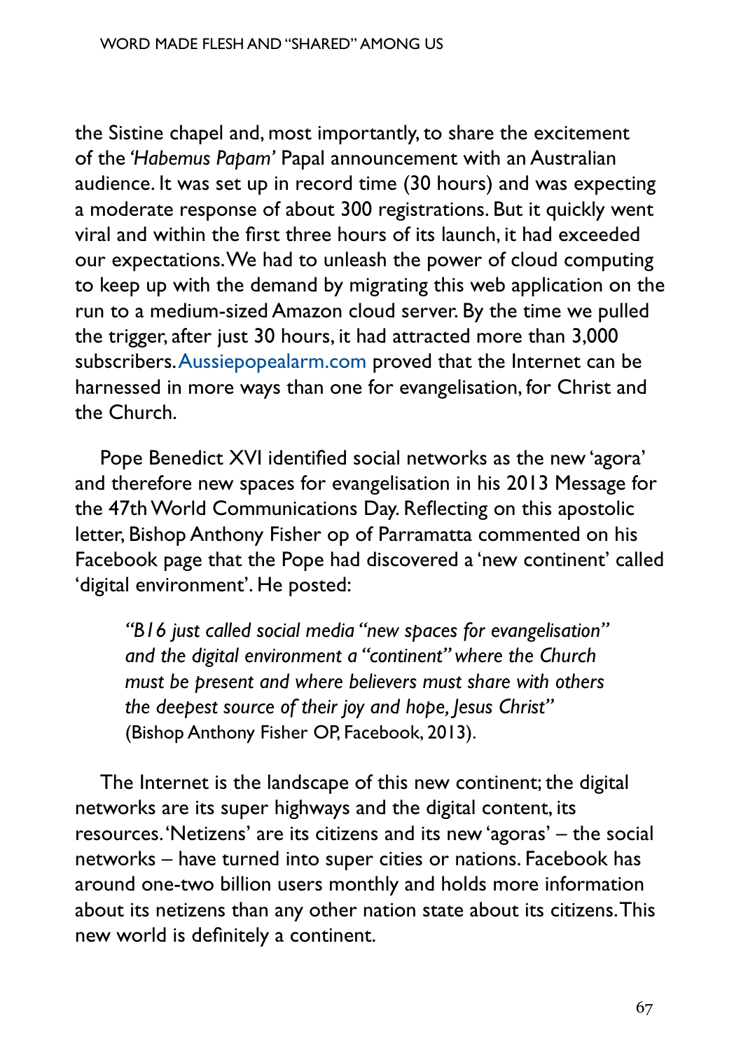the Sistine chapel and, most importantly, to share the excitement of the *'Habemus Papam'* Papal announcement with an Australian audience. It was set up in record time (30 hours) and was expecting a moderate response of about 300 registrations. But it quickly went viral and within the first three hours of its launch, it had exceeded our expectations. We had to unleash the power of cloud computing to keep up with the demand by migrating this web application on the run to a medium-sized Amazon cloud server. By the time we pulled the trigger, after just 30 hours, it had attracted more than 3,000 subscribers. Aussiepopealarm.com proved that the Internet can be harnessed in more ways than one for evangelisation, for Christ and the Church.

Pope Benedict XVI identified social networks as the new 'agora' and therefore new spaces for evangelisation in his 2013 Message for the 47th World Communications Day. Reflecting on this apostolic letter, Bishop Anthony Fisher op of Parramatta commented on his Facebook page that the Pope had discovered a 'new continent' called 'digital environment'. He posted:

> *"B16 just called social media "new spaces for evangelisation" and the digital environment a "continent" where the Church must be present and where believers must share with others the deepest source of their joy and hope, Jesus Christ"* (Bishop Anthony Fisher OP, Facebook, 2013).

The Internet is the landscape of this new continent; the digital networks are its super highways and the digital content, its resources. 'Netizens' are its citizens and its new 'agoras' – the social networks – have turned into super cities or nations. Facebook has around one-two billion users monthly and holds more information about its netizens than any other nation state about its citizens. This new world is definitely a continent.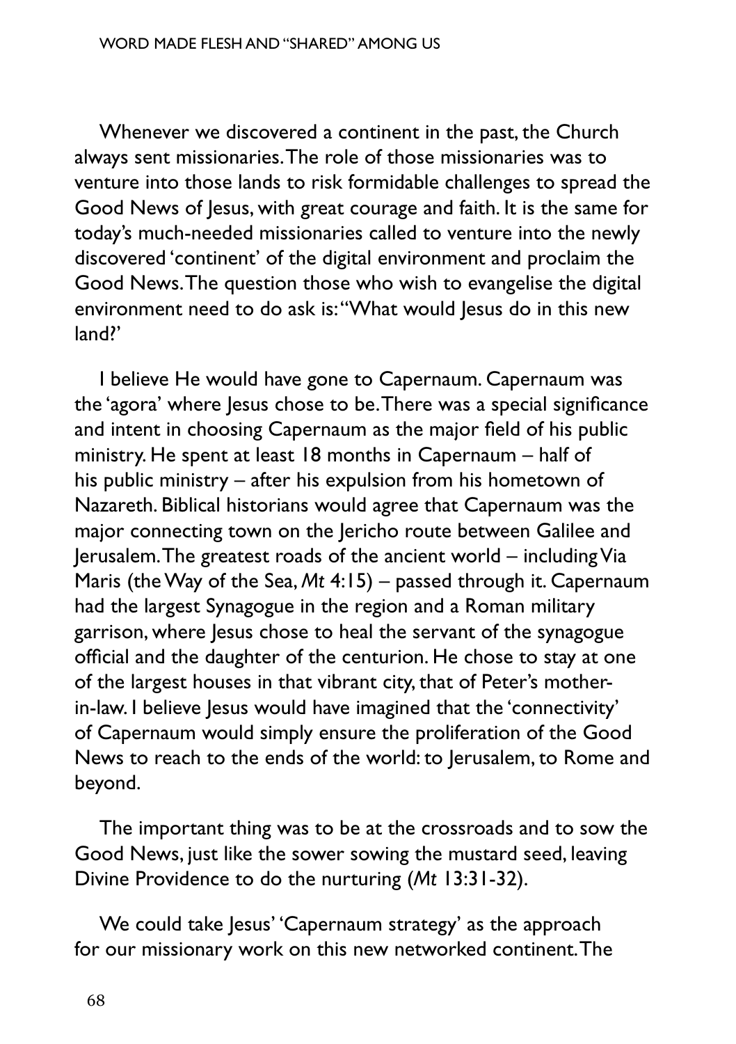Whenever we discovered a continent in the past, the Church always sent missionaries. The role of those missionaries was to venture into those lands to risk formidable challenges to spread the Good News of Jesus, with great courage and faith. It is the same for today's much-needed missionaries called to venture into the newly discovered 'continent' of the digital environment and proclaim the Good News. The question those who wish to evangelise the digital environment need to do ask is: "What would Jesus do in this new land?'

I believe He would have gone to Capernaum. Capernaum was the 'agora' where Jesus chose to be. There was a special significance and intent in choosing Capernaum as the major field of his public ministry. He spent at least 18 months in Capernaum – half of his public ministry – after his expulsion from his hometown of Nazareth. Biblical historians would agree that Capernaum was the major connecting town on the Jericho route between Galilee and Jerusalem. The greatest roads of the ancient world – including Via Maris (the Way of the Sea, *Mt* 4:15) – passed through it. Capernaum had the largest Synagogue in the region and a Roman military garrison, where Jesus chose to heal the servant of the synagogue official and the daughter of the centurion. He chose to stay at one of the largest houses in that vibrant city, that of Peter's mother-in-law. I believe Jesus would have imagined that the 'connectivity' of Capernaum would simply ensure the proliferation of the Good News to reach to the ends of the world: to Jerusalem, to Rome and beyond.

The important thing was to be at the crossroads and to sow the Good News, just like the sower sowing the mustard seed, leaving Divine Providence to do the nurturing (*Mt* 13:31-32).

We could take Jesus' 'Capernaum strategy' as the approach for our missionary work on this new networked continent. The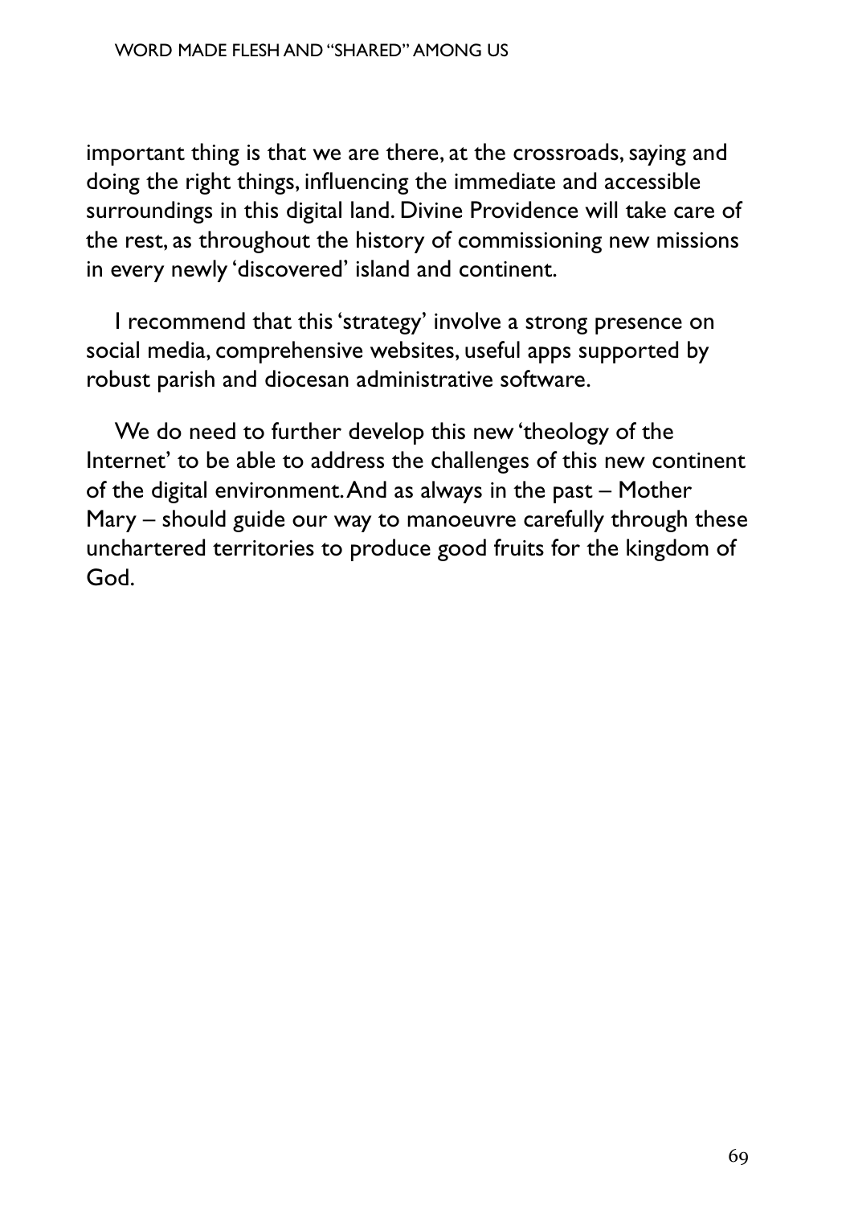important thing is that we are there, at the crossroads, saying and doing the right things, influencing the immediate and accessible surroundings in this digital land. Divine Providence will take care of the rest, as throughout the history of commissioning new missions in every newly 'discovered' island and continent.

I recommend that this 'strategy' involve a strong presence on social media, comprehensive websites, useful apps supported by robust parish and diocesan administrative software.

We do need to further develop this new 'theology of the Internet' to be able to address the challenges of this new continent of the digital environment. And as always in the past – Mother Mary – should guide our way to manoeuvre carefully through these unchartered territories to produce good fruits for the kingdom of God.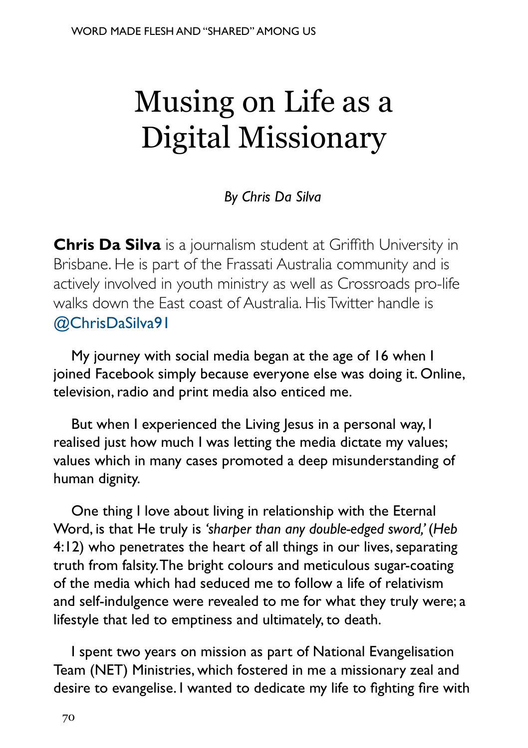# Musing on Life as a Digital Missionary

*By Chris Da Silva*

**Chris Da Silva** is a journalism student at Griffith University in Brisbane. He is part of the Frassati Australia community and is actively involved in youth ministry as well as Crossroads pro-life walks down the East coast of Australia. His Twitter handle is @ChrisDaSilva91

My journey with social media began at the age of 16 when I joined Facebook simply because everyone else was doing it. Online, television, radio and print media also enticed me.

But when I experienced the Living Jesus in a personal way, I realised just how much I was letting the media dictate my values; values which in many cases promoted a deep misunderstanding of human dignity.

One thing I love about living in relationship with the Eternal Word, is that He truly is *'sharper than any double-edged sword,'* (*Heb* 4:12) who penetrates the heart of all things in our lives, separating truth from falsity. The bright colours and meticulous sugar-coating of the media which had seduced me to follow a life of relativism and self-indulgence were revealed to me for what they truly were; a lifestyle that led to emptiness and ultimately, to death.

I spent two years on mission as part of National Evangelisation Team (NET) Ministries, which fostered in me a missionary zeal and desire to evangelise. I wanted to dedicate my life to fighting fire with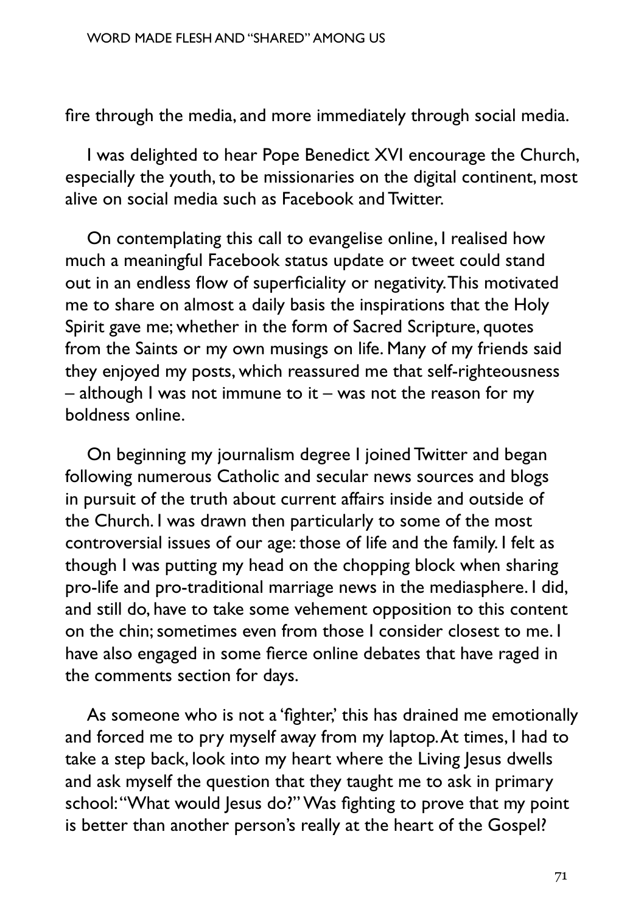fire through the media, and more immediately through social media.

I was delighted to hear Pope Benedict XVI encourage the Church, especially the youth, to be missionaries on the digital continent, most alive on social media such as Facebook and Twitter.

On contemplating this call to evangelise online, I realised how much a meaningful Facebook status update or tweet could stand out in an endless flow of superficiality or negativity. This motivated me to share on almost a daily basis the inspirations that the Holy Spirit gave me; whether in the form of Sacred Scripture, quotes from the Saints or my own musings on life. Many of my friends said they enjoyed my posts, which reassured me that self-righteousness – although I was not immune to it – was not the reason for my boldness online.

On beginning my journalism degree I joined Twitter and began following numerous Catholic and secular news sources and blogs in pursuit of the truth about current affairs inside and outside of the Church. I was drawn then particularly to some of the most controversial issues of our age: those of life and the family. I felt as though I was putting my head on the chopping block when sharing pro-life and pro-traditional marriage news in the mediasphere. I did, and still do, have to take some vehement opposition to this content on the chin; sometimes even from those I consider closest to me. I have also engaged in some fierce online debates that have raged in the comments section for days.

As someone who is not a 'fighter,' this has drained me emotionally and forced me to pry myself away from my laptop. At times, I had to take a step back, look into my heart where the Living Jesus dwells and ask myself the question that they taught me to ask in primary school: "What would Jesus do?" Was fighting to prove that my point is better than another person's really at the heart of the Gospel?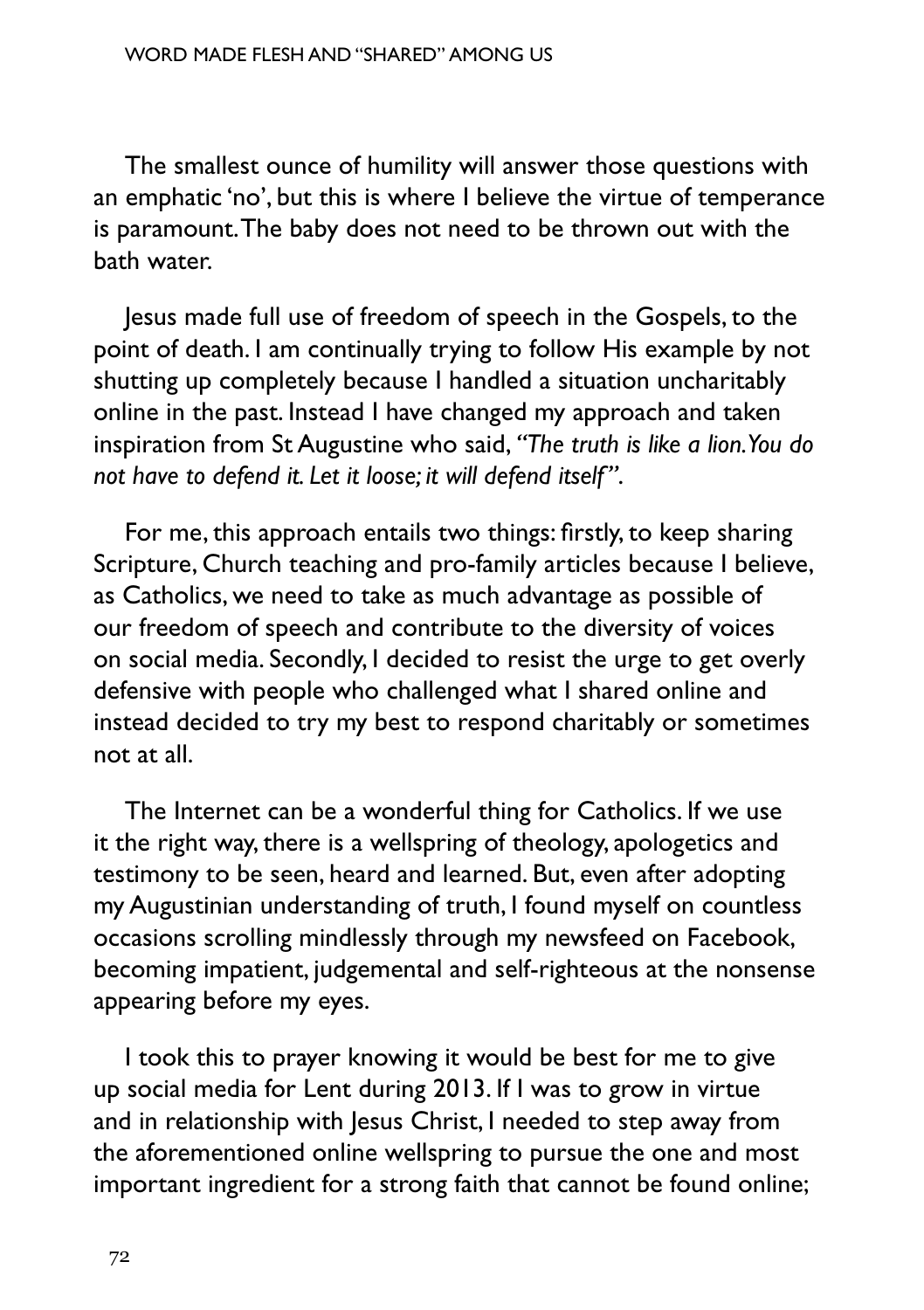The smallest ounce of humility will answer those questions with an emphatic 'no', but this is where I believe the virtue of temperance is paramount. The baby does not need to be thrown out with the bath water.

Jesus made full use of freedom of speech in the Gospels, to the point of death. I am continually trying to follow His example by not shutting up completely because I handled a situation uncharitably online in the past. Instead I have changed my approach and taken inspiration from St Augustine who said, *"The truth is like a lion. You do not have to defend it. Let it loose; it will defend itself"*.

For me, this approach entails two things: firstly, to keep sharing Scripture, Church teaching and pro-family articles because I believe, as Catholics, we need to take as much advantage as possible of our freedom of speech and contribute to the diversity of voices on social media. Secondly, I decided to resist the urge to get overly defensive with people who challenged what I shared online and instead decided to try my best to respond charitably or sometimes not at all.

The Internet can be a wonderful thing for Catholics. If we use it the right way, there is a wellspring of theology, apologetics and testimony to be seen, heard and learned. But, even after adopting my Augustinian understanding of truth, I found myself on countless occasions scrolling mindlessly through my newsfeed on Facebook, becoming impatient, judgemental and self-righteous at the nonsense appearing before my eyes.

I took this to prayer knowing it would be best for me to give up social media for Lent during 2013. If I was to grow in virtue and in relationship with Jesus Christ, I needed to step away from the aforementioned online wellspring to pursue the one and most important ingredient for a strong faith that cannot be found online;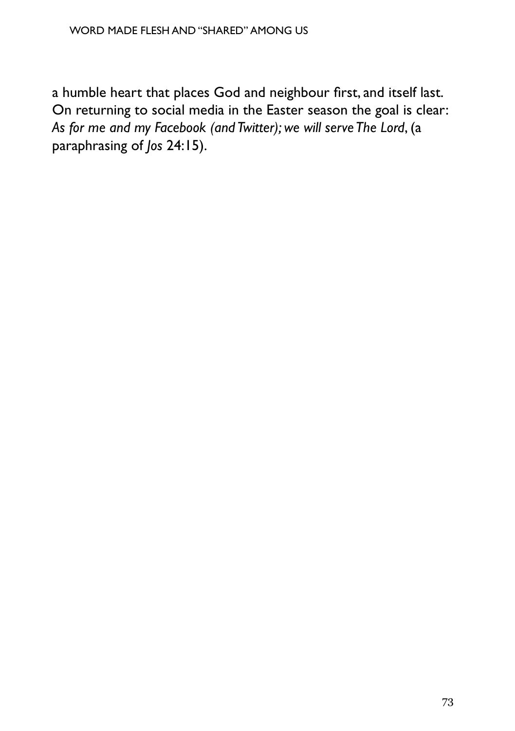a humble heart that places God and neighbour first, and itself last. On returning to social media in the Easter season the goal is clear: *As for me and my Facebook (and Twitter); we will serve The Lord*, (a paraphrasing of *Jos* 24:15).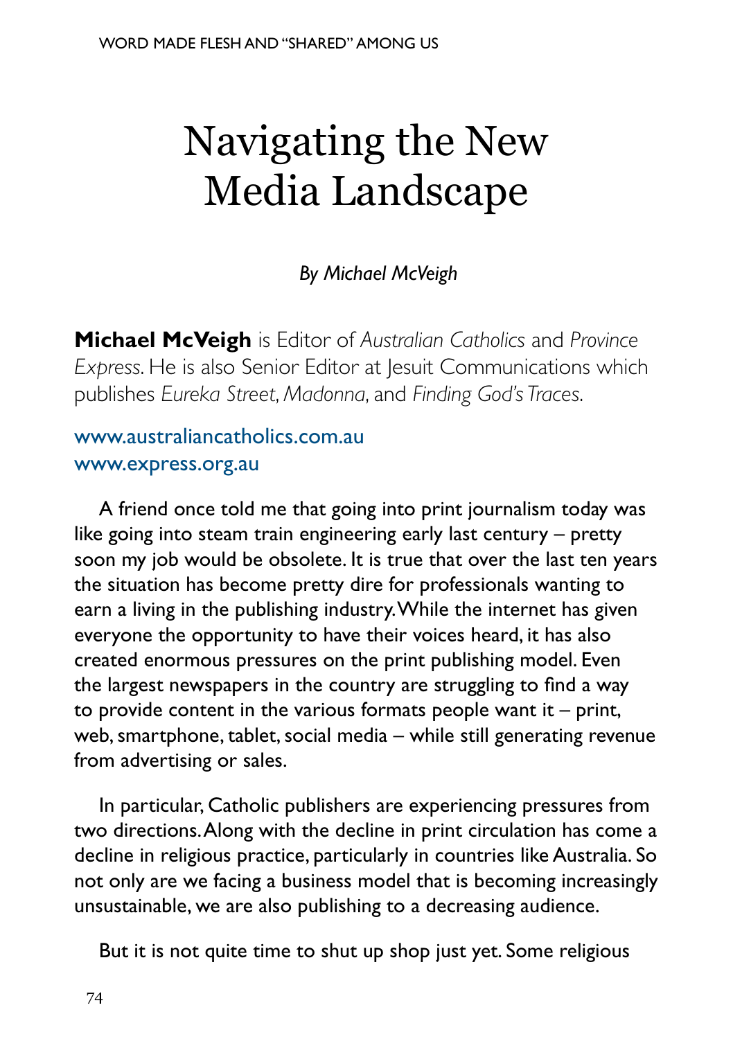# Navigating the New Media Landscape

*By Michael McVeigh*

**Michael McVeigh** is Editor of *Australian Catholics* and *Province Express*. He is also Senior Editor at Jesuit Communications which publishes *Eureka Street*, *Madonna*, and *Finding God's Traces*.

www.australiancatholics.com.au
www.express.org.au

A friend once told me that going into print journalism today was like going into steam train engineering early last century – pretty soon my job would be obsolete. It is true that over the last ten years the situation has become pretty dire for professionals wanting to earn a living in the publishing industry. While the internet has given everyone the opportunity to have their voices heard, it has also created enormous pressures on the print publishing model. Even the largest newspapers in the country are struggling to find a way to provide content in the various formats people want it – print, web, smartphone, tablet, social media – while still generating revenue from advertising or sales.

In particular, Catholic publishers are experiencing pressures from two directions. Along with the decline in print circulation has come a decline in religious practice, particularly in countries like Australia. So not only are we facing a business model that is becoming increasingly unsustainable, we are also publishing to a decreasing audience.

But it is not quite time to shut up shop just yet. Some religious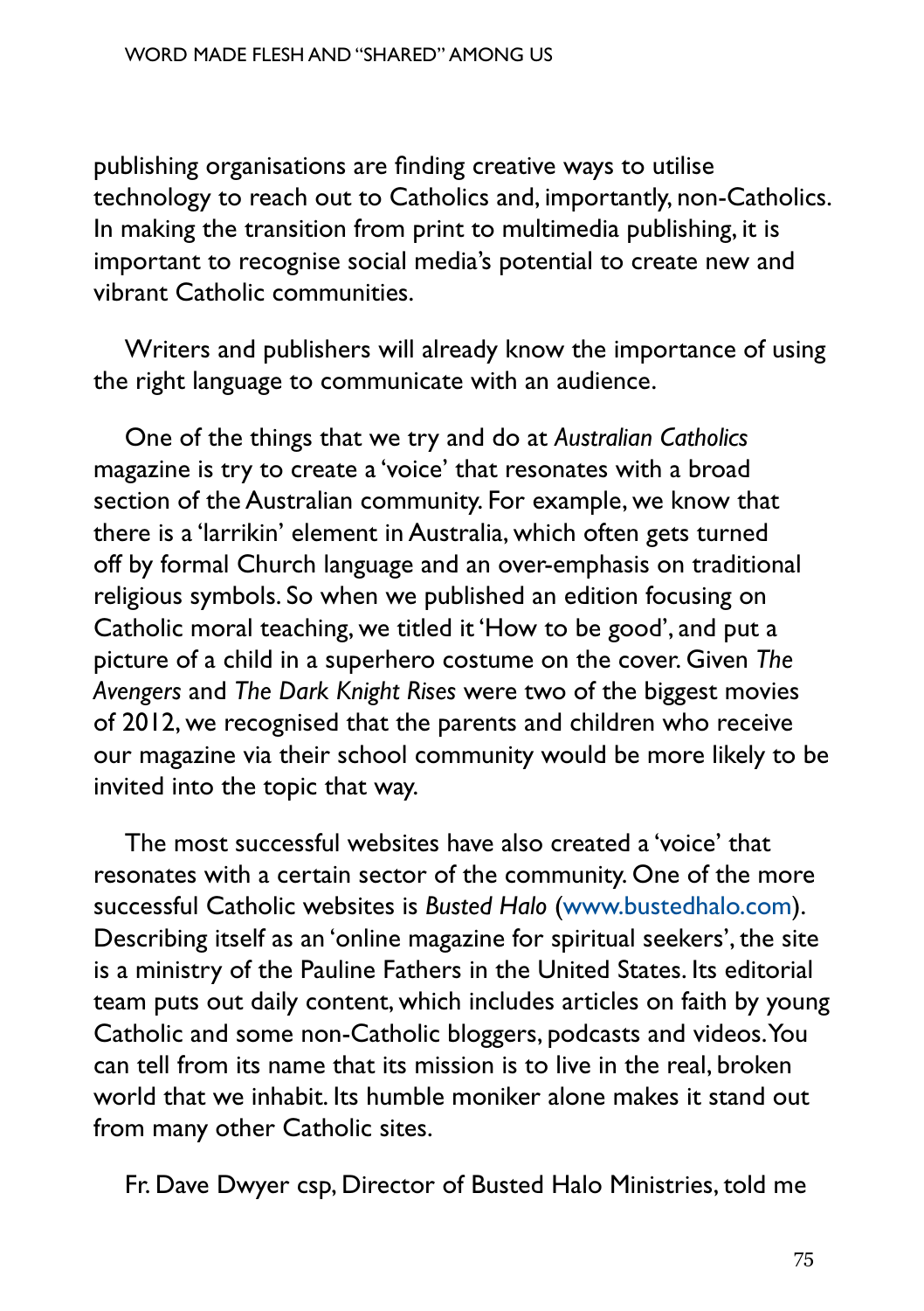publishing organisations are finding creative ways to utilise technology to reach out to Catholics and, importantly, non-Catholics. In making the transition from print to multimedia publishing, it is important to recognise social media's potential to create new and vibrant Catholic communities.

Writers and publishers will already know the importance of using the right language to communicate with an audience.

One of the things that we try and do at *Australian Catholics* magazine is try to create a 'voice' that resonates with a broad section of the Australian community. For example, we know that there is a 'larrikin' element in Australia, which often gets turned off by formal Church language and an over-emphasis on traditional religious symbols. So when we published an edition focusing on Catholic moral teaching, we titled it 'How to be good', and put a picture of a child in a superhero costume on the cover. Given *The Avengers* and *The Dark Knight Rises* were two of the biggest movies of 2012, we recognised that the parents and children who receive our magazine via their school community would be more likely to be invited into the topic that way.

The most successful websites have also created a 'voice' that resonates with a certain sector of the community. One of the more successful Catholic websites is *Busted Halo* (www.bustedhalo.com). Describing itself as an 'online magazine for spiritual seekers', the site is a ministry of the Pauline Fathers in the United States. Its editorial team puts out daily content, which includes articles on faith by young Catholic and some non-Catholic bloggers, podcasts and videos. You can tell from its name that its mission is to live in the real, broken world that we inhabit. Its humble moniker alone makes it stand out from many other Catholic sites.

Fr. Dave Dwyer csp, Director of Busted Halo Ministries, told me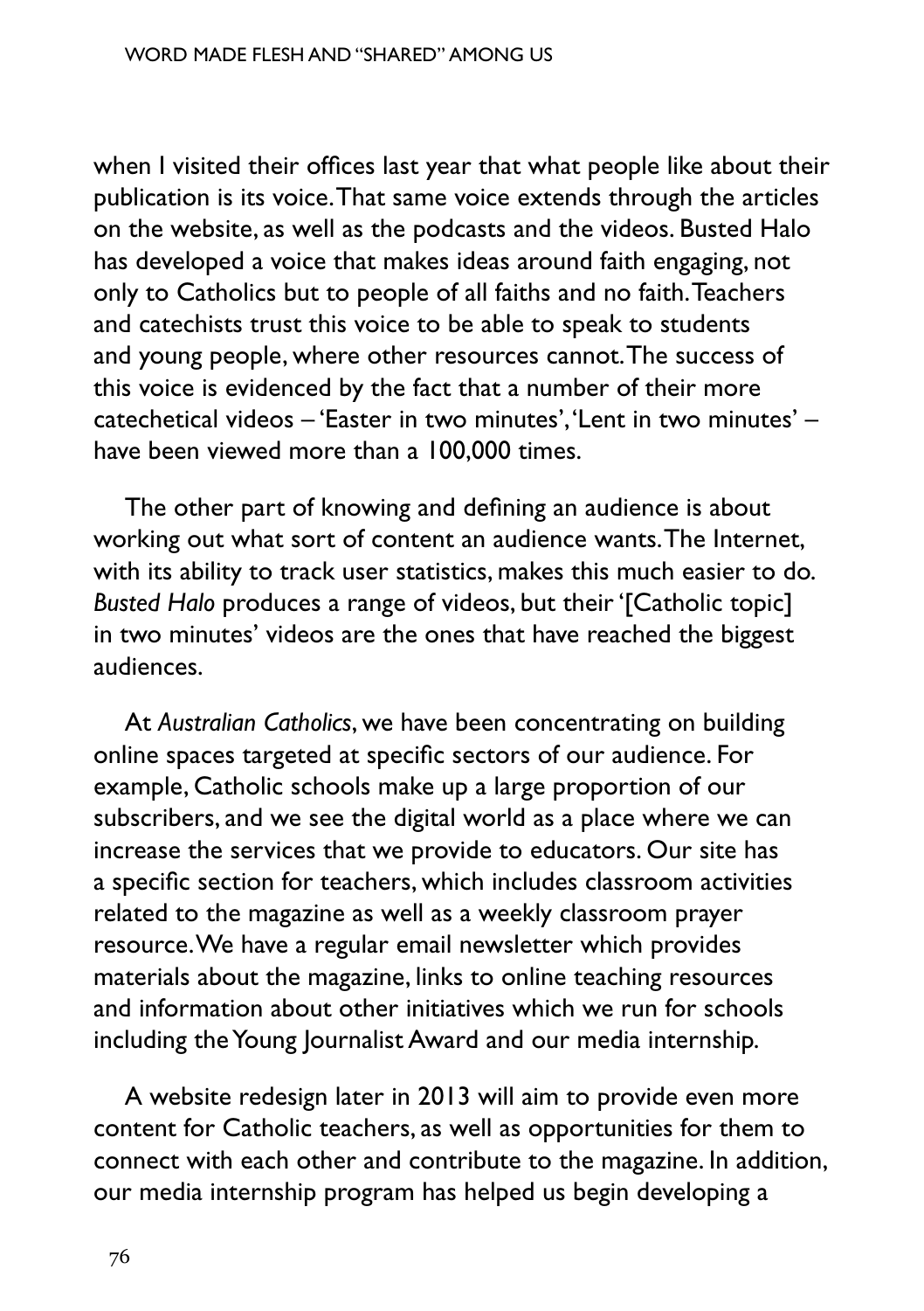when I visited their offices last year that what people like about their publication is its voice. That same voice extends through the articles on the website, as well as the podcasts and the videos. Busted Halo has developed a voice that makes ideas around faith engaging, not only to Catholics but to people of all faiths and no faith. Teachers and catechists trust this voice to be able to speak to students and young people, where other resources cannot. The success of this voice is evidenced by the fact that a number of their more catechetical videos – 'Easter in two minutes', 'Lent in two minutes' – have been viewed more than a 100,000 times.

The other part of knowing and defining an audience is about working out what sort of content an audience wants. The Internet, with its ability to track user statistics, makes this much easier to do. *Busted Halo* produces a range of videos, but their '[Catholic topic] in two minutes' videos are the ones that have reached the biggest audiences.

At *Australian Catholics*, we have been concentrating on building online spaces targeted at specific sectors of our audience. For example, Catholic schools make up a large proportion of our subscribers, and we see the digital world as a place where we can increase the services that we provide to educators. Our site has a specific section for teachers, which includes classroom activities related to the magazine as well as a weekly classroom prayer resource. We have a regular email newsletter which provides materials about the magazine, links to online teaching resources and information about other initiatives which we run for schools including the Young Journalist Award and our media internship.

A website redesign later in 2013 will aim to provide even more content for Catholic teachers, as well as opportunities for them to connect with each other and contribute to the magazine. In addition, our media internship program has helped us begin developing a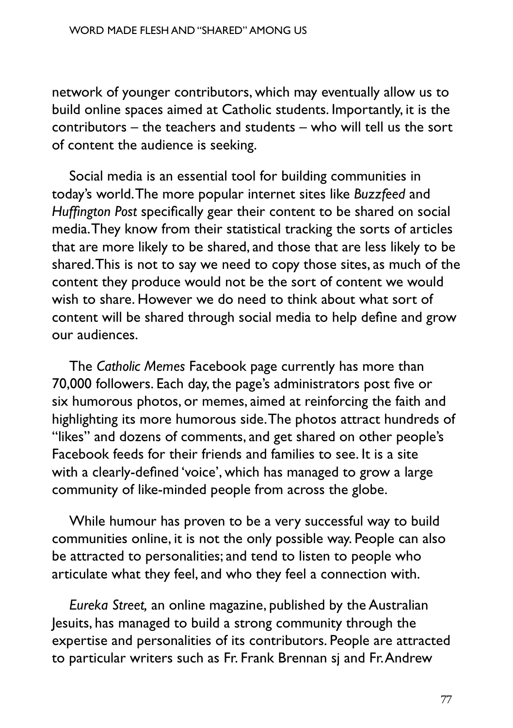network of younger contributors, which may eventually allow us to build online spaces aimed at Catholic students. Importantly, it is the contributors – the teachers and students – who will tell us the sort of content the audience is seeking.

Social media is an essential tool for building communities in today's world. The more popular internet sites like *Buzzfeed* and *Huffington Post* specifically gear their content to be shared on social media. They know from their statistical tracking the sorts of articles that are more likely to be shared, and those that are less likely to be shared. This is not to say we need to copy those sites, as much of the content they produce would not be the sort of content we would wish to share. However we do need to think about what sort of content will be shared through social media to help define and grow our audiences.

The *Catholic Memes* Facebook page currently has more than 70,000 followers. Each day, the page's administrators post five or six humorous photos, or memes, aimed at reinforcing the faith and highlighting its more humorous side. The photos attract hundreds of "likes" and dozens of comments, and get shared on other people's Facebook feeds for their friends and families to see. It is a site with a clearly-defined 'voice', which has managed to grow a large community of like-minded people from across the globe.

While humour has proven to be a very successful way to build communities online, it is not the only possible way. People can also be attracted to personalities; and tend to listen to people who articulate what they feel, and who they feel a connection with.

*Eureka Street,* an online magazine, published by the Australian Jesuits, has managed to build a strong community through the expertise and personalities of its contributors. People are attracted to particular writers such as Fr. Frank Brennan sj and Fr. Andrew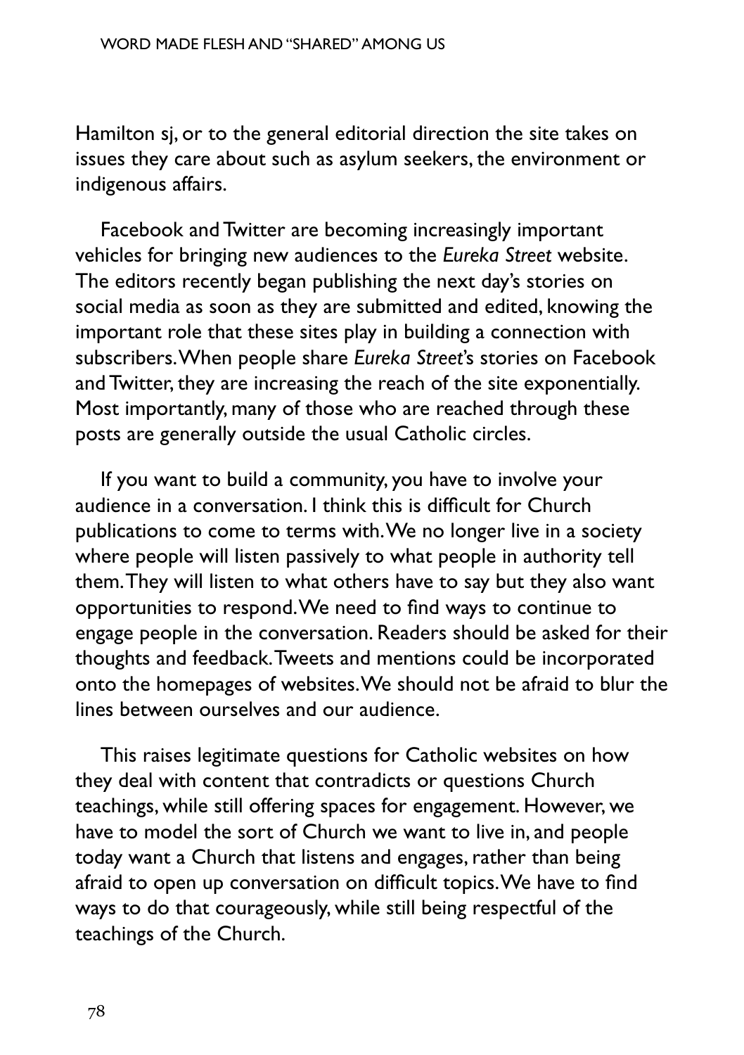Hamilton sj, or to the general editorial direction the site takes on issues they care about such as asylum seekers, the environment or indigenous affairs.

Facebook and Twitter are becoming increasingly important vehicles for bringing new audiences to the *Eureka Street* website. The editors recently began publishing the next day's stories on social media as soon as they are submitted and edited, knowing the important role that these sites play in building a connection with subscribers. When people share *Eureka Street*'s stories on Facebook and Twitter, they are increasing the reach of the site exponentially. Most importantly, many of those who are reached through these posts are generally outside the usual Catholic circles.

If you want to build a community, you have to involve your audience in a conversation. I think this is difficult for Church publications to come to terms with. We no longer live in a society where people will listen passively to what people in authority tell them. They will listen to what others have to say but they also want opportunities to respond. We need to find ways to continue to engage people in the conversation. Readers should be asked for their thoughts and feedback. Tweets and mentions could be incorporated onto the homepages of websites. We should not be afraid to blur the lines between ourselves and our audience.

This raises legitimate questions for Catholic websites on how they deal with content that contradicts or questions Church teachings, while still offering spaces for engagement. However, we have to model the sort of Church we want to live in, and people today want a Church that listens and engages, rather than being afraid to open up conversation on difficult topics. We have to find ways to do that courageously, while still being respectful of the teachings of the Church.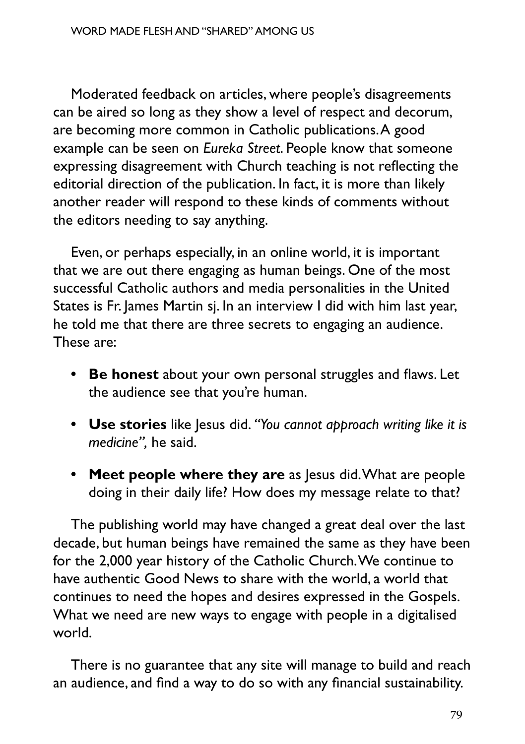Moderated feedback on articles, where people's disagreements can be aired so long as they show a level of respect and decorum, are becoming more common in Catholic publications. A good example can be seen on *Eureka Street*. People know that someone expressing disagreement with Church teaching is not reflecting the editorial direction of the publication. In fact, it is more than likely another reader will respond to these kinds of comments without the editors needing to say anything.

Even, or perhaps especially, in an online world, it is important that we are out there engaging as human beings. One of the most successful Catholic authors and media personalities in the United States is Fr. James Martin sj. In an interview I did with him last year, he told me that there are three secrets to engaging an audience. These are:

- **Be honest** about your own personal struggles and flaws. Let the audience see that you're human.
- **Use stories** like Jesus did. *"You cannot approach writing like it is medicine",* he said.
- **Meet people where they are** as Jesus did. What are people doing in their daily life? How does my message relate to that?

The publishing world may have changed a great deal over the last decade, but human beings have remained the same as they have been for the 2,000 year history of the Catholic Church. We continue to have authentic Good News to share with the world, a world that continues to need the hopes and desires expressed in the Gospels. What we need are new ways to engage with people in a digitalised world.

There is no guarantee that any site will manage to build and reach an audience, and find a way to do so with any financial sustainability.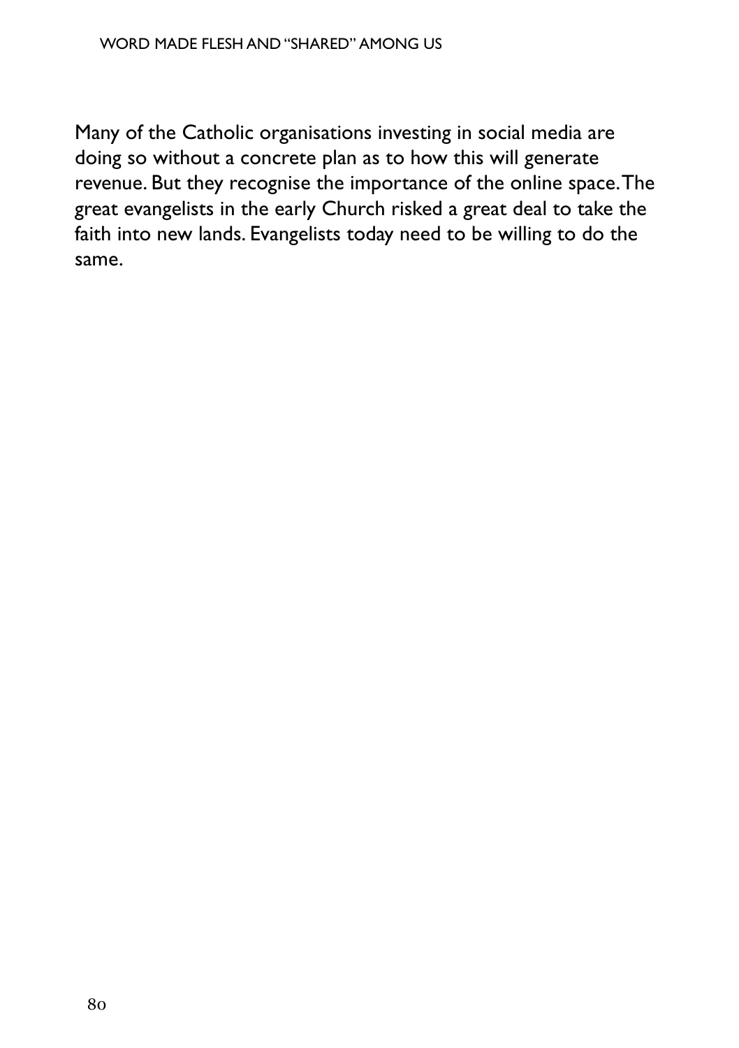Many of the Catholic organisations investing in social media are doing so without a concrete plan as to how this will generate revenue. But they recognise the importance of the online space. The great evangelists in the early Church risked a great deal to take the faith into new lands. Evangelists today need to be willing to do the same.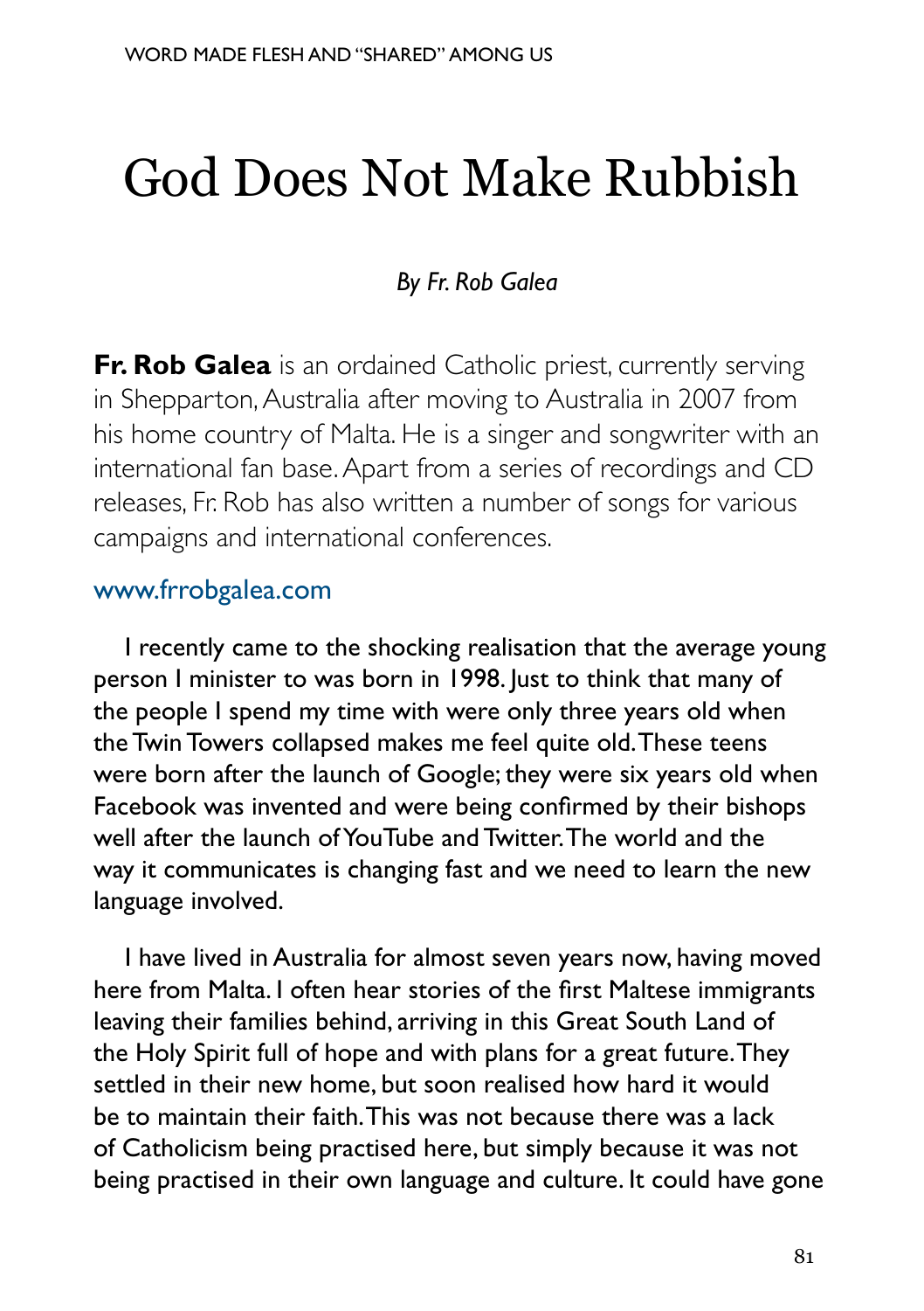# God Does Not Make Rubbish

*By Fr. Rob Galea*

**Fr. Rob Galea** is an ordained Catholic priest, currently serving in Shepparton, Australia after moving to Australia in 2007 from his home country of Malta. He is a singer and songwriter with an international fan base. Apart from a series of recordings and CD releases, Fr. Rob has also written a number of songs for various campaigns and international conferences.

www.frrobgalea.com

I recently came to the shocking realisation that the average young person I minister to was born in 1998. Just to think that many of the people I spend my time with were only three years old when the Twin Towers collapsed makes me feel quite old. These teens were born after the launch of Google; they were six years old when Facebook was invented and were being confirmed by their bishops well after the launch of YouTube and Twitter. The world and the way it communicates is changing fast and we need to learn the new language involved.

I have lived in Australia for almost seven years now, having moved here from Malta. I often hear stories of the first Maltese immigrants leaving their families behind, arriving in this Great South Land of the Holy Spirit full of hope and with plans for a great future. They settled in their new home, but soon realised how hard it would be to maintain their faith. This was not because there was a lack of Catholicism being practised here, but simply because it was not being practised in their own language and culture. It could have gone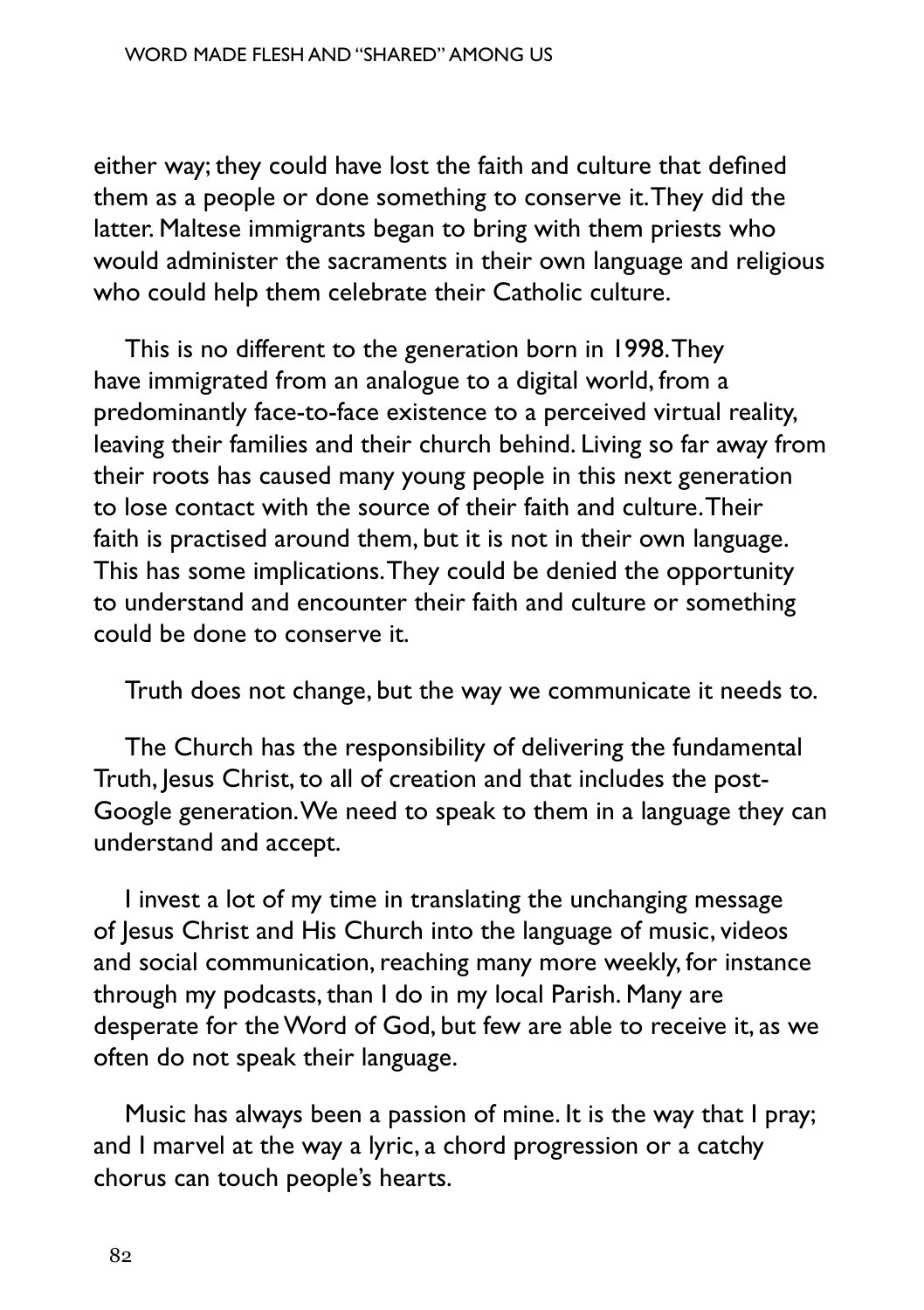either way; they could have lost the faith and culture that defined them as a people or done something to conserve it. They did the latter. Maltese immigrants began to bring with them priests who would administer the sacraments in their own language and religious who could help them celebrate their Catholic culture.

This is no different to the generation born in 1998. They have immigrated from an analogue to a digital world, from a predominantly face-to-face existence to a perceived virtual reality, leaving their families and their church behind. Living so far away from their roots has caused many young people in this next generation to lose contact with the source of their faith and culture. Their faith is practised around them, but it is not in their own language. This has some implications. They could be denied the opportunity to understand and encounter their faith and culture or something could be done to conserve it.

Truth does not change, but the way we communicate it needs to.

The Church has the responsibility of delivering the fundamental Truth, Jesus Christ, to all of creation and that includes the post-Google generation. We need to speak to them in a language they can understand and accept.

I invest a lot of my time in translating the unchanging message of Jesus Christ and His Church into the language of music, videos and social communication, reaching many more weekly, for instance through my podcasts, than I do in my local Parish. Many are desperate for the Word of God, but few are able to receive it, as we often do not speak their language.

Music has always been a passion of mine. It is the way that I pray; and I marvel at the way a lyric, a chord progression or a catchy chorus can touch people's hearts.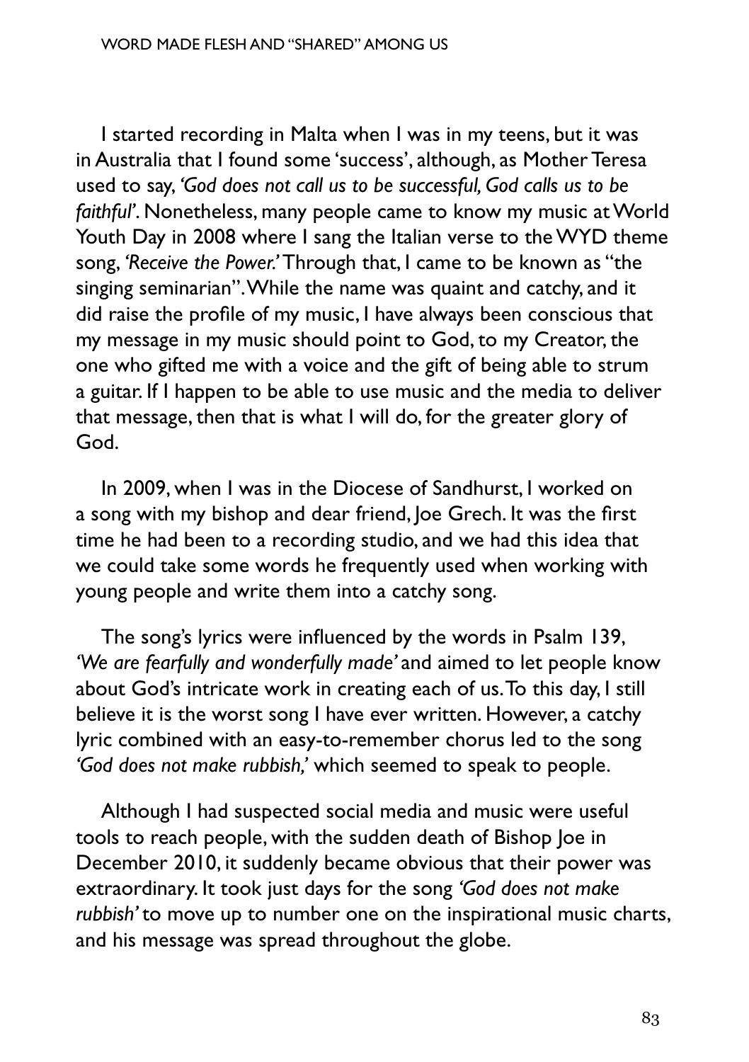I started recording in Malta when I was in my teens, but it was in Australia that I found some 'success', although, as Mother Teresa used to say, *'God does not call us to be successful, God calls us to be faithful'*. Nonetheless, many people came to know my music at World Youth Day in 2008 where I sang the Italian verse to the WYD theme song, *'Receive the Power.'* Through that, I came to be known as "the singing seminarian". While the name was quaint and catchy, and it did raise the profile of my music, I have always been conscious that my message in my music should point to God, to my Creator, the one who gifted me with a voice and the gift of being able to strum a guitar. If I happen to be able to use music and the media to deliver that message, then that is what I will do, for the greater glory of God.

In 2009, when I was in the Diocese of Sandhurst, I worked on a song with my bishop and dear friend, Joe Grech. It was the first time he had been to a recording studio, and we had this idea that we could take some words he frequently used when working with young people and write them into a catchy song.

The song's lyrics were influenced by the words in Psalm 139, *'We are fearfully and wonderfully made'* and aimed to let people know about God's intricate work in creating each of us. To this day, I still believe it is the worst song I have ever written. However, a catchy lyric combined with an easy-to-remember chorus led to the song *'God does not make rubbish,'* which seemed to speak to people.

Although I had suspected social media and music were useful tools to reach people, with the sudden death of Bishop Joe in December 2010, it suddenly became obvious that their power was extraordinary. It took just days for the song *'God does not make rubbish'* to move up to number one on the inspirational music charts, and his message was spread throughout the globe.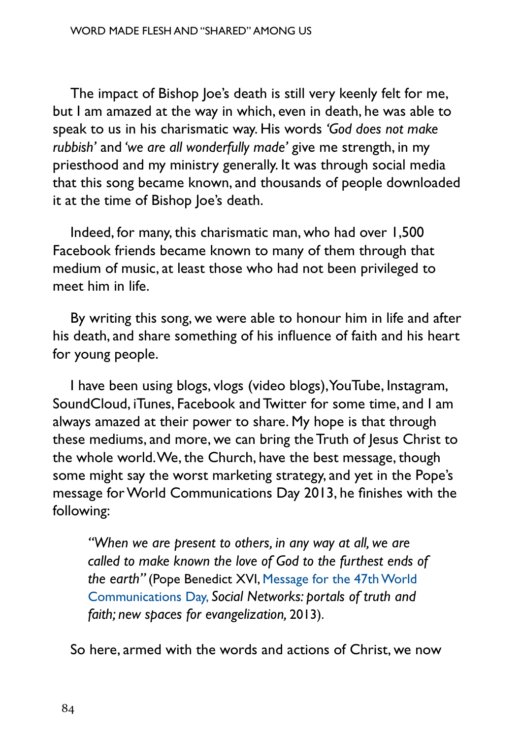The impact of Bishop Joe's death is still very keenly felt for me, but I am amazed at the way in which, even in death, he was able to speak to us in his charismatic way. His words *'God does not make rubbish'* and *'we are all wonderfully made'* give me strength, in my priesthood and my ministry generally. It was through social media that this song became known, and thousands of people downloaded it at the time of Bishop Joe's death.

Indeed, for many, this charismatic man, who had over 1,500 Facebook friends became known to many of them through that medium of music, at least those who had not been privileged to meet him in life.

By writing this song, we were able to honour him in life and after his death, and share something of his influence of faith and his heart for young people.

I have been using blogs, vlogs (video blogs), YouTube, Instagram, SoundCloud, iTunes, Facebook and Twitter for some time, and I am always amazed at their power to share. My hope is that through these mediums, and more, we can bring the Truth of Jesus Christ to the whole world. We, the Church, have the best message, though some might say the worst marketing strategy, and yet in the Pope's message for World Communications Day 2013, he finishes with the following:

> *"When we are present to others, in any way at all, we are called to make known the love of God to the furthest ends of the earth"* (Pope Benedict XVI, Message for the 47th World Communications Day, *Social Networks: portals of truth and faith; new spaces for evangelization,* 2013).

So here, armed with the words and actions of Christ, we now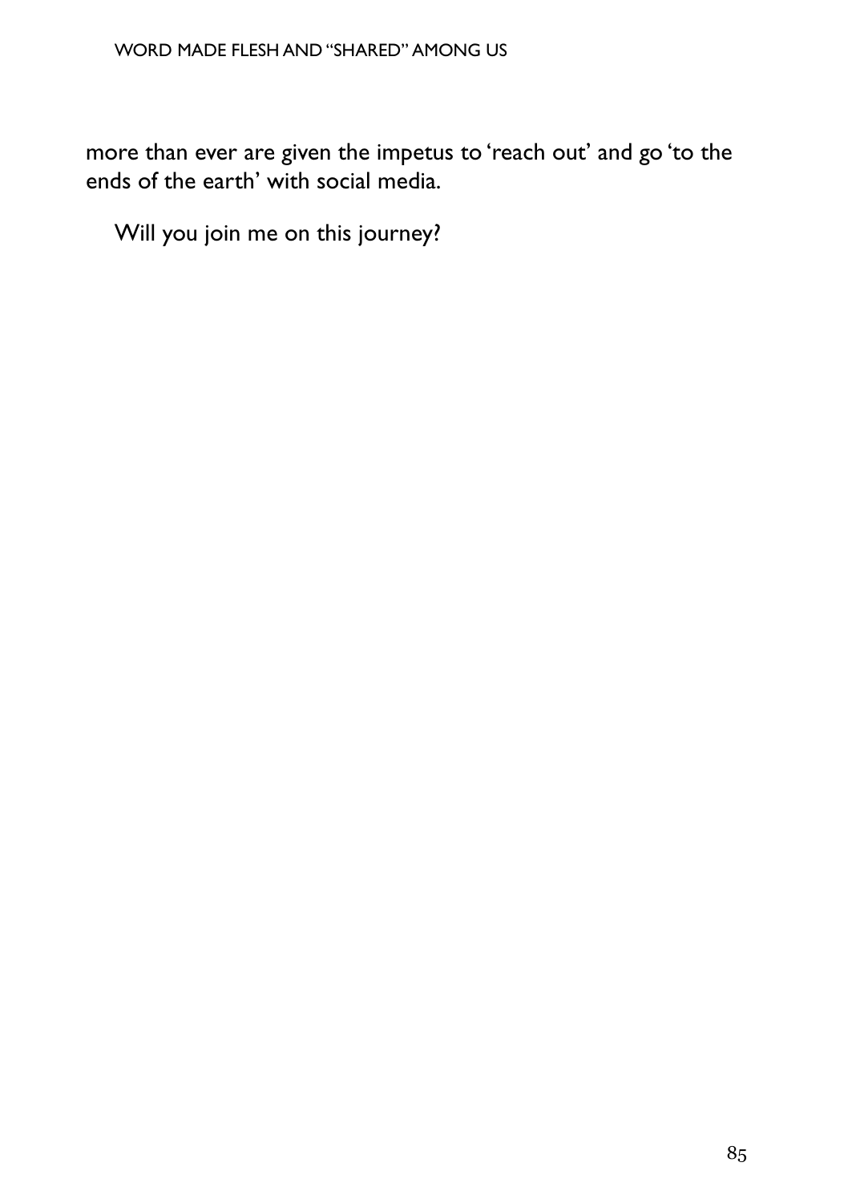more than ever are given the impetus to 'reach out' and go 'to the ends of the earth' with social media.

Will you join me on this journey?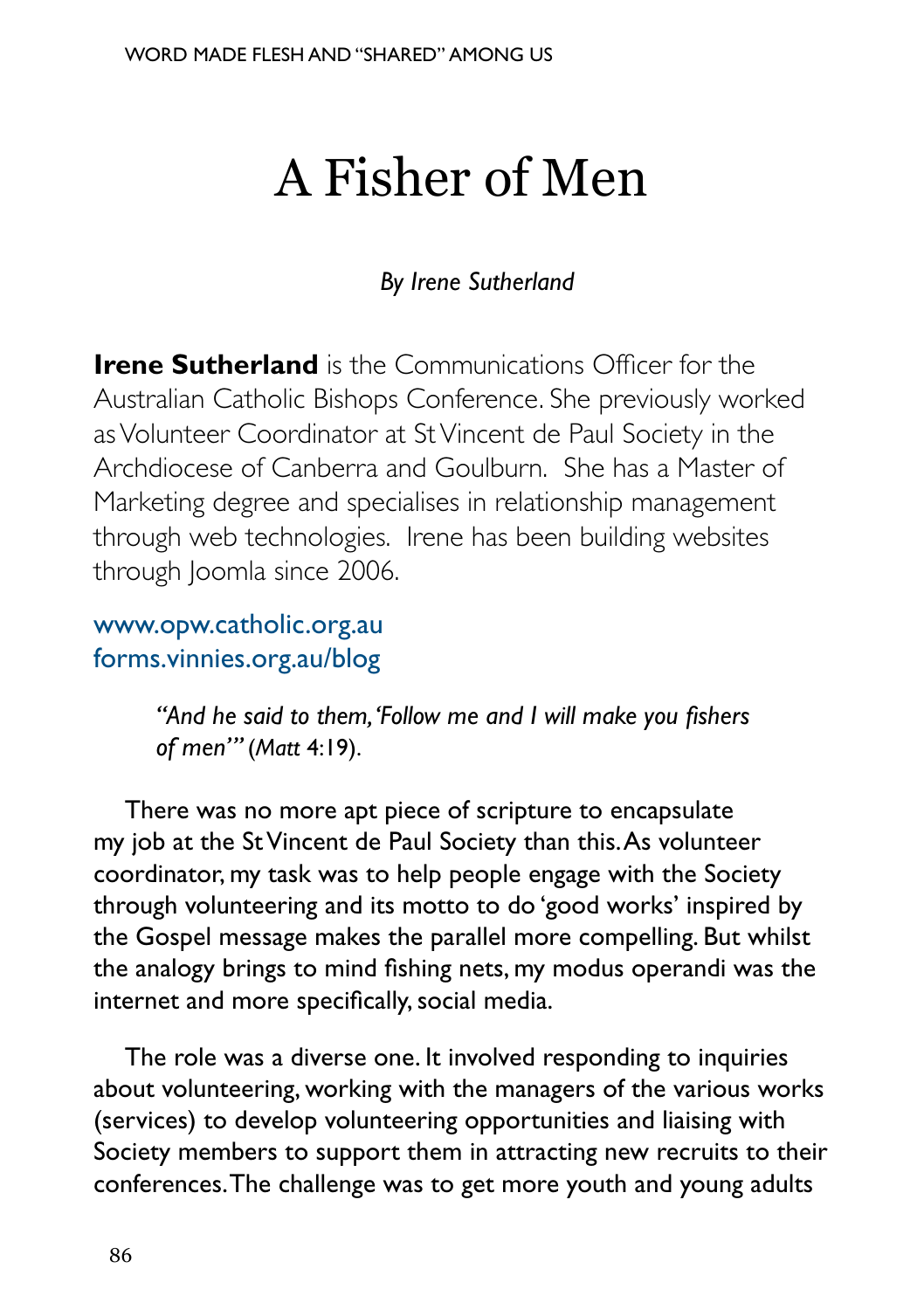# A Fisher of Men

*By Irene Sutherland*

**Irene Sutherland** is the Communications Officer for the Australian Catholic Bishops Conference. She previously worked as Volunteer Coordinator at St Vincent de Paul Society in the Archdiocese of Canberra and Goulburn. She has a Master of Marketing degree and specialises in relationship management through web technologies. Irene has been building websites through Joomla since 2006.

www.opw.catholic.org.au
forms.vinnies.org.au/blog

> *"And he said to them, 'Follow me and I will make you fishers of men'"* (*Matt* 4:19).

There was no more apt piece of scripture to encapsulate my job at the St Vincent de Paul Society than this. As volunteer coordinator, my task was to help people engage with the Society through volunteering and its motto to do 'good works' inspired by the Gospel message makes the parallel more compelling. But whilst the analogy brings to mind fishing nets, my modus operandi was the internet and more specifically, social media.

The role was a diverse one. It involved responding to inquiries about volunteering, working with the managers of the various works (services) to develop volunteering opportunities and liaising with Society members to support them in attracting new recruits to their conferences. The challenge was to get more youth and young adults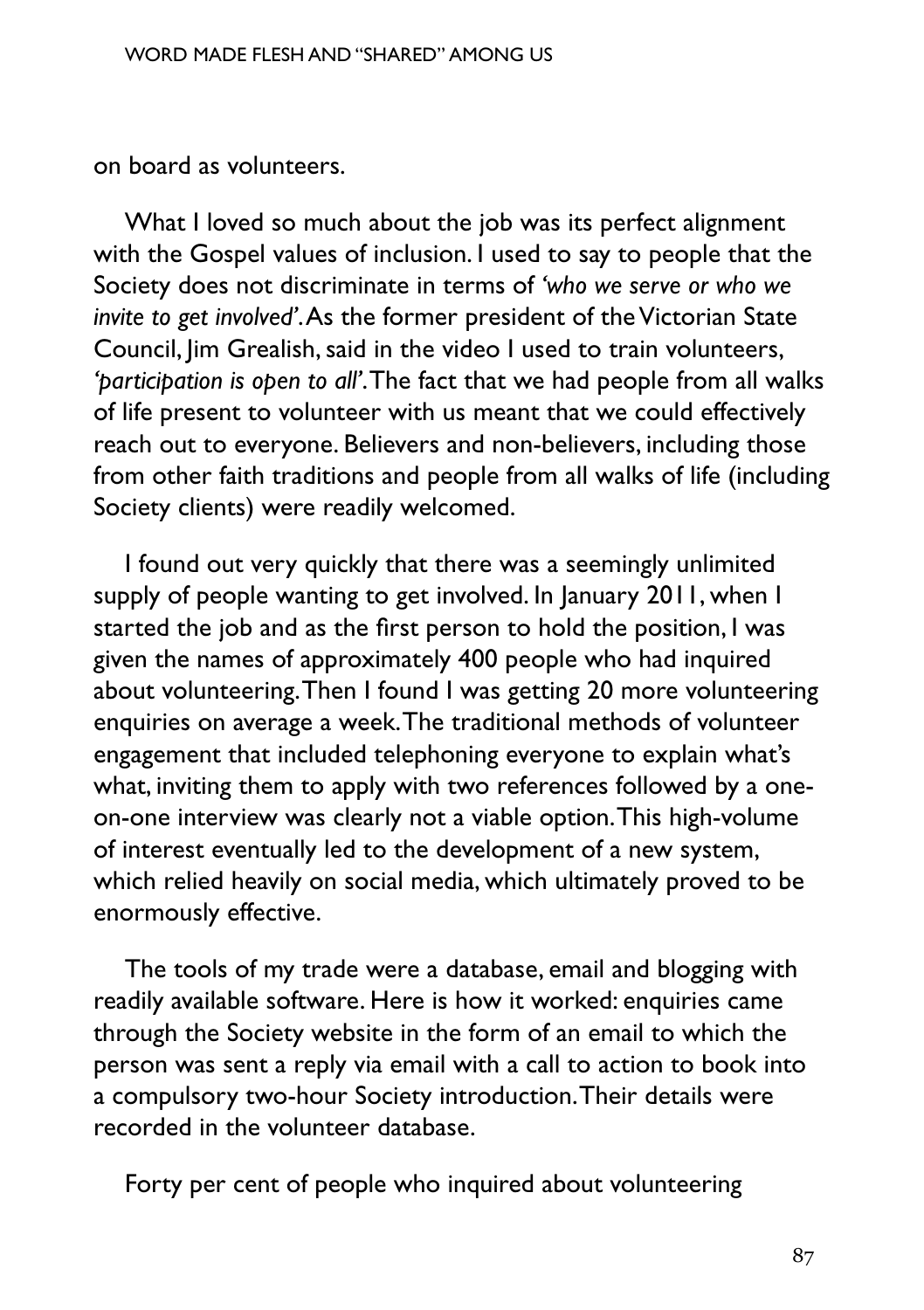on board as volunteers.

What I loved so much about the job was its perfect alignment with the Gospel values of inclusion. I used to say to people that the Society does not discriminate in terms of *'who we serve or who we invite to get involved'*. As the former president of the Victorian State Council, Jim Grealish, said in the video I used to train volunteers, *'participation is open to all'*. The fact that we had people from all walks of life present to volunteer with us meant that we could effectively reach out to everyone. Believers and non-believers, including those from other faith traditions and people from all walks of life (including Society clients) were readily welcomed.

I found out very quickly that there was a seemingly unlimited supply of people wanting to get involved. In January 2011, when I started the job and as the first person to hold the position, I was given the names of approximately 400 people who had inquired about volunteering. Then I found I was getting 20 more volunteering enquiries on average a week. The traditional methods of volunteer engagement that included telephoning everyone to explain what's what, inviting them to apply with two references followed by a one-on-one interview was clearly not a viable option. This high-volume of interest eventually led to the development of a new system, which relied heavily on social media, which ultimately proved to be enormously effective.

The tools of my trade were a database, email and blogging with readily available software. Here is how it worked: enquiries came through the Society website in the form of an email to which the person was sent a reply via email with a call to action to book into a compulsory two-hour Society introduction. Their details were recorded in the volunteer database.

Forty per cent of people who inquired about volunteering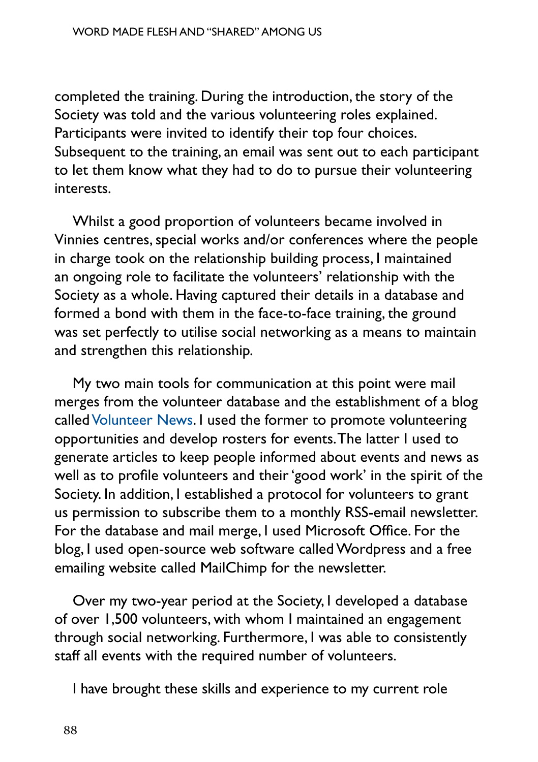completed the training. During the introduction, the story of the Society was told and the various volunteering roles explained. Participants were invited to identify their top four choices. Subsequent to the training, an email was sent out to each participant to let them know what they had to do to pursue their volunteering interests.

Whilst a good proportion of volunteers became involved in Vinnies centres, special works and/or conferences where the people in charge took on the relationship building process, I maintained an ongoing role to facilitate the volunteers' relationship with the Society as a whole. Having captured their details in a database and formed a bond with them in the face-to-face training, the ground was set perfectly to utilise social networking as a means to maintain and strengthen this relationship.

My two main tools for communication at this point were mail merges from the volunteer database and the establishment of a blog called Volunteer News. I used the former to promote volunteering opportunities and develop rosters for events. The latter I used to generate articles to keep people informed about events and news as well as to profile volunteers and their 'good work' in the spirit of the Society. In addition, I established a protocol for volunteers to grant us permission to subscribe them to a monthly RSS-email newsletter. For the database and mail merge, I used Microsoft Office. For the blog, I used open-source web software called Wordpress and a free emailing website called MailChimp for the newsletter.

Over my two-year period at the Society, I developed a database of over 1,500 volunteers, with whom I maintained an engagement through social networking. Furthermore, I was able to consistently staff all events with the required number of volunteers.

I have brought these skills and experience to my current role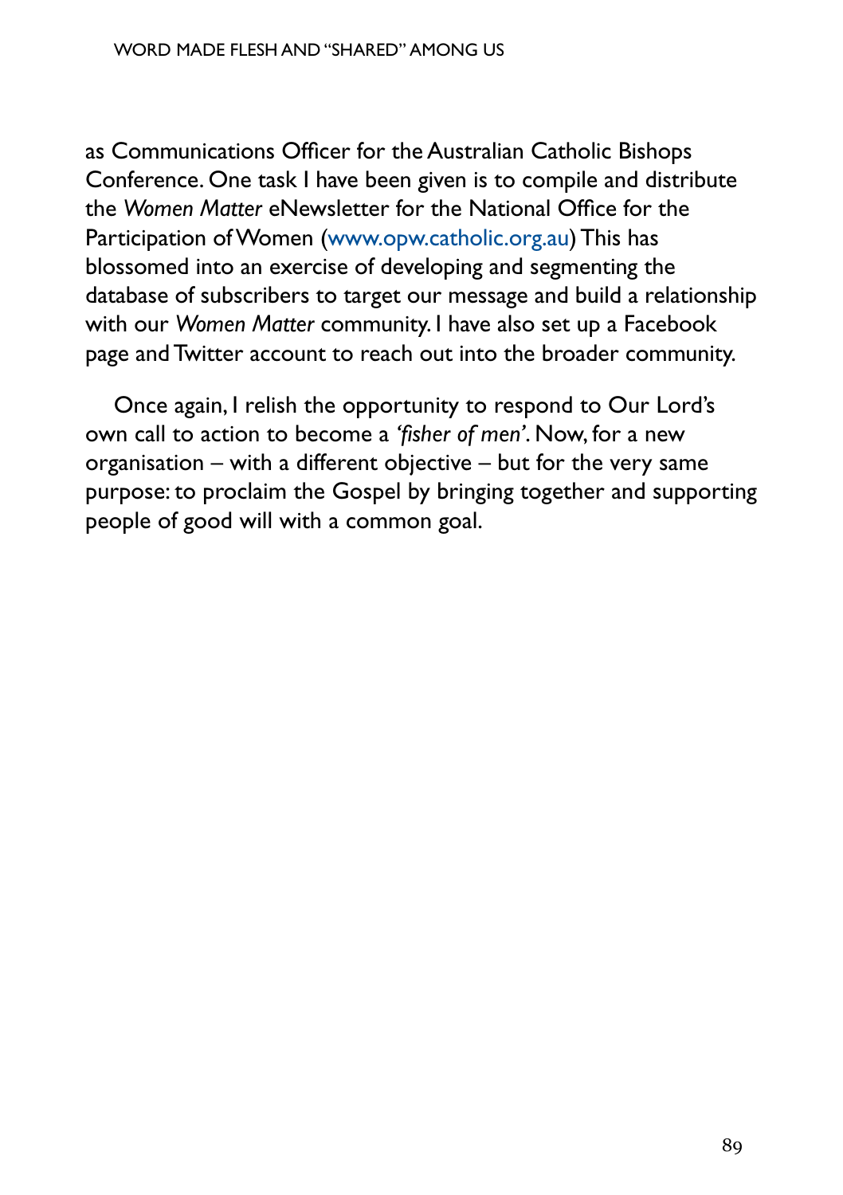as Communications Officer for the Australian Catholic Bishops Conference. One task I have been given is to compile and distribute the *Women Matter* eNewsletter for the National Office for the Participation of Women (www.opw.catholic.org.au) This has blossomed into an exercise of developing and segmenting the database of subscribers to target our message and build a relationship with our *Women Matter* community. I have also set up a Facebook page and Twitter account to reach out into the broader community.

Once again, I relish the opportunity to respond to Our Lord's own call to action to become a *'fisher of men'*. Now, for a new organisation – with a different objective – but for the very same purpose: to proclaim the Gospel by bringing together and supporting people of good will with a common goal.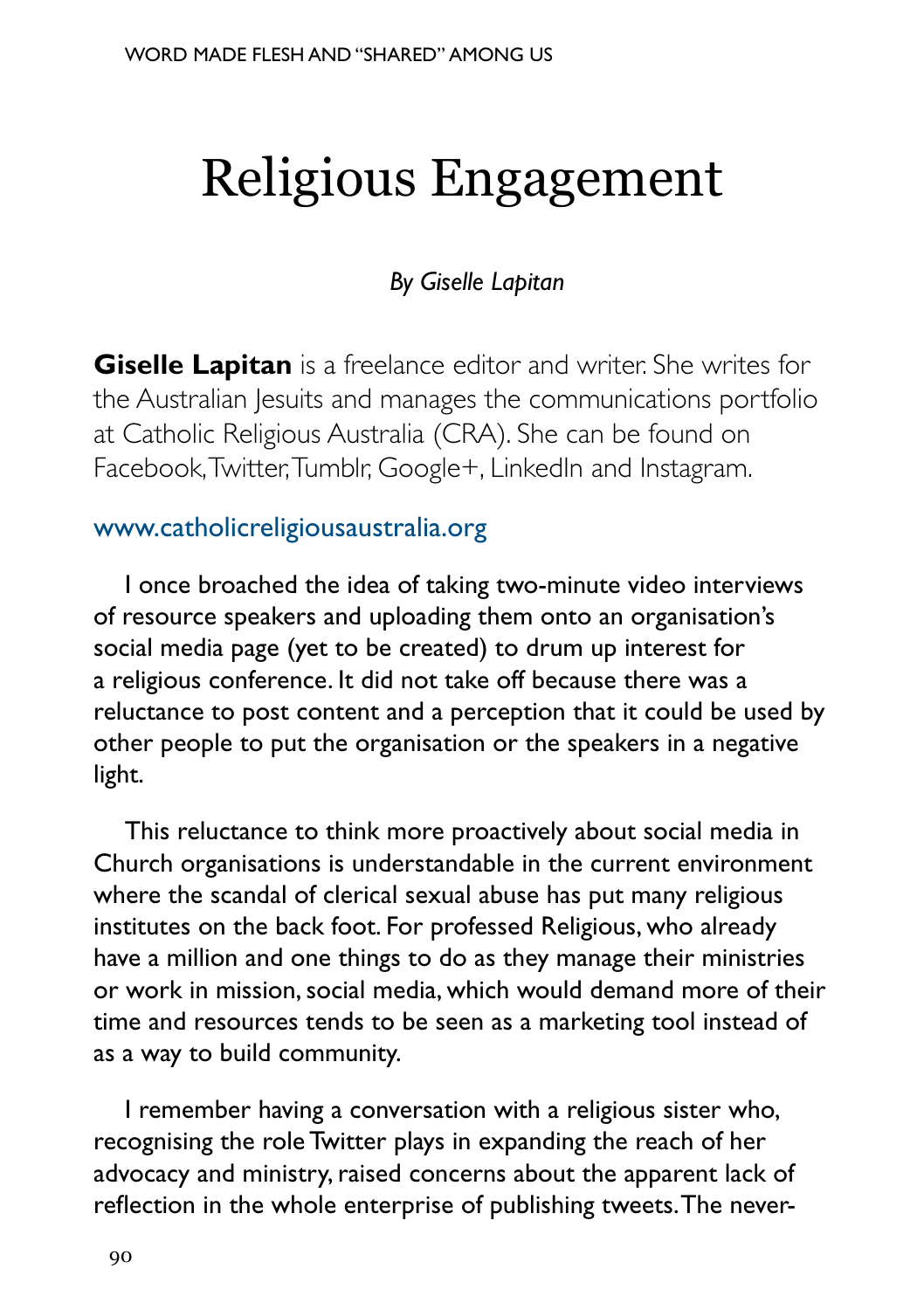# Religious Engagement

*By Giselle Lapitan*

**Giselle Lapitan** is a freelance editor and writer. She writes for the Australian Jesuits and manages the communications portfolio at Catholic Religious Australia (CRA). She can be found on Facebook, Twitter, Tumblr, Google+, LinkedIn and Instagram.

www.catholicreligiousaustralia.org

I once broached the idea of taking two-minute video interviews of resource speakers and uploading them onto an organisation's social media page (yet to be created) to drum up interest for a religious conference. It did not take off because there was a reluctance to post content and a perception that it could be used by other people to put the organisation or the speakers in a negative light.

This reluctance to think more proactively about social media in Church organisations is understandable in the current environment where the scandal of clerical sexual abuse has put many religious institutes on the back foot. For professed Religious, who already have a million and one things to do as they manage their ministries or work in mission, social media, which would demand more of their time and resources tends to be seen as a marketing tool instead of as a way to build community.

I remember having a conversation with a religious sister who, recognising the role Twitter plays in expanding the reach of her advocacy and ministry, raised concerns about the apparent lack of reflection in the whole enterprise of publishing tweets. The never-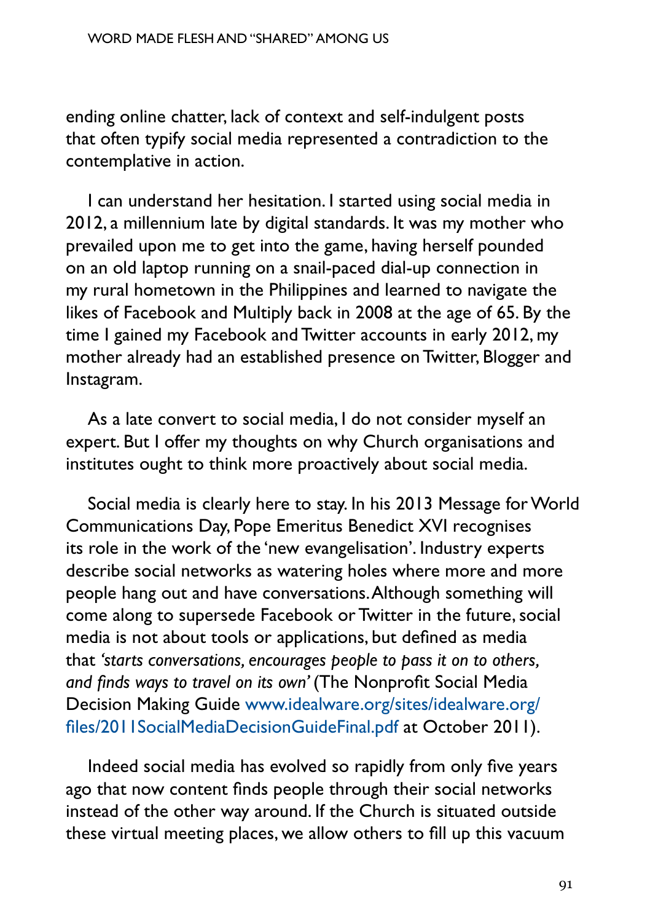ending online chatter, lack of context and self-indulgent posts that often typify social media represented a contradiction to the contemplative in action.

I can understand her hesitation. I started using social media in 2012, a millennium late by digital standards. It was my mother who prevailed upon me to get into the game, having herself pounded on an old laptop running on a snail-paced dial-up connection in my rural hometown in the Philippines and learned to navigate the likes of Facebook and Multiply back in 2008 at the age of 65. By the time I gained my Facebook and Twitter accounts in early 2012, my mother already had an established presence on Twitter, Blogger and Instagram.

As a late convert to social media, I do not consider myself an expert. But I offer my thoughts on why Church organisations and institutes ought to think more proactively about social media.

Social media is clearly here to stay. In his 2013 Message for World Communications Day, Pope Emeritus Benedict XVI recognises its role in the work of the 'new evangelisation'. Industry experts describe social networks as watering holes where more and more people hang out and have conversations. Although something will come along to supersede Facebook or Twitter in the future, social media is not about tools or applications, but defined as media that *'starts conversations, encourages people to pass it on to others, and finds ways to travel on its own'* (The Nonprofit Social Media Decision Making Guide www.idealware.org/sites/idealware.org/files/2011SocialMediaDecisionGuideFinal.pdf at October 2011).

Indeed social media has evolved so rapidly from only five years ago that now content finds people through their social networks instead of the other way around. If the Church is situated outside these virtual meeting places, we allow others to fill up this vacuum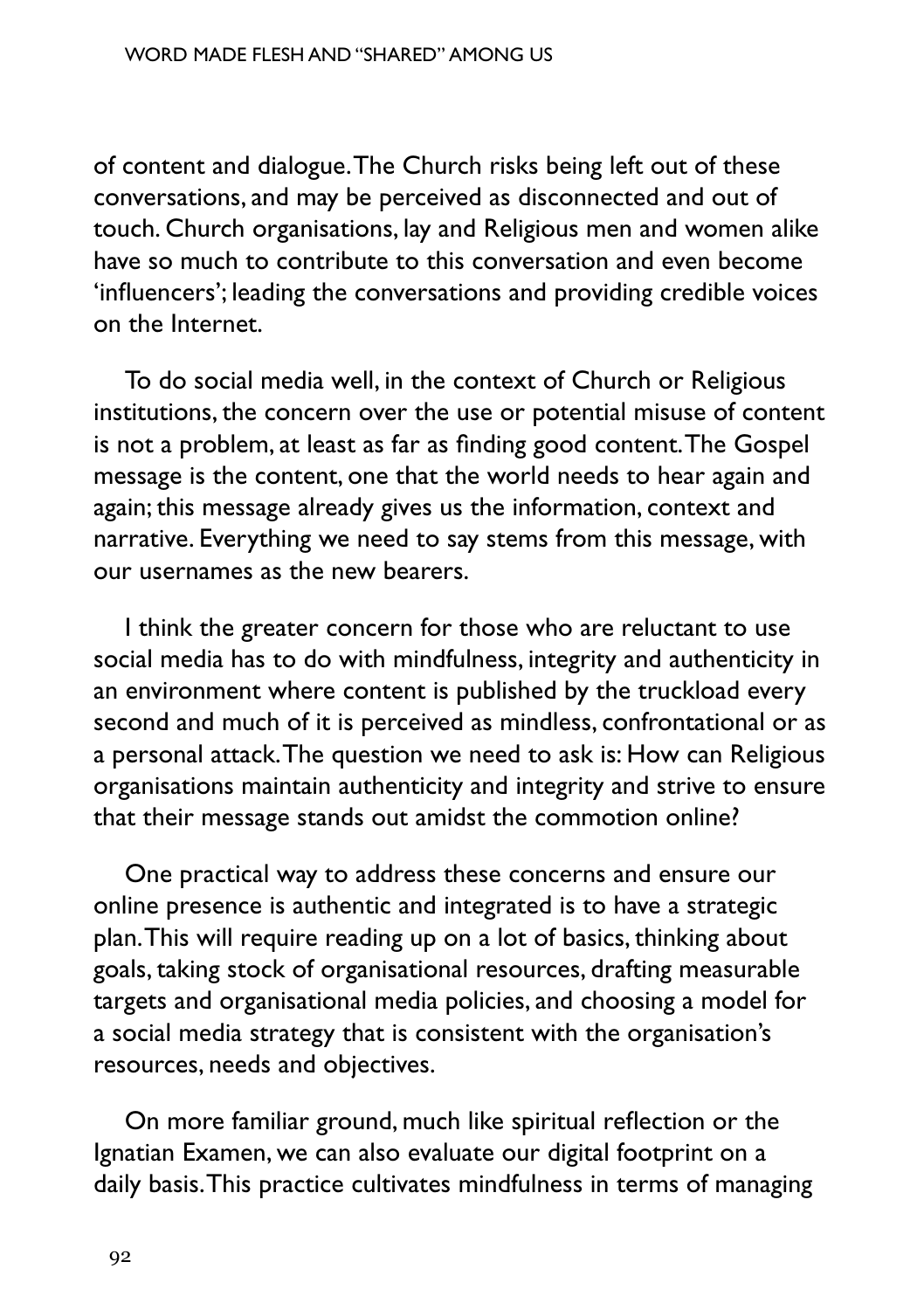of content and dialogue. The Church risks being left out of these conversations, and may be perceived as disconnected and out of touch. Church organisations, lay and Religious men and women alike have so much to contribute to this conversation and even become 'influencers'; leading the conversations and providing credible voices on the Internet.

To do social media well, in the context of Church or Religious institutions, the concern over the use or potential misuse of content is not a problem, at least as far as finding good content. The Gospel message is the content, one that the world needs to hear again and again; this message already gives us the information, context and narrative. Everything we need to say stems from this message, with our usernames as the new bearers.

I think the greater concern for those who are reluctant to use social media has to do with mindfulness, integrity and authenticity in an environment where content is published by the truckload every second and much of it is perceived as mindless, confrontational or as a personal attack. The question we need to ask is: How can Religious organisations maintain authenticity and integrity and strive to ensure that their message stands out amidst the commotion online?

One practical way to address these concerns and ensure our online presence is authentic and integrated is to have a strategic plan. This will require reading up on a lot of basics, thinking about goals, taking stock of organisational resources, drafting measurable targets and organisational media policies, and choosing a model for a social media strategy that is consistent with the organisation's resources, needs and objectives.

On more familiar ground, much like spiritual reflection or the Ignatian Examen, we can also evaluate our digital footprint on a daily basis. This practice cultivates mindfulness in terms of managing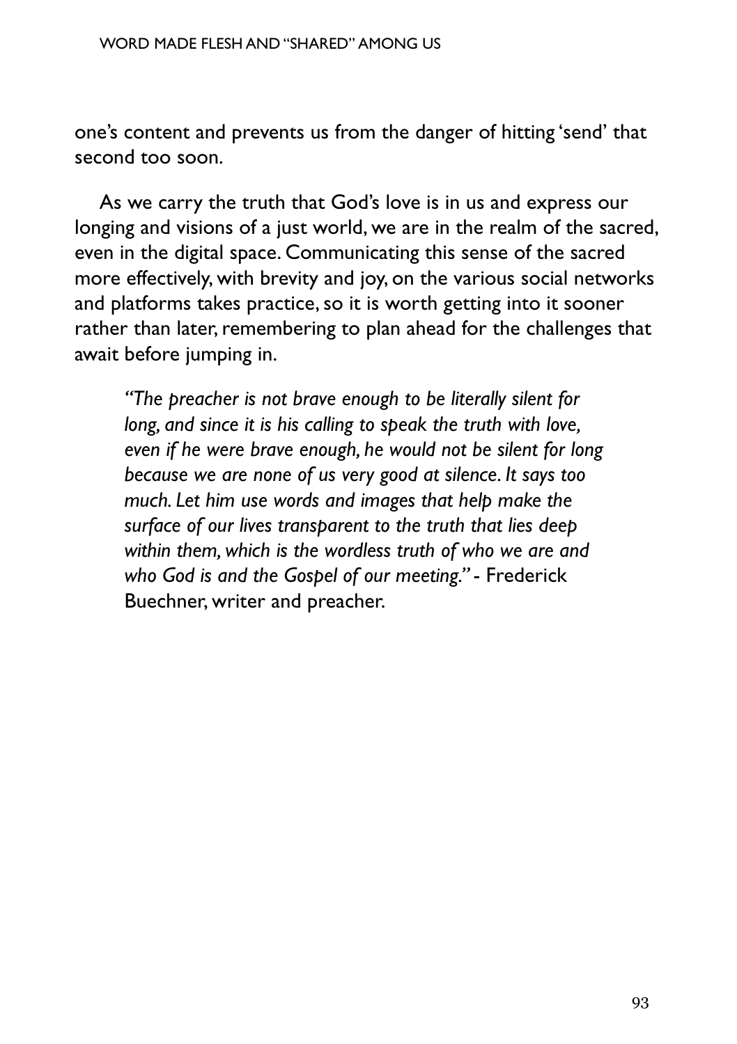one's content and prevents us from the danger of hitting 'send' that second too soon.

As we carry the truth that God's love is in us and express our longing and visions of a just world, we are in the realm of the sacred, even in the digital space. Communicating this sense of the sacred more effectively, with brevity and joy, on the various social networks and platforms takes practice, so it is worth getting into it sooner rather than later, remembering to plan ahead for the challenges that await before jumping in.

> *"The preacher is not brave enough to be literally silent for long, and since it is his calling to speak the truth with love, even if he were brave enough, he would not be silent for long because we are none of us very good at silence. It says too much. Let him use words and images that help make the surface of our lives transparent to the truth that lies deep within them, which is the wordless truth of who we are and who God is and the Gospel of our meeting."* - Frederick Buechner, writer and preacher.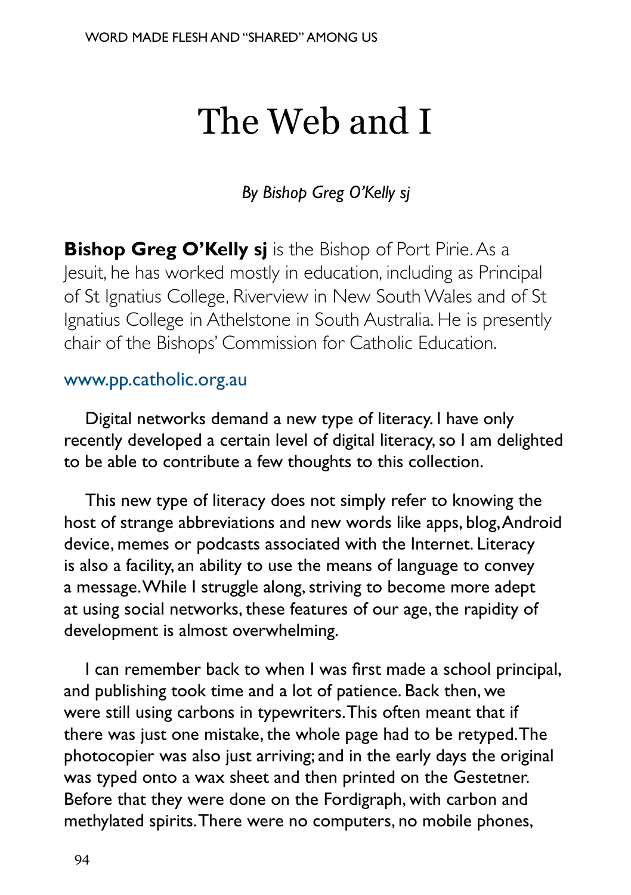# The Web and I

*By Bishop Greg O'Kelly sj*

**Bishop Greg O'Kelly sj** is the Bishop of Port Pirie. As a Jesuit, he has worked mostly in education, including as Principal of St Ignatius College, Riverview in New South Wales and of St Ignatius College in Athelstone in South Australia. He is presently chair of the Bishops' Commission for Catholic Education.

www.pp.catholic.org.au

Digital networks demand a new type of literacy. I have only recently developed a certain level of digital literacy, so I am delighted to be able to contribute a few thoughts to this collection.

This new type of literacy does not simply refer to knowing the host of strange abbreviations and new words like apps, blog, Android device, memes or podcasts associated with the Internet. Literacy is also a facility, an ability to use the means of language to convey a message. While I struggle along, striving to become more adept at using social networks, these features of our age, the rapidity of development is almost overwhelming.

I can remember back to when I was first made a school principal, and publishing took time and a lot of patience. Back then, we were still using carbons in typewriters. This often meant that if there was just one mistake, the whole page had to be retyped. The photocopier was also just arriving; and in the early days the original was typed onto a wax sheet and then printed on the Gestetner. Before that they were done on the Fordigraph, with carbon and methylated spirits. There were no computers, no mobile phones,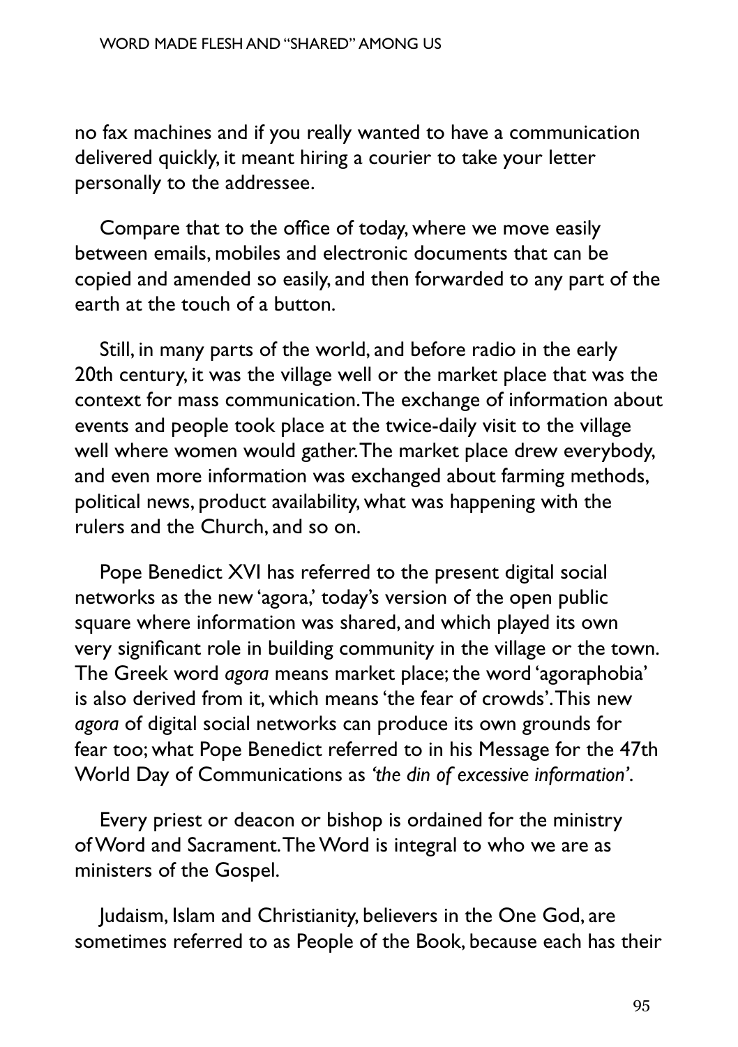no fax machines and if you really wanted to have a communication delivered quickly, it meant hiring a courier to take your letter personally to the addressee.

Compare that to the office of today, where we move easily between emails, mobiles and electronic documents that can be copied and amended so easily, and then forwarded to any part of the earth at the touch of a button.

Still, in many parts of the world, and before radio in the early 20th century, it was the village well or the market place that was the context for mass communication. The exchange of information about events and people took place at the twice-daily visit to the village well where women would gather. The market place drew everybody, and even more information was exchanged about farming methods, political news, product availability, what was happening with the rulers and the Church, and so on.

Pope Benedict XVI has referred to the present digital social networks as the new 'agora,' today's version of the open public square where information was shared, and which played its own very significant role in building community in the village or the town. The Greek word *agora* means market place; the word 'agoraphobia' is also derived from it, which means 'the fear of crowds'. This new *agora* of digital social networks can produce its own grounds for fear too; what Pope Benedict referred to in his Message for the 47th World Day of Communications as *'the din of excessive information'*.

Every priest or deacon or bishop is ordained for the ministry of Word and Sacrament. The Word is integral to who we are as ministers of the Gospel.

Judaism, Islam and Christianity, believers in the One God, are sometimes referred to as People of the Book, because each has their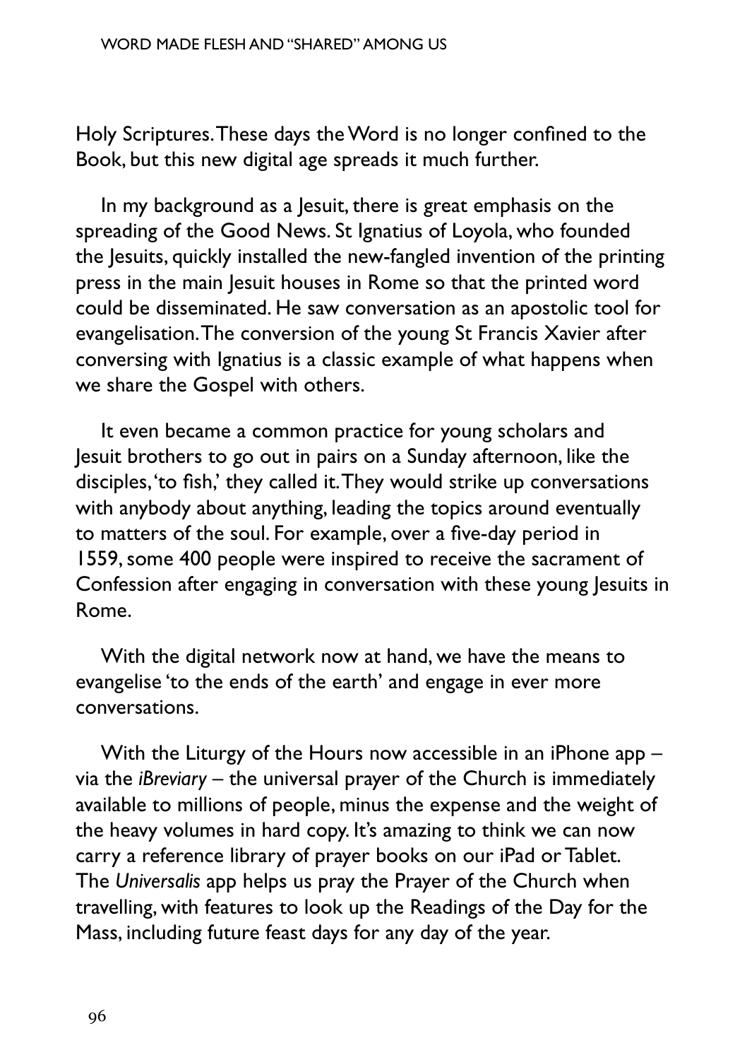Holy Scriptures. These days the Word is no longer confined to the Book, but this new digital age spreads it much further.

In my background as a Jesuit, there is great emphasis on the spreading of the Good News. St Ignatius of Loyola, who founded the Jesuits, quickly installed the new-fangled invention of the printing press in the main Jesuit houses in Rome so that the printed word could be disseminated. He saw conversation as an apostolic tool for evangelisation. The conversion of the young St Francis Xavier after conversing with Ignatius is a classic example of what happens when we share the Gospel with others.

It even became a common practice for young scholars and Jesuit brothers to go out in pairs on a Sunday afternoon, like the disciples, 'to fish,' they called it. They would strike up conversations with anybody about anything, leading the topics around eventually to matters of the soul. For example, over a five-day period in 1559, some 400 people were inspired to receive the sacrament of Confession after engaging in conversation with these young Jesuits in Rome.

With the digital network now at hand, we have the means to evangelise 'to the ends of the earth' and engage in ever more conversations.

With the Liturgy of the Hours now accessible in an iPhone app – via the *iBreviary* – the universal prayer of the Church is immediately available to millions of people, minus the expense and the weight of the heavy volumes in hard copy. It's amazing to think we can now carry a reference library of prayer books on our iPad or Tablet. The *Universalis* app helps us pray the Prayer of the Church when travelling, with features to look up the Readings of the Day for the Mass, including future feast days for any day of the year.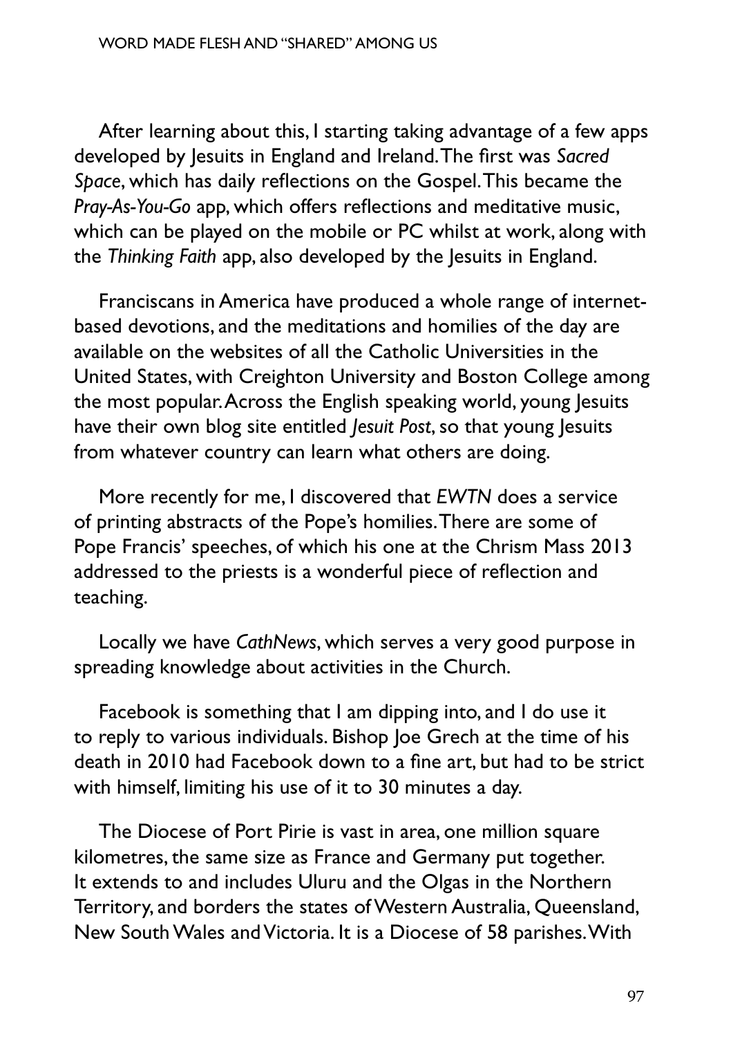After learning about this, I starting taking advantage of a few apps developed by Jesuits in England and Ireland. The first was *Sacred Space*, which has daily reflections on the Gospel. This became the *Pray-As-You-Go* app, which offers reflections and meditative music, which can be played on the mobile or PC whilst at work, along with the *Thinking Faith* app, also developed by the Jesuits in England.

Franciscans in America have produced a whole range of internet-based devotions, and the meditations and homilies of the day are available on the websites of all the Catholic Universities in the United States, with Creighton University and Boston College among the most popular. Across the English speaking world, young Jesuits have their own blog site entitled *Jesuit Post*, so that young Jesuits from whatever country can learn what others are doing.

More recently for me, I discovered that *EWTN* does a service of printing abstracts of the Pope's homilies. There are some of Pope Francis' speeches, of which his one at the Chrism Mass 2013 addressed to the priests is a wonderful piece of reflection and teaching.

Locally we have *CathNews*, which serves a very good purpose in spreading knowledge about activities in the Church.

Facebook is something that I am dipping into, and I do use it to reply to various individuals. Bishop Joe Grech at the time of his death in 2010 had Facebook down to a fine art, but had to be strict with himself, limiting his use of it to 30 minutes a day.

The Diocese of Port Pirie is vast in area, one million square kilometres, the same size as France and Germany put together. It extends to and includes Uluru and the Olgas in the Northern Territory, and borders the states of Western Australia, Queensland, New South Wales and Victoria. It is a Diocese of 58 parishes. With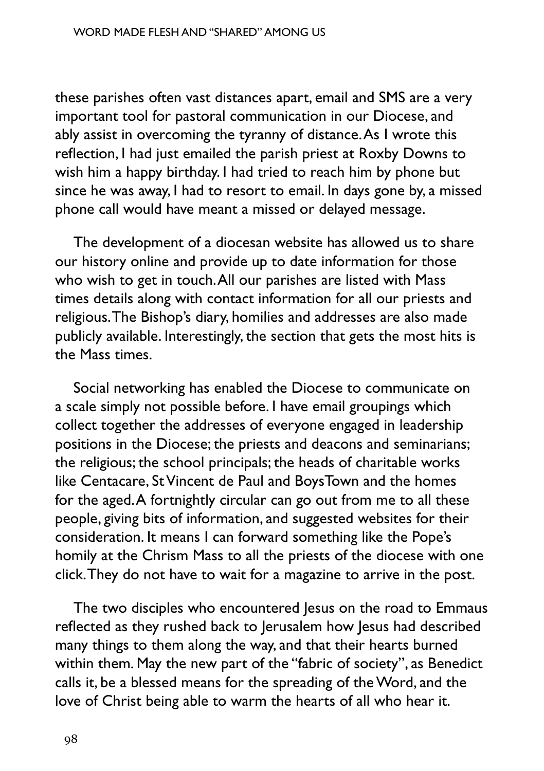these parishes often vast distances apart, email and SMS are a very important tool for pastoral communication in our Diocese, and ably assist in overcoming the tyranny of distance. As I wrote this reflection, I had just emailed the parish priest at Roxby Downs to wish him a happy birthday. I had tried to reach him by phone but since he was away, I had to resort to email. In days gone by, a missed phone call would have meant a missed or delayed message.

The development of a diocesan website has allowed us to share our history online and provide up to date information for those who wish to get in touch. All our parishes are listed with Mass times details along with contact information for all our priests and religious. The Bishop's diary, homilies and addresses are also made publicly available. Interestingly, the section that gets the most hits is the Mass times.

Social networking has enabled the Diocese to communicate on a scale simply not possible before. I have email groupings which collect together the addresses of everyone engaged in leadership positions in the Diocese; the priests and deacons and seminarians; the religious; the school principals; the heads of charitable works like Centacare, St Vincent de Paul and BoysTown and the homes for the aged. A fortnightly circular can go out from me to all these people, giving bits of information, and suggested websites for their consideration. It means I can forward something like the Pope's homily at the Chrism Mass to all the priests of the diocese with one click. They do not have to wait for a magazine to arrive in the post.

The two disciples who encountered Jesus on the road to Emmaus reflected as they rushed back to Jerusalem how Jesus had described many things to them along the way, and that their hearts burned within them. May the new part of the "fabric of society", as Benedict calls it, be a blessed means for the spreading of the Word, and the love of Christ being able to warm the hearts of all who hear it.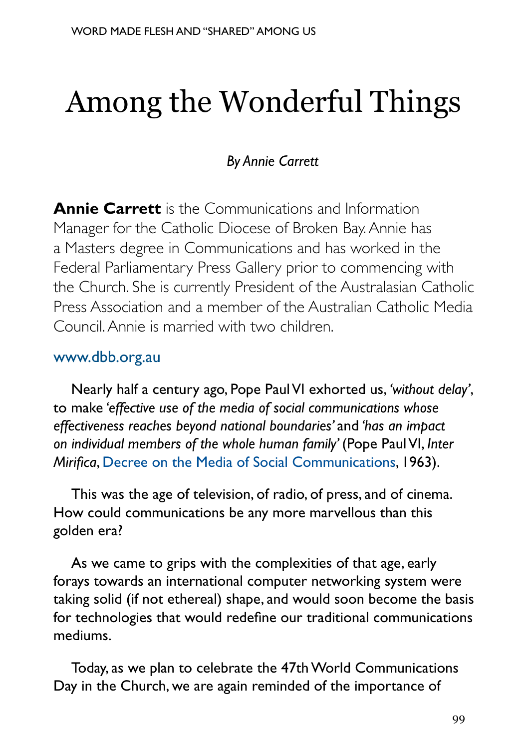# Among the Wonderful Things

*By Annie Carrett*

**Annie Carrett** is the Communications and Information Manager for the Catholic Diocese of Broken Bay. Annie has a Masters degree in Communications and has worked in the Federal Parliamentary Press Gallery prior to commencing with the Church. She is currently President of the Australasian Catholic Press Association and a member of the Australian Catholic Media Council. Annie is married with two children.

www.dbb.org.au

Nearly half a century ago, Pope Paul VI exhorted us, *'without delay'*, to make *'effective use of the media of social communications whose effectiveness reaches beyond national boundaries'* and *'has an impact on individual members of the whole human family'* (Pope Paul VI, *Inter Mirifica*, Decree on the Media of Social Communications, 1963).

This was the age of television, of radio, of press, and of cinema. How could communications be any more marvellous than this golden era?

As we came to grips with the complexities of that age, early forays towards an international computer networking system were taking solid (if not ethereal) shape, and would soon become the basis for technologies that would redefine our traditional communications mediums.

Today, as we plan to celebrate the 47th World Communications Day in the Church, we are again reminded of the importance of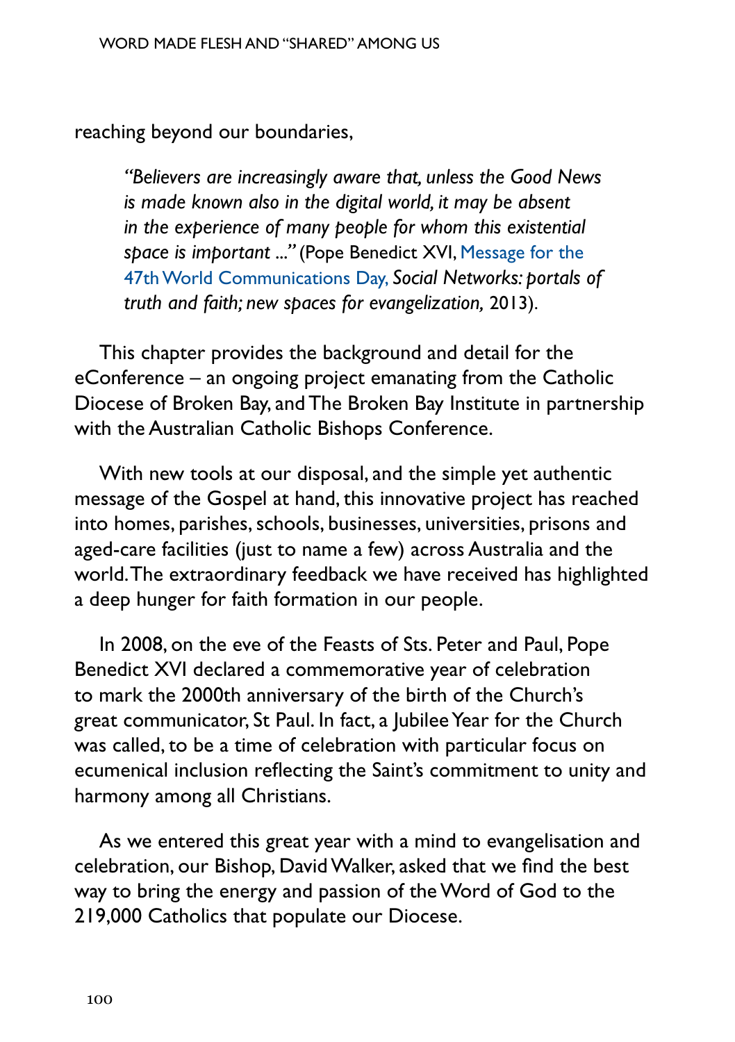reaching beyond our boundaries,

> *"Believers are increasingly aware that, unless the Good News is made known also in the digital world, it may be absent in the experience of many people for whom this existential space is important ..."* (Pope Benedict XVI, Message for the 47th World Communications Day, *Social Networks: portals of truth and faith; new spaces for evangelization,* 2013).

This chapter provides the background and detail for the eConference – an ongoing project emanating from the Catholic Diocese of Broken Bay, and The Broken Bay Institute in partnership with the Australian Catholic Bishops Conference.

With new tools at our disposal, and the simple yet authentic message of the Gospel at hand, this innovative project has reached into homes, parishes, schools, businesses, universities, prisons and aged-care facilities (just to name a few) across Australia and the world. The extraordinary feedback we have received has highlighted a deep hunger for faith formation in our people.

In 2008, on the eve of the Feasts of Sts. Peter and Paul, Pope Benedict XVI declared a commemorative year of celebration to mark the 2000th anniversary of the birth of the Church's great communicator, St Paul. In fact, a Jubilee Year for the Church was called, to be a time of celebration with particular focus on ecumenical inclusion reflecting the Saint's commitment to unity and harmony among all Christians.

As we entered this great year with a mind to evangelisation and celebration, our Bishop, David Walker, asked that we find the best way to bring the energy and passion of the Word of God to the 219,000 Catholics that populate our Diocese.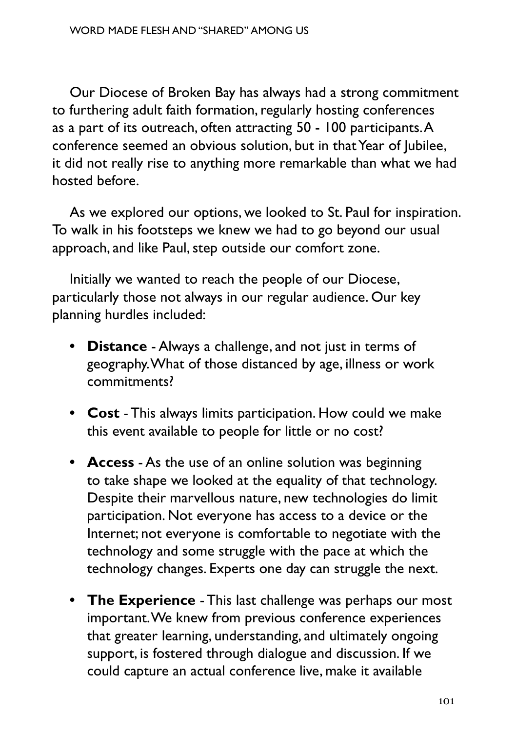Our Diocese of Broken Bay has always had a strong commitment to furthering adult faith formation, regularly hosting conferences as a part of its outreach, often attracting 50 - 100 participants. A conference seemed an obvious solution, but in that Year of Jubilee, it did not really rise to anything more remarkable than what we had hosted before.

As we explored our options, we looked to St. Paul for inspiration. To walk in his footsteps we knew we had to go beyond our usual approach, and like Paul, step outside our comfort zone.

Initially we wanted to reach the people of our Diocese, particularly those not always in our regular audience. Our key planning hurdles included:

- **Distance** - Always a challenge, and not just in terms of geography. What of those distanced by age, illness or work commitments?
- **Cost** - This always limits participation. How could we make this event available to people for little or no cost?
- **Access** - As the use of an online solution was beginning to take shape we looked at the equality of that technology. Despite their marvellous nature, new technologies do limit participation. Not everyone has access to a device or the Internet; not everyone is comfortable to negotiate with the technology and some struggle with the pace at which the technology changes. Experts one day can struggle the next.
- **The Experience** - This last challenge was perhaps our most important. We knew from previous conference experiences that greater learning, understanding, and ultimately ongoing support, is fostered through dialogue and discussion. If we could capture an actual conference live, make it available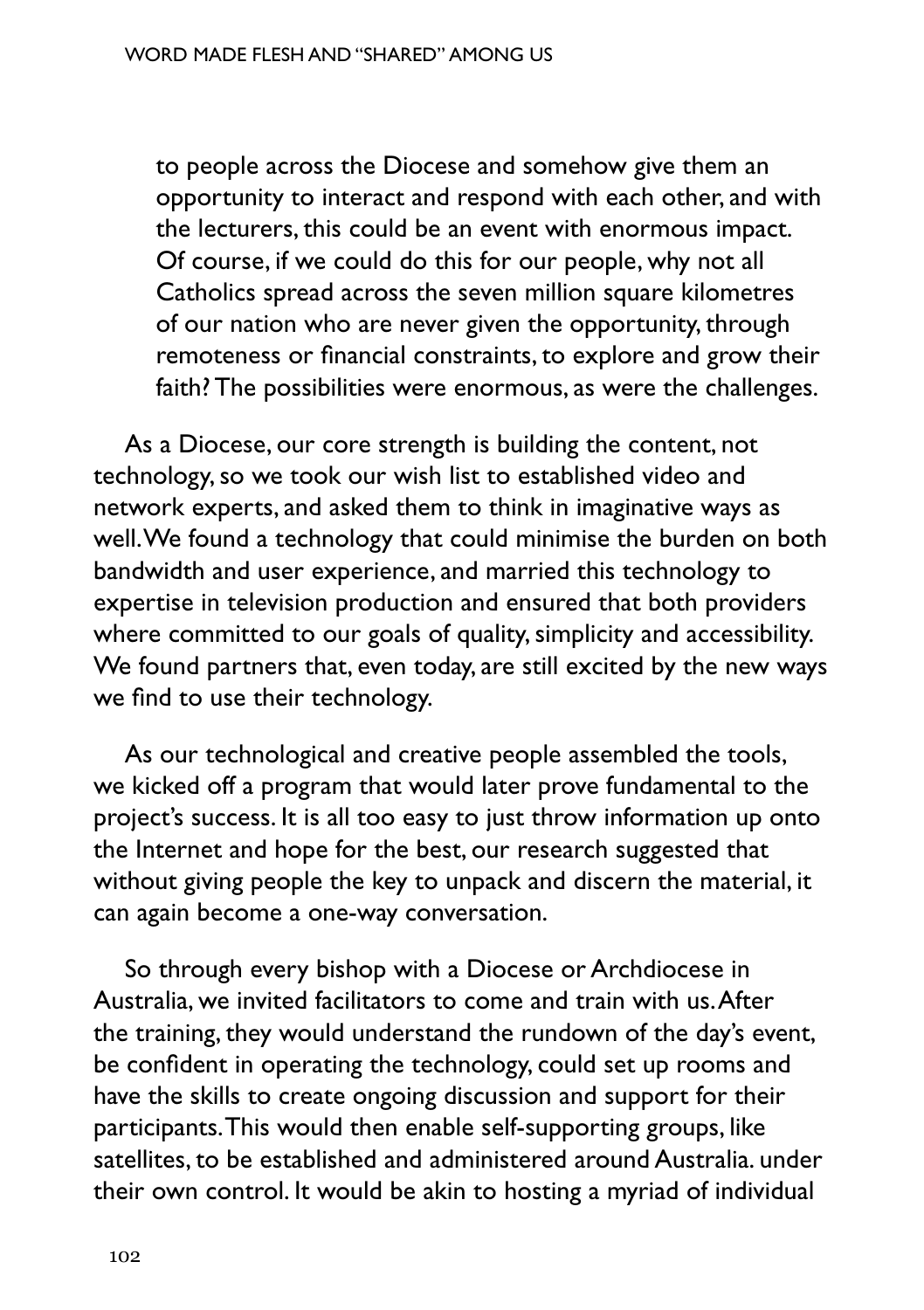to people across the Diocese and somehow give them an opportunity to interact and respond with each other, and with the lecturers, this could be an event with enormous impact. Of course, if we could do this for our people, why not all Catholics spread across the seven million square kilometres of our nation who are never given the opportunity, through remoteness or financial constraints, to explore and grow their faith? The possibilities were enormous, as were the challenges.

As a Diocese, our core strength is building the content, not technology, so we took our wish list to established video and network experts, and asked them to think in imaginative ways as well. We found a technology that could minimise the burden on both bandwidth and user experience, and married this technology to expertise in television production and ensured that both providers where committed to our goals of quality, simplicity and accessibility. We found partners that, even today, are still excited by the new ways we find to use their technology.

As our technological and creative people assembled the tools, we kicked off a program that would later prove fundamental to the project's success. It is all too easy to just throw information up onto the Internet and hope for the best, our research suggested that without giving people the key to unpack and discern the material, it can again become a one-way conversation.

So through every bishop with a Diocese or Archdiocese in Australia, we invited facilitators to come and train with us. After the training, they would understand the rundown of the day's event, be confident in operating the technology, could set up rooms and have the skills to create ongoing discussion and support for their participants. This would then enable self-supporting groups, like satellites, to be established and administered around Australia. under their own control. It would be akin to hosting a myriad of individual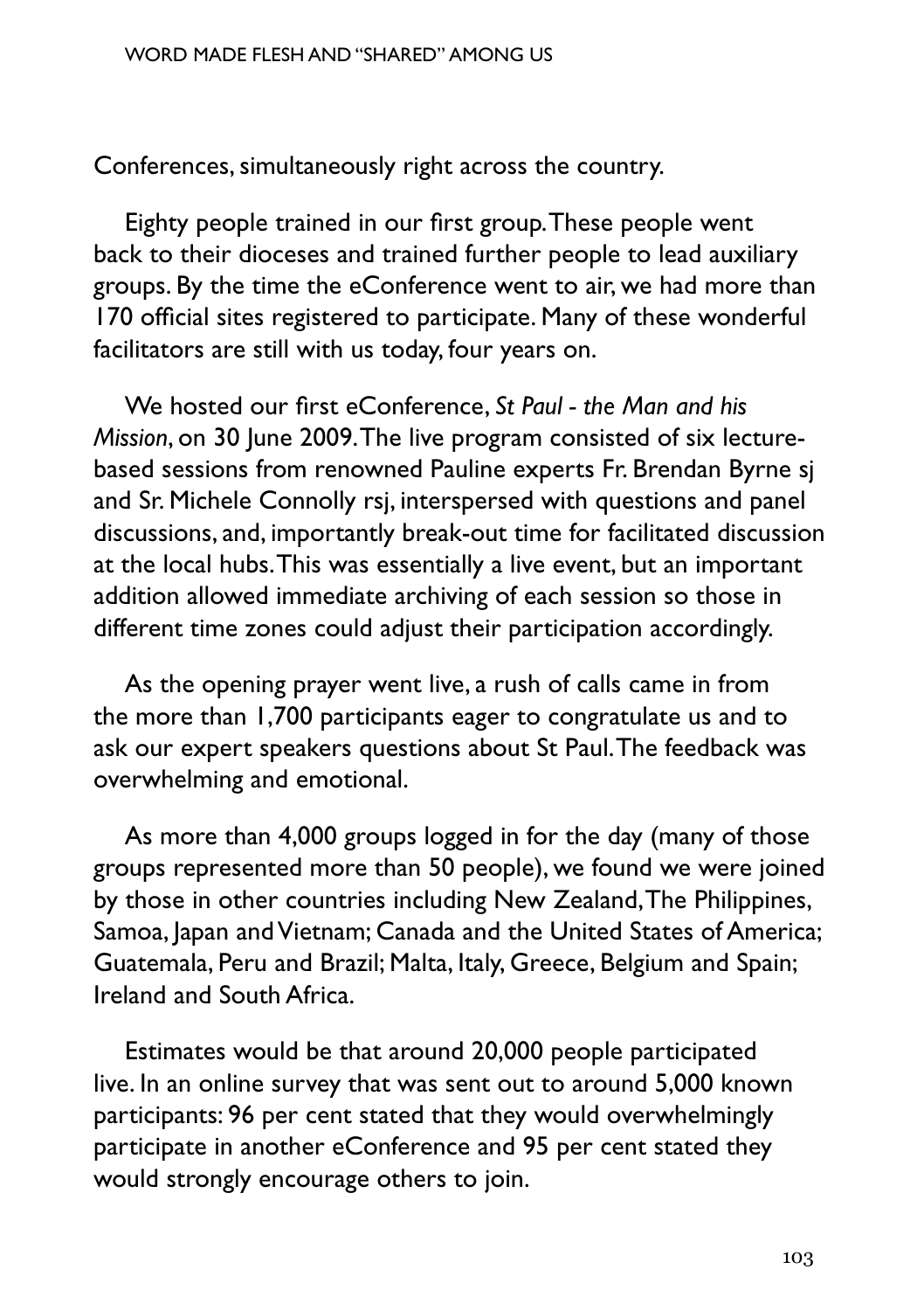Conferences, simultaneously right across the country.

Eighty people trained in our first group. These people went back to their dioceses and trained further people to lead auxiliary groups. By the time the eConference went to air, we had more than 170 official sites registered to participate. Many of these wonderful facilitators are still with us today, four years on.

We hosted our first eConference, *St Paul - the Man and his Mission*, on 30 June 2009. The live program consisted of six lecture-based sessions from renowned Pauline experts Fr. Brendan Byrne sj and Sr. Michele Connolly rsj, interspersed with questions and panel discussions, and, importantly break-out time for facilitated discussion at the local hubs. This was essentially a live event, but an important addition allowed immediate archiving of each session so those in different time zones could adjust their participation accordingly.

As the opening prayer went live, a rush of calls came in from the more than 1,700 participants eager to congratulate us and to ask our expert speakers questions about St Paul. The feedback was overwhelming and emotional.

As more than 4,000 groups logged in for the day (many of those groups represented more than 50 people), we found we were joined by those in other countries including New Zealand, The Philippines, Samoa, Japan and Vietnam; Canada and the United States of America; Guatemala, Peru and Brazil; Malta, Italy, Greece, Belgium and Spain; Ireland and South Africa.

Estimates would be that around 20,000 people participated live. In an online survey that was sent out to around 5,000 known participants: 96 per cent stated that they would overwhelmingly participate in another eConference and 95 per cent stated they would strongly encourage others to join.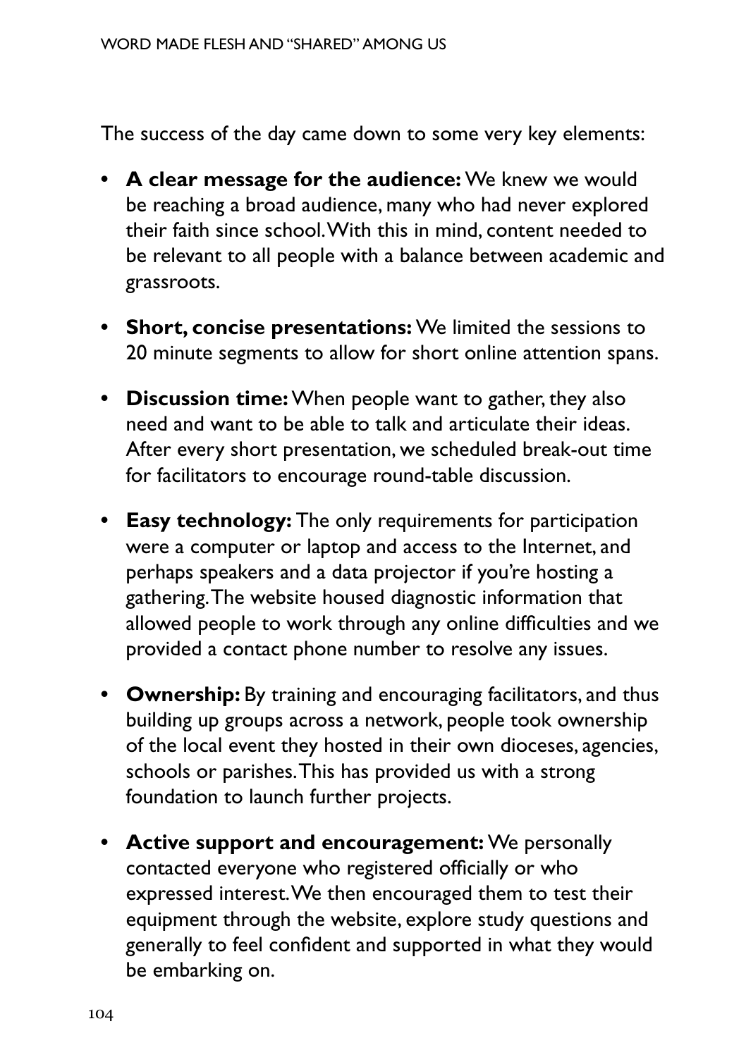The success of the day came down to some very key elements:

- **A clear message for the audience:** We knew we would be reaching a broad audience, many who had never explored their faith since school. With this in mind, content needed to be relevant to all people with a balance between academic and grassroots.
- **Short, concise presentations:** We limited the sessions to 20 minute segments to allow for short online attention spans.
- **Discussion time:** When people want to gather, they also need and want to be able to talk and articulate their ideas. After every short presentation, we scheduled break-out time for facilitators to encourage round-table discussion.
- **Easy technology:** The only requirements for participation were a computer or laptop and access to the Internet, and perhaps speakers and a data projector if you're hosting a gathering. The website housed diagnostic information that allowed people to work through any online difficulties and we provided a contact phone number to resolve any issues.
- **Ownership:** By training and encouraging facilitators, and thus building up groups across a network, people took ownership of the local event they hosted in their own dioceses, agencies, schools or parishes. This has provided us with a strong foundation to launch further projects.
- **Active support and encouragement:** We personally contacted everyone who registered officially or who expressed interest. We then encouraged them to test their equipment through the website, explore study questions and generally to feel confident and supported in what they would be embarking on.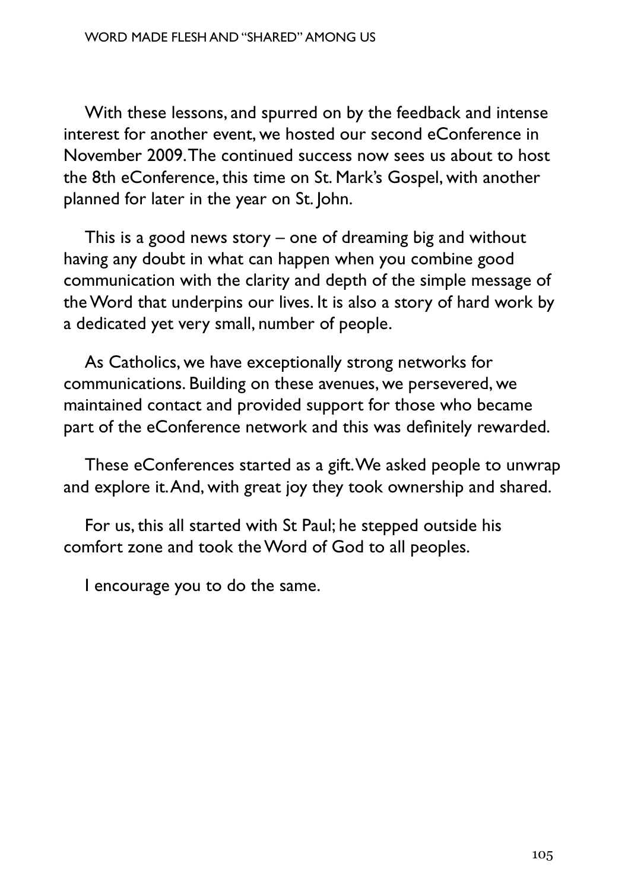With these lessons, and spurred on by the feedback and intense interest for another event, we hosted our second eConference in November 2009. The continued success now sees us about to host the 8th eConference, this time on St. Mark's Gospel, with another planned for later in the year on St. John.

This is a good news story – one of dreaming big and without having any doubt in what can happen when you combine good communication with the clarity and depth of the simple message of the Word that underpins our lives. It is also a story of hard work by a dedicated yet very small, number of people.

As Catholics, we have exceptionally strong networks for communications. Building on these avenues, we persevered, we maintained contact and provided support for those who became part of the eConference network and this was definitely rewarded.

These eConferences started as a gift. We asked people to unwrap and explore it. And, with great joy they took ownership and shared.

For us, this all started with St Paul; he stepped outside his comfort zone and took the Word of God to all peoples.

I encourage you to do the same.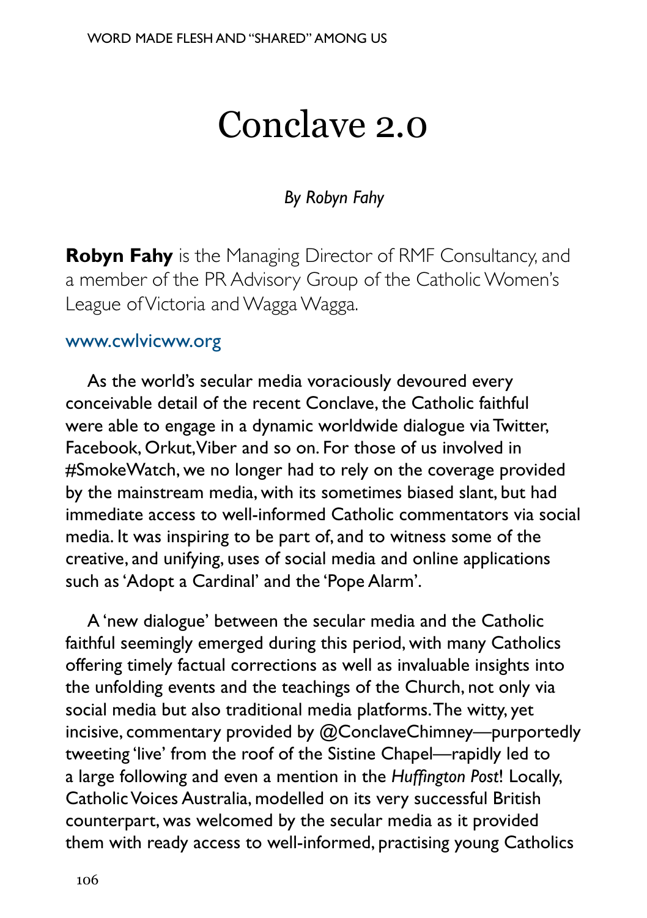# Conclave 2.0

*By Robyn Fahy*

**Robyn Fahy** is the Managing Director of RMF Consultancy, and a member of the PR Advisory Group of the Catholic Women's League of Victoria and Wagga Wagga.

www.cwlvicww.org

As the world's secular media voraciously devoured every conceivable detail of the recent Conclave, the Catholic faithful were able to engage in a dynamic worldwide dialogue via Twitter, Facebook, Orkut, Viber and so on. For those of us involved in #SmokeWatch, we no longer had to rely on the coverage provided by the mainstream media, with its sometimes biased slant, but had immediate access to well-informed Catholic commentators via social media. It was inspiring to be part of, and to witness some of the creative, and unifying, uses of social media and online applications such as 'Adopt a Cardinal' and the 'Pope Alarm'.

A 'new dialogue' between the secular media and the Catholic faithful seemingly emerged during this period, with many Catholics offering timely factual corrections as well as invaluable insights into the unfolding events and the teachings of the Church, not only via social media but also traditional media platforms. The witty, yet incisive, commentary provided by @ConclaveChimney—purportedly tweeting 'live' from the roof of the Sistine Chapel—rapidly led to a large following and even a mention in the *Huffington Post*! Locally, Catholic Voices Australia, modelled on its very successful British counterpart, was welcomed by the secular media as it provided them with ready access to well-informed, practising young Catholics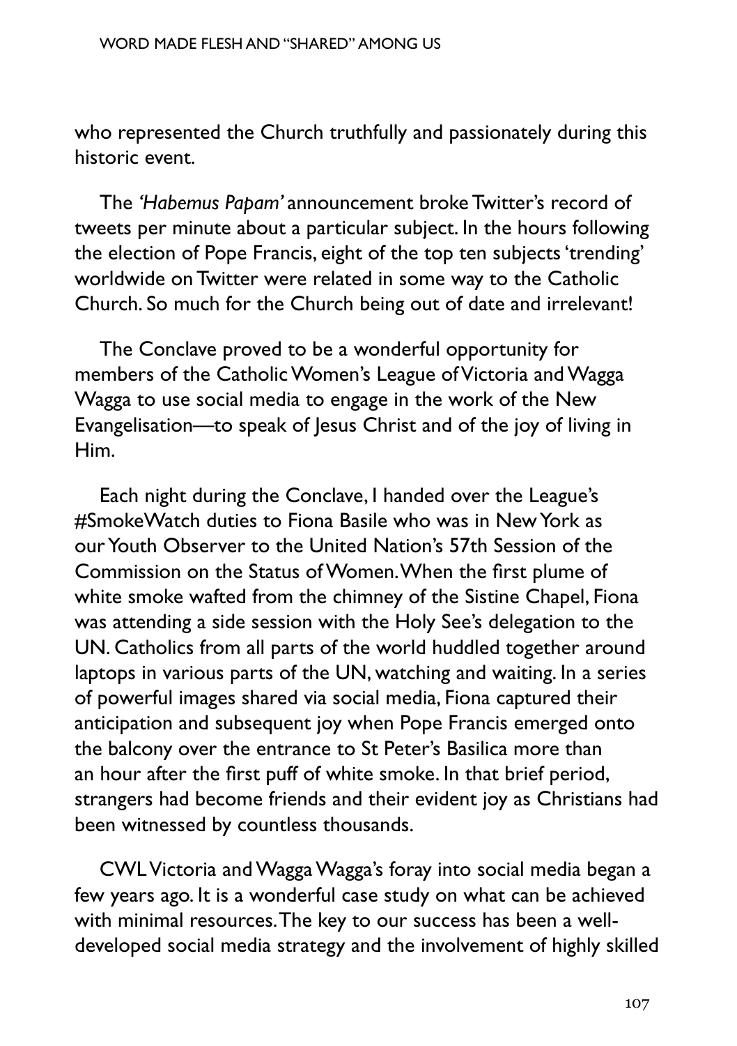who represented the Church truthfully and passionately during this historic event.

The *'Habemus Papam'* announcement broke Twitter's record of tweets per minute about a particular subject. In the hours following the election of Pope Francis, eight of the top ten subjects 'trending' worldwide on Twitter were related in some way to the Catholic Church. So much for the Church being out of date and irrelevant!

The Conclave proved to be a wonderful opportunity for members of the Catholic Women's League of Victoria and Wagga Wagga to use social media to engage in the work of the New Evangelisation—to speak of Jesus Christ and of the joy of living in Him.

Each night during the Conclave, I handed over the League's #SmokeWatch duties to Fiona Basile who was in New York as our Youth Observer to the United Nation's 57th Session of the Commission on the Status of Women. When the first plume of white smoke wafted from the chimney of the Sistine Chapel, Fiona was attending a side session with the Holy See's delegation to the UN. Catholics from all parts of the world huddled together around laptops in various parts of the UN, watching and waiting. In a series of powerful images shared via social media, Fiona captured their anticipation and subsequent joy when Pope Francis emerged onto the balcony over the entrance to St Peter's Basilica more than an hour after the first puff of white smoke. In that brief period, strangers had become friends and their evident joy as Christians had been witnessed by countless thousands.

CWL Victoria and Wagga Wagga's foray into social media began a few years ago. It is a wonderful case study on what can be achieved with minimal resources. The key to our success has been a well-developed social media strategy and the involvement of highly skilled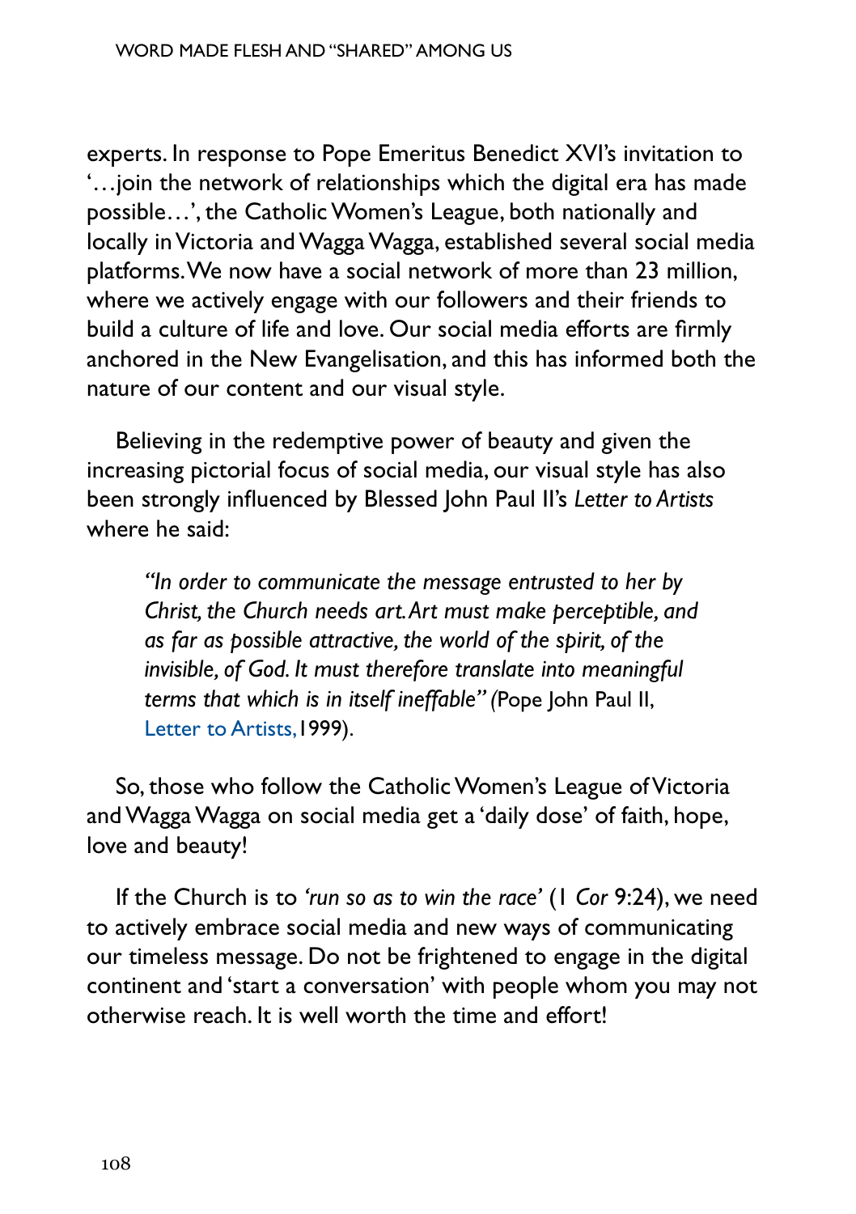experts. In response to Pope Emeritus Benedict XVI's invitation to '…join the network of relationships which the digital era has made possible…', the Catholic Women's League, both nationally and locally in Victoria and Wagga Wagga, established several social media platforms. We now have a social network of more than 23 million, where we actively engage with our followers and their friends to build a culture of life and love. Our social media efforts are firmly anchored in the New Evangelisation, and this has informed both the nature of our content and our visual style.

Believing in the redemptive power of beauty and given the increasing pictorial focus of social media, our visual style has also been strongly influenced by Blessed John Paul II's *Letter to Artists* where he said:

> *"In order to communicate the message entrusted to her by Christ, the Church needs art. Art must make perceptible, and as far as possible attractive, the world of the spirit, of the invisible, of God. It must therefore translate into meaningful terms that which is in itself ineffable" (*Pope John Paul II, Letter to Artists, 1999).

So, those who follow the Catholic Women's League of Victoria and Wagga Wagga on social media get a 'daily dose' of faith, hope, love and beauty!

If the Church is to *'run so as to win the race'* (1 *Cor* 9:24), we need to actively embrace social media and new ways of communicating our timeless message. Do not be frightened to engage in the digital continent and 'start a conversation' with people whom you may not otherwise reach. It is well worth the time and effort!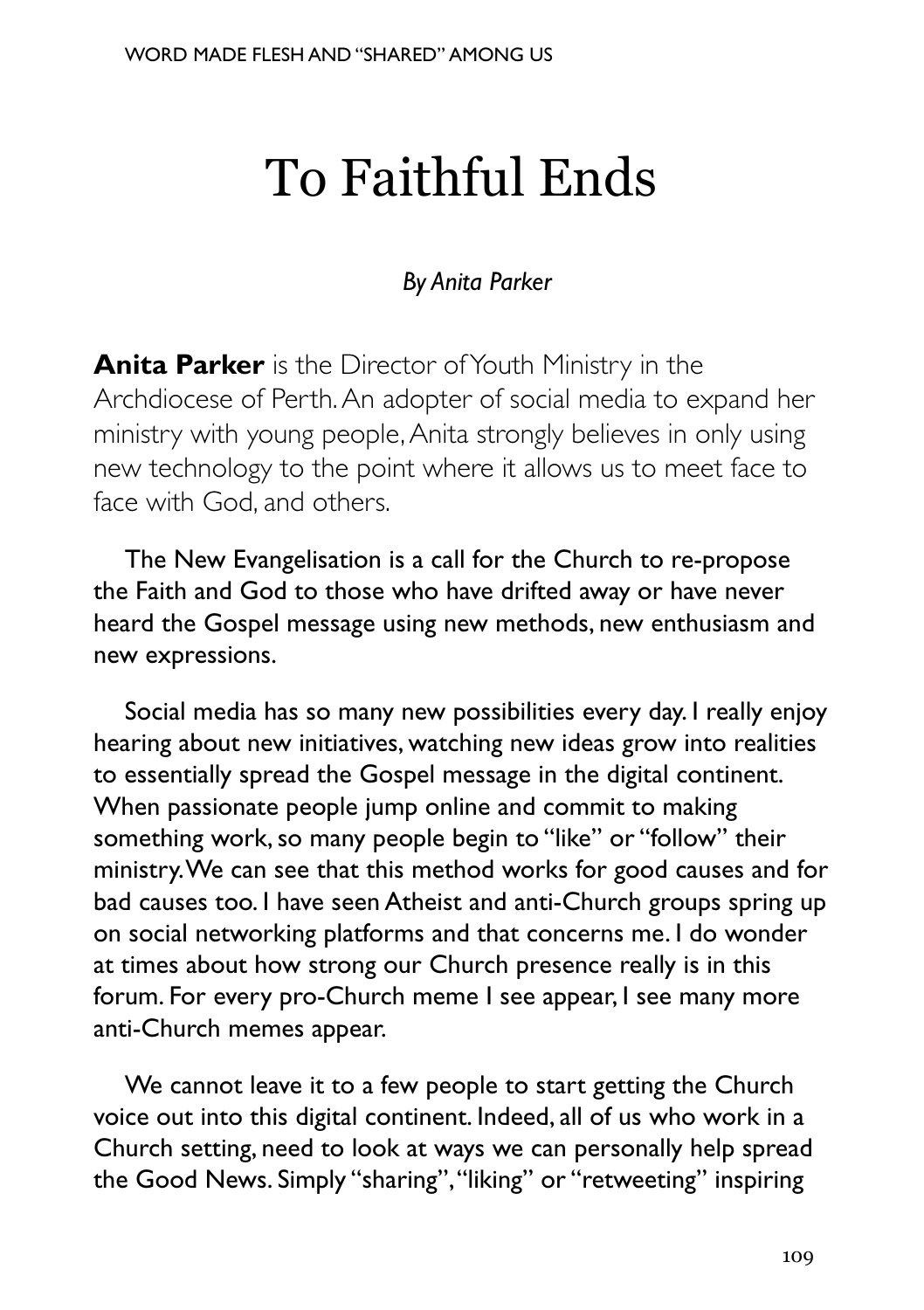# To Faithful Ends

*By Anita Parker*

**Anita Parker** is the Director of Youth Ministry in the Archdiocese of Perth. An adopter of social media to expand her ministry with young people, Anita strongly believes in only using new technology to the point where it allows us to meet face to face with God, and others.

The New Evangelisation is a call for the Church to re-propose the Faith and God to those who have drifted away or have never heard the Gospel message using new methods, new enthusiasm and new expressions.

Social media has so many new possibilities every day. I really enjoy hearing about new initiatives, watching new ideas grow into realities to essentially spread the Gospel message in the digital continent. When passionate people jump online and commit to making something work, so many people begin to "like" or "follow" their ministry. We can see that this method works for good causes and for bad causes too. I have seen Atheist and anti-Church groups spring up on social networking platforms and that concerns me. I do wonder at times about how strong our Church presence really is in this forum. For every pro-Church meme I see appear, I see many more anti-Church memes appear.

We cannot leave it to a few people to start getting the Church voice out into this digital continent. Indeed, all of us who work in a Church setting, need to look at ways we can personally help spread the Good News. Simply "sharing", "liking" or "retweeting" inspiring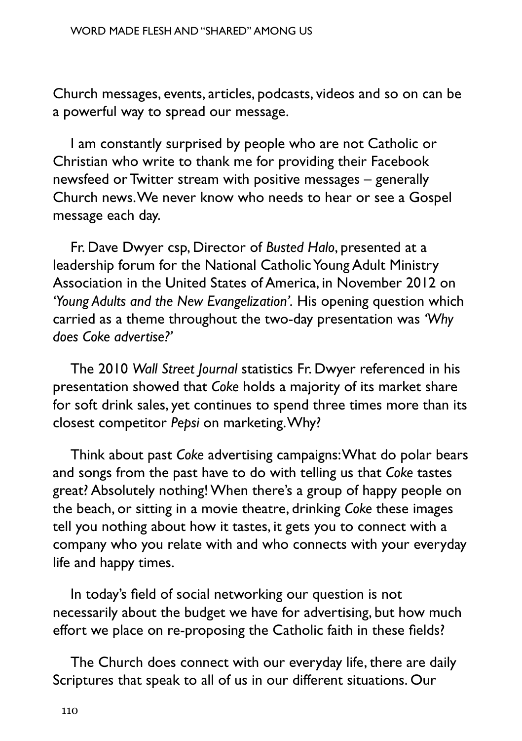Church messages, events, articles, podcasts, videos and so on can be a powerful way to spread our message.

I am constantly surprised by people who are not Catholic or Christian who write to thank me for providing their Facebook newsfeed or Twitter stream with positive messages – generally Church news. We never know who needs to hear or see a Gospel message each day.

Fr. Dave Dwyer csp, Director of *Busted Halo*, presented at a leadership forum for the National Catholic Young Adult Ministry Association in the United States of America, in November 2012 on *'Young Adults and the New Evangelization'.* His opening question which carried as a theme throughout the two-day presentation was *'Why does Coke advertise?'*

The 2010 *Wall Street Journal* statistics Fr. Dwyer referenced in his presentation showed that *Coke* holds a majority of its market share for soft drink sales, yet continues to spend three times more than its closest competitor *Pepsi* on marketing. Why?

Think about past *Coke* advertising campaigns: What do polar bears and songs from the past have to do with telling us that *Coke* tastes great? Absolutely nothing! When there's a group of happy people on the beach, or sitting in a movie theatre, drinking *Coke* these images tell you nothing about how it tastes, it gets you to connect with a company who you relate with and who connects with your everyday life and happy times.

In today's field of social networking our question is not necessarily about the budget we have for advertising, but how much effort we place on re-proposing the Catholic faith in these fields?

The Church does connect with our everyday life, there are daily Scriptures that speak to all of us in our different situations. Our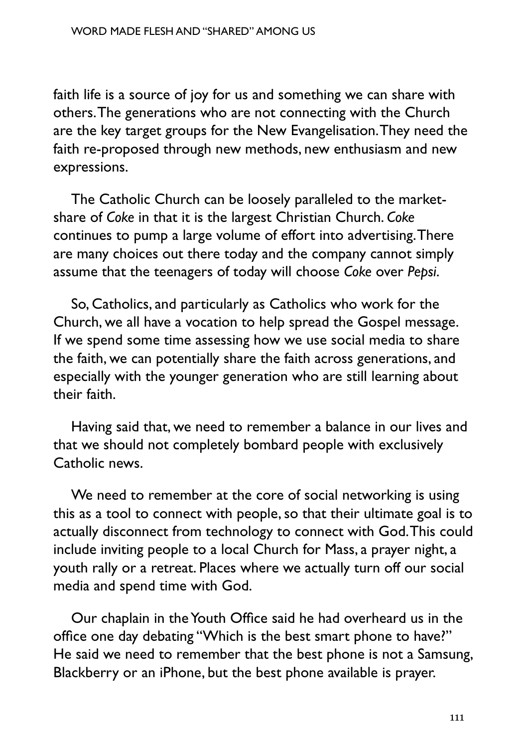faith life is a source of joy for us and something we can share with others. The generations who are not connecting with the Church are the key target groups for the New Evangelisation. They need the faith re-proposed through new methods, new enthusiasm and new expressions.

The Catholic Church can be loosely paralleled to the market-share of *Coke* in that it is the largest Christian Church. *Coke* continues to pump a large volume of effort into advertising. There are many choices out there today and the company cannot simply assume that the teenagers of today will choose *Coke* over *Pepsi*.

So, Catholics, and particularly as Catholics who work for the Church, we all have a vocation to help spread the Gospel message. If we spend some time assessing how we use social media to share the faith, we can potentially share the faith across generations, and especially with the younger generation who are still learning about their faith.

Having said that, we need to remember a balance in our lives and that we should not completely bombard people with exclusively Catholic news.

We need to remember at the core of social networking is using this as a tool to connect with people, so that their ultimate goal is to actually disconnect from technology to connect with God. This could include inviting people to a local Church for Mass, a prayer night, a youth rally or a retreat. Places where we actually turn off our social media and spend time with God.

Our chaplain in the Youth Office said he had overheard us in the office one day debating "Which is the best smart phone to have?" He said we need to remember that the best phone is not a Samsung, Blackberry or an iPhone, but the best phone available is prayer.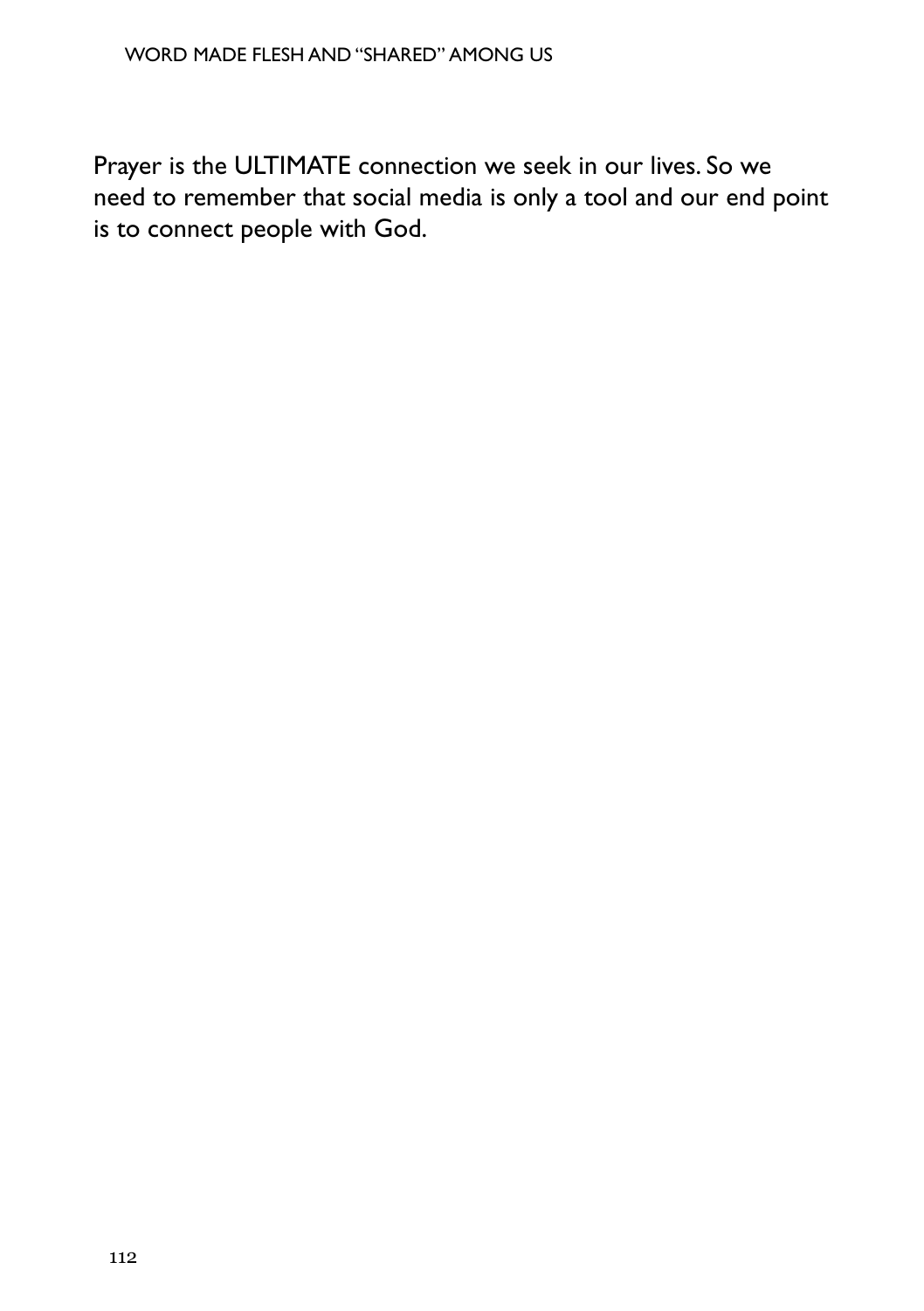Prayer is the ULTIMATE connection we seek in our lives. So we need to remember that social media is only a tool and our end point is to connect people with God.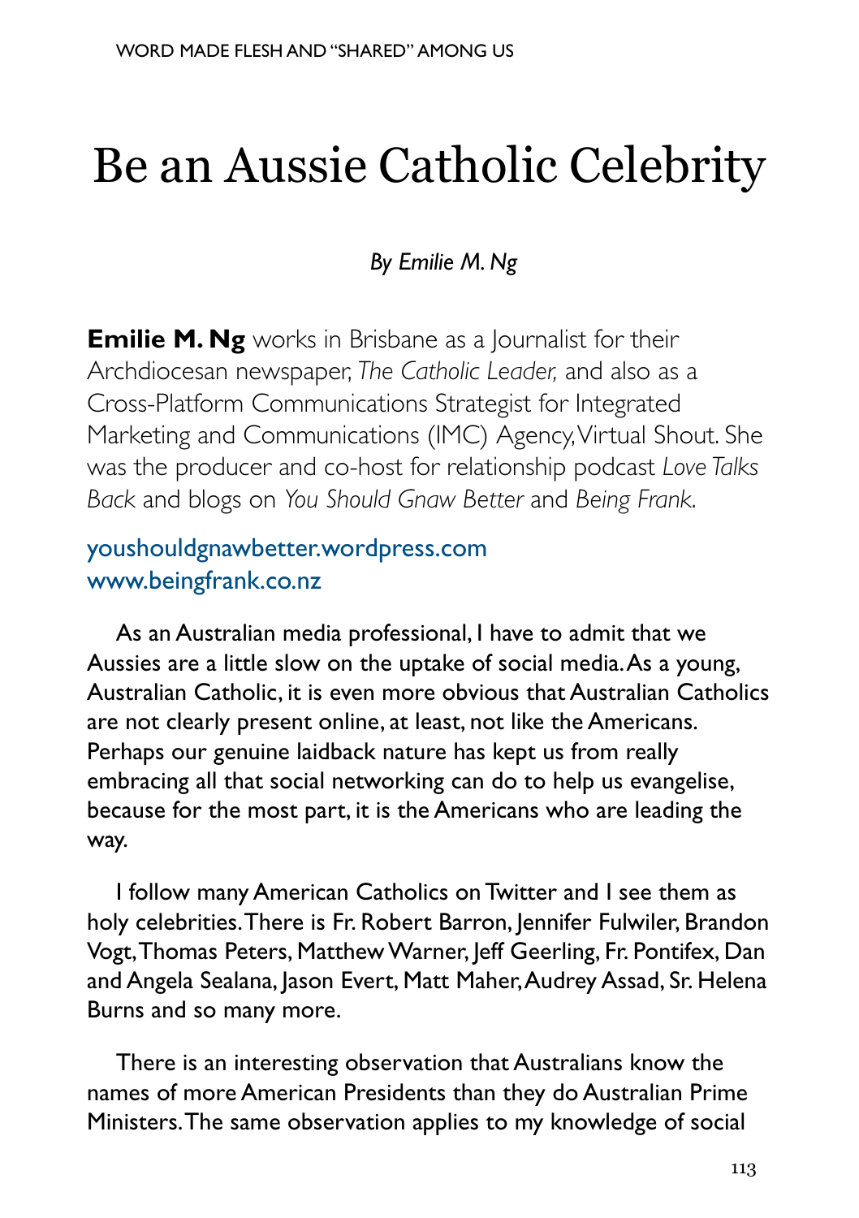# Be an Aussie Catholic Celebrity

*By Emilie M. Ng*

**Emilie M. Ng** works in Brisbane as a Journalist for their Archdiocesan newspaper, *The Catholic Leader,* and also as a Cross-Platform Communications Strategist for Integrated Marketing and Communications (IMC) Agency, Virtual Shout. She was the producer and co-host for relationship podcast *Love Talks Back* and blogs on *You Should Gnaw Better* and *Being Frank*.

youshouldgnawbetter.wordpress.com
www.beingfrank.co.nz

As an Australian media professional, I have to admit that we Aussies are a little slow on the uptake of social media. As a young, Australian Catholic, it is even more obvious that Australian Catholics are not clearly present online, at least, not like the Americans. Perhaps our genuine laidback nature has kept us from really embracing all that social networking can do to help us evangelise, because for the most part, it is the Americans who are leading the way.

I follow many American Catholics on Twitter and I see them as holy celebrities. There is Fr. Robert Barron, Jennifer Fulwiler, Brandon Vogt, Thomas Peters, Matthew Warner, Jeff Geerling, Fr. Pontifex, Dan and Angela Sealana, Jason Evert, Matt Maher, Audrey Assad, Sr. Helena Burns and so many more.

There is an interesting observation that Australians know the names of more American Presidents than they do Australian Prime Ministers. The same observation applies to my knowledge of social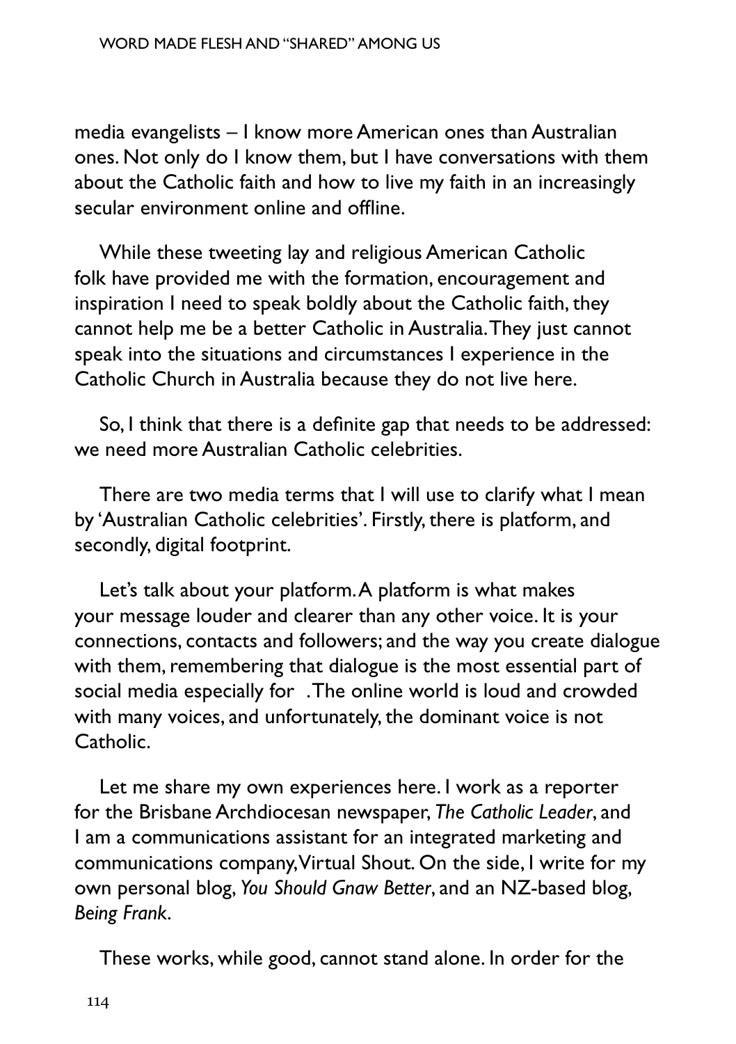media evangelists – I know more American ones than Australian ones. Not only do I know them, but I have conversations with them about the Catholic faith and how to live my faith in an increasingly secular environment online and offline.

While these tweeting lay and religious American Catholic folk have provided me with the formation, encouragement and inspiration I need to speak boldly about the Catholic faith, they cannot help me be a better Catholic in Australia. They just cannot speak into the situations and circumstances I experience in the Catholic Church in Australia because they do not live here.

So, I think that there is a definite gap that needs to be addressed: we need more Australian Catholic celebrities.

There are two media terms that I will use to clarify what I mean by 'Australian Catholic celebrities'. Firstly, there is platform, and secondly, digital footprint.

Let's talk about your platform. A platform is what makes your message louder and clearer than any other voice. It is your connections, contacts and followers; and the way you create dialogue with them, remembering that dialogue is the most essential part of social media especially for . The online world is loud and crowded with many voices, and unfortunately, the dominant voice is not Catholic.

Let me share my own experiences here. I work as a reporter for the Brisbane Archdiocesan newspaper, *The Catholic Leader*, and I am a communications assistant for an integrated marketing and communications company, Virtual Shout. On the side, I write for my own personal blog, *You Should Gnaw Better*, and an NZ-based blog, *Being Frank*.

These works, while good, cannot stand alone. In order for the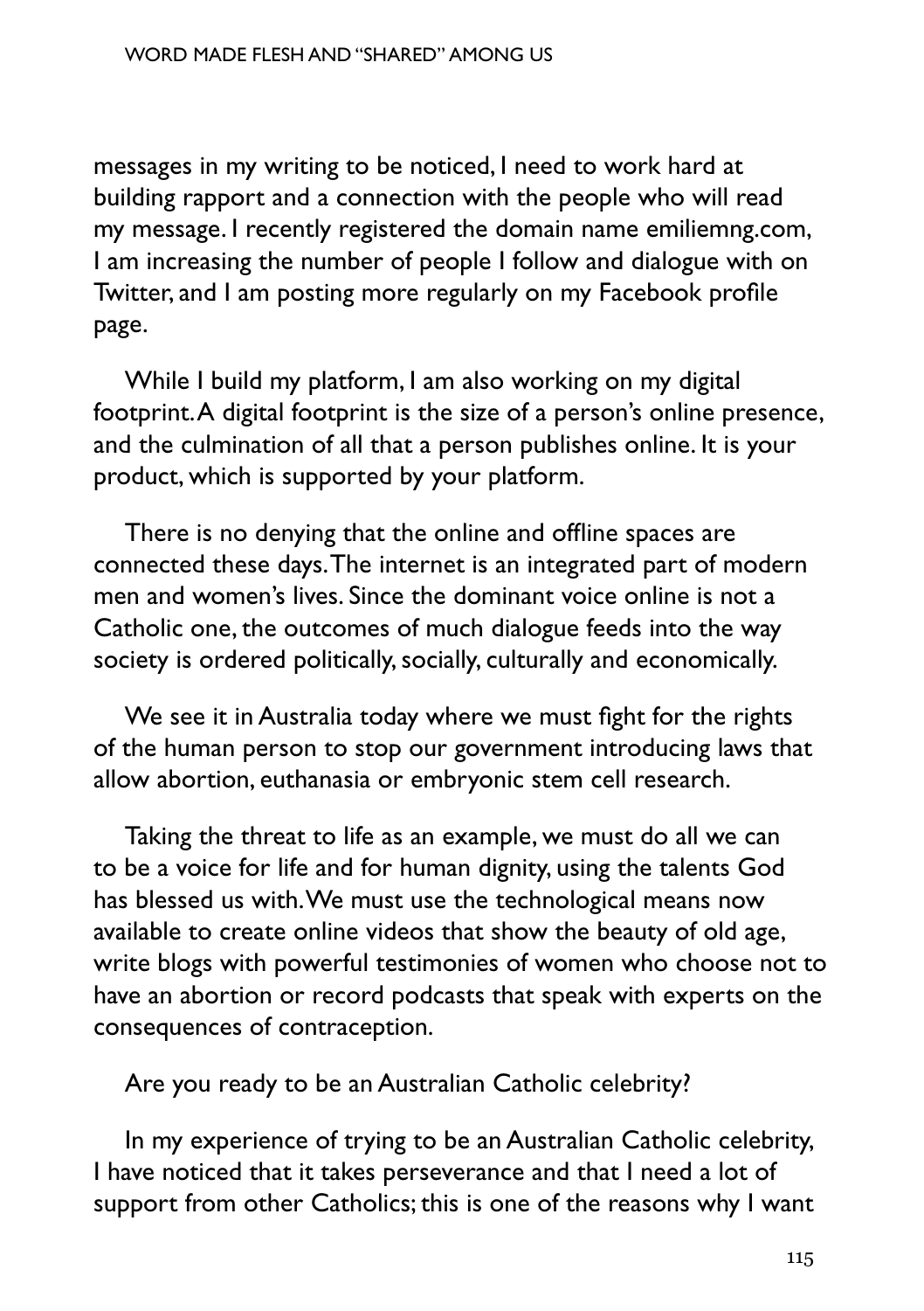messages in my writing to be noticed, I need to work hard at building rapport and a connection with the people who will read my message. I recently registered the domain name emiliemng.com, I am increasing the number of people I follow and dialogue with on Twitter, and I am posting more regularly on my Facebook profile page.

While I build my platform, I am also working on my digital footprint. A digital footprint is the size of a person's online presence, and the culmination of all that a person publishes online. It is your product, which is supported by your platform.

There is no denying that the online and offline spaces are connected these days. The internet is an integrated part of modern men and women's lives. Since the dominant voice online is not a Catholic one, the outcomes of much dialogue feeds into the way society is ordered politically, socially, culturally and economically.

We see it in Australia today where we must fight for the rights of the human person to stop our government introducing laws that allow abortion, euthanasia or embryonic stem cell research.

Taking the threat to life as an example, we must do all we can to be a voice for life and for human dignity, using the talents God has blessed us with. We must use the technological means now available to create online videos that show the beauty of old age, write blogs with powerful testimonies of women who choose not to have an abortion or record podcasts that speak with experts on the consequences of contraception.

Are you ready to be an Australian Catholic celebrity?

In my experience of trying to be an Australian Catholic celebrity, I have noticed that it takes perseverance and that I need a lot of support from other Catholics; this is one of the reasons why I want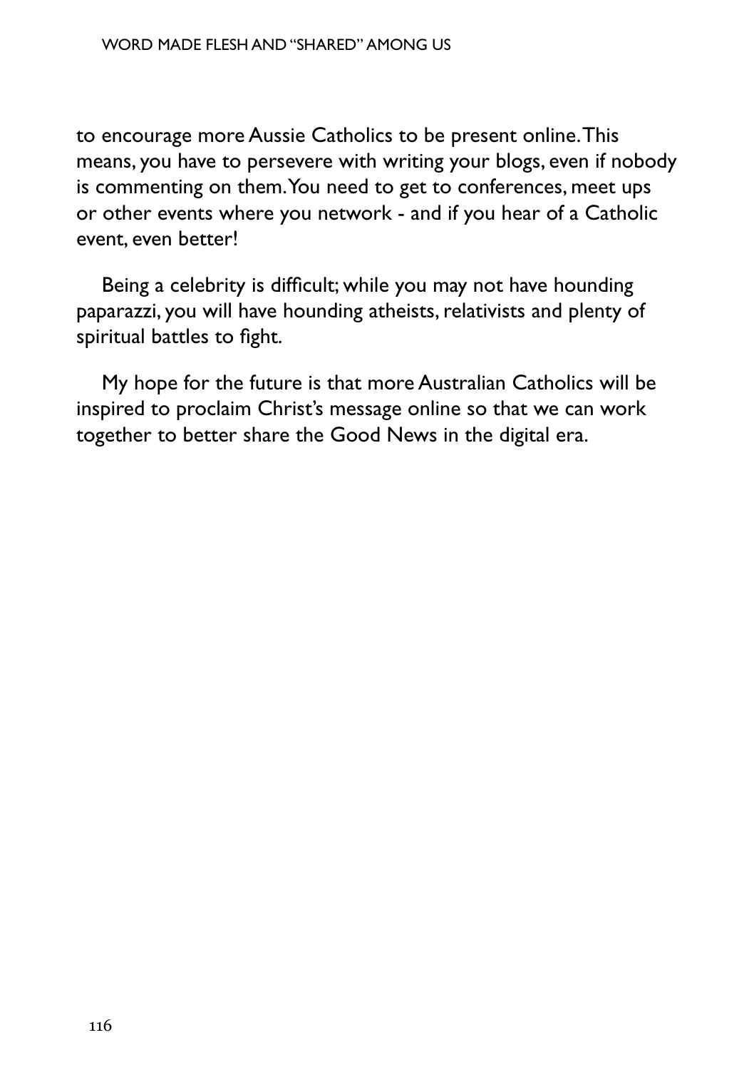to encourage more Aussie Catholics to be present online. This means, you have to persevere with writing your blogs, even if nobody is commenting on them. You need to get to conferences, meet ups or other events where you network - and if you hear of a Catholic event, even better!

Being a celebrity is difficult; while you may not have hounding paparazzi, you will have hounding atheists, relativists and plenty of spiritual battles to fight.

My hope for the future is that more Australian Catholics will be inspired to proclaim Christ's message online so that we can work together to better share the Good News in the digital era.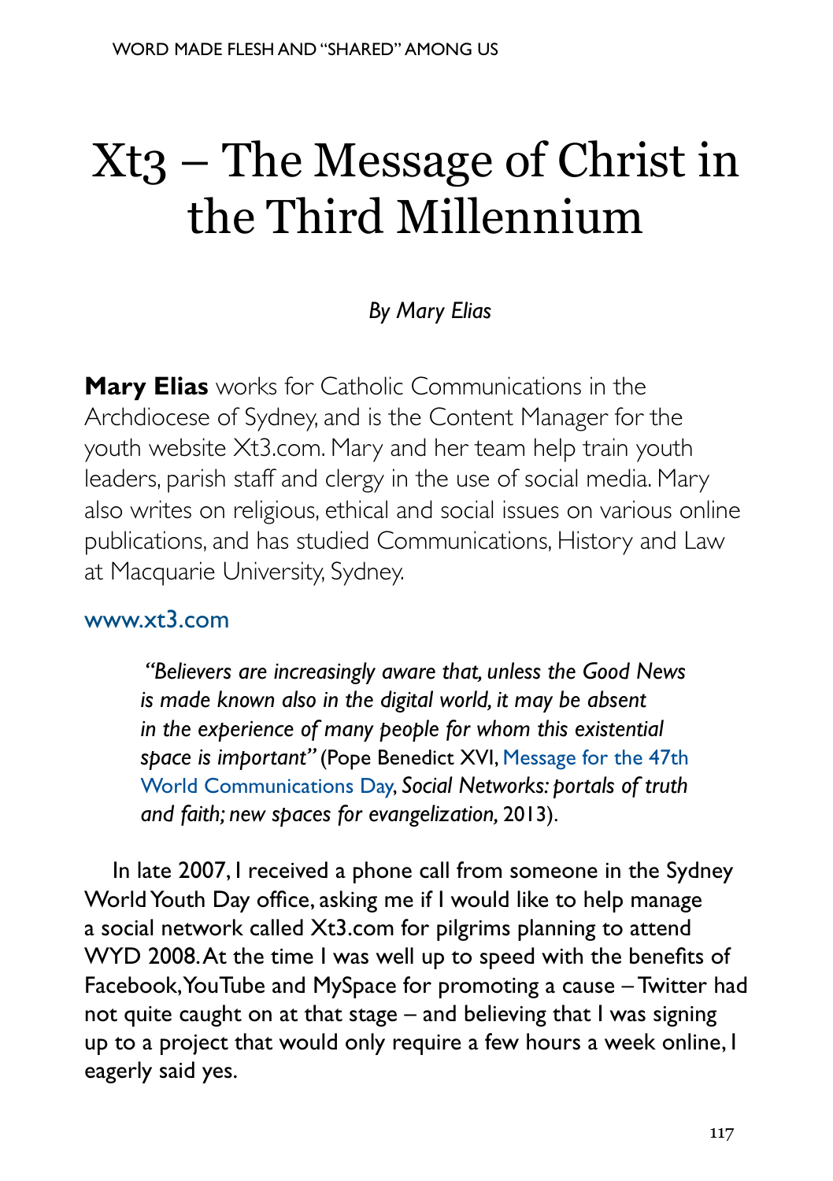# Xt3 – The Message of Christ in the Third Millennium

*By Mary Elias*

**Mary Elias** works for Catholic Communications in the Archdiocese of Sydney, and is the Content Manager for the youth website Xt3.com. Mary and her team help train youth leaders, parish staff and clergy in the use of social media. Mary also writes on religious, ethical and social issues on various online publications, and has studied Communications, History and Law at Macquarie University, Sydney.

www.xt3.com

> *"Believers are increasingly aware that, unless the Good News is made known also in the digital world, it may be absent in the experience of many people for whom this existential space is important"* (Pope Benedict XVI, Message for the 47th World Communications Day, *Social Networks: portals of truth and faith; new spaces for evangelization,* 2013).

In late 2007, I received a phone call from someone in the Sydney World Youth Day office, asking me if I would like to help manage a social network called Xt3.com for pilgrims planning to attend WYD 2008. At the time I was well up to speed with the benefits of Facebook, YouTube and MySpace for promoting a cause – Twitter had not quite caught on at that stage – and believing that I was signing up to a project that would only require a few hours a week online, I eagerly said yes.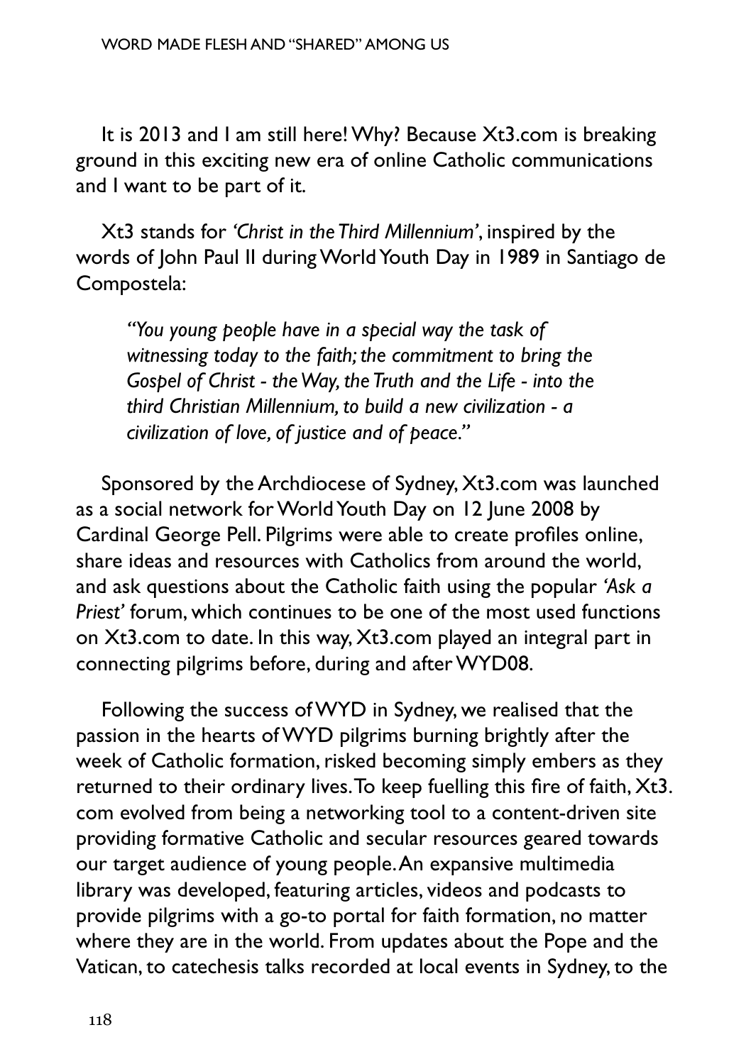It is 2013 and I am still here! Why? Because Xt3.com is breaking ground in this exciting new era of online Catholic communications and I want to be part of it.

Xt3 stands for *'Christ in the Third Millennium'*, inspired by the words of John Paul II during World Youth Day in 1989 in Santiago de Compostela:

> *"You young people have in a special way the task of witnessing today to the faith; the commitment to bring the Gospel of Christ - the Way, the Truth and the Life - into the third Christian Millennium, to build a new civilization - a civilization of love, of justice and of peace."*

Sponsored by the Archdiocese of Sydney, Xt3.com was launched as a social network for World Youth Day on 12 June 2008 by Cardinal George Pell. Pilgrims were able to create profiles online, share ideas and resources with Catholics from around the world, and ask questions about the Catholic faith using the popular *'Ask a Priest'* forum, which continues to be one of the most used functions on Xt3.com to date. In this way, Xt3.com played an integral part in connecting pilgrims before, during and after WYD08.

Following the success of WYD in Sydney, we realised that the passion in the hearts of WYD pilgrims burning brightly after the week of Catholic formation, risked becoming simply embers as they returned to their ordinary lives. To keep fuelling this fire of faith, Xt3.com evolved from being a networking tool to a content-driven site providing formative Catholic and secular resources geared towards our target audience of young people. An expansive multimedia library was developed, featuring articles, videos and podcasts to provide pilgrims with a go-to portal for faith formation, no matter where they are in the world. From updates about the Pope and the Vatican, to catechesis talks recorded at local events in Sydney, to the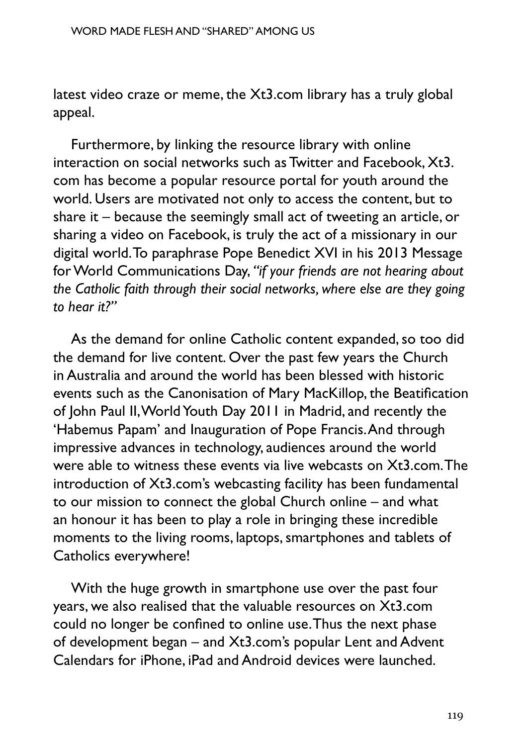latest video craze or meme, the Xt3.com library has a truly global appeal.

Furthermore, by linking the resource library with online interaction on social networks such as Twitter and Facebook, Xt3.com has become a popular resource portal for youth around the world. Users are motivated not only to access the content, but to share it – because the seemingly small act of tweeting an article, or sharing a video on Facebook, is truly the act of a missionary in our digital world. To paraphrase Pope Benedict XVI in his 2013 Message for World Communications Day, *"if your friends are not hearing about the Catholic faith through their social networks, where else are they going to hear it?"*

As the demand for online Catholic content expanded, so too did the demand for live content. Over the past few years the Church in Australia and around the world has been blessed with historic events such as the Canonisation of Mary MacKillop, the Beatification of John Paul II, World Youth Day 2011 in Madrid, and recently the 'Habemus Papam' and Inauguration of Pope Francis. And through impressive advances in technology, audiences around the world were able to witness these events via live webcasts on Xt3.com. The introduction of Xt3.com's webcasting facility has been fundamental to our mission to connect the global Church online – and what an honour it has been to play a role in bringing these incredible moments to the living rooms, laptops, smartphones and tablets of Catholics everywhere!

With the huge growth in smartphone use over the past four years, we also realised that the valuable resources on Xt3.com could no longer be confined to online use. Thus the next phase of development began – and Xt3.com's popular Lent and Advent Calendars for iPhone, iPad and Android devices were launched.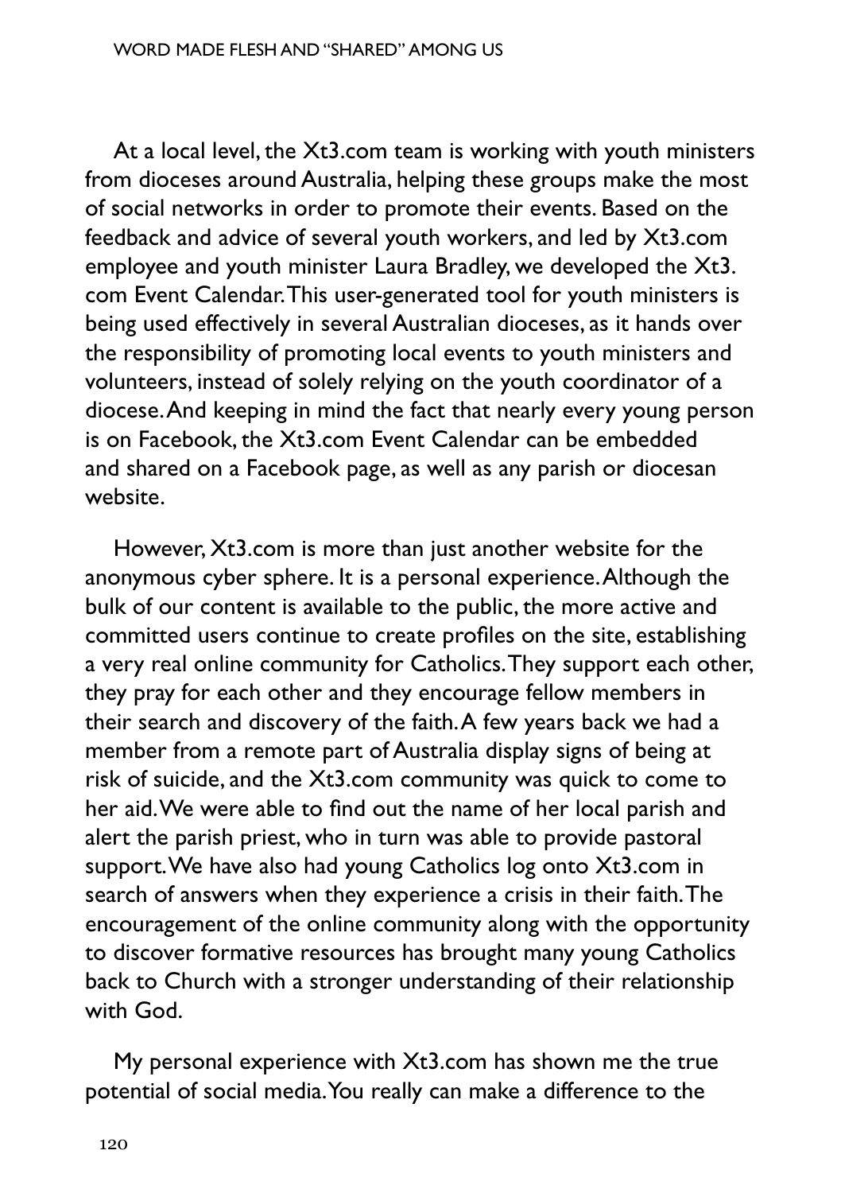At a local level, the Xt3.com team is working with youth ministers from dioceses around Australia, helping these groups make the most of social networks in order to promote their events. Based on the feedback and advice of several youth workers, and led by Xt3.com employee and youth minister Laura Bradley, we developed the Xt3.com Event Calendar. This user-generated tool for youth ministers is being used effectively in several Australian dioceses, as it hands over the responsibility of promoting local events to youth ministers and volunteers, instead of solely relying on the youth coordinator of a diocese. And keeping in mind the fact that nearly every young person is on Facebook, the Xt3.com Event Calendar can be embedded and shared on a Facebook page, as well as any parish or diocesan website.

However, Xt3.com is more than just another website for the anonymous cyber sphere. It is a personal experience. Although the bulk of our content is available to the public, the more active and committed users continue to create profiles on the site, establishing a very real online community for Catholics. They support each other, they pray for each other and they encourage fellow members in their search and discovery of the faith. A few years back we had a member from a remote part of Australia display signs of being at risk of suicide, and the Xt3.com community was quick to come to her aid. We were able to find out the name of her local parish and alert the parish priest, who in turn was able to provide pastoral support. We have also had young Catholics log onto Xt3.com in search of answers when they experience a crisis in their faith. The encouragement of the online community along with the opportunity to discover formative resources has brought many young Catholics back to Church with a stronger understanding of their relationship with God.

My personal experience with Xt3.com has shown me the true potential of social media. You really can make a difference to the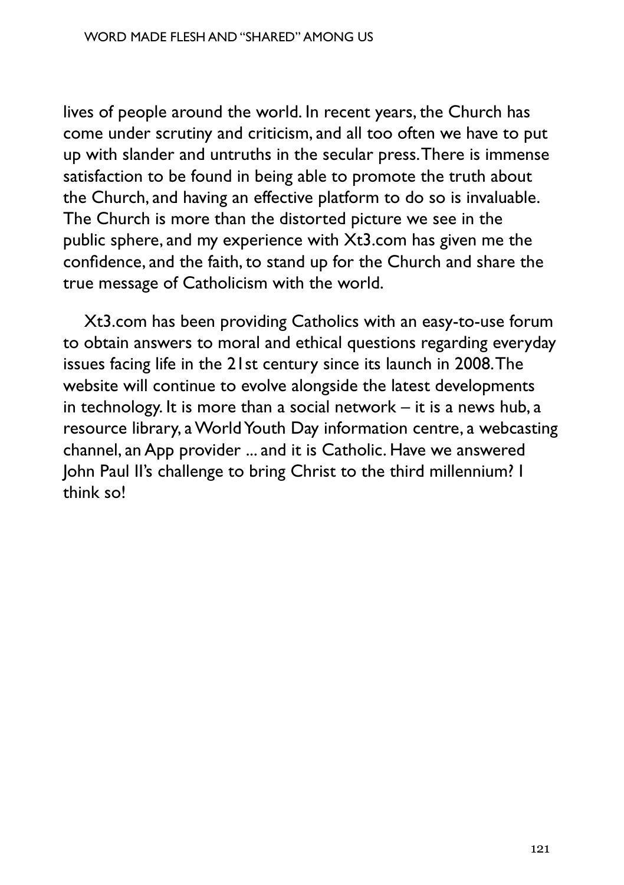lives of people around the world. In recent years, the Church has come under scrutiny and criticism, and all too often we have to put up with slander and untruths in the secular press. There is immense satisfaction to be found in being able to promote the truth about the Church, and having an effective platform to do so is invaluable. The Church is more than the distorted picture we see in the public sphere, and my experience with Xt3.com has given me the confidence, and the faith, to stand up for the Church and share the true message of Catholicism with the world.

Xt3.com has been providing Catholics with an easy-to-use forum to obtain answers to moral and ethical questions regarding everyday issues facing life in the 21st century since its launch in 2008. The website will continue to evolve alongside the latest developments in technology. It is more than a social network – it is a news hub, a resource library, a World Youth Day information centre, a webcasting channel, an App provider ... and it is Catholic. Have we answered John Paul II's challenge to bring Christ to the third millennium? I think so!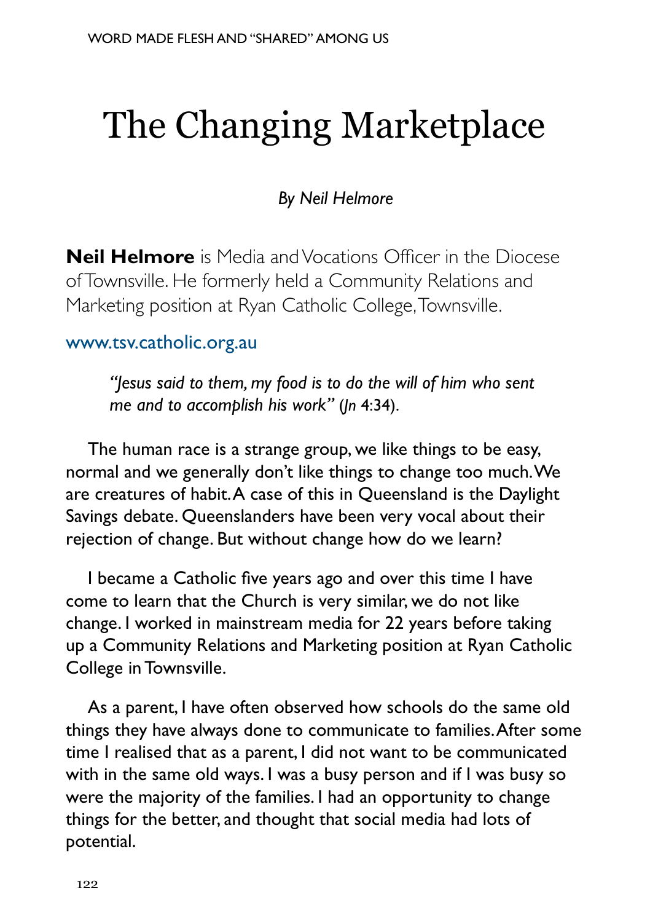# The Changing Marketplace

*By Neil Helmore*

**Neil Helmore** is Media and Vocations Officer in the Diocese of Townsville. He formerly held a Community Relations and Marketing position at Ryan Catholic College, Townsville.

www.tsv.catholic.org.au

> *"Jesus said to them, my food is to do the will of him who sent me and to accomplish his work" (Jn* 4:34).

The human race is a strange group, we like things to be easy, normal and we generally don't like things to change too much. We are creatures of habit. A case of this in Queensland is the Daylight Savings debate. Queenslanders have been very vocal about their rejection of change. But without change how do we learn?

I became a Catholic five years ago and over this time I have come to learn that the Church is very similar, we do not like change. I worked in mainstream media for 22 years before taking up a Community Relations and Marketing position at Ryan Catholic College in Townsville.

As a parent, I have often observed how schools do the same old things they have always done to communicate to families. After some time I realised that as a parent, I did not want to be communicated with in the same old ways. I was a busy person and if I was busy so were the majority of the families. I had an opportunity to change things for the better, and thought that social media had lots of potential.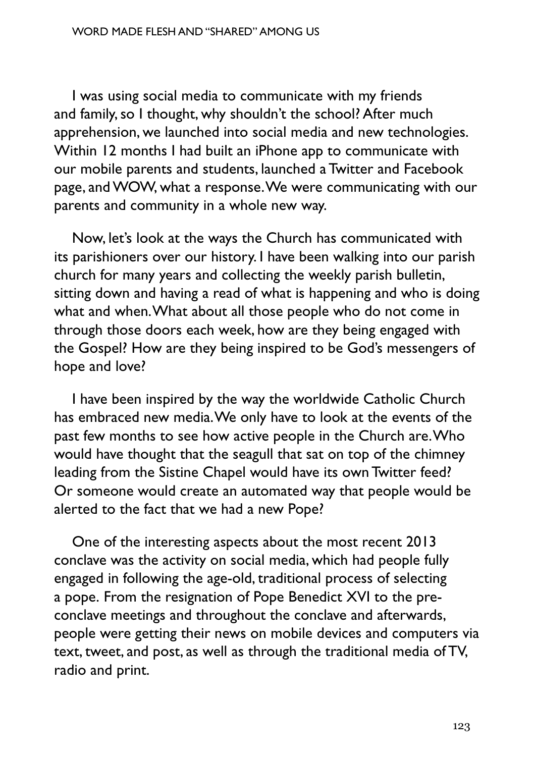I was using social media to communicate with my friends and family, so I thought, why shouldn't the school? After much apprehension, we launched into social media and new technologies. Within 12 months I had built an iPhone app to communicate with our mobile parents and students, launched a Twitter and Facebook page, and WOW, what a response. We were communicating with our parents and community in a whole new way.

Now, let's look at the ways the Church has communicated with its parishioners over our history. I have been walking into our parish church for many years and collecting the weekly parish bulletin, sitting down and having a read of what is happening and who is doing what and when. What about all those people who do not come in through those doors each week, how are they being engaged with the Gospel? How are they being inspired to be God's messengers of hope and love?

I have been inspired by the way the worldwide Catholic Church has embraced new media. We only have to look at the events of the past few months to see how active people in the Church are. Who would have thought that the seagull that sat on top of the chimney leading from the Sistine Chapel would have its own Twitter feed? Or someone would create an automated way that people would be alerted to the fact that we had a new Pope?

One of the interesting aspects about the most recent 2013 conclave was the activity on social media, which had people fully engaged in following the age-old, traditional process of selecting a pope. From the resignation of Pope Benedict XVI to the pre-conclave meetings and throughout the conclave and afterwards, people were getting their news on mobile devices and computers via text, tweet, and post, as well as through the traditional media of TV, radio and print.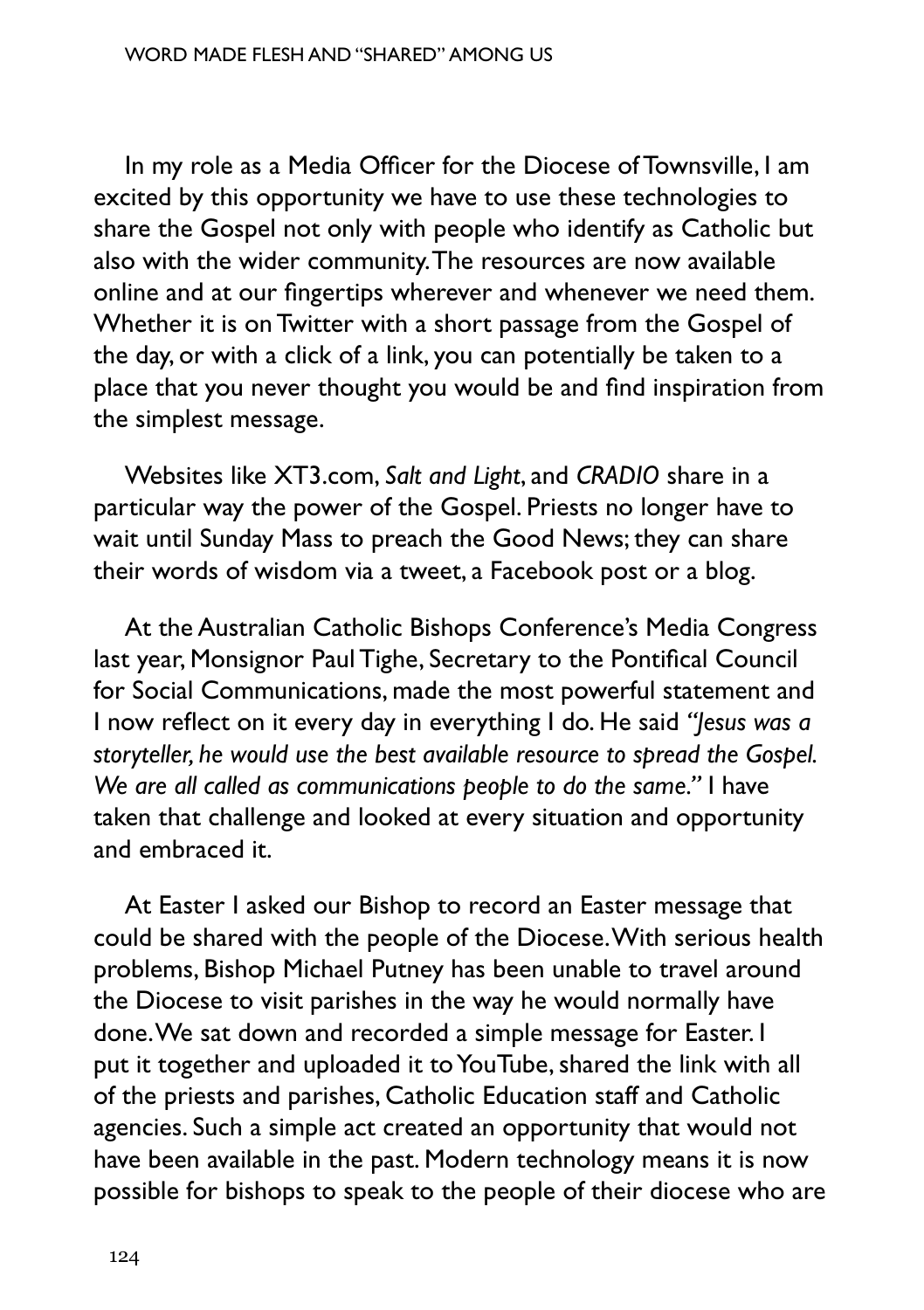In my role as a Media Officer for the Diocese of Townsville, I am excited by this opportunity we have to use these technologies to share the Gospel not only with people who identify as Catholic but also with the wider community. The resources are now available online and at our fingertips wherever and whenever we need them. Whether it is on Twitter with a short passage from the Gospel of the day, or with a click of a link, you can potentially be taken to a place that you never thought you would be and find inspiration from the simplest message.

Websites like XT3.com, *Salt and Light*, and *CRADIO* share in a particular way the power of the Gospel. Priests no longer have to wait until Sunday Mass to preach the Good News; they can share their words of wisdom via a tweet, a Facebook post or a blog.

At the Australian Catholic Bishops Conference's Media Congress last year, Monsignor Paul Tighe, Secretary to the Pontifical Council for Social Communications, made the most powerful statement and I now reflect on it every day in everything I do. He said *"Jesus was a storyteller, he would use the best available resource to spread the Gospel. We are all called as communications people to do the same."* I have taken that challenge and looked at every situation and opportunity and embraced it.

At Easter I asked our Bishop to record an Easter message that could be shared with the people of the Diocese. With serious health problems, Bishop Michael Putney has been unable to travel around the Diocese to visit parishes in the way he would normally have done. We sat down and recorded a simple message for Easter. I put it together and uploaded it to YouTube, shared the link with all of the priests and parishes, Catholic Education staff and Catholic agencies. Such a simple act created an opportunity that would not have been available in the past. Modern technology means it is now possible for bishops to speak to the people of their diocese who are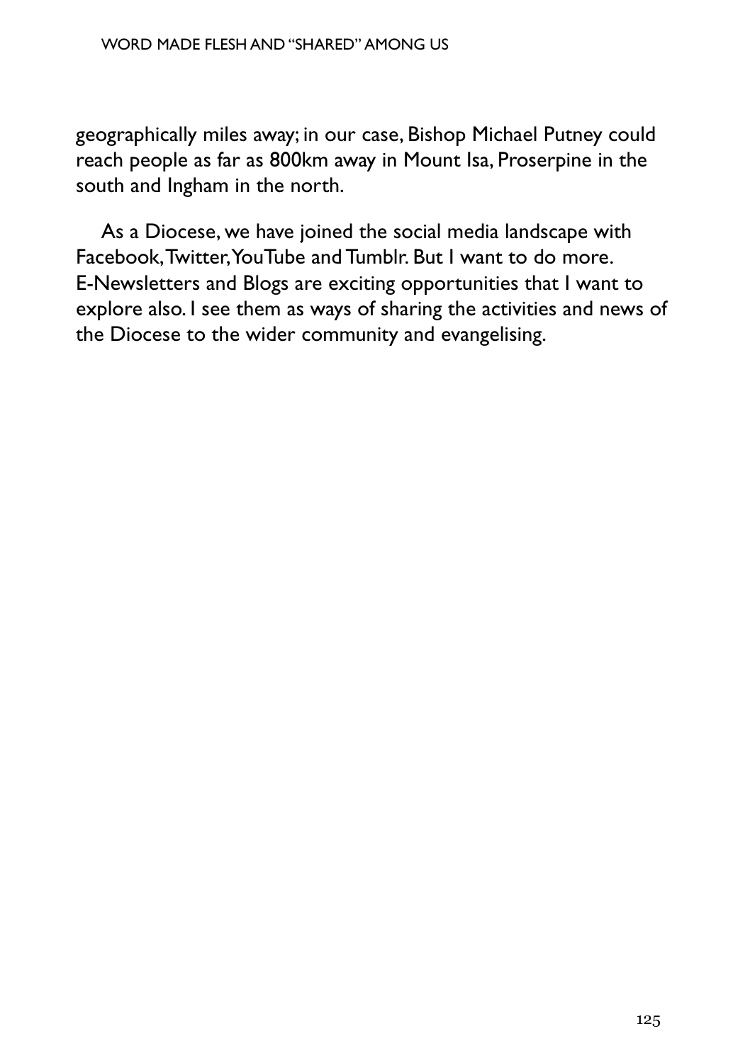geographically miles away; in our case, Bishop Michael Putney could reach people as far as 800km away in Mount Isa, Proserpine in the south and Ingham in the north.

As a Diocese, we have joined the social media landscape with Facebook, Twitter, YouTube and Tumblr. But I want to do more. E-Newsletters and Blogs are exciting opportunities that I want to explore also. I see them as ways of sharing the activities and news of the Diocese to the wider community and evangelising.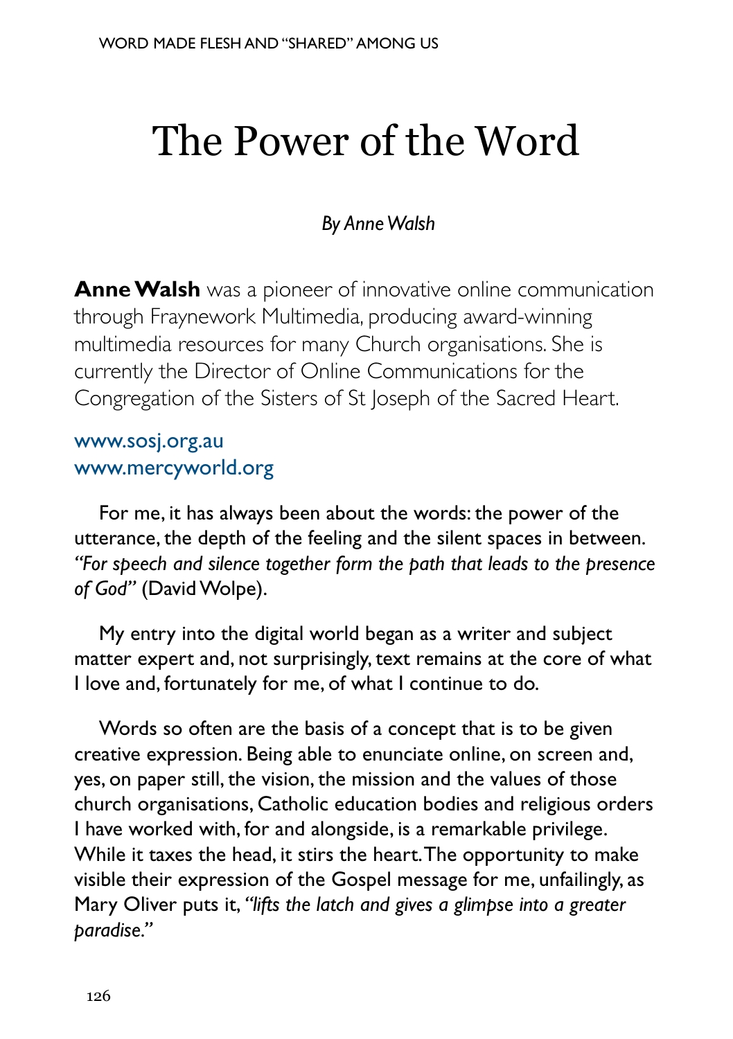# The Power of the Word

*By Anne Walsh*

**Anne Walsh** was a pioneer of innovative online communication through Fraynework Multimedia, producing award-winning multimedia resources for many Church organisations. She is currently the Director of Online Communications for the Congregation of the Sisters of St Joseph of the Sacred Heart.

www.sosj.org.au
www.mercyworld.org

For me, it has always been about the words: the power of the utterance, the depth of the feeling and the silent spaces in between. *"For speech and silence together form the path that leads to the presence of God"* (David Wolpe).

My entry into the digital world began as a writer and subject matter expert and, not surprisingly, text remains at the core of what I love and, fortunately for me, of what I continue to do.

Words so often are the basis of a concept that is to be given creative expression. Being able to enunciate online, on screen and, yes, on paper still, the vision, the mission and the values of those church organisations, Catholic education bodies and religious orders I have worked with, for and alongside, is a remarkable privilege. While it taxes the head, it stirs the heart. The opportunity to make visible their expression of the Gospel message for me, unfailingly, as Mary Oliver puts it, *"lifts the latch and gives a glimpse into a greater paradise."*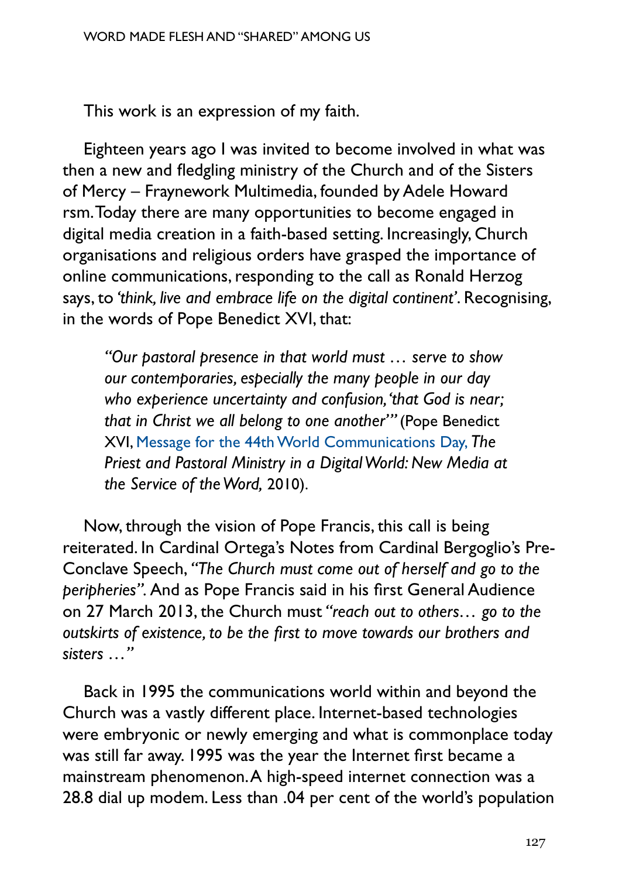This work is an expression of my faith.

Eighteen years ago I was invited to become involved in what was then a new and fledgling ministry of the Church and of the Sisters of Mercy – Fraynework Multimedia, founded by Adele Howard rsm. Today there are many opportunities to become engaged in digital media creation in a faith-based setting. Increasingly, Church organisations and religious orders have grasped the importance of online communications, responding to the call as Ronald Herzog says, to *'think, live and embrace life on the digital continent'*. Recognising, in the words of Pope Benedict XVI, that:

> *"Our pastoral presence in that world must … serve to show our contemporaries, especially the many people in our day who experience uncertainty and confusion, 'that God is near; that in Christ we all belong to one another'"* (Pope Benedict XVI, Message for the 44th World Communications Day, *The Priest and Pastoral Ministry in a Digital World: New Media at the Service of the Word,* 2010).

Now, through the vision of Pope Francis, this call is being reiterated. In Cardinal Ortega's Notes from Cardinal Bergoglio's Pre-Conclave Speech, *"The Church must come out of herself and go to the peripheries"*. And as Pope Francis said in his first General Audience on 27 March 2013, the Church must *"reach out to others… go to the outskirts of existence, to be the first to move towards our brothers and sisters …"*

Back in 1995 the communications world within and beyond the Church was a vastly different place. Internet-based technologies were embryonic or newly emerging and what is commonplace today was still far away. 1995 was the year the Internet first became a mainstream phenomenon. A high-speed internet connection was a 28.8 dial up modem. Less than .04 per cent of the world's population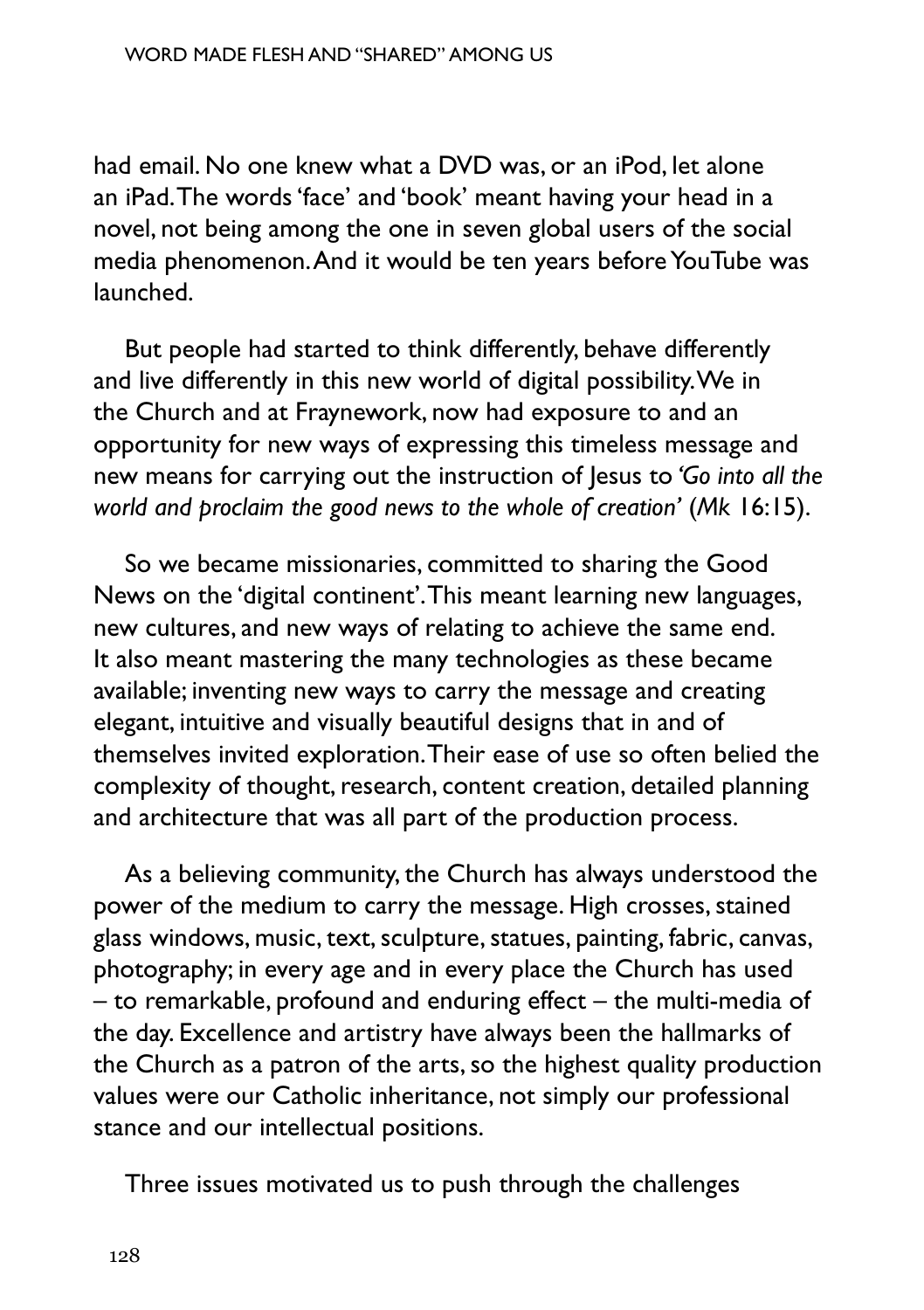had email. No one knew what a DVD was, or an iPod, let alone an iPad. The words 'face' and 'book' meant having your head in a novel, not being among the one in seven global users of the social media phenomenon. And it would be ten years before YouTube was launched.

But people had started to think differently, behave differently and live differently in this new world of digital possibility. We in the Church and at Fraynework, now had exposure to and an opportunity for new ways of expressing this timeless message and new means for carrying out the instruction of Jesus to *'Go into all the world and proclaim the good news to the whole of creation'* (*Mk* 16:15).

So we became missionaries, committed to sharing the Good News on the 'digital continent'. This meant learning new languages, new cultures, and new ways of relating to achieve the same end. It also meant mastering the many technologies as these became available; inventing new ways to carry the message and creating elegant, intuitive and visually beautiful designs that in and of themselves invited exploration. Their ease of use so often belied the complexity of thought, research, content creation, detailed planning and architecture that was all part of the production process.

As a believing community, the Church has always understood the power of the medium to carry the message. High crosses, stained glass windows, music, text, sculpture, statues, painting, fabric, canvas, photography; in every age and in every place the Church has used – to remarkable, profound and enduring effect – the multi-media of the day. Excellence and artistry have always been the hallmarks of the Church as a patron of the arts, so the highest quality production values were our Catholic inheritance, not simply our professional stance and our intellectual positions.

Three issues motivated us to push through the challenges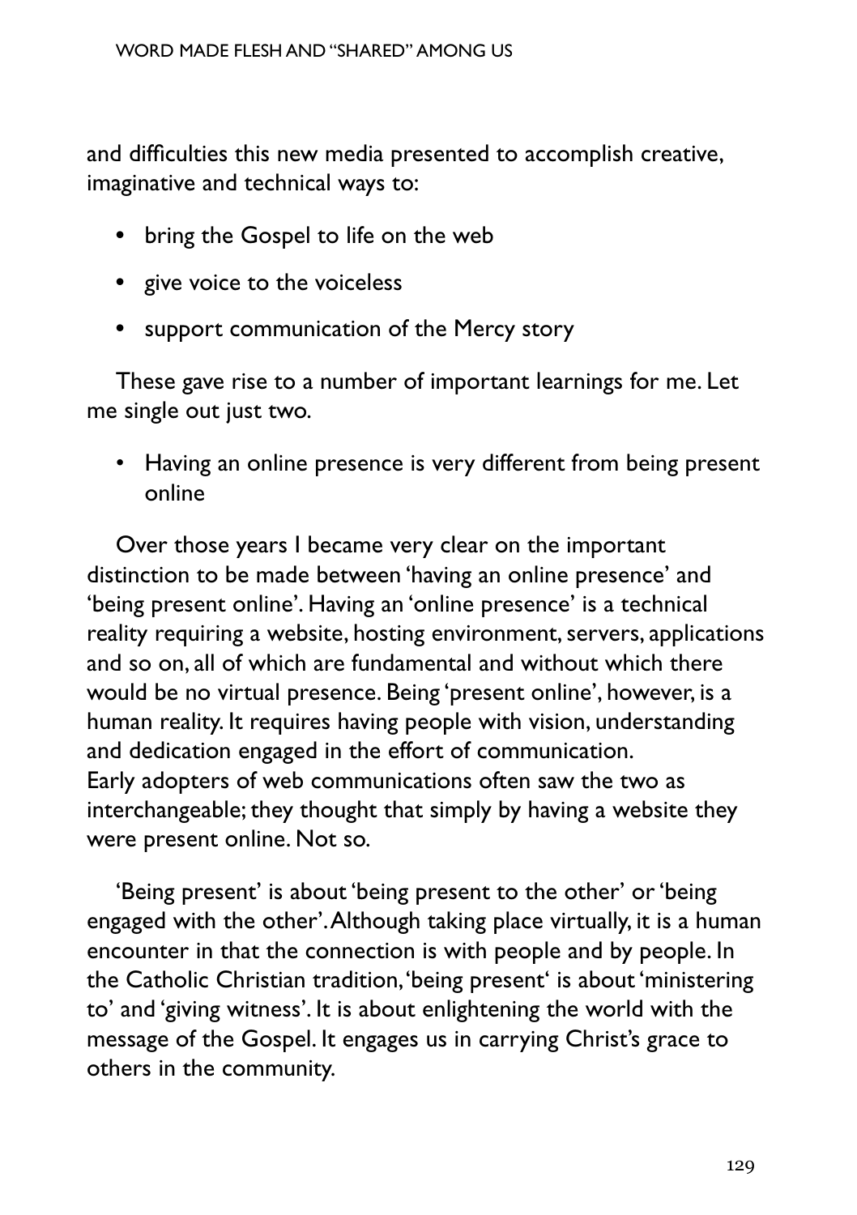and difficulties this new media presented to accomplish creative, imaginative and technical ways to:

- bring the Gospel to life on the web
- give voice to the voiceless
- support communication of the Mercy story

These gave rise to a number of important learnings for me. Let me single out just two.

- Having an online presence is very different from being present online

Over those years I became very clear on the important distinction to be made between 'having an online presence' and 'being present online'. Having an 'online presence' is a technical reality requiring a website, hosting environment, servers, applications and so on, all of which are fundamental and without which there would be no virtual presence. Being 'present online', however, is a human reality. It requires having people with vision, understanding and dedication engaged in the effort of communication.
Early adopters of web communications often saw the two as interchangeable; they thought that simply by having a website they were present online. Not so.

'Being present' is about 'being present to the other' or 'being engaged with the other'. Although taking place virtually, it is a human encounter in that the connection is with people and by people. In the Catholic Christian tradition, 'being present' is about 'ministering to' and 'giving witness'. It is about enlightening the world with the message of the Gospel. It engages us in carrying Christ's grace to others in the community.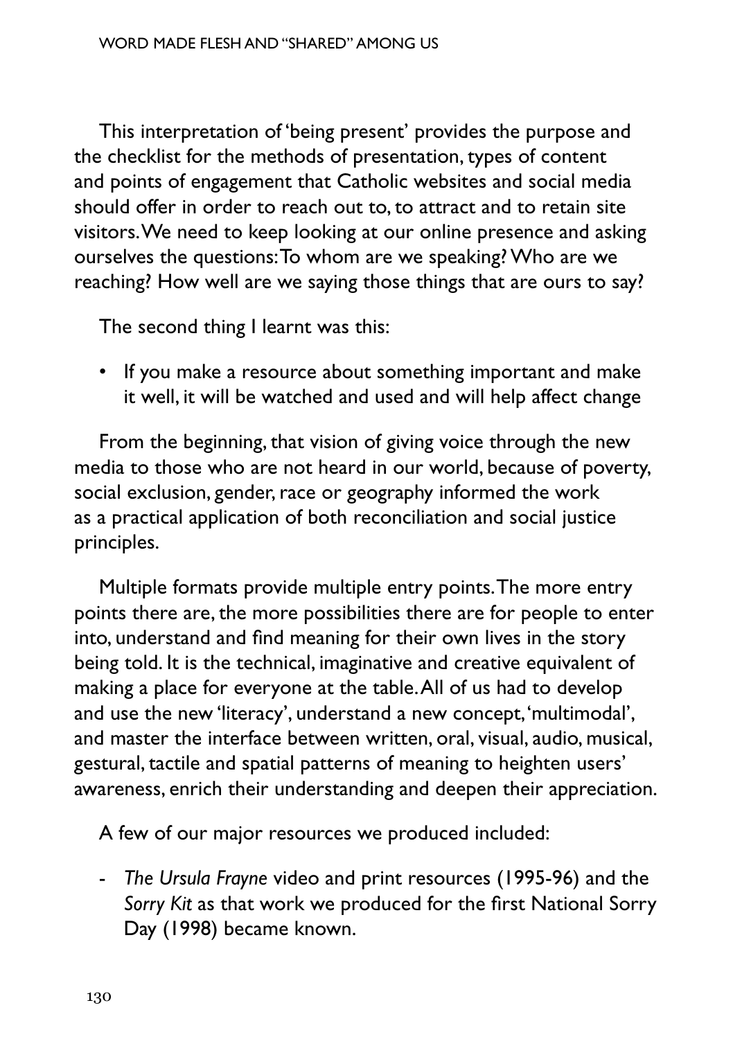This interpretation of 'being present' provides the purpose and the checklist for the methods of presentation, types of content and points of engagement that Catholic websites and social media should offer in order to reach out to, to attract and to retain site visitors. We need to keep looking at our online presence and asking ourselves the questions: To whom are we speaking? Who are we reaching? How well are we saying those things that are ours to say?

The second thing I learnt was this:

- If you make a resource about something important and make it well, it will be watched and used and will help affect change

From the beginning, that vision of giving voice through the new media to those who are not heard in our world, because of poverty, social exclusion, gender, race or geography informed the work as a practical application of both reconciliation and social justice principles.

Multiple formats provide multiple entry points. The more entry points there are, the more possibilities there are for people to enter into, understand and find meaning for their own lives in the story being told. It is the technical, imaginative and creative equivalent of making a place for everyone at the table. All of us had to develop and use the new 'literacy', understand a new concept, 'multimodal', and master the interface between written, oral, visual, audio, musical, gestural, tactile and spatial patterns of meaning to heighten users' awareness, enrich their understanding and deepen their appreciation.

A few of our major resources we produced included:

- *The Ursula Frayne* video and print resources (1995-96) and the *Sorry Kit* as that work we produced for the first National Sorry Day (1998) became known.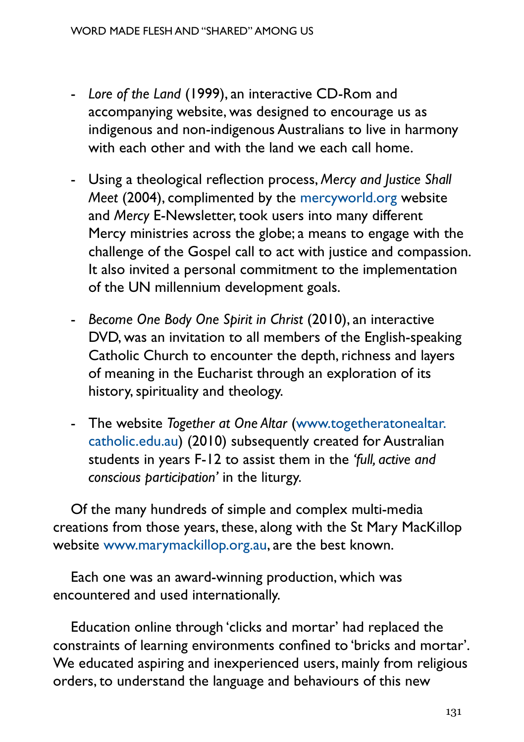- *Lore of the Land* (1999), an interactive CD-Rom and accompanying website, was designed to encourage us as indigenous and non-indigenous Australians to live in harmony with each other and with the land we each call home.

- Using a theological reflection process, *Mercy and Justice Shall Meet* (2004), complimented by the mercyworld.org website and *Mercy* E-Newsletter, took users into many different Mercy ministries across the globe; a means to engage with the challenge of the Gospel call to act with justice and compassion. It also invited a personal commitment to the implementation of the UN millennium development goals.

- *Become One Body One Spirit in Christ* (2010), an interactive DVD, was an invitation to all members of the English-speaking Catholic Church to encounter the depth, richness and layers of meaning in the Eucharist through an exploration of its history, spirituality and theology.

- The website *Together at One Altar* (www.togetheratonealtar.catholic.edu.au) (2010) subsequently created for Australian students in years F-12 to assist them in the *'full, active and conscious participation'* in the liturgy.

Of the many hundreds of simple and complex multi-media creations from those years, these, along with the St Mary MacKillop website www.marymackillop.org.au, are the best known.

Each one was an award-winning production, which was encountered and used internationally.

Education online through 'clicks and mortar' had replaced the constraints of learning environments confined to 'bricks and mortar'. We educated aspiring and inexperienced users, mainly from religious orders, to understand the language and behaviours of this new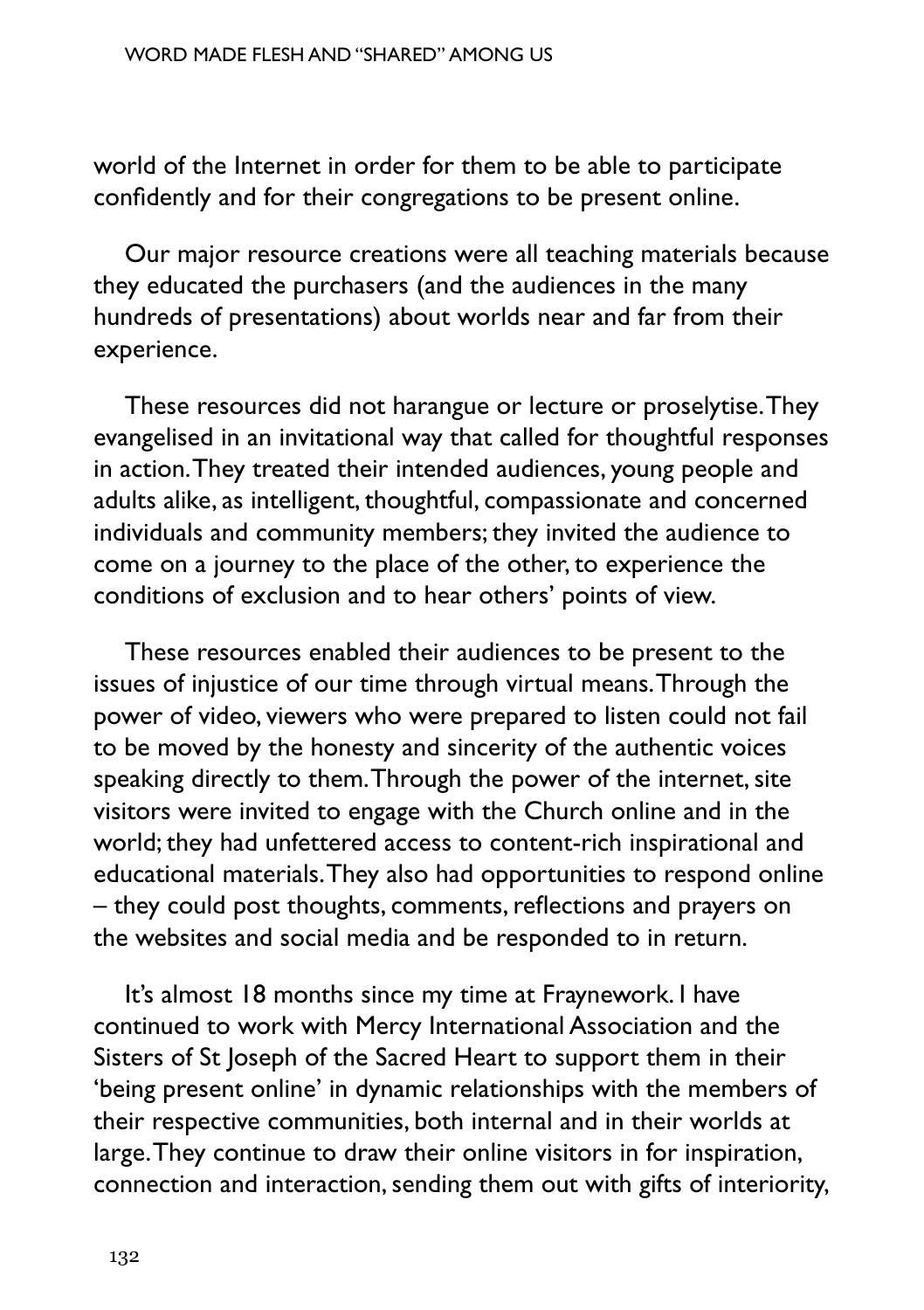world of the Internet in order for them to be able to participate confidently and for their congregations to be present online.

Our major resource creations were all teaching materials because they educated the purchasers (and the audiences in the many hundreds of presentations) about worlds near and far from their experience.

These resources did not harangue or lecture or proselytise. They evangelised in an invitational way that called for thoughtful responses in action. They treated their intended audiences, young people and adults alike, as intelligent, thoughtful, compassionate and concerned individuals and community members; they invited the audience to come on a journey to the place of the other, to experience the conditions of exclusion and to hear others' points of view.

These resources enabled their audiences to be present to the issues of injustice of our time through virtual means. Through the power of video, viewers who were prepared to listen could not fail to be moved by the honesty and sincerity of the authentic voices speaking directly to them. Through the power of the internet, site visitors were invited to engage with the Church online and in the world; they had unfettered access to content-rich inspirational and educational materials. They also had opportunities to respond online – they could post thoughts, comments, reflections and prayers on the websites and social media and be responded to in return.

It's almost 18 months since my time at Fraynework. I have continued to work with Mercy International Association and the Sisters of St Joseph of the Sacred Heart to support them in their 'being present online' in dynamic relationships with the members of their respective communities, both internal and in their worlds at large. They continue to draw their online visitors in for inspiration, connection and interaction, sending them out with gifts of interiority,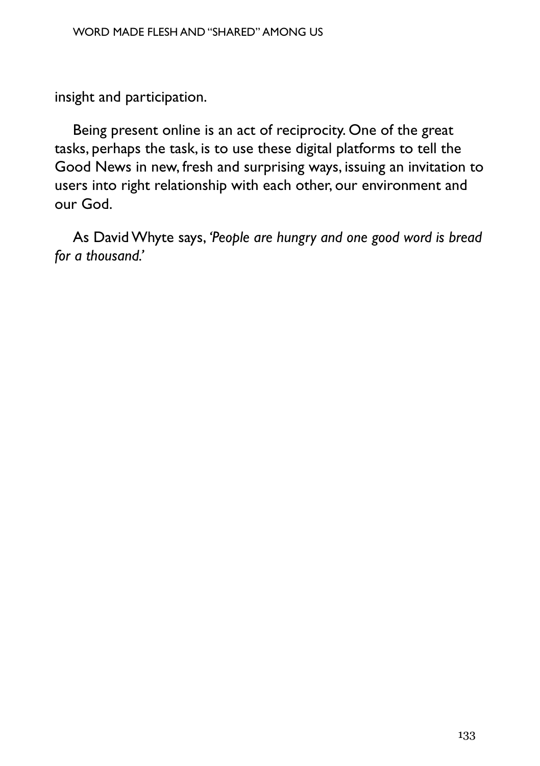insight and participation.

Being present online is an act of reciprocity. One of the great tasks, perhaps the task, is to use these digital platforms to tell the Good News in new, fresh and surprising ways, issuing an invitation to users into right relationship with each other, our environment and our God.

As David Whyte says, *'People are hungry and one good word is bread for a thousand.'*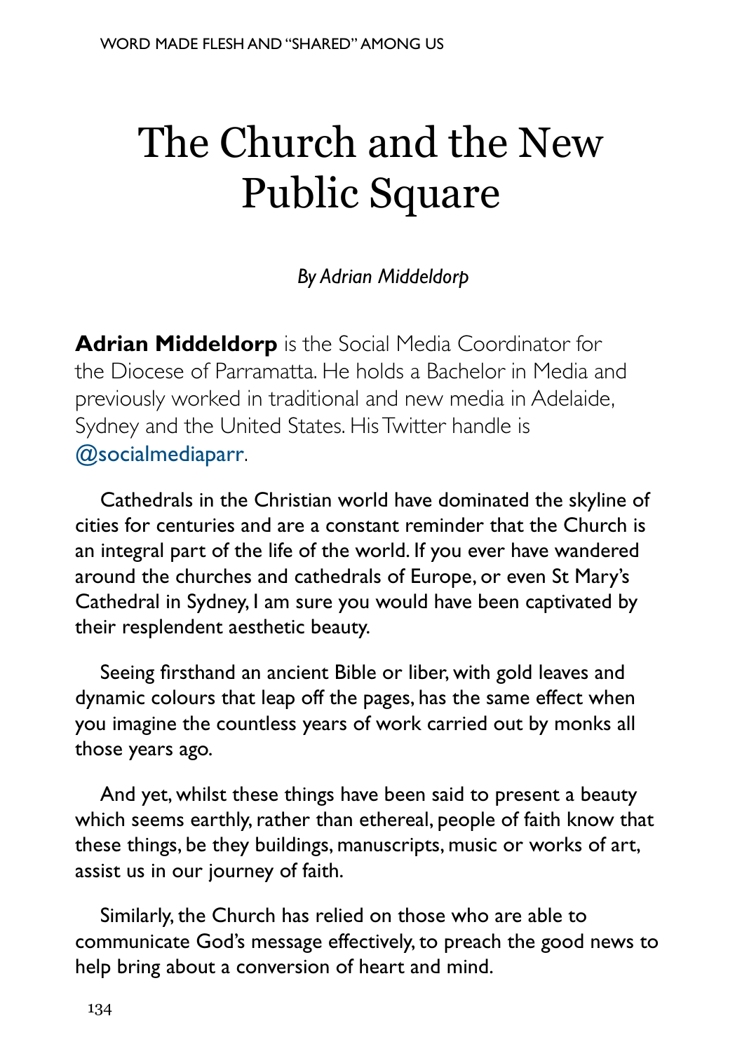# The Church and the New Public Square

*By Adrian Middeldorp*

**Adrian Middeldorp** is the Social Media Coordinator for the Diocese of Parramatta. He holds a Bachelor in Media and previously worked in traditional and new media in Adelaide, Sydney and the United States. His Twitter handle is @socialmediaparr.

Cathedrals in the Christian world have dominated the skyline of cities for centuries and are a constant reminder that the Church is an integral part of the life of the world. If you ever have wandered around the churches and cathedrals of Europe, or even St Mary's Cathedral in Sydney, I am sure you would have been captivated by their resplendent aesthetic beauty.

Seeing firsthand an ancient Bible or liber, with gold leaves and dynamic colours that leap off the pages, has the same effect when you imagine the countless years of work carried out by monks all those years ago.

And yet, whilst these things have been said to present a beauty which seems earthly, rather than ethereal, people of faith know that these things, be they buildings, manuscripts, music or works of art, assist us in our journey of faith.

Similarly, the Church has relied on those who are able to communicate God's message effectively, to preach the good news to help bring about a conversion of heart and mind.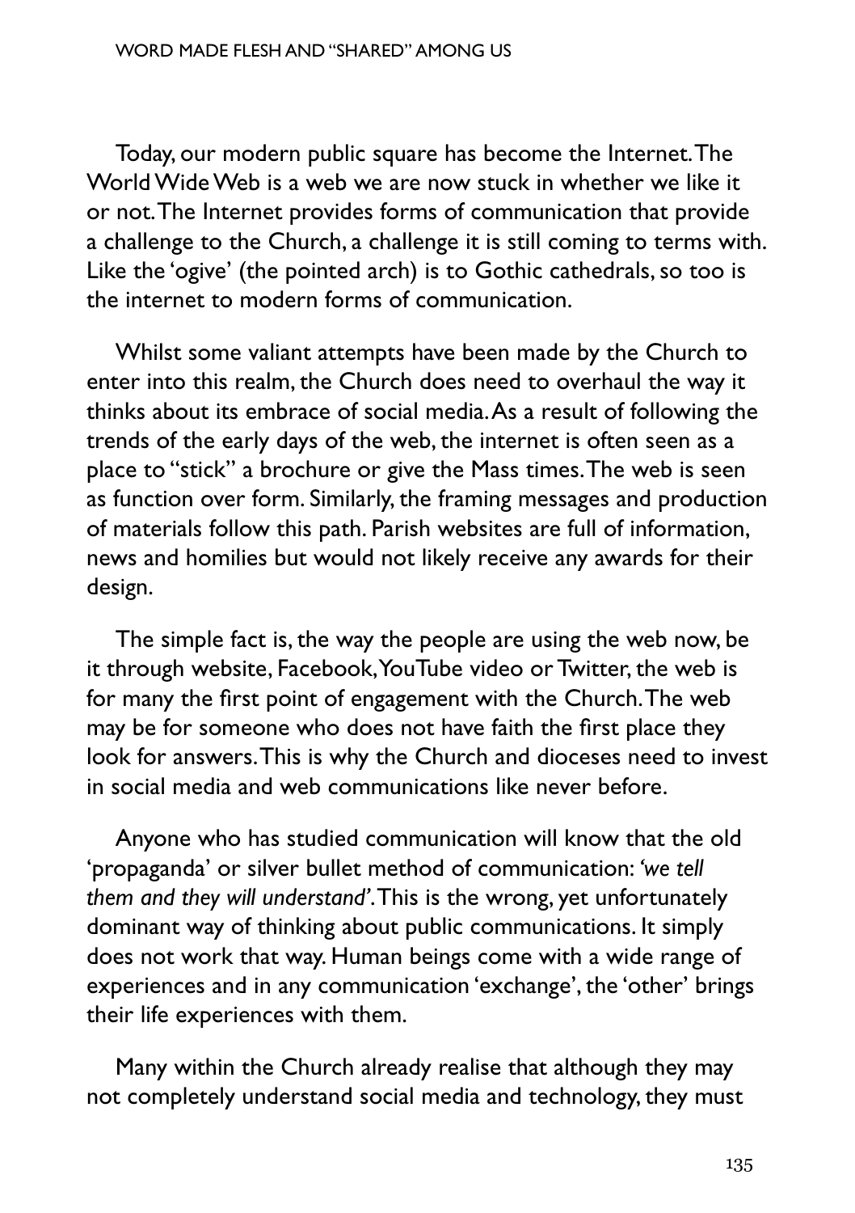Today, our modern public square has become the Internet. The World Wide Web is a web we are now stuck in whether we like it or not. The Internet provides forms of communication that provide a challenge to the Church, a challenge it is still coming to terms with. Like the 'ogive' (the pointed arch) is to Gothic cathedrals, so too is the internet to modern forms of communication.

Whilst some valiant attempts have been made by the Church to enter into this realm, the Church does need to overhaul the way it thinks about its embrace of social media. As a result of following the trends of the early days of the web, the internet is often seen as a place to "stick" a brochure or give the Mass times. The web is seen as function over form. Similarly, the framing messages and production of materials follow this path. Parish websites are full of information, news and homilies but would not likely receive any awards for their design.

The simple fact is, the way the people are using the web now, be it through website, Facebook, YouTube video or Twitter, the web is for many the first point of engagement with the Church. The web may be for someone who does not have faith the first place they look for answers. This is why the Church and dioceses need to invest in social media and web communications like never before.

Anyone who has studied communication will know that the old 'propaganda' or silver bullet method of communication: *'we tell them and they will understand'*. This is the wrong, yet unfortunately dominant way of thinking about public communications. It simply does not work that way. Human beings come with a wide range of experiences and in any communication 'exchange', the 'other' brings their life experiences with them.

Many within the Church already realise that although they may not completely understand social media and technology, they must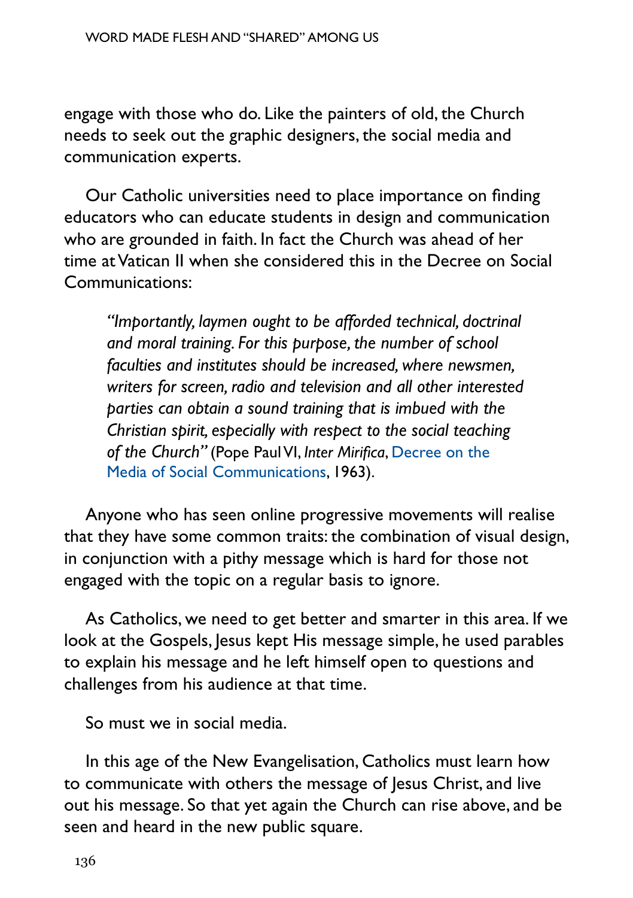engage with those who do. Like the painters of old, the Church needs to seek out the graphic designers, the social media and communication experts.

Our Catholic universities need to place importance on finding educators who can educate students in design and communication who are grounded in faith. In fact the Church was ahead of her time at Vatican II when she considered this in the Decree on Social Communications:

> *"Importantly, laymen ought to be afforded technical, doctrinal and moral training. For this purpose, the number of school faculties and institutes should be increased, where newsmen, writers for screen, radio and television and all other interested parties can obtain a sound training that is imbued with the Christian spirit, especially with respect to the social teaching of the Church"* (Pope Paul VI, *Inter Mirifica*, Decree on the Media of Social Communications, 1963).

Anyone who has seen online progressive movements will realise that they have some common traits: the combination of visual design, in conjunction with a pithy message which is hard for those not engaged with the topic on a regular basis to ignore.

As Catholics, we need to get better and smarter in this area. If we look at the Gospels, Jesus kept His message simple, he used parables to explain his message and he left himself open to questions and challenges from his audience at that time.

So must we in social media.

In this age of the New Evangelisation, Catholics must learn how to communicate with others the message of Jesus Christ, and live out his message. So that yet again the Church can rise above, and be seen and heard in the new public square.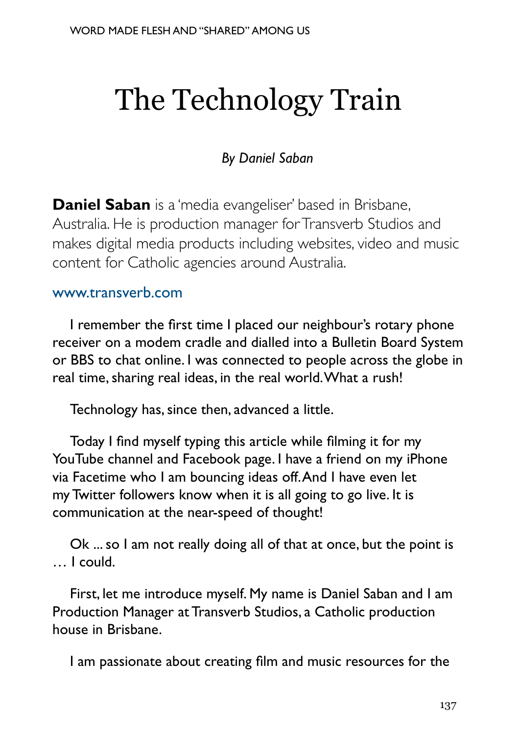# The Technology Train

*By Daniel Saban*

**Daniel Saban** is a 'media evangeliser' based in Brisbane, Australia. He is production manager for Transverb Studios and makes digital media products including websites, video and music content for Catholic agencies around Australia.

www.transverb.com

I remember the first time I placed our neighbour's rotary phone receiver on a modem cradle and dialled into a Bulletin Board System or BBS to chat online. I was connected to people across the globe in real time, sharing real ideas, in the real world. What a rush!

Technology has, since then, advanced a little.

Today I find myself typing this article while filming it for my YouTube channel and Facebook page. I have a friend on my iPhone via Facetime who I am bouncing ideas off. And I have even let my Twitter followers know when it is all going to go live. It is communication at the near-speed of thought!

Ok ... so I am not really doing all of that at once, but the point is … I could.

First, let me introduce myself. My name is Daniel Saban and I am Production Manager at Transverb Studios, a Catholic production house in Brisbane.

I am passionate about creating film and music resources for the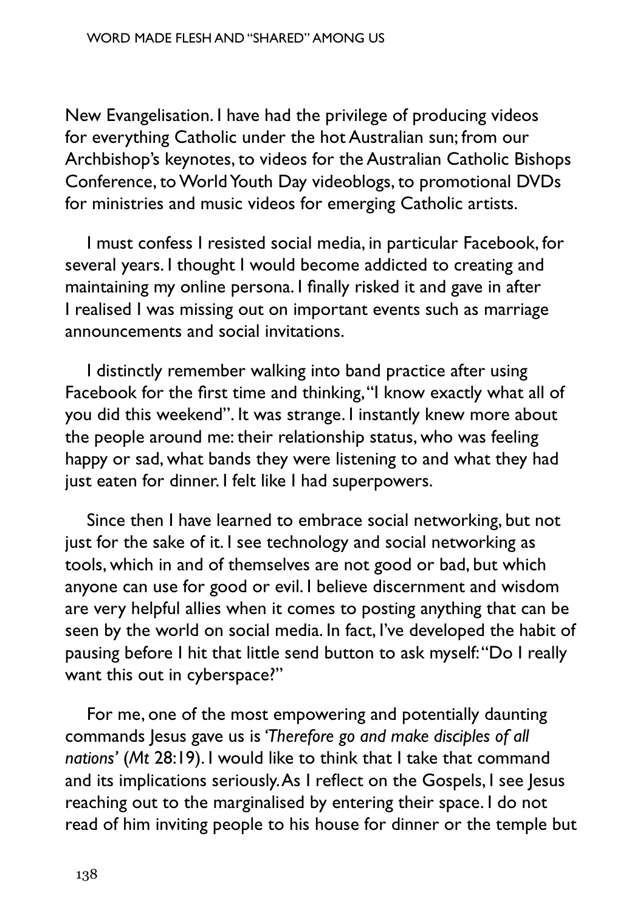New Evangelisation. I have had the privilege of producing videos for everything Catholic under the hot Australian sun; from our Archbishop's keynotes, to videos for the Australian Catholic Bishops Conference, to World Youth Day videoblogs, to promotional DVDs for ministries and music videos for emerging Catholic artists.

I must confess I resisted social media, in particular Facebook, for several years. I thought I would become addicted to creating and maintaining my online persona. I finally risked it and gave in after I realised I was missing out on important events such as marriage announcements and social invitations.

I distinctly remember walking into band practice after using Facebook for the first time and thinking, "I know exactly what all of you did this weekend". It was strange. I instantly knew more about the people around me: their relationship status, who was feeling happy or sad, what bands they were listening to and what they had just eaten for dinner. I felt like I had superpowers.

Since then I have learned to embrace social networking, but not just for the sake of it. I see technology and social networking as tools, which in and of themselves are not good or bad, but which anyone can use for good or evil. I believe discernment and wisdom are very helpful allies when it comes to posting anything that can be seen by the world on social media. In fact, I've developed the habit of pausing before I hit that little send button to ask myself: "Do I really want this out in cyberspace?"

For me, one of the most empowering and potentially daunting commands Jesus gave us is *'Therefore go and make disciples of all nations'* (*Mt* 28:19). I would like to think that I take that command and its implications seriously. As I reflect on the Gospels, I see Jesus reaching out to the marginalised by entering their space. I do not read of him inviting people to his house for dinner or the temple but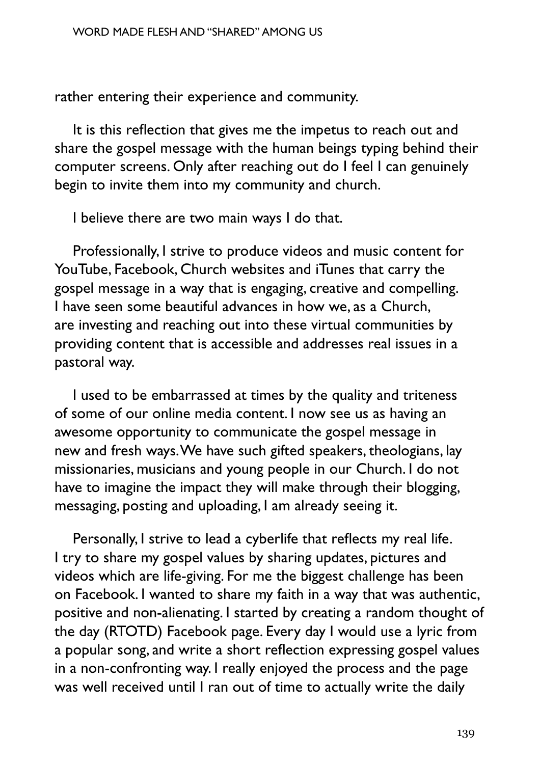rather entering their experience and community.

It is this reflection that gives me the impetus to reach out and share the gospel message with the human beings typing behind their computer screens. Only after reaching out do I feel I can genuinely begin to invite them into my community and church.

I believe there are two main ways I do that.

Professionally, I strive to produce videos and music content for YouTube, Facebook, Church websites and iTunes that carry the gospel message in a way that is engaging, creative and compelling. I have seen some beautiful advances in how we, as a Church, are investing and reaching out into these virtual communities by providing content that is accessible and addresses real issues in a pastoral way.

I used to be embarrassed at times by the quality and triteness of some of our online media content. I now see us as having an awesome opportunity to communicate the gospel message in new and fresh ways. We have such gifted speakers, theologians, lay missionaries, musicians and young people in our Church. I do not have to imagine the impact they will make through their blogging, messaging, posting and uploading, I am already seeing it.

Personally, I strive to lead a cyberlife that reflects my real life. I try to share my gospel values by sharing updates, pictures and videos which are life-giving. For me the biggest challenge has been on Facebook. I wanted to share my faith in a way that was authentic, positive and non-alienating. I started by creating a random thought of the day (RTOTD) Facebook page. Every day I would use a lyric from a popular song, and write a short reflection expressing gospel values in a non-confronting way. I really enjoyed the process and the page was well received until I ran out of time to actually write the daily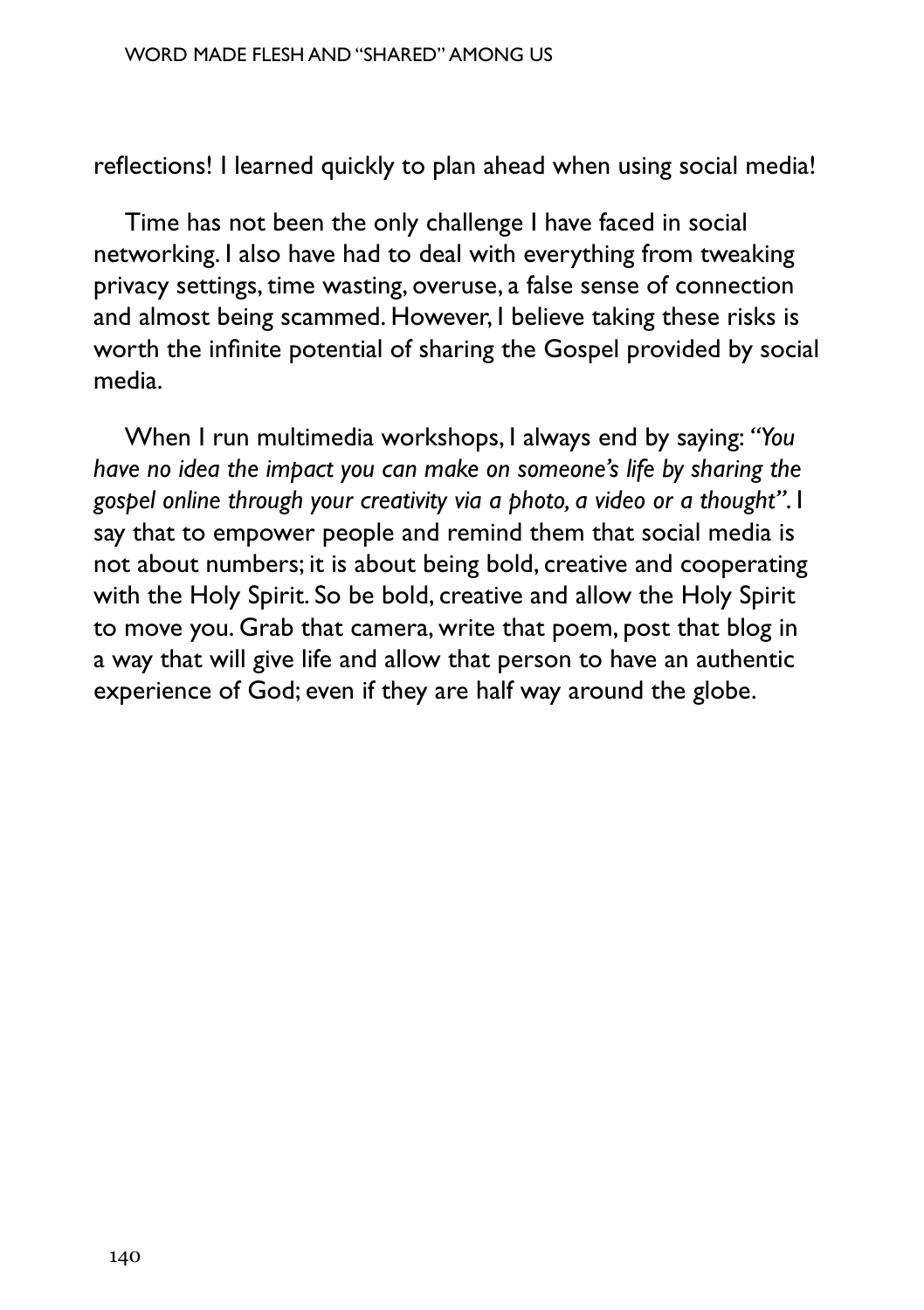reflections! I learned quickly to plan ahead when using social media!

Time has not been the only challenge I have faced in social networking. I also have had to deal with everything from tweaking privacy settings, time wasting, overuse, a false sense of connection and almost being scammed. However, I believe taking these risks is worth the infinite potential of sharing the Gospel provided by social media.

When I run multimedia workshops, I always end by saying: *"You have no idea the impact you can make on someone's life by sharing the gospel online through your creativity via a photo, a video or a thought"*. I say that to empower people and remind them that social media is not about numbers; it is about being bold, creative and cooperating with the Holy Spirit. So be bold, creative and allow the Holy Spirit to move you. Grab that camera, write that poem, post that blog in a way that will give life and allow that person to have an authentic experience of God; even if they are half way around the globe.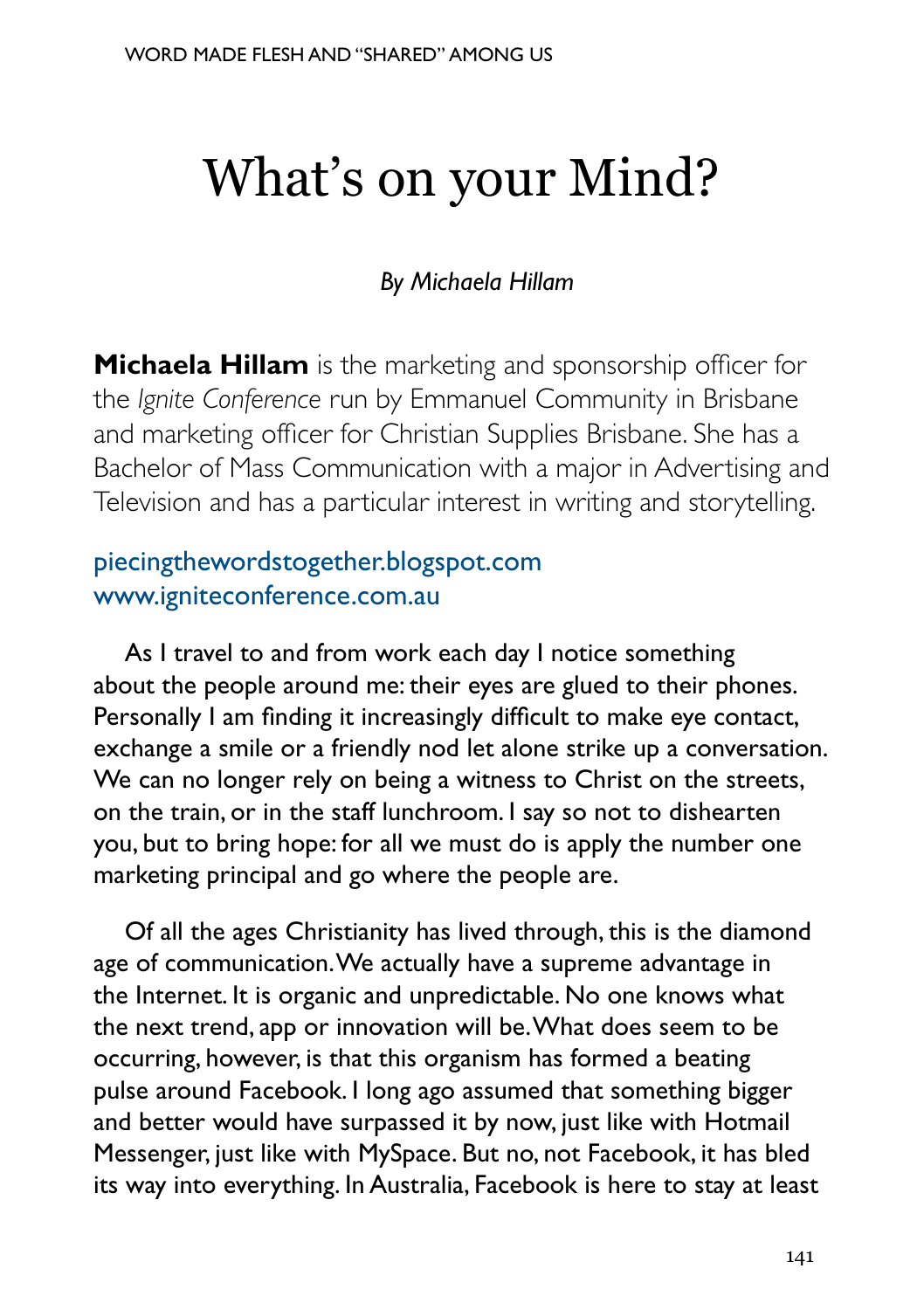# What's on your Mind?

*By Michaela Hillam*

**Michaela Hillam** is the marketing and sponsorship officer for the *Ignite Conference* run by Emmanuel Community in Brisbane and marketing officer for Christian Supplies Brisbane. She has a Bachelor of Mass Communication with a major in Advertising and Television and has a particular interest in writing and storytelling.

piecingthewordstogether.blogspot.com
www.igniteconference.com.au

As I travel to and from work each day I notice something about the people around me: their eyes are glued to their phones. Personally I am finding it increasingly difficult to make eye contact, exchange a smile or a friendly nod let alone strike up a conversation. We can no longer rely on being a witness to Christ on the streets, on the train, or in the staff lunchroom. I say so not to dishearten you, but to bring hope: for all we must do is apply the number one marketing principal and go where the people are.

Of all the ages Christianity has lived through, this is the diamond age of communication. We actually have a supreme advantage in the Internet. It is organic and unpredictable. No one knows what the next trend, app or innovation will be. What does seem to be occurring, however, is that this organism has formed a beating pulse around Facebook. I long ago assumed that something bigger and better would have surpassed it by now, just like with Hotmail Messenger, just like with MySpace. But no, not Facebook, it has bled its way into everything. In Australia, Facebook is here to stay at least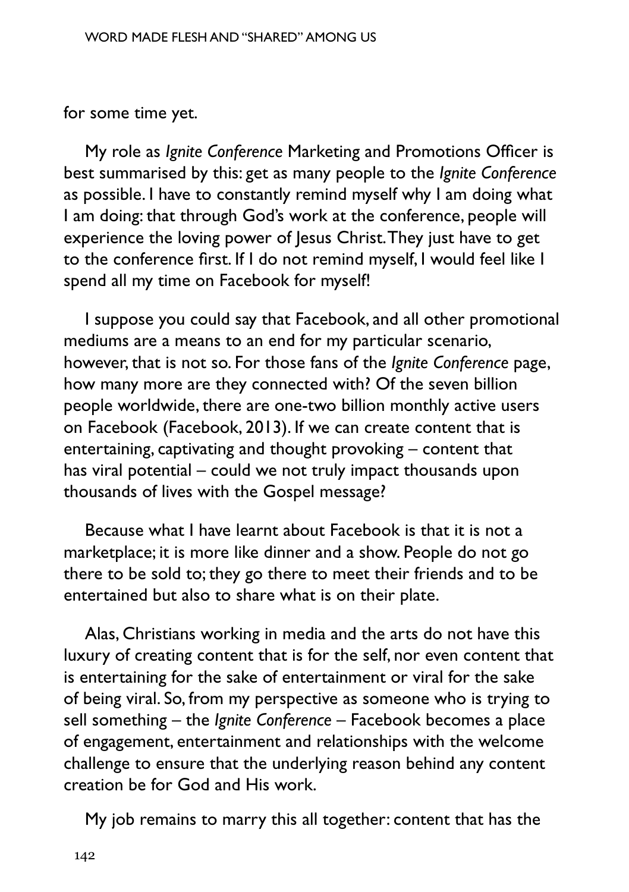for some time yet.

My role as *Ignite Conference* Marketing and Promotions Officer is best summarised by this: get as many people to the *Ignite Conference* as possible. I have to constantly remind myself why I am doing what I am doing: that through God's work at the conference, people will experience the loving power of Jesus Christ. They just have to get to the conference first. If I do not remind myself, I would feel like I spend all my time on Facebook for myself!

I suppose you could say that Facebook, and all other promotional mediums are a means to an end for my particular scenario, however, that is not so. For those fans of the *Ignite Conference* page, how many more are they connected with? Of the seven billion people worldwide, there are one-two billion monthly active users on Facebook (Facebook, 2013). If we can create content that is entertaining, captivating and thought provoking – content that has viral potential – could we not truly impact thousands upon thousands of lives with the Gospel message?

Because what I have learnt about Facebook is that it is not a marketplace; it is more like dinner and a show. People do not go there to be sold to; they go there to meet their friends and to be entertained but also to share what is on their plate.

Alas, Christians working in media and the arts do not have this luxury of creating content that is for the self, nor even content that is entertaining for the sake of entertainment or viral for the sake of being viral. So, from my perspective as someone who is trying to sell something – the *Ignite Conference* – Facebook becomes a place of engagement, entertainment and relationships with the welcome challenge to ensure that the underlying reason behind any content creation be for God and His work.

My job remains to marry this all together: content that has the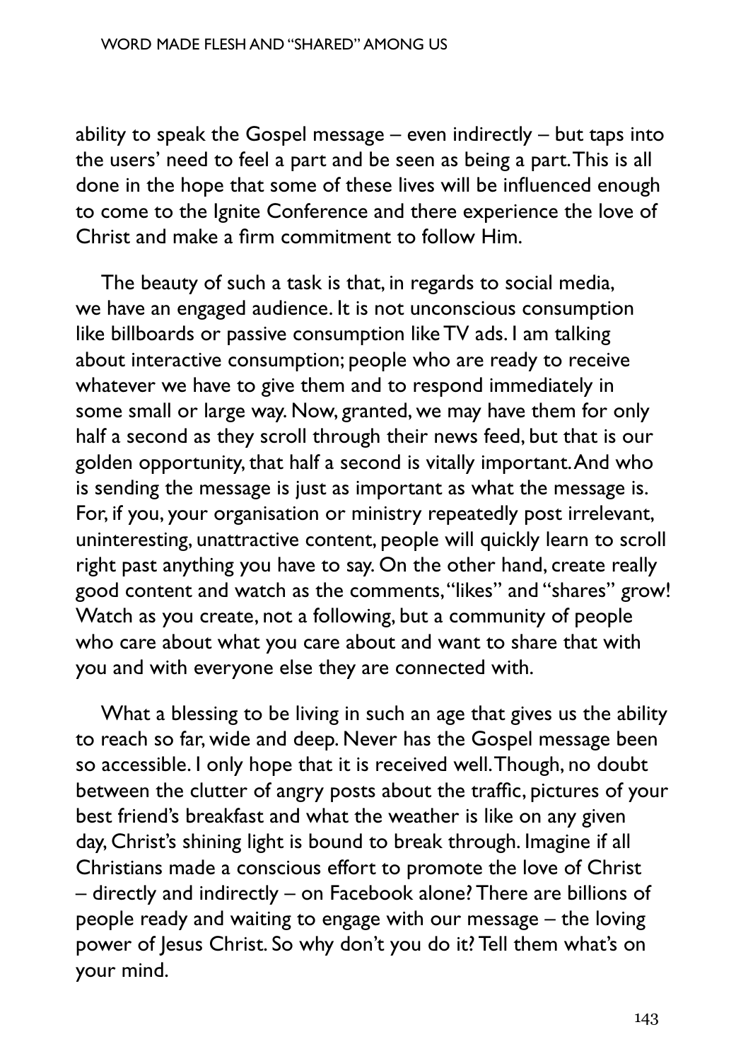ability to speak the Gospel message – even indirectly – but taps into the users' need to feel a part and be seen as being a part. This is all done in the hope that some of these lives will be influenced enough to come to the Ignite Conference and there experience the love of Christ and make a firm commitment to follow Him.

The beauty of such a task is that, in regards to social media, we have an engaged audience. It is not unconscious consumption like billboards or passive consumption like TV ads. I am talking about interactive consumption; people who are ready to receive whatever we have to give them and to respond immediately in some small or large way. Now, granted, we may have them for only half a second as they scroll through their news feed, but that is our golden opportunity, that half a second is vitally important. And who is sending the message is just as important as what the message is. For, if you, your organisation or ministry repeatedly post irrelevant, uninteresting, unattractive content, people will quickly learn to scroll right past anything you have to say. On the other hand, create really good content and watch as the comments, "likes" and "shares" grow! Watch as you create, not a following, but a community of people who care about what you care about and want to share that with you and with everyone else they are connected with.

What a blessing to be living in such an age that gives us the ability to reach so far, wide and deep. Never has the Gospel message been so accessible. I only hope that it is received well. Though, no doubt between the clutter of angry posts about the traffic, pictures of your best friend's breakfast and what the weather is like on any given day, Christ's shining light is bound to break through. Imagine if all Christians made a conscious effort to promote the love of Christ – directly and indirectly – on Facebook alone? There are billions of people ready and waiting to engage with our message – the loving power of Jesus Christ. So why don't you do it? Tell them what's on your mind.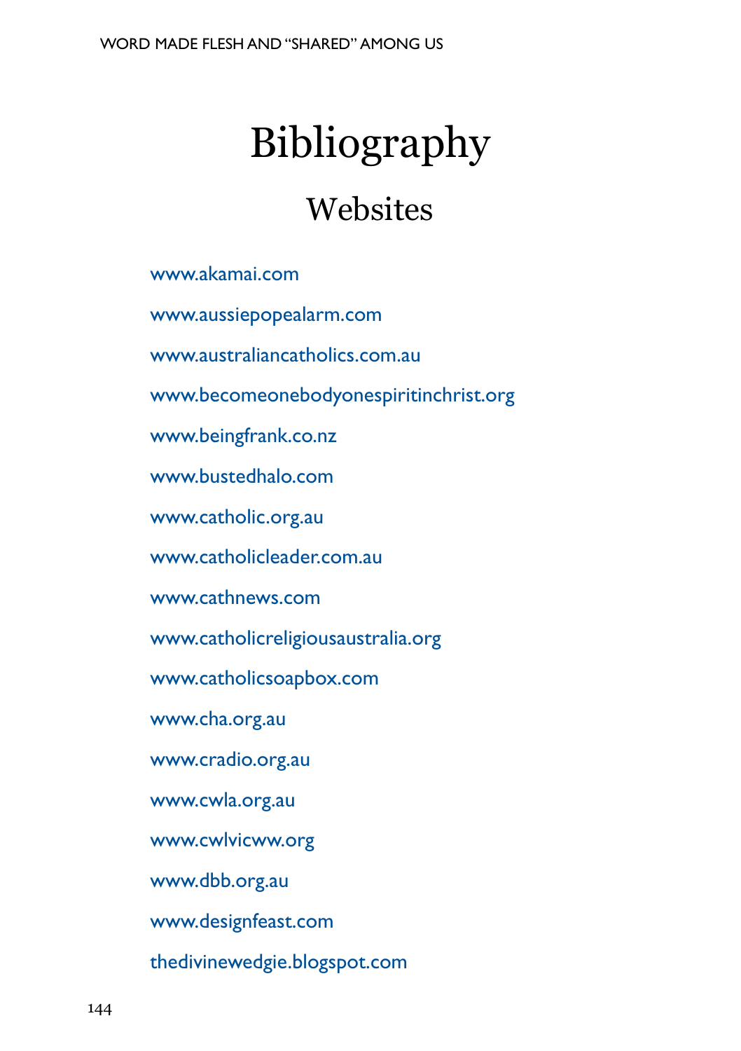# Bibliography

## Websites

www.akamai.com

www.aussiepopealarm.com

www.australiancatholics.com.au

www.becomeonebodyonespiritinchrist.org

www.beingfrank.co.nz

www.bustedhalo.com

www.catholic.org.au

www.catholicleader.com.au

www.cathnews.com

www.catholicreligiousaustralia.org

www.catholicsoapbox.com

www.cha.org.au

www.cradio.org.au

www.cwla.org.au

www.cwlvicww.org

www.dbb.org.au

www.designfeast.com

thedivinewedgie.blogspot.com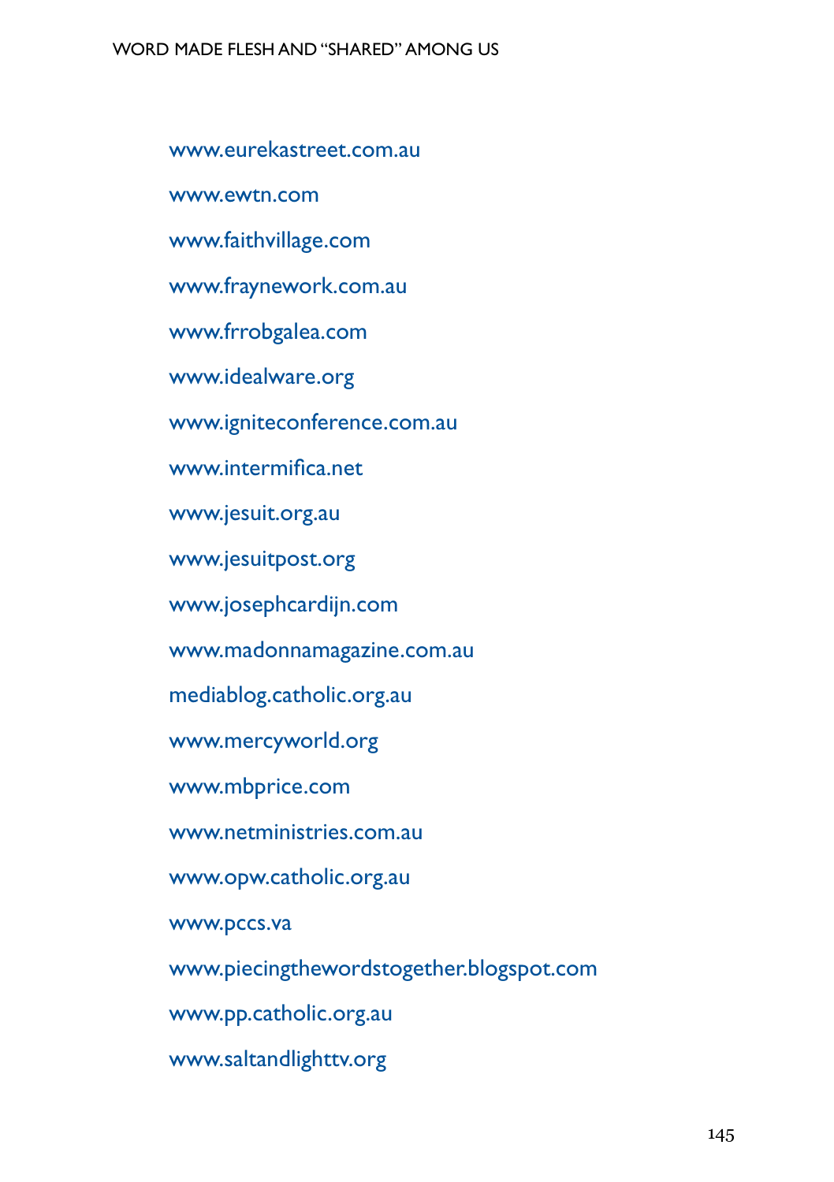www.eurekastreet.com.au

www.ewtn.com

www.faithvillage.com

www.fraynework.com.au

www.frrobgalea.com

www.idealware.org

www.igniteconference.com.au

www.intermifica.net

www.jesuit.org.au

www.jesuitpost.org

www.josephcardijn.com

www.madonnamagazine.com.au

mediablog.catholic.org.au

www.mercyworld.org

www.mbprice.com

www.netministries.com.au

www.opw.catholic.org.au

www.pccs.va

www.piecingthewordstogether.blogspot.com

www.pp.catholic.org.au

www.saltandlighttv.org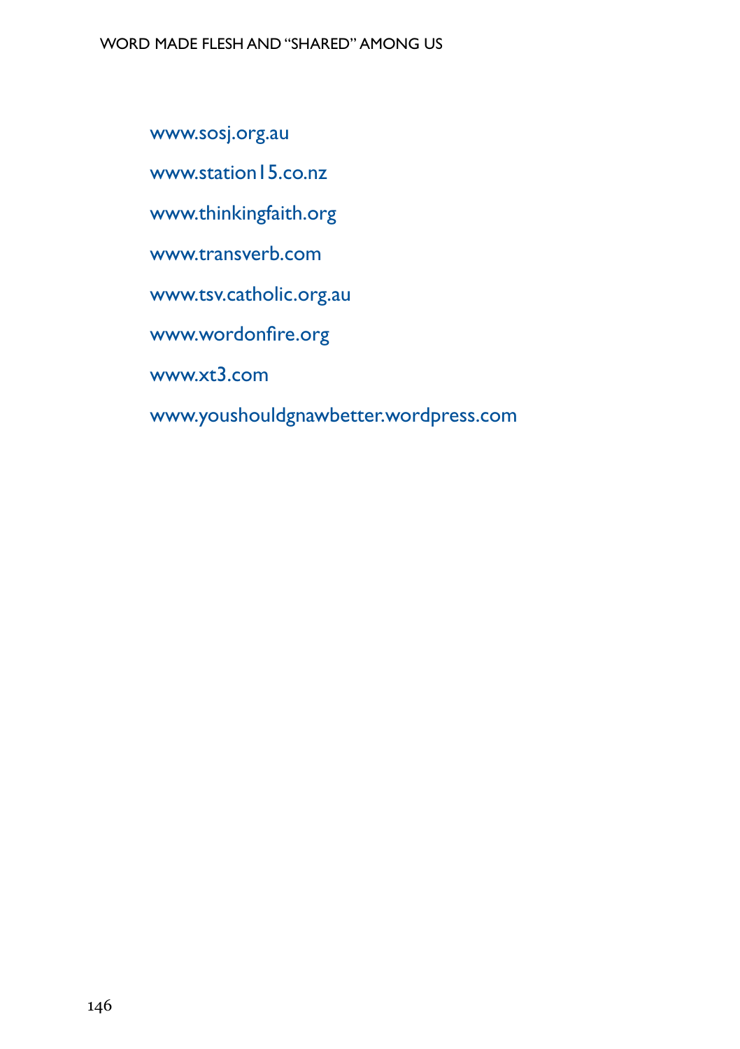www.sosj.org.au

www.station15.co.nz

www.thinkingfaith.org

www.transverb.com

www.tsv.catholic.org.au

www.wordonfire.org

www.xt3.com

www.youshouldgnawbetter.wordpress.com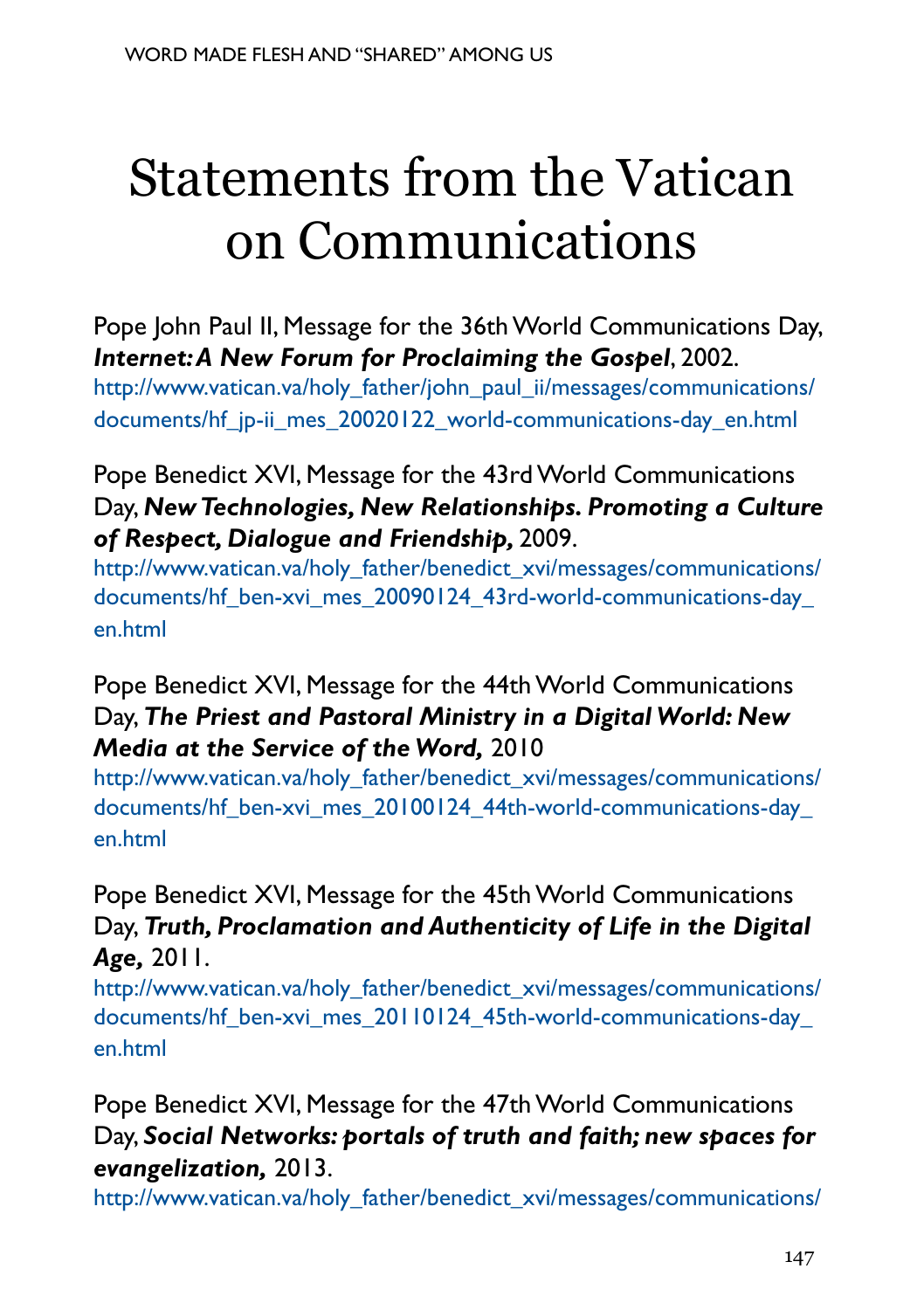# Statements from the Vatican on Communications

Pope John Paul II, Message for the 36th World Communications Day, ***Internet: A New Forum for Proclaiming the Gospel***, 2002.
http://www.vatican.va/holy_father/john_paul_ii/messages/communications/documents/hf_jp-ii_mes_20020122_world-communications-day_en.html

Pope Benedict XVI, Message for the 43rd World Communications Day, ***New Technologies, New Relationships. Promoting a Culture of Respect, Dialogue and Friendship,*** 2009.
http://www.vatican.va/holy_father/benedict_xvi/messages/communications/documents/hf_ben-xvi_mes_20090124_43rd-world-communications-day_en.html

Pope Benedict XVI, Message for the 44th World Communications Day, ***The Priest and Pastoral Ministry in a Digital World: New Media at the Service of the Word,*** 2010
http://www.vatican.va/holy_father/benedict_xvi/messages/communications/documents/hf_ben-xvi_mes_20100124_44th-world-communications-day_en.html

Pope Benedict XVI, Message for the 45th World Communications Day, ***Truth, Proclamation and Authenticity of Life in the Digital Age,*** 2011.
http://www.vatican.va/holy_father/benedict_xvi/messages/communications/documents/hf_ben-xvi_mes_20110124_45th-world-communications-day_en.html

Pope Benedict XVI, Message for the 47th World Communications Day, ***Social Networks: portals of truth and faith; new spaces for evangelization,*** 2013.
http://www.vatican.va/holy_father/benedict_xvi/messages/communications/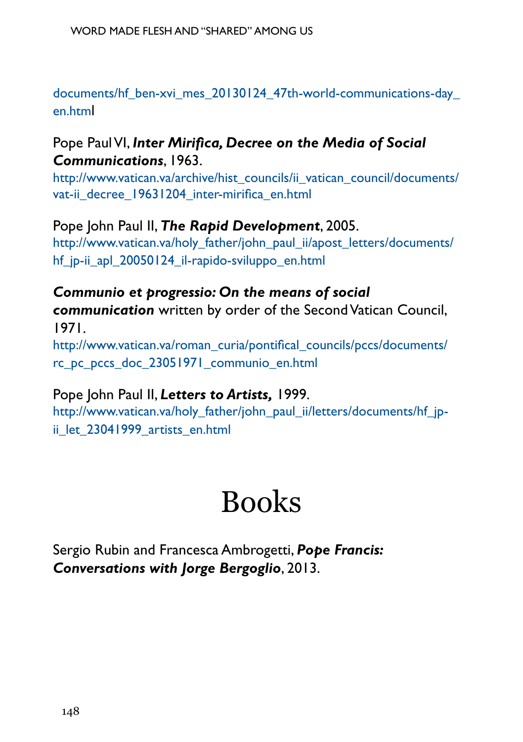documents/hf_ben-xvi_mes_20130124_47th-world-communications-day_en.html

Pope Paul VI, ***Inter Mirifica, Decree on the Media of Social Communications***, 1963.
http://www.vatican.va/archive/hist_councils/ii_vatican_council/documents/vat-ii_decree_19631204_inter-mirifica_en.html

Pope John Paul II, ***The Rapid Development***, 2005.
http://www.vatican.va/holy_father/john_paul_ii/apost_letters/documents/hf_jp-ii_apl_20050124_il-rapido-sviluppo_en.html

***Communio et progressio: On the means of social communication*** written by order of the Second Vatican Council, 1971.
http://www.vatican.va/roman_curia/pontifical_councils/pccs/documents/rc_pc_pccs_doc_23051971_communio_en.html

Pope John Paul II, ***Letters to Artists,*** 1999.
http://www.vatican.va/holy_father/john_paul_ii/letters/documents/hf_jp-ii_let_23041999_artists_en.html

# Books

Sergio Rubin and Francesca Ambrogetti, ***Pope Francis: Conversations with Jorge Bergoglio***, 2013.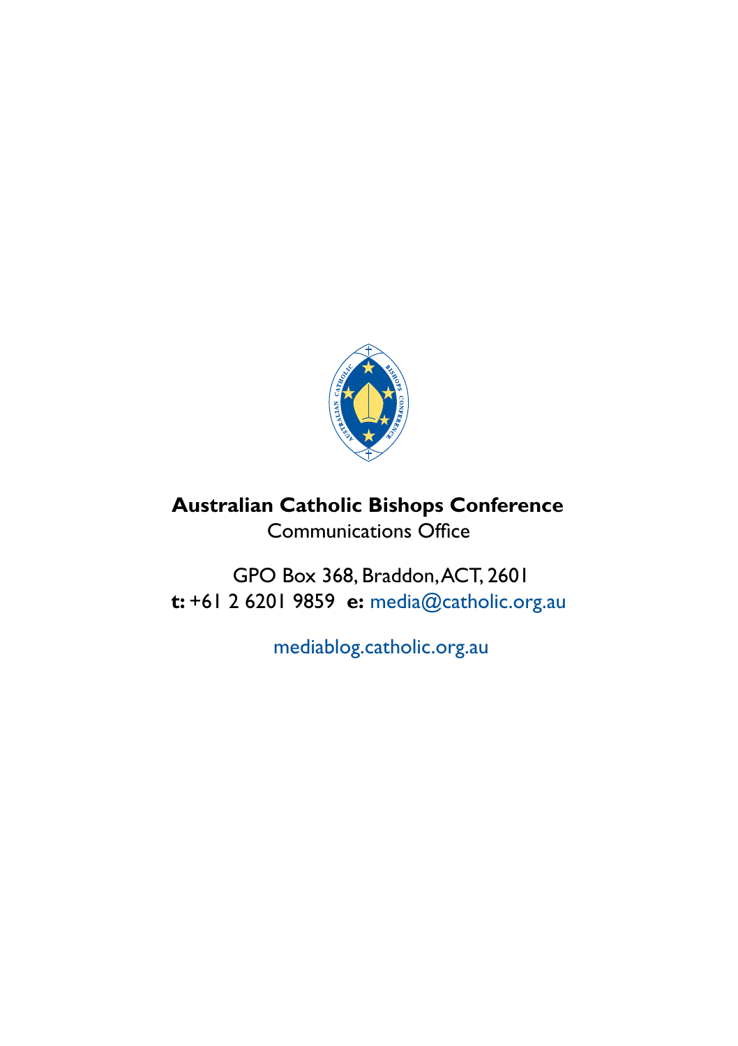**Australian Catholic Bishops Conference**
Communications Office

GPO Box 368, Braddon, ACT, 2601
**t:** +61 2 6201 9859 **e:** media@catholic.org.au

mediablog.catholic.org.au